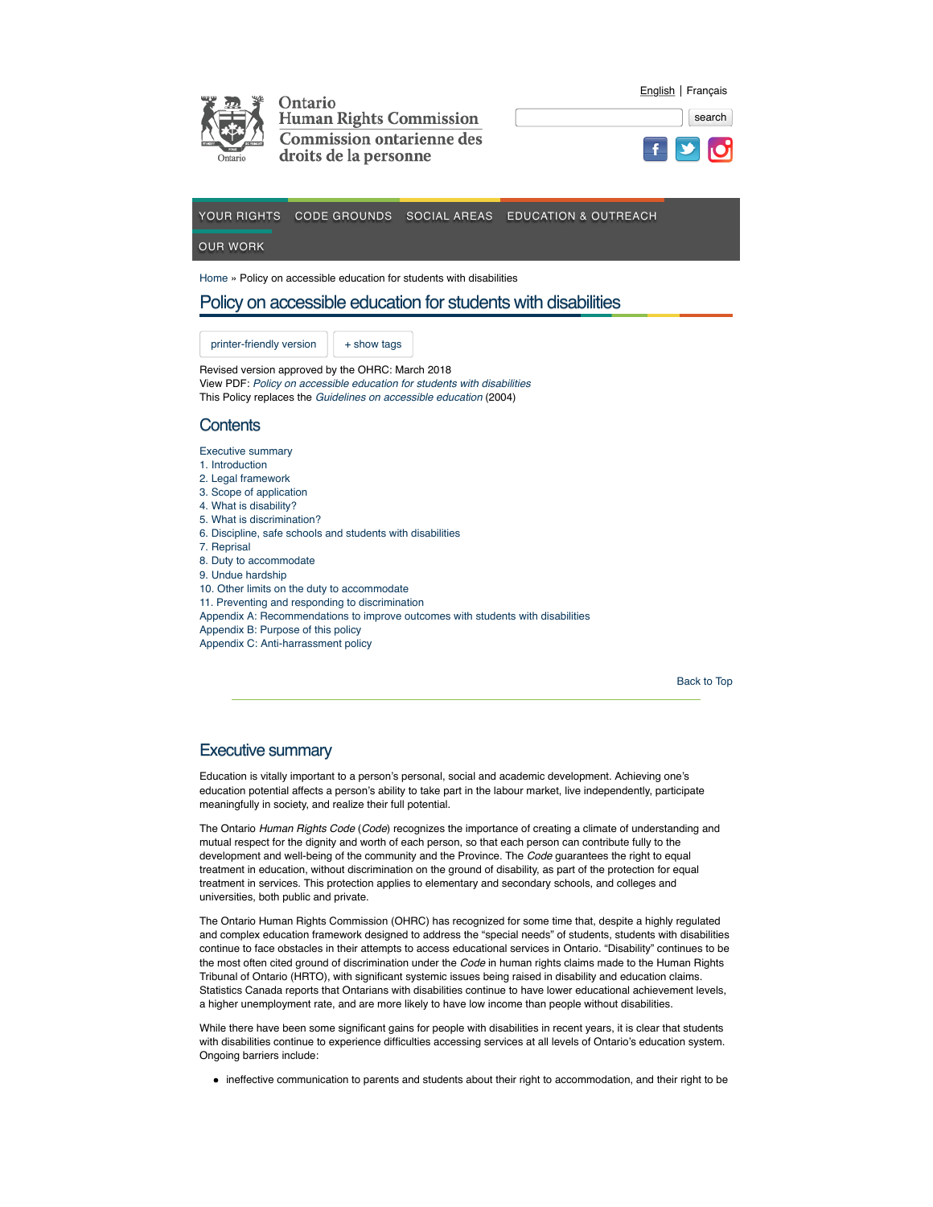Home » Policy on accessible education for students with disabilities

# Policy on accessible education for students with disabilities

Revised version approved by the OHRC: March 2018
View PDF: *Policy on accessible education for students with disabilities*
This Policy replaces the *Guidelines on accessible education* (2004)

## Contents

- Executive summary
- 1. Introduction
- 2. Legal framework
- 3. Scope of application
- 4. What is disability?
- 5. What is discrimination?
- 6. Discipline, safe schools and students with disabilities
- 7. Reprisal
- 8. Duty to accommodate
- 9. Undue hardship
- 10. Other limits on the duty to accommodate
- 11. Preventing and responding to discrimination
- Appendix A: Recommendations to improve outcomes with students with disabilities
- Appendix B: Purpose of this policy
- Appendix C: Anti-harrassment policy

## Executive summary

Education is vitally important to a person's personal, social and academic development. Achieving one's education potential affects a person's ability to take part in the labour market, live independently, participate meaningfully in society, and realize their full potential.

The Ontario *Human Rights Code* (*Code*) recognizes the importance of creating a climate of understanding and mutual respect for the dignity and worth of each person, so that each person can contribute fully to the development and well-being of the community and the Province. The *Code* guarantees the right to equal treatment in education, without discrimination on the ground of disability, as part of the protection for equal treatment in services. This protection applies to elementary and secondary schools, and colleges and universities, both public and private.

The Ontario Human Rights Commission (OHRC) has recognized for some time that, despite a highly regulated and complex education framework designed to address the "special needs" of students, students with disabilities continue to face obstacles in their attempts to access educational services in Ontario. "Disability" continues to be the most often cited ground of discrimination under the *Code* in human rights claims made to the Human Rights Tribunal of Ontario (HRTO), with significant systemic issues being raised in disability and education claims. Statistics Canada reports that Ontarians with disabilities continue to have lower educational achievement levels, a higher unemployment rate, and are more likely to have low income than people without disabilities.

While there have been some significant gains for people with disabilities in recent years, it is clear that students with disabilities continue to experience difficulties accessing services at all levels of Ontario's education system. Ongoing barriers include:

- ineffective communication to parents and students about their right to accommodation, and their right to be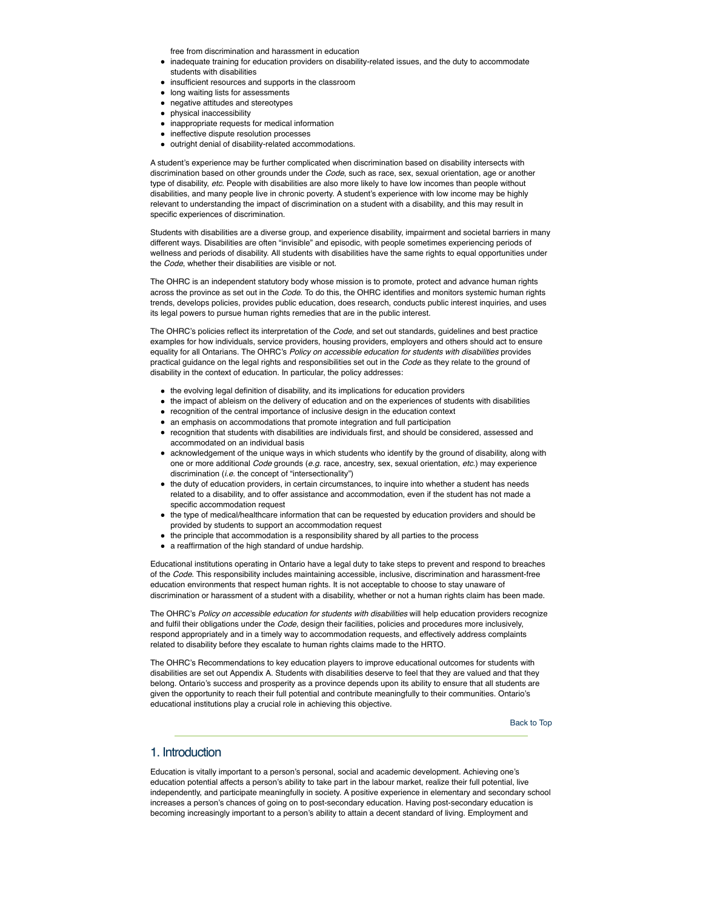free from discrimination and harassment in education
- inadequate training for education providers on disability-related issues, and the duty to accommodate students with disabilities
- insufficient resources and supports in the classroom
- long waiting lists for assessments
- negative attitudes and stereotypes
- physical inaccessibility
- inappropriate requests for medical information
- ineffective dispute resolution processes
- outright denial of disability-related accommodations.

A student's experience may be further complicated when discrimination based on disability intersects with discrimination based on other grounds under the *Code*, such as race, sex, sexual orientation, age or another type of disability, *etc*. People with disabilities are also more likely to have low incomes than people without disabilities, and many people live in chronic poverty. A student's experience with low income may be highly relevant to understanding the impact of discrimination on a student with a disability, and this may result in specific experiences of discrimination.

Students with disabilities are a diverse group, and experience disability, impairment and societal barriers in many different ways. Disabilities are often "invisible" and episodic, with people sometimes experiencing periods of wellness and periods of disability. All students with disabilities have the same rights to equal opportunities under the *Code*, whether their disabilities are visible or not.

The OHRC is an independent statutory body whose mission is to promote, protect and advance human rights across the province as set out in the *Code*. To do this, the OHRC identifies and monitors systemic human rights trends, develops policies, provides public education, does research, conducts public interest inquiries, and uses its legal powers to pursue human rights remedies that are in the public interest.

The OHRC's policies reflect its interpretation of the *Code*, and set out standards, guidelines and best practice examples for how individuals, service providers, housing providers, employers and others should act to ensure equality for all Ontarians. The OHRC's *Policy on accessible education for students with disabilities* provides practical guidance on the legal rights and responsibilities set out in the *Code* as they relate to the ground of disability in the context of education. In particular, the policy addresses:

- the evolving legal definition of disability, and its implications for education providers
- the impact of ableism on the delivery of education and on the experiences of students with disabilities
- recognition of the central importance of inclusive design in the education context
- an emphasis on accommodations that promote integration and full participation
- recognition that students with disabilities are individuals first, and should be considered, assessed and accommodated on an individual basis
- acknowledgement of the unique ways in which students who identify by the ground of disability, along with one or more additional *Code* grounds (*e.g.* race, ancestry, sex, sexual orientation, *etc.*) may experience discrimination (*i.e.* the concept of "intersectionality")
- the duty of education providers, in certain circumstances, to inquire into whether a student has needs related to a disability, and to offer assistance and accommodation, even if the student has not made a specific accommodation request
- the type of medical/healthcare information that can be requested by education providers and should be provided by students to support an accommodation request
- the principle that accommodation is a responsibility shared by all parties to the process
- a reaffirmation of the high standard of undue hardship.

Educational institutions operating in Ontario have a legal duty to take steps to prevent and respond to breaches of the *Code*. This responsibility includes maintaining accessible, inclusive, discrimination and harassment-free education environments that respect human rights. It is not acceptable to choose to stay unaware of discrimination or harassment of a student with a disability, whether or not a human rights claim has been made.

The OHRC's *Policy on accessible education for students with disabilities* will help education providers recognize and fulfil their obligations under the *Code*, design their facilities, policies and procedures more inclusively, respond appropriately and in a timely way to accommodation requests, and effectively address complaints related to disability before they escalate to human rights claims made to the HRTO.

The OHRC's Recommendations to key education players to improve educational outcomes for students with disabilities are set out Appendix A. Students with disabilities deserve to feel that they are valued and that they belong. Ontario's success and prosperity as a province depends upon its ability to ensure that all students are given the opportunity to reach their full potential and contribute meaningfully to their communities. Ontario's educational institutions play a crucial role in achieving this objective.

Back to Top

## 1. Introduction

Education is vitally important to a person's personal, social and academic development. Achieving one's education potential affects a person's ability to take part in the labour market, realize their full potential, live independently, and participate meaningfully in society. A positive experience in elementary and secondary school increases a person's chances of going on to post-secondary education. Having post-secondary education is becoming increasingly important to a person's ability to attain a decent standard of living. Employment and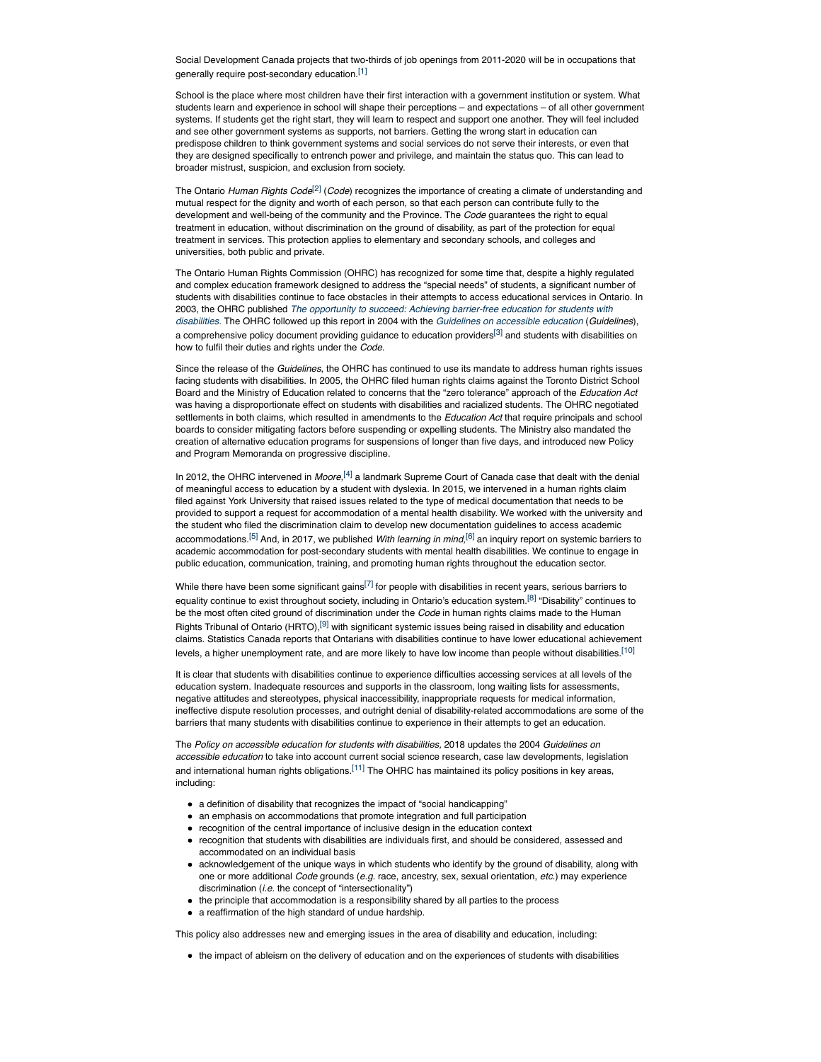Social Development Canada projects that two-thirds of job openings from 2011-2020 will be in occupations that generally require post-secondary education.[1]

School is the place where most children have their first interaction with a government institution or system. What students learn and experience in school will shape their perceptions – and expectations – of all other government systems. If students get the right start, they will learn to respect and support one another. They will feel included and see other government systems as supports, not barriers. Getting the wrong start in education can predispose children to think government systems and social services do not serve their interests, or even that they are designed specifically to entrench power and privilege, and maintain the status quo. This can lead to broader mistrust, suspicion, and exclusion from society.

The Ontario *Human Rights Code*[2] (*Code*) recognizes the importance of creating a climate of understanding and mutual respect for the dignity and worth of each person, so that each person can contribute fully to the development and well-being of the community and the Province. The *Code* guarantees the right to equal treatment in education, without discrimination on the ground of disability, as part of the protection for equal treatment in services. This protection applies to elementary and secondary schools, and colleges and universities, both public and private.

The Ontario Human Rights Commission (OHRC) has recognized for some time that, despite a highly regulated and complex education framework designed to address the "special needs" of students, a significant number of students with disabilities continue to face obstacles in their attempts to access educational services in Ontario. In 2003, the OHRC published *The opportunity to succeed: Achieving barrier-free education for students with disabilities.* The OHRC followed up this report in 2004 with the *Guidelines on accessible education* (*Guidelines*), a comprehensive policy document providing guidance to education providers[3] and students with disabilities on how to fulfil their duties and rights under the *Code*.

Since the release of the *Guidelines*, the OHRC has continued to use its mandate to address human rights issues facing students with disabilities. In 2005, the OHRC filed human rights claims against the Toronto District School Board and the Ministry of Education related to concerns that the "zero tolerance" approach of the *Education Act* was having a disproportionate effect on students with disabilities and racialized students. The OHRC negotiated settlements in both claims, which resulted in amendments to the *Education Act* that require principals and school boards to consider mitigating factors before suspending or expelling students. The Ministry also mandated the creation of alternative education programs for suspensions of longer than five days, and introduced new Policy and Program Memoranda on progressive discipline.

In 2012, the OHRC intervened in *Moore*,[4] a landmark Supreme Court of Canada case that dealt with the denial of meaningful access to education by a student with dyslexia. In 2015, we intervened in a human rights claim filed against York University that raised issues related to the type of medical documentation that needs to be provided to support a request for accommodation of a mental health disability. We worked with the university and the student who filed the discrimination claim to develop new documentation guidelines to access academic accommodations.[5] And, in 2017, we published *With learning in mind*,[6] an inquiry report on systemic barriers to academic accommodation for post-secondary students with mental health disabilities. We continue to engage in public education, communication, training, and promoting human rights throughout the education sector.

While there have been some significant gains[7] for people with disabilities in recent years, serious barriers to equality continue to exist throughout society, including in Ontario's education system.[8] "Disability" continues to be the most often cited ground of discrimination under the *Code* in human rights claims made to the Human Rights Tribunal of Ontario (HRTO),[9] with significant systemic issues being raised in disability and education claims. Statistics Canada reports that Ontarians with disabilities continue to have lower educational achievement levels, a higher unemployment rate, and are more likely to have low income than people without disabilities.[10]

It is clear that students with disabilities continue to experience difficulties accessing services at all levels of the education system. Inadequate resources and supports in the classroom, long waiting lists for assessments, negative attitudes and stereotypes, physical inaccessibility, inappropriate requests for medical information, ineffective dispute resolution processes, and outright denial of disability-related accommodations are some of the barriers that many students with disabilities continue to experience in their attempts to get an education.

The *Policy on accessible education for students with disabilities,* 2018 updates the 2004 *Guidelines on accessible education* to take into account current social science research, case law developments, legislation and international human rights obligations.[11] The OHRC has maintained its policy positions in key areas, including:

- a definition of disability that recognizes the impact of "social handicapping"
- an emphasis on accommodations that promote integration and full participation
- recognition of the central importance of inclusive design in the education context
- recognition that students with disabilities are individuals first, and should be considered, assessed and accommodated on an individual basis
- acknowledgement of the unique ways in which students who identify by the ground of disability, along with one or more additional *Code* grounds (*e.g.* race, ancestry, sex, sexual orientation, *etc.*) may experience discrimination (*i.e.* the concept of "intersectionality")
- the principle that accommodation is a responsibility shared by all parties to the process
- a reaffirmation of the high standard of undue hardship.

This policy also addresses new and emerging issues in the area of disability and education, including:

- the impact of ableism on the delivery of education and on the experiences of students with disabilities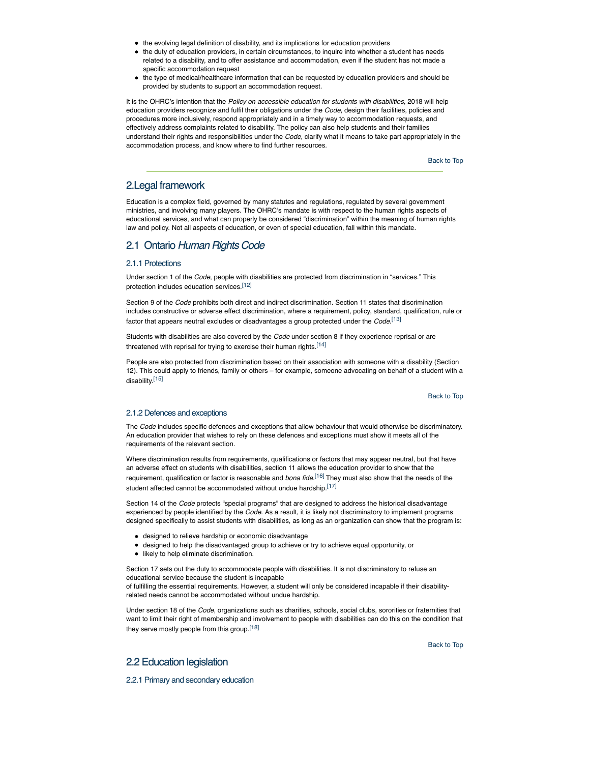- the evolving legal definition of disability, and its implications for education providers
- the duty of education providers, in certain circumstances, to inquire into whether a student has needs related to a disability, and to offer assistance and accommodation, even if the student has not made a specific accommodation request
- the type of medical/healthcare information that can be requested by education providers and should be provided by students to support an accommodation request

It is the OHRC's intention that the *Policy on accessible education for students with disabilities,* 2018 will help education providers recognize and fulfil their obligations under the *Code*, design their facilities, policies and procedures more inclusively, respond appropriately and in a timely way to accommodation requests, and effectively address complaints related to disability. The policy can also help students and their families understand their rights and responsibilities under the *Code*, clarify what it means to take part appropriately in the accommodation process, and know where to find further resources.

Back to Top

## 2.Legal framework

Education is a complex field, governed by many statutes and regulations, regulated by several government ministries, and involving many players. The OHRC's mandate is with respect to the human rights aspects of educational services, and what can properly be considered "discrimination" within the meaning of human rights law and policy. Not all aspects of education, or even of special education, fall within this mandate.

## 2.1 Ontario *Human Rights Code*

### 2.1.1 Protections

Under section 1 of the *Code*, people with disabilities are protected from discrimination in "services." This protection includes education services.[12]

Section 9 of the *Code* prohibits both direct and indirect discrimination. Section 11 states that discrimination includes constructive or adverse effect discrimination, where a requirement, policy, standard, qualification, rule or factor that appears neutral excludes or disadvantages a group protected under the *Code*.[13]

Students with disabilities are also covered by the *Code* under section 8 if they experience reprisal or are threatened with reprisal for trying to exercise their human rights.[14]

People are also protected from discrimination based on their association with someone with a disability (Section 12). This could apply to friends, family or others – for example, someone advocating on behalf of a student with a disability.[15]

Back to Top

### 2.1.2 Defences and exceptions

The *Code* includes specific defences and exceptions that allow behaviour that would otherwise be discriminatory. An education provider that wishes to rely on these defences and exceptions must show it meets all of the requirements of the relevant section.

Where discrimination results from requirements, qualifications or factors that may appear neutral, but that have an adverse effect on students with disabilities, section 11 allows the education provider to show that the requirement, qualification or factor is reasonable and *bona fide*.[16] They must also show that the needs of the student affected cannot be accommodated without undue hardship.[17]

Section 14 of the *Code* protects "special programs" that are designed to address the historical disadvantage experienced by people identified by the *Code.* As a result, it is likely not discriminatory to implement programs designed specifically to assist students with disabilities, as long as an organization can show that the program is:

- designed to relieve hardship or economic disadvantage
- designed to help the disadvantaged group to achieve or try to achieve equal opportunity, or
- likely to help eliminate discrimination.

Section 17 sets out the duty to accommodate people with disabilities. It is not discriminatory to refuse an educational service because the student is incapable of fulfilling the essential requirements. However, a student will only be considered incapable if their disability-related needs cannot be accommodated without undue hardship.

Under section 18 of the *Code*, organizations such as charities, schools, social clubs, sororities or fraternities that want to limit their right of membership and involvement to people with disabilities can do this on the condition that they serve mostly people from this group.[18]

Back to Top

## 2.2 Education legislation

### 2.2.1 Primary and secondary education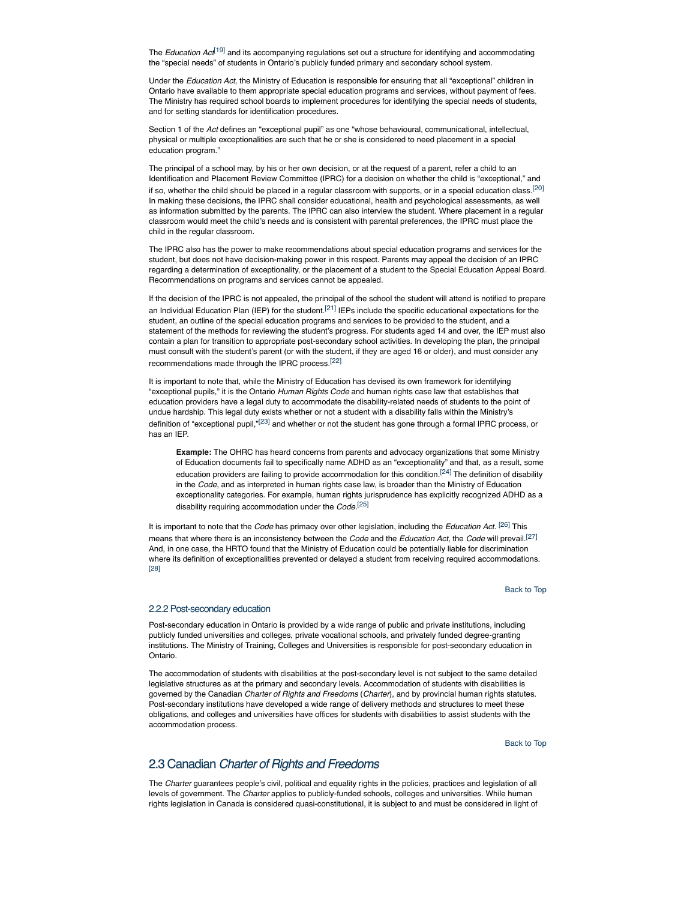The *Education Act*[19] and its accompanying regulations set out a structure for identifying and accommodating the "special needs" of students in Ontario's publicly funded primary and secondary school system.

Under the *Education Act*, the Ministry of Education is responsible for ensuring that all "exceptional" children in Ontario have available to them appropriate special education programs and services, without payment of fees. The Ministry has required school boards to implement procedures for identifying the special needs of students, and for setting standards for identification procedures.

Section 1 of the *Act* defines an "exceptional pupil" as one "whose behavioural, communicational, intellectual, physical or multiple exceptionalities are such that he or she is considered to need placement in a special education program."

The principal of a school may, by his or her own decision, or at the request of a parent, refer a child to an Identification and Placement Review Committee (IPRC) for a decision on whether the child is "exceptional," and if so, whether the child should be placed in a regular classroom with supports, or in a special education class.[20] In making these decisions, the IPRC shall consider educational, health and psychological assessments, as well as information submitted by the parents. The IPRC can also interview the student. Where placement in a regular classroom would meet the child's needs and is consistent with parental preferences, the IPRC must place the child in the regular classroom.

The IPRC also has the power to make recommendations about special education programs and services for the student, but does not have decision-making power in this respect. Parents may appeal the decision of an IPRC regarding a determination of exceptionality, or the placement of a student to the Special Education Appeal Board. Recommendations on programs and services cannot be appealed.

If the decision of the IPRC is not appealed, the principal of the school the student will attend is notified to prepare an Individual Education Plan (IEP) for the student.[21] IEPs include the specific educational expectations for the student, an outline of the special education programs and services to be provided to the student, and a statement of the methods for reviewing the student's progress. For students aged 14 and over, the IEP must also contain a plan for transition to appropriate post-secondary school activities. In developing the plan, the principal must consult with the student's parent (or with the student, if they are aged 16 or older), and must consider any recommendations made through the IPRC process.[22]

It is important to note that, while the Ministry of Education has devised its own framework for identifying "exceptional pupils," it is the Ontario *Human Rights Code* and human rights case law that establishes that education providers have a legal duty to accommodate the disability-related needs of students to the point of undue hardship. This legal duty exists whether or not a student with a disability falls within the Ministry's definition of "exceptional pupil,"[23] and whether or not the student has gone through a formal IPRC process, or has an IEP.

> **Example:** The OHRC has heard concerns from parents and advocacy organizations that some Ministry of Education documents fail to specifically name ADHD as an "exceptionality" and that, as a result, some education providers are failing to provide accommodation for this condition.[24] The definition of disability in the *Code*, and as interpreted in human rights case law, is broader than the Ministry of Education exceptionality categories. For example, human rights jurisprudence has explicitly recognized ADHD as a disability requiring accommodation under the *Code*.[25]

It is important to note that the *Code* has primacy over other legislation, including the *Education Act*. [26] This means that where there is an inconsistency between the *Code* and the *Education Act*, the *Code* will prevail.[27] And, in one case, the HRTO found that the Ministry of Education could be potentially liable for discrimination where its definition of exceptionalities prevented or delayed a student from receiving required accommodations.[28]

Back to Top

### 2.2.2 Post-secondary education

Post-secondary education in Ontario is provided by a wide range of public and private institutions, including publicly funded universities and colleges, private vocational schools, and privately funded degree-granting institutions. The Ministry of Training, Colleges and Universities is responsible for post-secondary education in Ontario.

The accommodation of students with disabilities at the post-secondary level is not subject to the same detailed legislative structures as at the primary and secondary levels. Accommodation of students with disabilities is governed by the Canadian *Charter of Rights and Freedoms* (*Charter*), and by provincial human rights statutes. Post-secondary institutions have developed a wide range of delivery methods and structures to meet these obligations, and colleges and universities have offices for students with disabilities to assist students with the accommodation process.

Back to Top

## 2.3 Canadian *Charter of Rights and Freedoms*

The *Charter* guarantees people's civil, political and equality rights in the policies, practices and legislation of all levels of government. The *Charter* applies to publicly-funded schools, colleges and universities. While human rights legislation in Canada is considered quasi-constitutional, it is subject to and must be considered in light of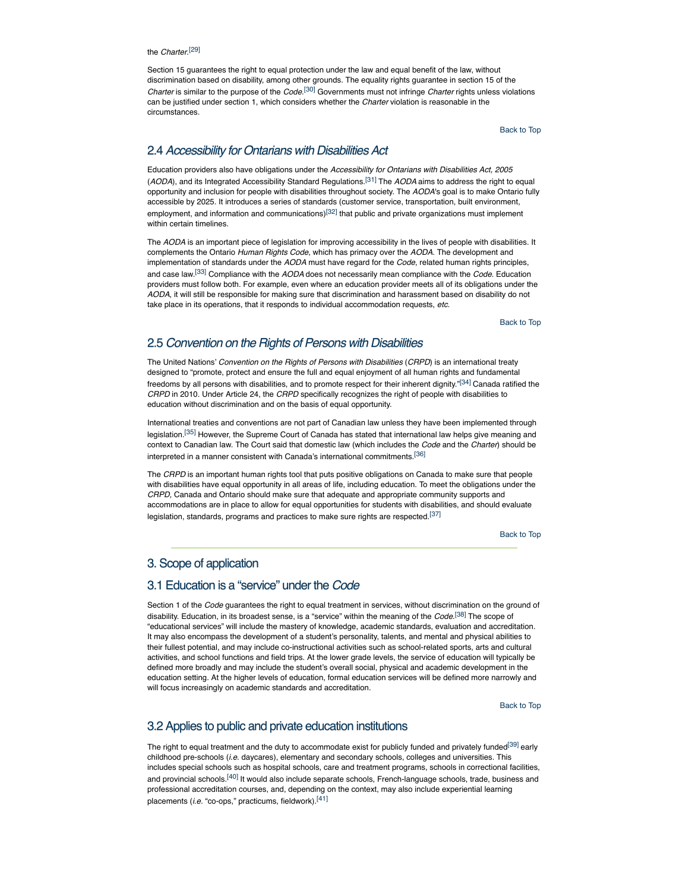the *Charter*.[29]

Section 15 guarantees the right to equal protection under the law and equal benefit of the law, without discrimination based on disability, among other grounds. The equality rights guarantee in section 15 of the *Charter* is similar to the purpose of the *Code*.[30] Governments must not infringe *Charter* rights unless violations can be justified under section 1, which considers whether the *Charter* violation is reasonable in the circumstances.

Back to Top

## 2.4 *Accessibility for Ontarians with Disabilities Act*

Education providers also have obligations under the *Accessibility for Ontarians with Disabilities Act, 2005* (*AODA*), and its Integrated Accessibility Standard Regulations.[31] The *AODA* aims to address the right to equal opportunity and inclusion for people with disabilities throughout society. The *AODA*'s goal is to make Ontario fully accessible by 2025. It introduces a series of standards (customer service, transportation, built environment, employment, and information and communications)[32] that public and private organizations must implement within certain timelines.

The *AODA* is an important piece of legislation for improving accessibility in the lives of people with disabilities. It complements the Ontario *Human Rights Code*, which has primacy over the *AODA*. The development and implementation of standards under the *AODA* must have regard for the *Code*, related human rights principles, and case law.[33] Compliance with the *AODA* does not necessarily mean compliance with the *Code*. Education providers must follow both. For example, even where an education provider meets all of its obligations under the *AODA*, it will still be responsible for making sure that discrimination and harassment based on disability do not take place in its operations, that it responds to individual accommodation requests, *etc.*

Back to Top

## 2.5 *Convention on the Rights of Persons with Disabilities*

The United Nations' *Convention on the Rights of Persons with Disabilities* (*CRPD*) is an international treaty designed to "promote, protect and ensure the full and equal enjoyment of all human rights and fundamental freedoms by all persons with disabilities, and to promote respect for their inherent dignity."[34] Canada ratified the *CRPD* in 2010. Under Article 24, the *CRPD* specifically recognizes the right of people with disabilities to education without discrimination and on the basis of equal opportunity.

International treaties and conventions are not part of Canadian law unless they have been implemented through legislation.[35] However, the Supreme Court of Canada has stated that international law helps give meaning and context to Canadian law. The Court said that domestic law (which includes the *Code* and the *Charter*) should be interpreted in a manner consistent with Canada's international commitments.[36]

The *CRPD* is an important human rights tool that puts positive obligations on Canada to make sure that people with disabilities have equal opportunity in all areas of life, including education. To meet the obligations under the *CRPD,* Canada and Ontario should make sure that adequate and appropriate community supports and accommodations are in place to allow for equal opportunities for students with disabilities, and should evaluate legislation, standards, programs and practices to make sure rights are respected.[37]

Back to Top

---

# 3. Scope of application

## 3.1 Education is a "service" under the *Code*

Section 1 of the *Code* guarantees the right to equal treatment in services, without discrimination on the ground of disability. Education, in its broadest sense, is a "service" within the meaning of the *Code*.[38] The scope of "educational services" will include the mastery of knowledge, academic standards, evaluation and accreditation. It may also encompass the development of a student's personality, talents, and mental and physical abilities to their fullest potential, and may include co-instructional activities such as school-related sports, arts and cultural activities, and school functions and field trips. At the lower grade levels, the service of education will typically be defined more broadly and may include the student's overall social, physical and academic development in the education setting. At the higher levels of education, formal education services will be defined more narrowly and will focus increasingly on academic standards and accreditation.

Back to Top

## 3.2 Applies to public and private education institutions

The right to equal treatment and the duty to accommodate exist for publicly funded and privately funded[39] early childhood pre-schools (*i.e.* daycares), elementary and secondary schools, colleges and universities. This includes special schools such as hospital schools, care and treatment programs, schools in correctional facilities, and provincial schools.[40] It would also include separate schools, French-language schools, trade, business and professional accreditation courses, and, depending on the context, may also include experiential learning placements (*i.e.* "co-ops," practicums, fieldwork).[41]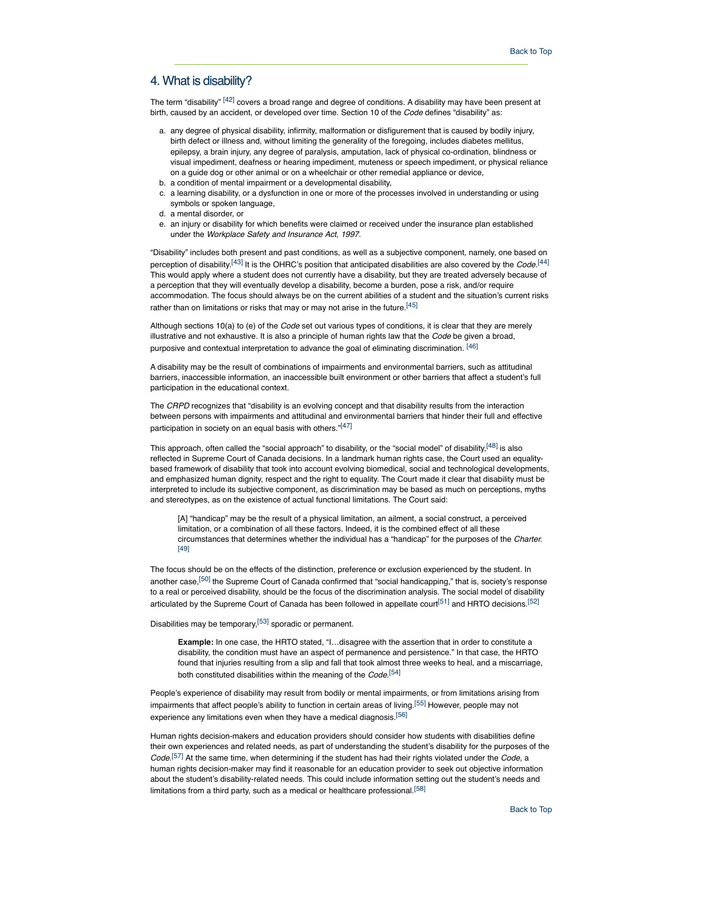## 4. What is disability?

The term "disability" [42] covers a broad range and degree of conditions. A disability may have been present at birth, caused by an accident, or developed over time. Section 10 of the *Code* defines "disability" as:

a. any degree of physical disability, infirmity, malformation or disfigurement that is caused by bodily injury, birth defect or illness and, without limiting the generality of the foregoing, includes diabetes mellitus, epilepsy, a brain injury, any degree of paralysis, amputation, lack of physical co-ordination, blindness or visual impediment, deafness or hearing impediment, muteness or speech impediment, or physical reliance on a guide dog or other animal or on a wheelchair or other remedial appliance or device,
b. a condition of mental impairment or a developmental disability,
c. a learning disability, or a dysfunction in one or more of the processes involved in understanding or using symbols or spoken language,
d. a mental disorder, or
e. an injury or disability for which benefits were claimed or received under the insurance plan established under the *Workplace Safety and Insurance Act, 1997*.

"Disability" includes both present and past conditions, as well as a subjective component, namely, one based on perception of disability.[43] It is the OHRC's position that anticipated disabilities are also covered by the *Code*.[44] This would apply where a student does not currently have a disability, but they are treated adversely because of a perception that they will eventually develop a disability, become a burden, pose a risk, and/or require accommodation. The focus should always be on the current abilities of a student and the situation's current risks rather than on limitations or risks that may or may not arise in the future.[45]

Although sections 10(a) to (e) of the *Code* set out various types of conditions, it is clear that they are merely illustrative and not exhaustive. It is also a principle of human rights law that the *Code* be given a broad, purposive and contextual interpretation to advance the goal of eliminating discrimination. [46]

A disability may be the result of combinations of impairments and environmental barriers, such as attitudinal barriers, inaccessible information, an inaccessible built environment or other barriers that affect a student's full participation in the educational context.

The *CRPD* recognizes that "disability is an evolving concept and that disability results from the interaction between persons with impairments and attitudinal and environmental barriers that hinder their full and effective participation in society on an equal basis with others."[47]

This approach, often called the "social approach" to disability, or the "social model" of disability,[48] is also reflected in Supreme Court of Canada decisions. In a landmark human rights case, the Court used an equality-based framework of disability that took into account evolving biomedical, social and technological developments, and emphasized human dignity, respect and the right to equality. The Court made it clear that disability must be interpreted to include its subjective component, as discrimination may be based as much on perceptions, myths and stereotypes, as on the existence of actual functional limitations. The Court said:

> [A] "handicap" may be the result of a physical limitation, an ailment, a social construct, a perceived limitation, or a combination of all these factors. Indeed, it is the combined effect of all these circumstances that determines whether the individual has a "handicap" for the purposes of the *Charter*. [49]

The focus should be on the effects of the distinction, preference or exclusion experienced by the student. In another case,[50] the Supreme Court of Canada confirmed that "social handicapping," that is, society's response to a real or perceived disability, should be the focus of the discrimination analysis. The social model of disability articulated by the Supreme Court of Canada has been followed in appellate court[51] and HRTO decisions.[52]

Disabilities may be temporary,[53] sporadic or permanent.

> **Example:** In one case, the HRTO stated, "I…disagree with the assertion that in order to constitute a disability, the condition must have an aspect of permanence and persistence." In that case, the HRTO found that injuries resulting from a slip and fall that took almost three weeks to heal, and a miscarriage, both constituted disabilities within the meaning of the *Code*.[54]

People's experience of disability may result from bodily or mental impairments, or from limitations arising from impairments that affect people's ability to function in certain areas of living.[55] However, people may not experience any limitations even when they have a medical diagnosis.[56]

Human rights decision-makers and education providers should consider how students with disabilities define their own experiences and related needs, as part of understanding the student's disability for the purposes of the *Code*.[57] At the same time, when determining if the student has had their rights violated under the *Code*, a human rights decision-maker may find it reasonable for an education provider to seek out objective information about the student's disability-related needs. This could include information setting out the student's needs and limitations from a third party, such as a medical or healthcare professional.[58]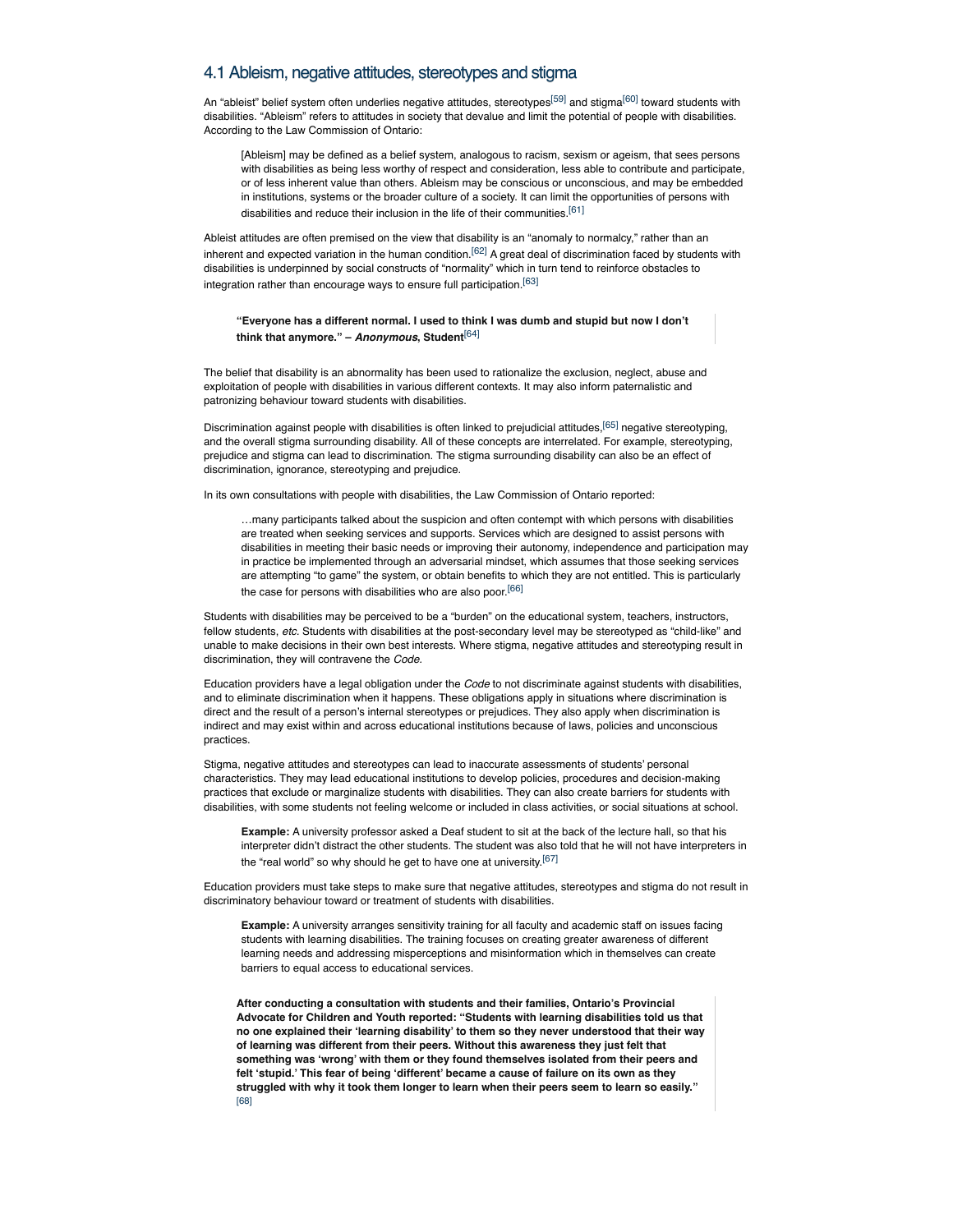## 4.1 Ableism, negative attitudes, stereotypes and stigma

An "ableist" belief system often underlies negative attitudes, stereotypes[59] and stigma[60] toward students with disabilities. "Ableism" refers to attitudes in society that devalue and limit the potential of people with disabilities. According to the Law Commission of Ontario:

> [Ableism] may be defined as a belief system, analogous to racism, sexism or ageism, that sees persons with disabilities as being less worthy of respect and consideration, less able to contribute and participate, or of less inherent value than others. Ableism may be conscious or unconscious, and may be embedded in institutions, systems or the broader culture of a society. It can limit the opportunities of persons with disabilities and reduce their inclusion in the life of their communities.[61]

Ableist attitudes are often premised on the view that disability is an "anomaly to normalcy," rather than an inherent and expected variation in the human condition.[62] A great deal of discrimination faced by students with disabilities is underpinned by social constructs of "normality" which in turn tend to reinforce obstacles to integration rather than encourage ways to ensure full participation.[63]

> **"Everyone has a different normal. I used to think I was dumb and stupid but now I don't think that anymore." – *Anonymous*, Student**[64]

The belief that disability is an abnormality has been used to rationalize the exclusion, neglect, abuse and exploitation of people with disabilities in various different contexts. It may also inform paternalistic and patronizing behaviour toward students with disabilities.

Discrimination against people with disabilities is often linked to prejudicial attitudes,[65] negative stereotyping, and the overall stigma surrounding disability. All of these concepts are interrelated. For example, stereotyping, prejudice and stigma can lead to discrimination. The stigma surrounding disability can also be an effect of discrimination, ignorance, stereotyping and prejudice.

In its own consultations with people with disabilities, the Law Commission of Ontario reported:

> …many participants talked about the suspicion and often contempt with which persons with disabilities are treated when seeking services and supports. Services which are designed to assist persons with disabilities in meeting their basic needs or improving their autonomy, independence and participation may in practice be implemented through an adversarial mindset, which assumes that those seeking services are attempting "to game" the system, or obtain benefits to which they are not entitled. This is particularly the case for persons with disabilities who are also poor.[66]

Students with disabilities may be perceived to be a "burden" on the educational system, teachers, instructors, fellow students, *etc.* Students with disabilities at the post-secondary level may be stereotyped as "child-like" and unable to make decisions in their own best interests. Where stigma, negative attitudes and stereotyping result in discrimination, they will contravene the *Code*.

Education providers have a legal obligation under the *Code* to not discriminate against students with disabilities, and to eliminate discrimination when it happens. These obligations apply in situations where discrimination is direct and the result of a person's internal stereotypes or prejudices. They also apply when discrimination is indirect and may exist within and across educational institutions because of laws, policies and unconscious practices.

Stigma, negative attitudes and stereotypes can lead to inaccurate assessments of students' personal characteristics. They may lead educational institutions to develop policies, procedures and decision-making practices that exclude or marginalize students with disabilities. They can also create barriers for students with disabilities, with some students not feeling welcome or included in class activities, or social situations at school.

> **Example:** A university professor asked a Deaf student to sit at the back of the lecture hall, so that his interpreter didn't distract the other students. The student was also told that he will not have interpreters in the "real world" so why should he get to have one at university.[67]

Education providers must take steps to make sure that negative attitudes, stereotypes and stigma do not result in discriminatory behaviour toward or treatment of students with disabilities.

> **Example:** A university arranges sensitivity training for all faculty and academic staff on issues facing students with learning disabilities. The training focuses on creating greater awareness of different learning needs and addressing misperceptions and misinformation which in themselves can create barriers to equal access to educational services.

> **After conducting a consultation with students and their families, Ontario's Provincial Advocate for Children and Youth reported: "Students with learning disabilities told us that no one explained their 'learning disability' to them so they never understood that their way of learning was different from their peers. Without this awareness they just felt that something was 'wrong' with them or they found themselves isolated from their peers and felt 'stupid.' This fear of being 'different' became a cause of failure on its own as they struggled with why it took them longer to learn when their peers seem to learn so easily."** [68]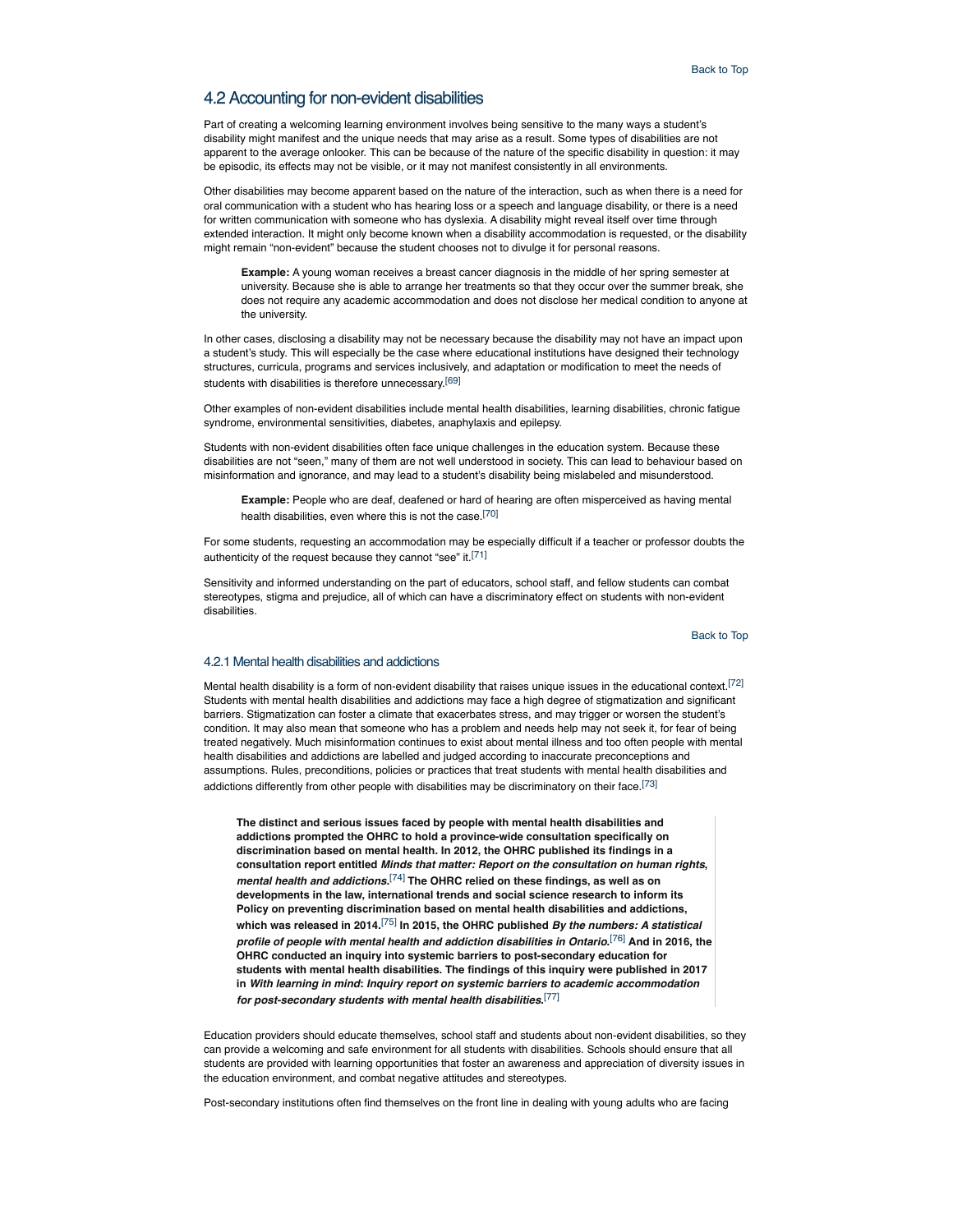## 4.2 Accounting for non-evident disabilities

Part of creating a welcoming learning environment involves being sensitive to the many ways a student's disability might manifest and the unique needs that may arise as a result. Some types of disabilities are not apparent to the average onlooker. This can be because of the nature of the specific disability in question: it may be episodic, its effects may not be visible, or it may not manifest consistently in all environments.

Other disabilities may become apparent based on the nature of the interaction, such as when there is a need for oral communication with a student who has hearing loss or a speech and language disability, or there is a need for written communication with someone who has dyslexia. A disability might reveal itself over time through extended interaction. It might only become known when a disability accommodation is requested, or the disability might remain "non-evident" because the student chooses not to divulge it for personal reasons.

> **Example:** A young woman receives a breast cancer diagnosis in the middle of her spring semester at university. Because she is able to arrange her treatments so that they occur over the summer break, she does not require any academic accommodation and does not disclose her medical condition to anyone at the university.

In other cases, disclosing a disability may not be necessary because the disability may not have an impact upon a student's study. This will especially be the case where educational institutions have designed their technology structures, curricula, programs and services inclusively, and adaptation or modification to meet the needs of students with disabilities is therefore unnecessary.[69]

Other examples of non-evident disabilities include mental health disabilities, learning disabilities, chronic fatigue syndrome, environmental sensitivities, diabetes, anaphylaxis and epilepsy.

Students with non-evident disabilities often face unique challenges in the education system. Because these disabilities are not "seen," many of them are not well understood in society. This can lead to behaviour based on misinformation and ignorance, and may lead to a student's disability being mislabeled and misunderstood.

> **Example:** People who are deaf, deafened or hard of hearing are often misperceived as having mental health disabilities, even where this is not the case.[70]

For some students, requesting an accommodation may be especially difficult if a teacher or professor doubts the authenticity of the request because they cannot "see" it.[71]

Sensitivity and informed understanding on the part of educators, school staff, and fellow students can combat stereotypes, stigma and prejudice, all of which can have a discriminatory effect on students with non-evident disabilities.

### 4.2.1 Mental health disabilities and addictions

Mental health disability is a form of non-evident disability that raises unique issues in the educational context.[72] Students with mental health disabilities and addictions may face a high degree of stigmatization and significant barriers. Stigmatization can foster a climate that exacerbates stress, and may trigger or worsen the student's condition. It may also mean that someone who has a problem and needs help may not seek it, for fear of being treated negatively. Much misinformation continues to exist about mental illness and too often people with mental health disabilities and addictions are labelled and judged according to inaccurate preconceptions and assumptions. Rules, preconditions, policies or practices that treat students with mental health disabilities and addictions differently from other people with disabilities may be discriminatory on their face.[73]

> **The distinct and serious issues faced by people with mental health disabilities and addictions prompted the OHRC to hold a province-wide consultation specifically on discrimination based on mental health. In 2012, the OHRC published its findings in a consultation report entitled *Minds that matter: Report on the consultation on human rights, mental health and addictions*.[74] The OHRC relied on these findings, as well as on developments in the law, international trends and social science research to inform its Policy on preventing discrimination based on mental health disabilities and addictions, which was released in 2014.[75] In 2015, the OHRC published *By the numbers: A statistical profile of people with mental health and addiction disabilities in Ontario*.[76] And in 2016, the OHRC conducted an inquiry into systemic barriers to post-secondary education for students with mental health disabilities. The findings of this inquiry were published in 2017 in *With learning in mind: Inquiry report on systemic barriers to academic accommodation for post-secondary students with mental health disabilities*.[77]**

Education providers should educate themselves, school staff and students about non-evident disabilities, so they can provide a welcoming and safe environment for all students with disabilities. Schools should ensure that all students are provided with learning opportunities that foster an awareness and appreciation of diversity issues in the education environment, and combat negative attitudes and stereotypes.

Post-secondary institutions often find themselves on the front line in dealing with young adults who are facing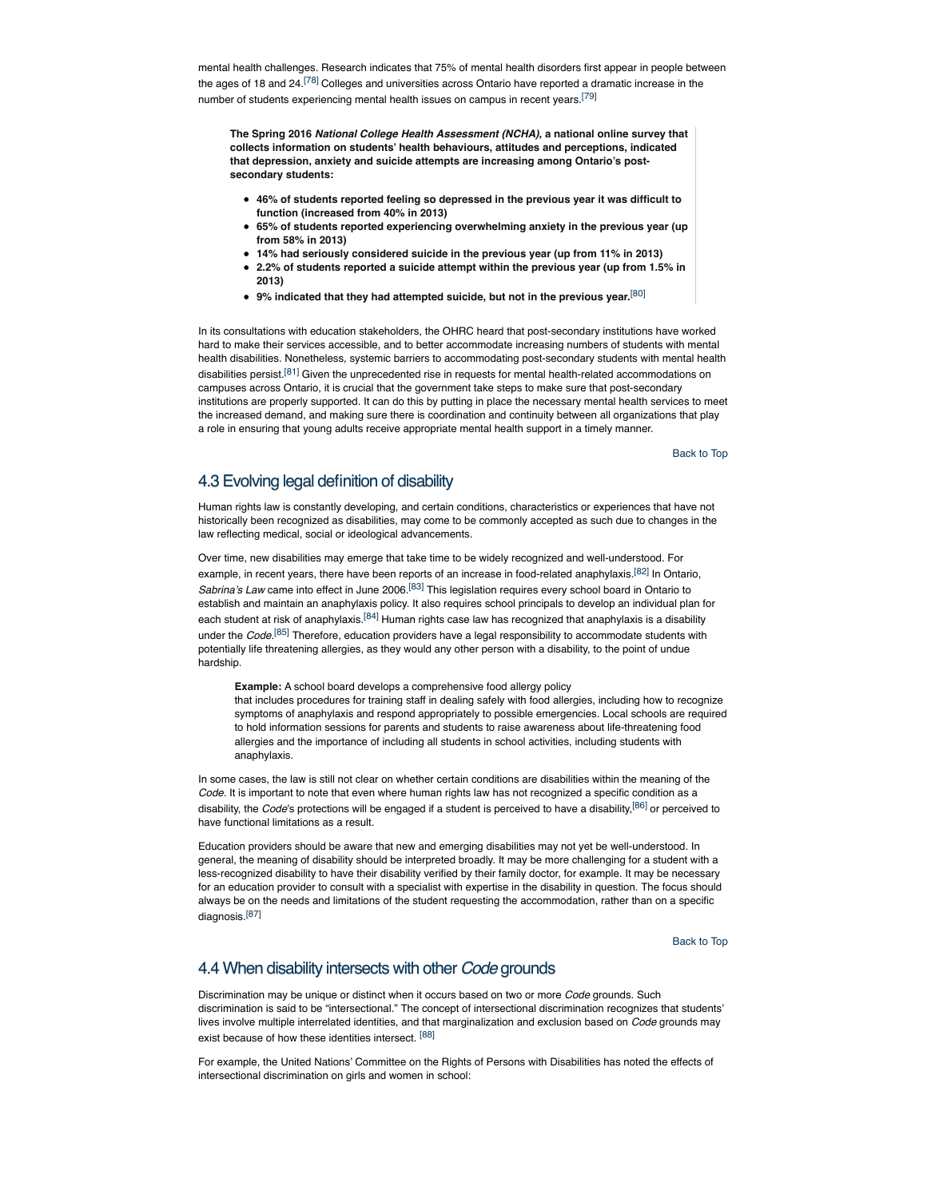mental health challenges. Research indicates that 75% of mental health disorders first appear in people between the ages of 18 and 24.[78] Colleges and universities across Ontario have reported a dramatic increase in the number of students experiencing mental health issues on campus in recent years.[79]

> **The Spring 2016 *National College Health Assessment (NCHA)*, a national online survey that collects information on students' health behaviours, attitudes and perceptions, indicated that depression, anxiety and suicide attempts are increasing among Ontario's post-secondary students:**
>
> - **46% of students reported feeling so depressed in the previous year it was difficult to function (increased from 40% in 2013)**
> - **65% of students reported experiencing overwhelming anxiety in the previous year (up from 58% in 2013)**
> - **14% had seriously considered suicide in the previous year (up from 11% in 2013)**
> - **2.2% of students reported a suicide attempt within the previous year (up from 1.5% in 2013)**
> - **9% indicated that they had attempted suicide, but not in the previous year.**[80]

In its consultations with education stakeholders, the OHRC heard that post-secondary institutions have worked hard to make their services accessible, and to better accommodate increasing numbers of students with mental health disabilities. Nonetheless, systemic barriers to accommodating post-secondary students with mental health disabilities persist.[81] Given the unprecedented rise in requests for mental health-related accommodations on campuses across Ontario, it is crucial that the government take steps to make sure that post-secondary institutions are properly supported. It can do this by putting in place the necessary mental health services to meet the increased demand, and making sure there is coordination and continuity between all organizations that play a role in ensuring that young adults receive appropriate mental health support in a timely manner.

Back to Top

## 4.3 Evolving legal definition of disability

Human rights law is constantly developing, and certain conditions, characteristics or experiences that have not historically been recognized as disabilities, may come to be commonly accepted as such due to changes in the law reflecting medical, social or ideological advancements.

Over time, new disabilities may emerge that take time to be widely recognized and well-understood. For example, in recent years, there have been reports of an increase in food-related anaphylaxis.[82] In Ontario, *Sabrina's Law* came into effect in June 2006.[83] This legislation requires every school board in Ontario to establish and maintain an anaphylaxis policy. It also requires school principals to develop an individual plan for each student at risk of anaphylaxis.[84] Human rights case law has recognized that anaphylaxis is a disability under the *Code*.[85] Therefore, education providers have a legal responsibility to accommodate students with potentially life threatening allergies, as they would any other person with a disability, to the point of undue hardship.

> **Example:** A school board develops a comprehensive food allergy policy that includes procedures for training staff in dealing safely with food allergies, including how to recognize symptoms of anaphylaxis and respond appropriately to possible emergencies. Local schools are required to hold information sessions for parents and students to raise awareness about life-threatening food allergies and the importance of including all students in school activities, including students with anaphylaxis.

In some cases, the law is still not clear on whether certain conditions are disabilities within the meaning of the *Code*. It is important to note that even where human rights law has not recognized a specific condition as a disability, the *Code*'s protections will be engaged if a student is perceived to have a disability,[86] or perceived to have functional limitations as a result.

Education providers should be aware that new and emerging disabilities may not yet be well-understood. In general, the meaning of disability should be interpreted broadly. It may be more challenging for a student with a less-recognized disability to have their disability verified by their family doctor, for example. It may be necessary for an education provider to consult with a specialist with expertise in the disability in question. The focus should always be on the needs and limitations of the student requesting the accommodation, rather than on a specific diagnosis.[87]

Back to Top

## 4.4 When disability intersects with other *Code* grounds

Discrimination may be unique or distinct when it occurs based on two or more *Code* grounds. Such discrimination is said to be "intersectional." The concept of intersectional discrimination recognizes that students' lives involve multiple interrelated identities, and that marginalization and exclusion based on *Code* grounds may exist because of how these identities intersect. [88]

For example, the United Nations' Committee on the Rights of Persons with Disabilities has noted the effects of intersectional discrimination on girls and women in school: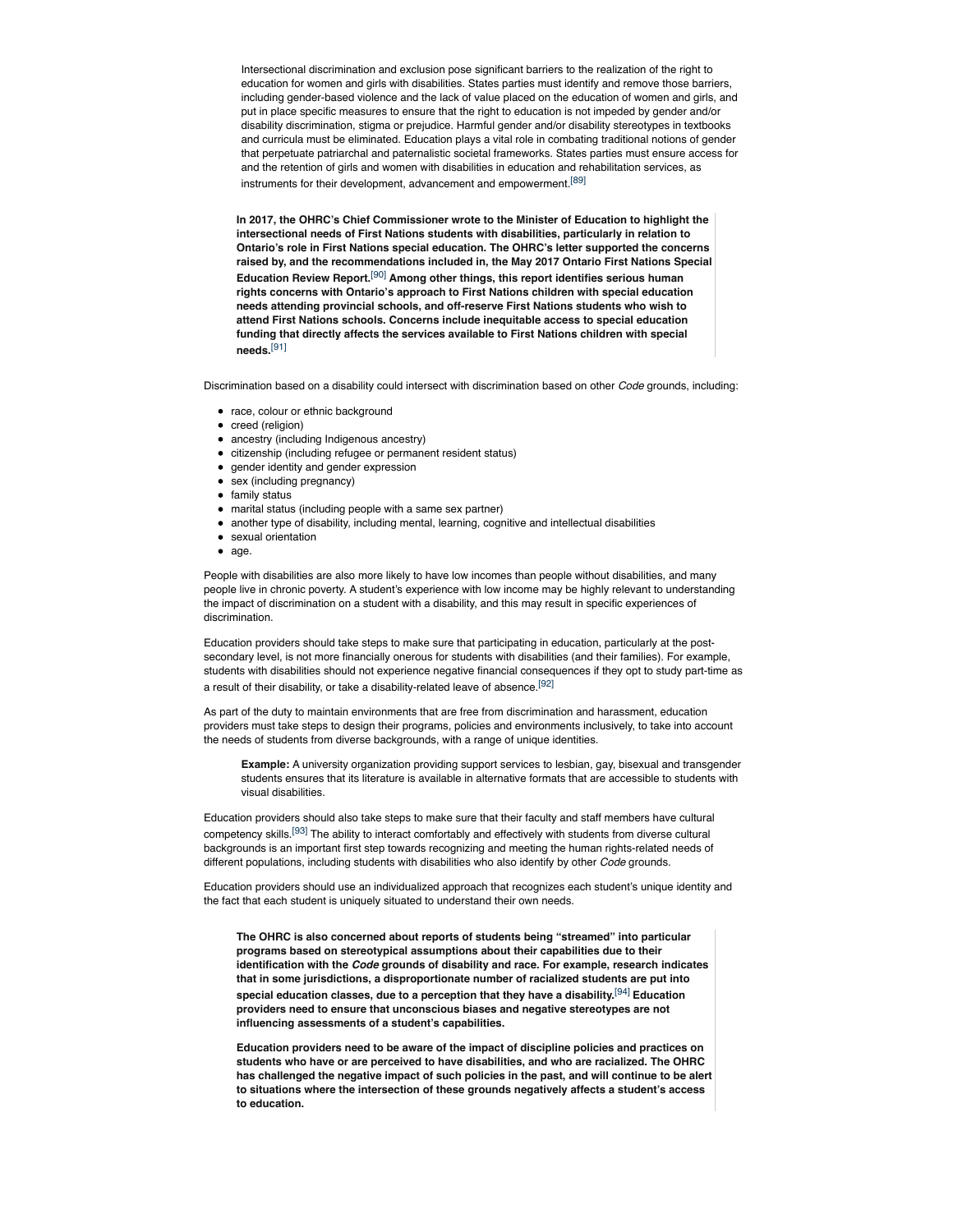> Intersectional discrimination and exclusion pose significant barriers to the realization of the right to education for women and girls with disabilities. States parties must identify and remove those barriers, including gender-based violence and the lack of value placed on the education of women and girls, and put in place specific measures to ensure that the right to education is not impeded by gender and/or disability discrimination, stigma or prejudice. Harmful gender and/or disability stereotypes in textbooks and curricula must be eliminated. Education plays a vital role in combating traditional notions of gender that perpetuate patriarchal and paternalistic societal frameworks. States parties must ensure access for and the retention of girls and women with disabilities in education and rehabilitation services, as instruments for their development, advancement and empowerment.[89]

**In 2017, the OHRC's Chief Commissioner wrote to the Minister of Education to highlight the intersectional needs of First Nations students with disabilities, particularly in relation to Ontario's role in First Nations special education. The OHRC's letter supported the concerns raised by, and the recommendations included in, the May 2017 Ontario First Nations Special Education Review Report.[90] Among other things, this report identifies serious human rights concerns with Ontario's approach to First Nations children with special education needs attending provincial schools, and off-reserve First Nations students who wish to attend First Nations schools. Concerns include inequitable access to special education funding that directly affects the services available to First Nations children with special needs.[91]**

Discrimination based on a disability could intersect with discrimination based on other *Code* grounds, including:

- race, colour or ethnic background
- creed (religion)
- ancestry (including Indigenous ancestry)
- citizenship (including refugee or permanent resident status)
- gender identity and gender expression
- sex (including pregnancy)
- family status
- marital status (including people with a same sex partner)
- another type of disability, including mental, learning, cognitive and intellectual disabilities
- sexual orientation
- age.

People with disabilities are also more likely to have low incomes than people without disabilities, and many people live in chronic poverty. A student's experience with low income may be highly relevant to understanding the impact of discrimination on a student with a disability, and this may result in specific experiences of discrimination.

Education providers should take steps to make sure that participating in education, particularly at the post-secondary level, is not more financially onerous for students with disabilities (and their families). For example, students with disabilities should not experience negative financial consequences if they opt to study part-time as a result of their disability, or take a disability-related leave of absence.[92]

As part of the duty to maintain environments that are free from discrimination and harassment, education providers must take steps to design their programs, policies and environments inclusively, to take into account the needs of students from diverse backgrounds, with a range of unique identities.

> **Example:** A university organization providing support services to lesbian, gay, bisexual and transgender students ensures that its literature is available in alternative formats that are accessible to students with visual disabilities.

Education providers should also take steps to make sure that their faculty and staff members have cultural competency skills.[93] The ability to interact comfortably and effectively with students from diverse cultural backgrounds is an important first step towards recognizing and meeting the human rights-related needs of different populations, including students with disabilities who also identify by other *Code* grounds.

Education providers should use an individualized approach that recognizes each student's unique identity and the fact that each student is uniquely situated to understand their own needs.

**The OHRC is also concerned about reports of students being "streamed" into particular programs based on stereotypical assumptions about their capabilities due to their identification with the *Code* grounds of disability and race. For example, research indicates that in some jurisdictions, a disproportionate number of racialized students are put into special education classes, due to a perception that they have a disability.[94] Education providers need to ensure that unconscious biases and negative stereotypes are not influencing assessments of a student's capabilities.**

**Education providers need to be aware of the impact of discipline policies and practices on students who have or are perceived to have disabilities, and who are racialized. The OHRC has challenged the negative impact of such policies in the past, and will continue to be alert to situations where the intersection of these grounds negatively affects a student's access to education.**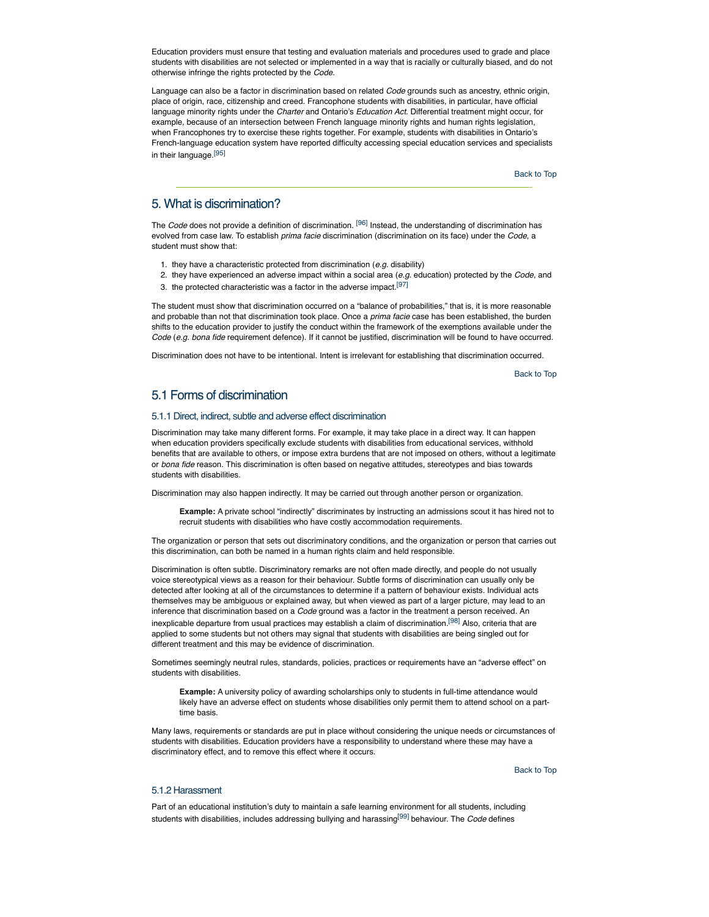Education providers must ensure that testing and evaluation materials and procedures used to grade and place students with disabilities are not selected or implemented in a way that is racially or culturally biased, and do not otherwise infringe the rights protected by the *Code*.

Language can also be a factor in discrimination based on related *Code* grounds such as ancestry, ethnic origin, place of origin, race, citizenship and creed. Francophone students with disabilities, in particular, have official language minority rights under the *Charter* and Ontario's *Education Act*. Differential treatment might occur, for example, because of an intersection between French language minority rights and human rights legislation, when Francophones try to exercise these rights together. For example, students with disabilities in Ontario's French-language education system have reported difficulty accessing special education services and specialists in their language.[95]

Back to Top

## 5. What is discrimination?

The *Code* does not provide a definition of discrimination. [96] Instead, the understanding of discrimination has evolved from case law. To establish *prima facie* discrimination (discrimination on its face) under the *Code*, a student must show that:

1. they have a characteristic protected from discrimination (*e.g.* disability)
2. they have experienced an adverse impact within a social area (*e.g.* education) protected by the *Code*, and
3. the protected characteristic was a factor in the adverse impact.[97]

The student must show that discrimination occurred on a "balance of probabilities," that is, it is more reasonable and probable than not that discrimination took place. Once a *prima facie* case has been established, the burden shifts to the education provider to justify the conduct within the framework of the exemptions available under the *Code* (*e.g. bona fide* requirement defence). If it cannot be justified, discrimination will be found to have occurred.

Discrimination does not have to be intentional. Intent is irrelevant for establishing that discrimination occurred.

Back to Top

## 5.1 Forms of discrimination

### 5.1.1 Direct, indirect, subtle and adverse effect discrimination

Discrimination may take many different forms. For example, it may take place in a direct way. It can happen when education providers specifically exclude students with disabilities from educational services, withhold benefits that are available to others, or impose extra burdens that are not imposed on others, without a legitimate or *bona fide* reason. This discrimination is often based on negative attitudes, stereotypes and bias towards students with disabilities.

Discrimination may also happen indirectly. It may be carried out through another person or organization.

> **Example:** A private school "indirectly" discriminates by instructing an admissions scout it has hired not to recruit students with disabilities who have costly accommodation requirements.

The organization or person that sets out discriminatory conditions, and the organization or person that carries out this discrimination, can both be named in a human rights claim and held responsible.

Discrimination is often subtle. Discriminatory remarks are not often made directly, and people do not usually voice stereotypical views as a reason for their behaviour. Subtle forms of discrimination can usually only be detected after looking at all of the circumstances to determine if a pattern of behaviour exists. Individual acts themselves may be ambiguous or explained away, but when viewed as part of a larger picture, may lead to an inference that discrimination based on a *Code* ground was a factor in the treatment a person received. An inexplicable departure from usual practices may establish a claim of discrimination.[98] Also, criteria that are applied to some students but not others may signal that students with disabilities are being singled out for different treatment and this may be evidence of discrimination.

Sometimes seemingly neutral rules, standards, policies, practices or requirements have an "adverse effect" on students with disabilities.

> **Example:** A university policy of awarding scholarships only to students in full-time attendance would likely have an adverse effect on students whose disabilities only permit them to attend school on a part-time basis.

Many laws, requirements or standards are put in place without considering the unique needs or circumstances of students with disabilities. Education providers have a responsibility to understand where these may have a discriminatory effect, and to remove this effect where it occurs.

Back to Top

### 5.1.2 Harassment

Part of an educational institution's duty to maintain a safe learning environment for all students, including students with disabilities, includes addressing bullying and harassing[99] behaviour. The *Code* defines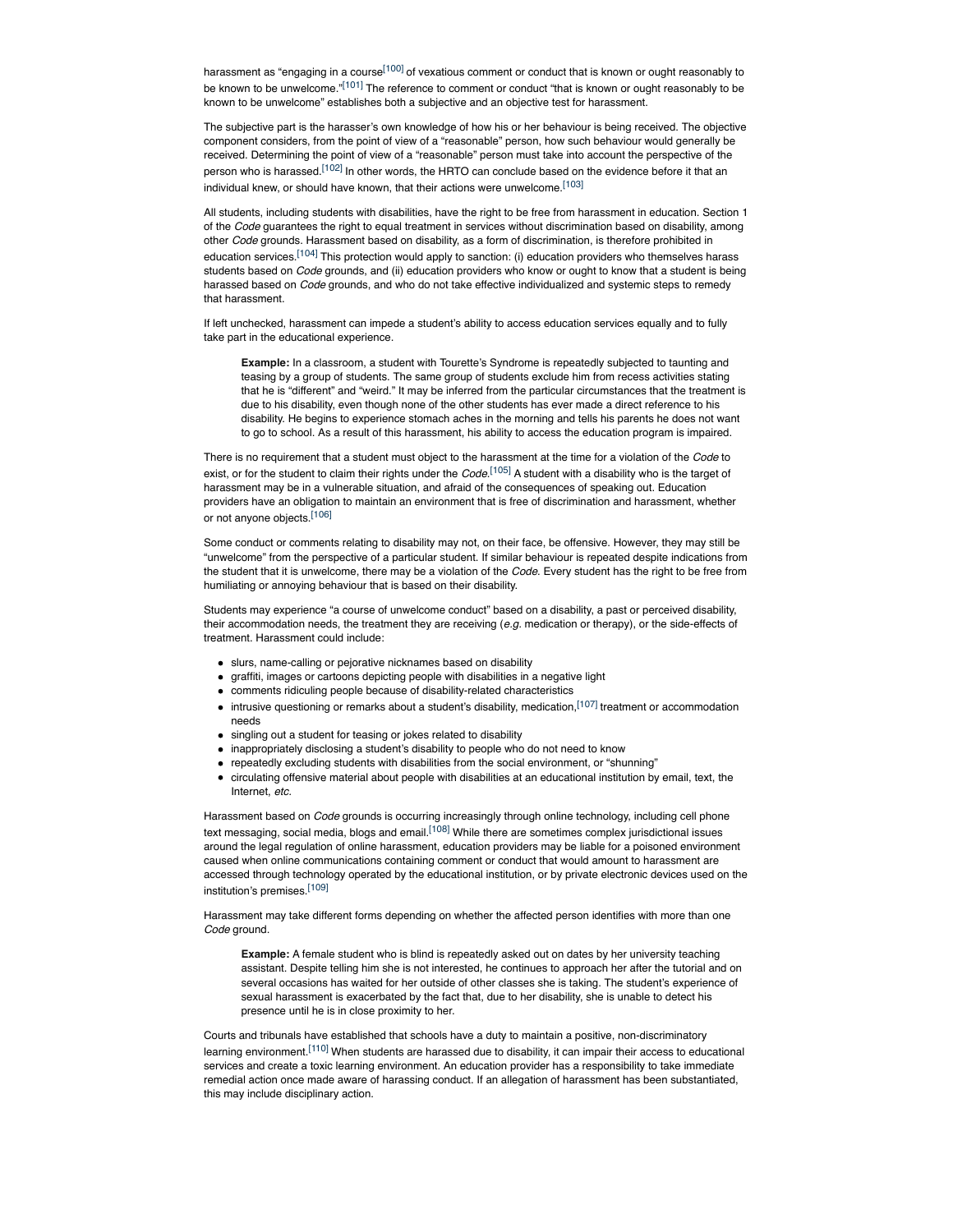harassment as "engaging in a course[100] of vexatious comment or conduct that is known or ought reasonably to be known to be unwelcome."[101] The reference to comment or conduct "that is known or ought reasonably to be known to be unwelcome" establishes both a subjective and an objective test for harassment.

The subjective part is the harasser's own knowledge of how his or her behaviour is being received. The objective component considers, from the point of view of a "reasonable" person, how such behaviour would generally be received. Determining the point of view of a "reasonable" person must take into account the perspective of the person who is harassed.[102] In other words, the HRTO can conclude based on the evidence before it that an individual knew, or should have known, that their actions were unwelcome.[103]

All students, including students with disabilities, have the right to be free from harassment in education. Section 1 of the *Code* guarantees the right to equal treatment in services without discrimination based on disability, among other *Code* grounds. Harassment based on disability, as a form of discrimination, is therefore prohibited in education services.[104] This protection would apply to sanction: (i) education providers who themselves harass students based on *Code* grounds, and (ii) education providers who know or ought to know that a student is being harassed based on *Code* grounds, and who do not take effective individualized and systemic steps to remedy that harassment.

If left unchecked, harassment can impede a student's ability to access education services equally and to fully take part in the educational experience.

> **Example:** In a classroom, a student with Tourette's Syndrome is repeatedly subjected to taunting and teasing by a group of students. The same group of students exclude him from recess activities stating that he is "different" and "weird." It may be inferred from the particular circumstances that the treatment is due to his disability, even though none of the other students has ever made a direct reference to his disability. He begins to experience stomach aches in the morning and tells his parents he does not want to go to school. As a result of this harassment, his ability to access the education program is impaired.

There is no requirement that a student must object to the harassment at the time for a violation of the *Code* to exist, or for the student to claim their rights under the *Code*.[105] A student with a disability who is the target of harassment may be in a vulnerable situation, and afraid of the consequences of speaking out. Education providers have an obligation to maintain an environment that is free of discrimination and harassment, whether or not anyone objects.[106]

Some conduct or comments relating to disability may not, on their face, be offensive. However, they may still be "unwelcome" from the perspective of a particular student. If similar behaviour is repeated despite indications from the student that it is unwelcome, there may be a violation of the *Code*. Every student has the right to be free from humiliating or annoying behaviour that is based on their disability.

Students may experience "a course of unwelcome conduct" based on a disability, a past or perceived disability, their accommodation needs, the treatment they are receiving (*e.g.* medication or therapy), or the side-effects of treatment. Harassment could include:

- slurs, name-calling or pejorative nicknames based on disability
- graffiti, images or cartoons depicting people with disabilities in a negative light
- comments ridiculing people because of disability-related characteristics
- intrusive questioning or remarks about a student's disability, medication,[107] treatment or accommodation needs
- singling out a student for teasing or jokes related to disability
- inappropriately disclosing a student's disability to people who do not need to know
- repeatedly excluding students with disabilities from the social environment, or "shunning"
- circulating offensive material about people with disabilities at an educational institution by email, text, the Internet, *etc.*

Harassment based on *Code* grounds is occurring increasingly through online technology, including cell phone text messaging, social media, blogs and email.[108] While there are sometimes complex jurisdictional issues around the legal regulation of online harassment, education providers may be liable for a poisoned environment caused when online communications containing comment or conduct that would amount to harassment are accessed through technology operated by the educational institution, or by private electronic devices used on the institution's premises.[109]

Harassment may take different forms depending on whether the affected person identifies with more than one *Code* ground.

> **Example:** A female student who is blind is repeatedly asked out on dates by her university teaching assistant. Despite telling him she is not interested, he continues to approach her after the tutorial and on several occasions has waited for her outside of other classes she is taking. The student's experience of sexual harassment is exacerbated by the fact that, due to her disability, she is unable to detect his presence until he is in close proximity to her.

Courts and tribunals have established that schools have a duty to maintain a positive, non-discriminatory learning environment.[110] When students are harassed due to disability, it can impair their access to educational services and create a toxic learning environment. An education provider has a responsibility to take immediate remedial action once made aware of harassing conduct. If an allegation of harassment has been substantiated, this may include disciplinary action.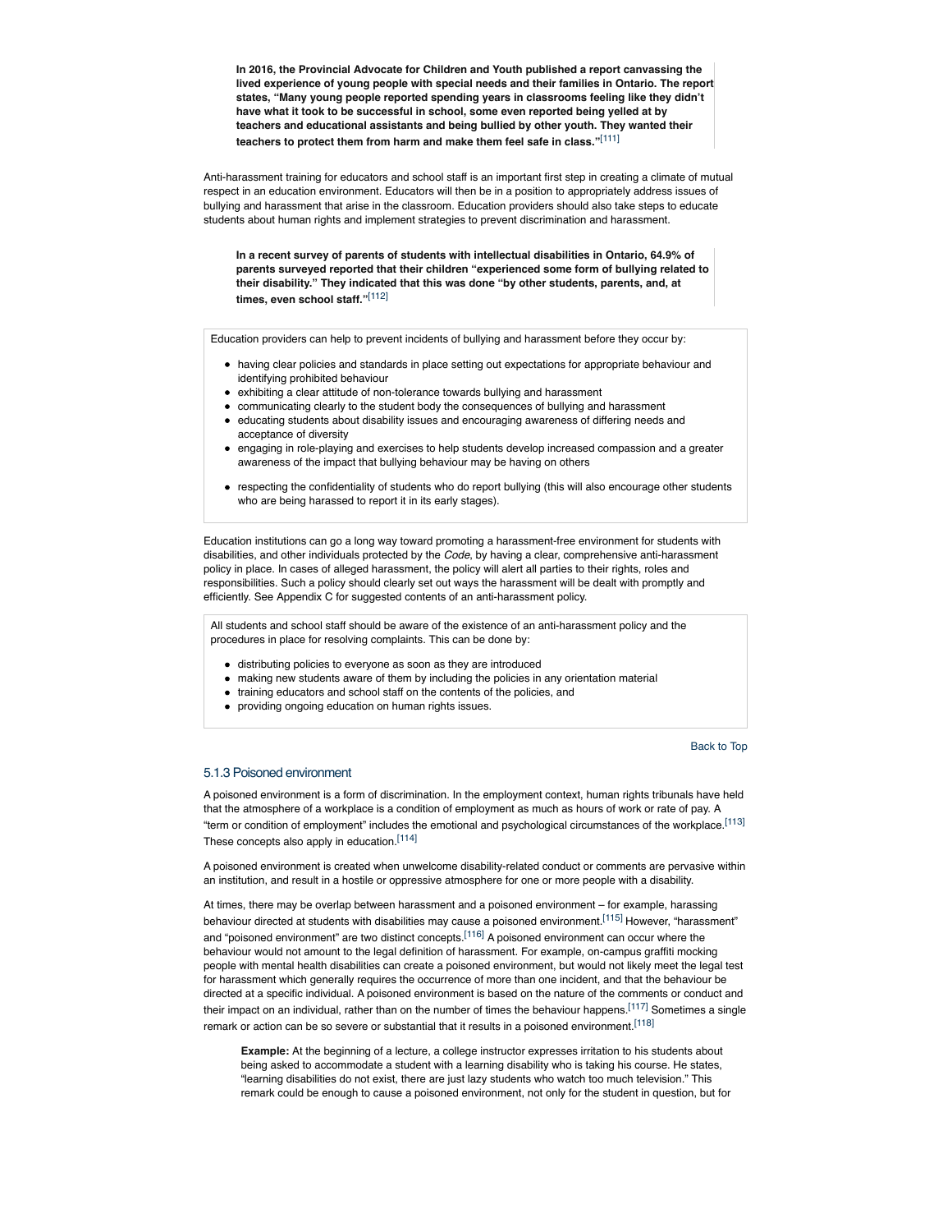> **In 2016, the Provincial Advocate for Children and Youth published a report canvassing the lived experience of young people with special needs and their families in Ontario. The report states, "Many young people reported spending years in classrooms feeling like they didn't have what it took to be successful in school, some even reported being yelled at by teachers and educational assistants and being bullied by other youth. They wanted their teachers to protect them from harm and make them feel safe in class."**[111]

Anti-harassment training for educators and school staff is an important first step in creating a climate of mutual respect in an education environment. Educators will then be in a position to appropriately address issues of bullying and harassment that arise in the classroom. Education providers should also take steps to educate students about human rights and implement strategies to prevent discrimination and harassment.

> **In a recent survey of parents of students with intellectual disabilities in Ontario, 64.9% of parents surveyed reported that their children "experienced some form of bullying related to their disability." They indicated that this was done "by other students, parents, and, at times, even school staff."**[112]

Education providers can help to prevent incidents of bullying and harassment before they occur by:

- having clear policies and standards in place setting out expectations for appropriate behaviour and identifying prohibited behaviour
- exhibiting a clear attitude of non-tolerance towards bullying and harassment
- communicating clearly to the student body the consequences of bullying and harassment
- educating students about disability issues and encouraging awareness of differing needs and acceptance of diversity
- engaging in role-playing and exercises to help students develop increased compassion and a greater awareness of the impact that bullying behaviour may be having on others
- respecting the confidentiality of students who do report bullying (this will also encourage other students who are being harassed to report it in its early stages).

Education institutions can go a long way toward promoting a harassment-free environment for students with disabilities, and other individuals protected by the *Code*, by having a clear, comprehensive anti-harassment policy in place. In cases of alleged harassment, the policy will alert all parties to their rights, roles and responsibilities. Such a policy should clearly set out ways the harassment will be dealt with promptly and efficiently. See Appendix C for suggested contents of an anti-harassment policy.

All students and school staff should be aware of the existence of an anti-harassment policy and the procedures in place for resolving complaints. This can be done by:

- distributing policies to everyone as soon as they are introduced
- making new students aware of them by including the policies in any orientation material
- training educators and school staff on the contents of the policies, and
- providing ongoing education on human rights issues.

Back to Top

### 5.1.3 Poisoned environment

A poisoned environment is a form of discrimination. In the employment context, human rights tribunals have held that the atmosphere of a workplace is a condition of employment as much as hours of work or rate of pay. A "term or condition of employment" includes the emotional and psychological circumstances of the workplace.[113] These concepts also apply in education.[114]

A poisoned environment is created when unwelcome disability-related conduct or comments are pervasive within an institution, and result in a hostile or oppressive atmosphere for one or more people with a disability.

At times, there may be overlap between harassment and a poisoned environment – for example, harassing behaviour directed at students with disabilities may cause a poisoned environment.[115] However, "harassment" and "poisoned environment" are two distinct concepts.[116] A poisoned environment can occur where the behaviour would not amount to the legal definition of harassment. For example, on-campus graffiti mocking people with mental health disabilities can create a poisoned environment, but would not likely meet the legal test for harassment which generally requires the occurrence of more than one incident, and that the behaviour be directed at a specific individual. A poisoned environment is based on the nature of the comments or conduct and their impact on an individual, rather than on the number of times the behaviour happens.[117] Sometimes a single remark or action can be so severe or substantial that it results in a poisoned environment.[118]

> **Example:** At the beginning of a lecture, a college instructor expresses irritation to his students about being asked to accommodate a student with a learning disability who is taking his course. He states, "learning disabilities do not exist, there are just lazy students who watch too much television." This remark could be enough to cause a poisoned environment, not only for the student in question, but for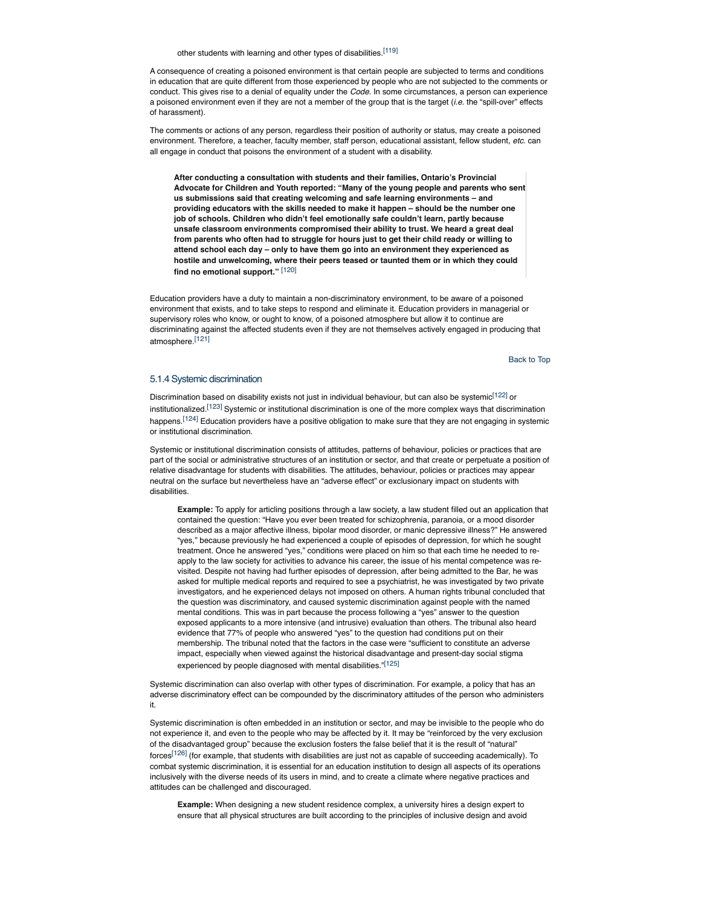other students with learning and other types of disabilities.[119]

A consequence of creating a poisoned environment is that certain people are subjected to terms and conditions in education that are quite different from those experienced by people who are not subjected to the comments or conduct. This gives rise to a denial of equality under the *Code*. In some circumstances, a person can experience a poisoned environment even if they are not a member of the group that is the target (*i.e.* the "spill-over" effects of harassment).

The comments or actions of any person, regardless their position of authority or status, may create a poisoned environment. Therefore, a teacher, faculty member, staff person, educational assistant, fellow student, *etc.* can all engage in conduct that poisons the environment of a student with a disability.

> **After conducting a consultation with students and their families, Ontario's Provincial Advocate for Children and Youth reported: "Many of the young people and parents who sent us submissions said that creating welcoming and safe learning environments – and providing educators with the skills needed to make it happen – should be the number one job of schools. Children who didn't feel emotionally safe couldn't learn, partly because unsafe classroom environments compromised their ability to trust. We heard a great deal from parents who often had to struggle for hours just to get their child ready or willing to attend school each day – only to have them go into an environment they experienced as hostile and unwelcoming, where their peers teased or taunted them or in which they could find no emotional support."** [120]

Education providers have a duty to maintain a non-discriminatory environment, to be aware of a poisoned environment that exists, and to take steps to respond and eliminate it. Education providers in managerial or supervisory roles who know, or ought to know, of a poisoned atmosphere but allow it to continue are discriminating against the affected students even if they are not themselves actively engaged in producing that atmosphere.[121]

Back to Top

### 5.1.4 Systemic discrimination

Discrimination based on disability exists not just in individual behaviour, but can also be systemic[122] or institutionalized.[123] Systemic or institutional discrimination is one of the more complex ways that discrimination happens.[124] Education providers have a positive obligation to make sure that they are not engaging in systemic or institutional discrimination.

Systemic or institutional discrimination consists of attitudes, patterns of behaviour, policies or practices that are part of the social or administrative structures of an institution or sector, and that create or perpetuate a position of relative disadvantage for students with disabilities. The attitudes, behaviour, policies or practices may appear neutral on the surface but nevertheless have an "adverse effect" or exclusionary impact on students with disabilities.

> **Example:** To apply for articling positions through a law society, a law student filled out an application that contained the question: "Have you ever been treated for schizophrenia, paranoia, or a mood disorder described as a major affective illness, bipolar mood disorder, or manic depressive illness?" He answered "yes," because previously he had experienced a couple of episodes of depression, for which he sought treatment. Once he answered "yes," conditions were placed on him so that each time he needed to re-apply to the law society for activities to advance his career, the issue of his mental competence was re-visited. Despite not having had further episodes of depression, after being admitted to the Bar, he was asked for multiple medical reports and required to see a psychiatrist, he was investigated by two private investigators, and he experienced delays not imposed on others. A human rights tribunal concluded that the question was discriminatory, and caused systemic discrimination against people with the named mental conditions. This was in part because the process following a "yes" answer to the question exposed applicants to a more intensive (and intrusive) evaluation than others. The tribunal also heard evidence that 77% of people who answered "yes" to the question had conditions put on their membership. The tribunal noted that the factors in the case were "sufficient to constitute an adverse impact, especially when viewed against the historical disadvantage and present-day social stigma experienced by people diagnosed with mental disabilities."[125]

Systemic discrimination can also overlap with other types of discrimination. For example, a policy that has an adverse discriminatory effect can be compounded by the discriminatory attitudes of the person who administers it.

Systemic discrimination is often embedded in an institution or sector, and may be invisible to the people who do not experience it, and even to the people who may be affected by it. It may be "reinforced by the very exclusion of the disadvantaged group" because the exclusion fosters the false belief that it is the result of "natural" forces[126] (for example, that students with disabilities are just not as capable of succeeding academically). To combat systemic discrimination, it is essential for an education institution to design all aspects of its operations inclusively with the diverse needs of its users in mind, and to create a climate where negative practices and attitudes can be challenged and discouraged.

> **Example:** When designing a new student residence complex, a university hires a design expert to ensure that all physical structures are built according to the principles of inclusive design and avoid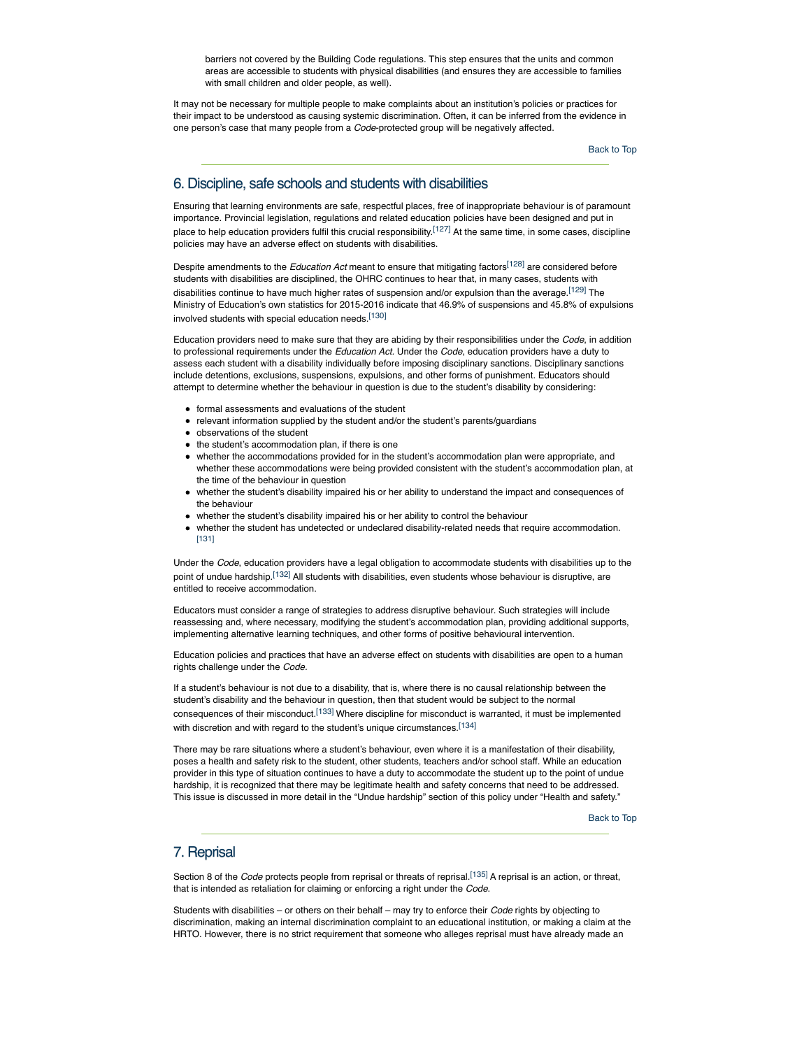barriers not covered by the Building Code regulations. This step ensures that the units and common areas are accessible to students with physical disabilities (and ensures they are accessible to families with small children and older people, as well).

It may not be necessary for multiple people to make complaints about an institution's policies or practices for their impact to be understood as causing systemic discrimination. Often, it can be inferred from the evidence in one person's case that many people from a *Code*-protected group will be negatively affected.

Back to Top

## 6. Discipline, safe schools and students with disabilities

Ensuring that learning environments are safe, respectful places, free of inappropriate behaviour is of paramount importance. Provincial legislation, regulations and related education policies have been designed and put in place to help education providers fulfil this crucial responsibility.[127] At the same time, in some cases, discipline policies may have an adverse effect on students with disabilities.

Despite amendments to the *Education Act* meant to ensure that mitigating factors[128] are considered before students with disabilities are disciplined, the OHRC continues to hear that, in many cases, students with disabilities continue to have much higher rates of suspension and/or expulsion than the average.[129] The Ministry of Education's own statistics for 2015-2016 indicate that 46.9% of suspensions and 45.8% of expulsions involved students with special education needs.[130]

Education providers need to make sure that they are abiding by their responsibilities under the *Code,* in addition to professional requirements under the *Education Act.* Under the *Code*, education providers have a duty to assess each student with a disability individually before imposing disciplinary sanctions. Disciplinary sanctions include detentions, exclusions, suspensions, expulsions, and other forms of punishment. Educators should attempt to determine whether the behaviour in question is due to the student's disability by considering:

- formal assessments and evaluations of the student
- relevant information supplied by the student and/or the student's parents/guardians
- observations of the student
- the student's accommodation plan, if there is one
- whether the accommodations provided for in the student's accommodation plan were appropriate, and whether these accommodations were being provided consistent with the student's accommodation plan, at the time of the behaviour in question
- whether the student's disability impaired his or her ability to understand the impact and consequences of the behaviour
- whether the student's disability impaired his or her ability to control the behaviour
- whether the student has undetected or undeclared disability-related needs that require accommodation.[131]

Under the *Code*, education providers have a legal obligation to accommodate students with disabilities up to the point of undue hardship.[132] All students with disabilities, even students whose behaviour is disruptive, are entitled to receive accommodation.

Educators must consider a range of strategies to address disruptive behaviour. Such strategies will include reassessing and, where necessary, modifying the student's accommodation plan, providing additional supports, implementing alternative learning techniques, and other forms of positive behavioural intervention.

Education policies and practices that have an adverse effect on students with disabilities are open to a human rights challenge under the *Code.*

If a student's behaviour is not due to a disability, that is, where there is no causal relationship between the student's disability and the behaviour in question, then that student would be subject to the normal consequences of their misconduct.[133] Where discipline for misconduct is warranted, it must be implemented with discretion and with regard to the student's unique circumstances.[134]

There may be rare situations where a student's behaviour, even where it is a manifestation of their disability, poses a health and safety risk to the student, other students, teachers and/or school staff. While an education provider in this type of situation continues to have a duty to accommodate the student up to the point of undue hardship, it is recognized that there may be legitimate health and safety concerns that need to be addressed. This issue is discussed in more detail in the "Undue hardship" section of this policy under "Health and safety."

Back to Top

## 7. Reprisal

Section 8 of the *Code* protects people from reprisal or threats of reprisal.[135] A reprisal is an action, or threat, that is intended as retaliation for claiming or enforcing a right under the *Code.*

Students with disabilities – or others on their behalf – may try to enforce their *Code* rights by objecting to discrimination, making an internal discrimination complaint to an educational institution, or making a claim at the HRTO. However, there is no strict requirement that someone who alleges reprisal must have already made an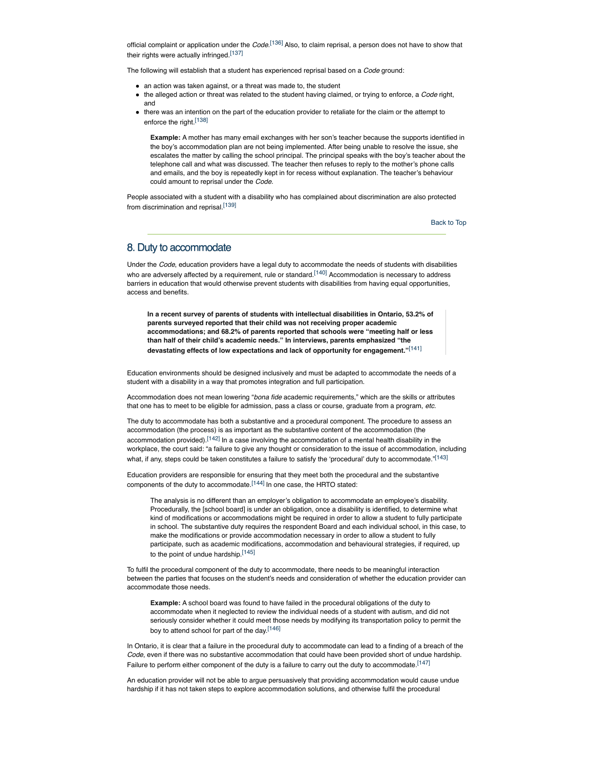official complaint or application under the *Code*.[136] Also, to claim reprisal, a person does not have to show that their rights were actually infringed.[137]

The following will establish that a student has experienced reprisal based on a *Code* ground:

- an action was taken against, or a threat was made to, the student
- the alleged action or threat was related to the student having claimed, or trying to enforce, a *Code* right, and
- there was an intention on the part of the education provider to retaliate for the claim or the attempt to enforce the right.[138]

> **Example:** A mother has many email exchanges with her son's teacher because the supports identified in the boy's accommodation plan are not being implemented. After being unable to resolve the issue, she escalates the matter by calling the school principal. The principal speaks with the boy's teacher about the telephone call and what was discussed. The teacher then refuses to reply to the mother's phone calls and emails, and the boy is repeatedly kept in for recess without explanation. The teacher's behaviour could amount to reprisal under the *Code*.

People associated with a student with a disability who has complained about discrimination are also protected from discrimination and reprisal.[139]

Back to Top

## 8. Duty to accommodate

Under the *Code*, education providers have a legal duty to accommodate the needs of students with disabilities who are adversely affected by a requirement, rule or standard.[140] Accommodation is necessary to address barriers in education that would otherwise prevent students with disabilities from having equal opportunities, access and benefits.

> **In a recent survey of parents of students with intellectual disabilities in Ontario, 53.2% of parents surveyed reported that their child was not receiving proper academic accommodations; and 68.2% of parents reported that schools were "meeting half or less than half of their child's academic needs." In interviews, parents emphasized "the devastating effects of low expectations and lack of opportunity for engagement."**[141]

Education environments should be designed inclusively and must be adapted to accommodate the needs of a student with a disability in a way that promotes integration and full participation.

Accommodation does not mean lowering "*bona fide* academic requirements," which are the skills or attributes that one has to meet to be eligible for admission, pass a class or course, graduate from a program, *etc.*

The duty to accommodate has both a substantive and a procedural component. The procedure to assess an accommodation (the process) is as important as the substantive content of the accommodation (the accommodation provided).[142] In a case involving the accommodation of a mental health disability in the workplace, the court said: "a failure to give any thought or consideration to the issue of accommodation, including what, if any, steps could be taken constitutes a failure to satisfy the 'procedural' duty to accommodate."[143]

Education providers are responsible for ensuring that they meet both the procedural and the substantive components of the duty to accommodate.[144] In one case, the HRTO stated:

> The analysis is no different than an employer's obligation to accommodate an employee's disability. Procedurally, the [school board] is under an obligation, once a disability is identified, to determine what kind of modifications or accommodations might be required in order to allow a student to fully participate in school. The substantive duty requires the respondent Board and each individual school, in this case, to make the modifications or provide accommodation necessary in order to allow a student to fully participate, such as academic modifications, accommodation and behavioural strategies, if required, up to the point of undue hardship.[145]

To fulfil the procedural component of the duty to accommodate, there needs to be meaningful interaction between the parties that focuses on the student's needs and consideration of whether the education provider can accommodate those needs.

> **Example:** A school board was found to have failed in the procedural obligations of the duty to accommodate when it neglected to review the individual needs of a student with autism, and did not seriously consider whether it could meet those needs by modifying its transportation policy to permit the boy to attend school for part of the day.[146]

In Ontario, it is clear that a failure in the procedural duty to accommodate can lead to a finding of a breach of the *Code*, even if there was no substantive accommodation that could have been provided short of undue hardship. Failure to perform either component of the duty is a failure to carry out the duty to accommodate.[147]

An education provider will not be able to argue persuasively that providing accommodation would cause undue hardship if it has not taken steps to explore accommodation solutions, and otherwise fulfil the procedural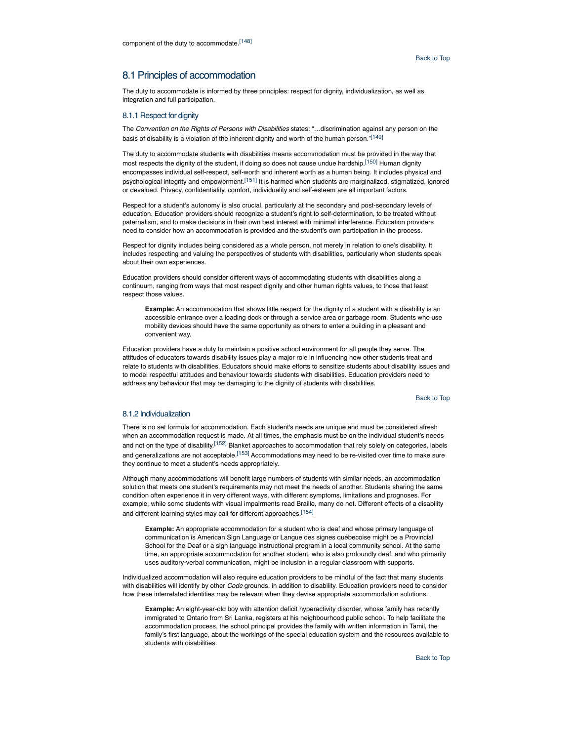component of the duty to accommodate.[148]

Back to Top

## 8.1 Principles of accommodation

The duty to accommodate is informed by three principles: respect for dignity, individualization, as well as integration and full participation.

### 8.1.1 Respect for dignity

The *Convention on the Rights of Persons with Disabilities* states: "…discrimination against any person on the basis of disability is a violation of the inherent dignity and worth of the human person."[149]

The duty to accommodate students with disabilities means accommodation must be provided in the way that most respects the dignity of the student, if doing so does not cause undue hardship.[150] Human dignity encompasses individual self-respect, self-worth and inherent worth as a human being. It includes physical and psychological integrity and empowerment.[151] It is harmed when students are marginalized, stigmatized, ignored or devalued. Privacy, confidentiality, comfort, individuality and self-esteem are all important factors.

Respect for a student's autonomy is also crucial, particularly at the secondary and post-secondary levels of education. Education providers should recognize a student's right to self-determination, to be treated without paternalism, and to make decisions in their own best interest with minimal interference. Education providers need to consider how an accommodation is provided and the student's own participation in the process.

Respect for dignity includes being considered as a whole person, not merely in relation to one's disability. It includes respecting and valuing the perspectives of students with disabilities, particularly when students speak about their own experiences.

Education providers should consider different ways of accommodating students with disabilities along a continuum, ranging from ways that most respect dignity and other human rights values, to those that least respect those values.

> **Example:** An accommodation that shows little respect for the dignity of a student with a disability is an accessible entrance over a loading dock or through a service area or garbage room. Students who use mobility devices should have the same opportunity as others to enter a building in a pleasant and convenient way.

Education providers have a duty to maintain a positive school environment for all people they serve. The attitudes of educators towards disability issues play a major role in influencing how other students treat and relate to students with disabilities. Educators should make efforts to sensitize students about disability issues and to model respectful attitudes and behaviour towards students with disabilities. Education providers need to address any behaviour that may be damaging to the dignity of students with disabilities.

Back to Top

### 8.1.2 Individualization

There is no set formula for accommodation. Each student's needs are unique and must be considered afresh when an accommodation request is made. At all times, the emphasis must be on the individual student's needs and not on the type of disability.[152] Blanket approaches to accommodation that rely solely on categories, labels and generalizations are not acceptable.[153] Accommodations may need to be re-visited over time to make sure they continue to meet a student's needs appropriately.

Although many accommodations will benefit large numbers of students with similar needs, an accommodation solution that meets one student's requirements may not meet the needs of another. Students sharing the same condition often experience it in very different ways, with different symptoms, limitations and prognoses. For example, while some students with visual impairments read Braille, many do not. Different effects of a disability and different learning styles may call for different approaches.[154]

> **Example:** An appropriate accommodation for a student who is deaf and whose primary language of communication is American Sign Language or Langue des signes québecoise might be a Provincial School for the Deaf or a sign language instructional program in a local community school. At the same time, an appropriate accommodation for another student, who is also profoundly deaf, and who primarily uses auditory-verbal communication, might be inclusion in a regular classroom with supports.

Individualized accommodation will also require education providers to be mindful of the fact that many students with disabilities will identify by other *Code* grounds, in addition to disability. Education providers need to consider how these interrelated identities may be relevant when they devise appropriate accommodation solutions.

> **Example:** An eight-year-old boy with attention deficit hyperactivity disorder, whose family has recently immigrated to Ontario from Sri Lanka, registers at his neighbourhood public school. To help facilitate the accommodation process, the school principal provides the family with written information in Tamil, the family's first language, about the workings of the special education system and the resources available to students with disabilities.

Back to Top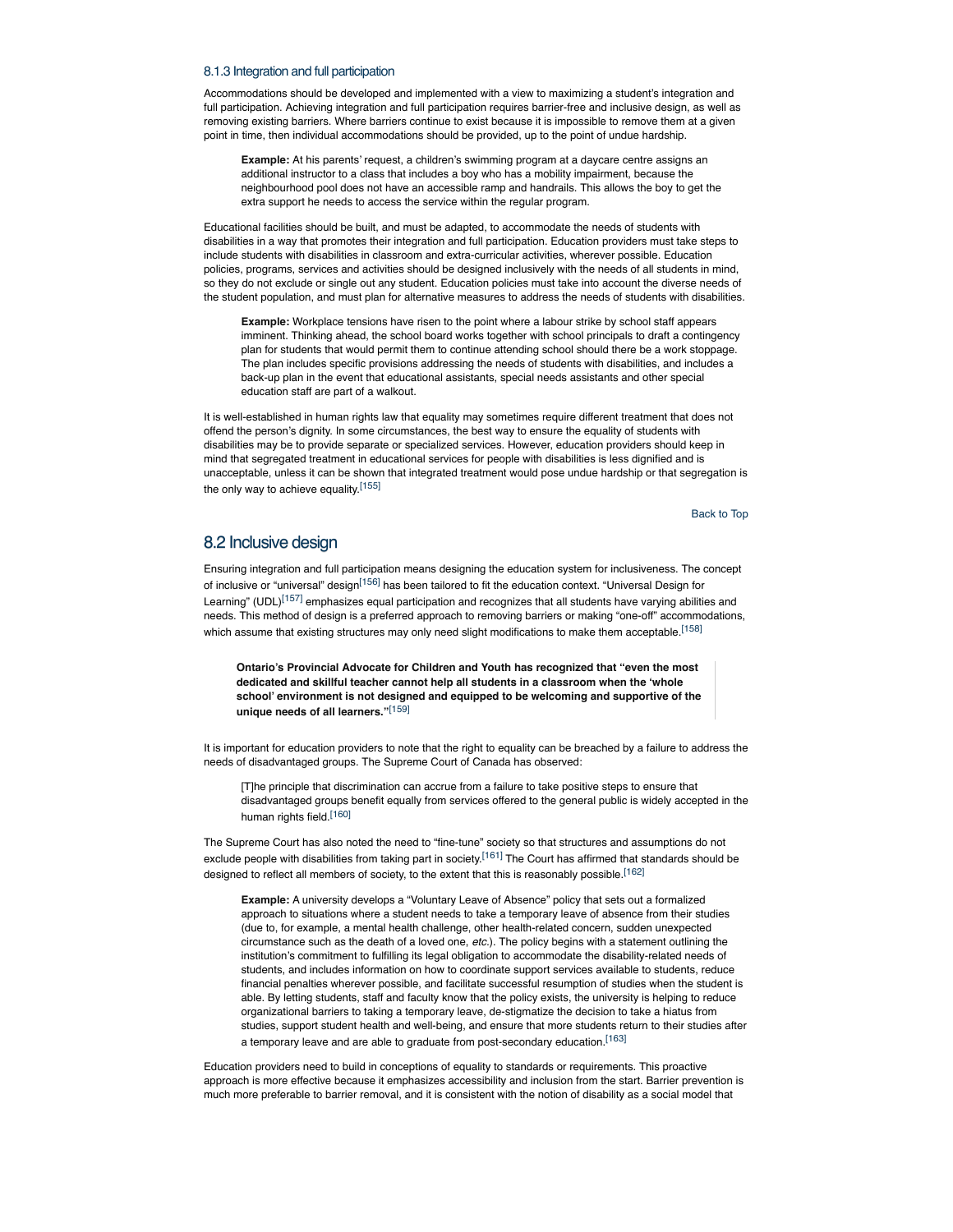### 8.1.3 Integration and full participation

Accommodations should be developed and implemented with a view to maximizing a student's integration and full participation. Achieving integration and full participation requires barrier-free and inclusive design, as well as removing existing barriers. Where barriers continue to exist because it is impossible to remove them at a given point in time, then individual accommodations should be provided, up to the point of undue hardship.

> **Example:** At his parents' request, a children's swimming program at a daycare centre assigns an additional instructor to a class that includes a boy who has a mobility impairment, because the neighbourhood pool does not have an accessible ramp and handrails. This allows the boy to get the extra support he needs to access the service within the regular program.

Educational facilities should be built, and must be adapted, to accommodate the needs of students with disabilities in a way that promotes their integration and full participation. Education providers must take steps to include students with disabilities in classroom and extra-curricular activities, wherever possible. Education policies, programs, services and activities should be designed inclusively with the needs of all students in mind, so they do not exclude or single out any student. Education policies must take into account the diverse needs of the student population, and must plan for alternative measures to address the needs of students with disabilities.

> **Example:** Workplace tensions have risen to the point where a labour strike by school staff appears imminent. Thinking ahead, the school board works together with school principals to draft a contingency plan for students that would permit them to continue attending school should there be a work stoppage. The plan includes specific provisions addressing the needs of students with disabilities, and includes a back-up plan in the event that educational assistants, special needs assistants and other special education staff are part of a walkout.

It is well-established in human rights law that equality may sometimes require different treatment that does not offend the person's dignity. In some circumstances, the best way to ensure the equality of students with disabilities may be to provide separate or specialized services. However, education providers should keep in mind that segregated treatment in educational services for people with disabilities is less dignified and is unacceptable, unless it can be shown that integrated treatment would pose undue hardship or that segregation is the only way to achieve equality.[155]

Back to Top

## 8.2 Inclusive design

Ensuring integration and full participation means designing the education system for inclusiveness. The concept of inclusive or "universal" design[156] has been tailored to fit the education context. "Universal Design for Learning" (UDL)[157] emphasizes equal participation and recognizes that all students have varying abilities and needs. This method of design is a preferred approach to removing barriers or making "one-off" accommodations, which assume that existing structures may only need slight modifications to make them acceptable.[158]

> **Ontario's Provincial Advocate for Children and Youth has recognized that "even the most dedicated and skillful teacher cannot help all students in a classroom when the 'whole school' environment is not designed and equipped to be welcoming and supportive of the unique needs of all learners."**[159]

It is important for education providers to note that the right to equality can be breached by a failure to address the needs of disadvantaged groups. The Supreme Court of Canada has observed:

> [T]he principle that discrimination can accrue from a failure to take positive steps to ensure that disadvantaged groups benefit equally from services offered to the general public is widely accepted in the human rights field.[160]

The Supreme Court has also noted the need to "fine-tune" society so that structures and assumptions do not exclude people with disabilities from taking part in society.[161] The Court has affirmed that standards should be designed to reflect all members of society, to the extent that this is reasonably possible.[162]

> **Example:** A university develops a "Voluntary Leave of Absence" policy that sets out a formalized approach to situations where a student needs to take a temporary leave of absence from their studies (due to, for example, a mental health challenge, other health-related concern, sudden unexpected circumstance such as the death of a loved one, *etc.*). The policy begins with a statement outlining the institution's commitment to fulfilling its legal obligation to accommodate the disability-related needs of students, and includes information on how to coordinate support services available to students, reduce financial penalties wherever possible, and facilitate successful resumption of studies when the student is able. By letting students, staff and faculty know that the policy exists, the university is helping to reduce organizational barriers to taking a temporary leave, de-stigmatize the decision to take a hiatus from studies, support student health and well-being, and ensure that more students return to their studies after a temporary leave and are able to graduate from post-secondary education.[163]

Education providers need to build in conceptions of equality to standards or requirements. This proactive approach is more effective because it emphasizes accessibility and inclusion from the start. Barrier prevention is much more preferable to barrier removal, and it is consistent with the notion of disability as a social model that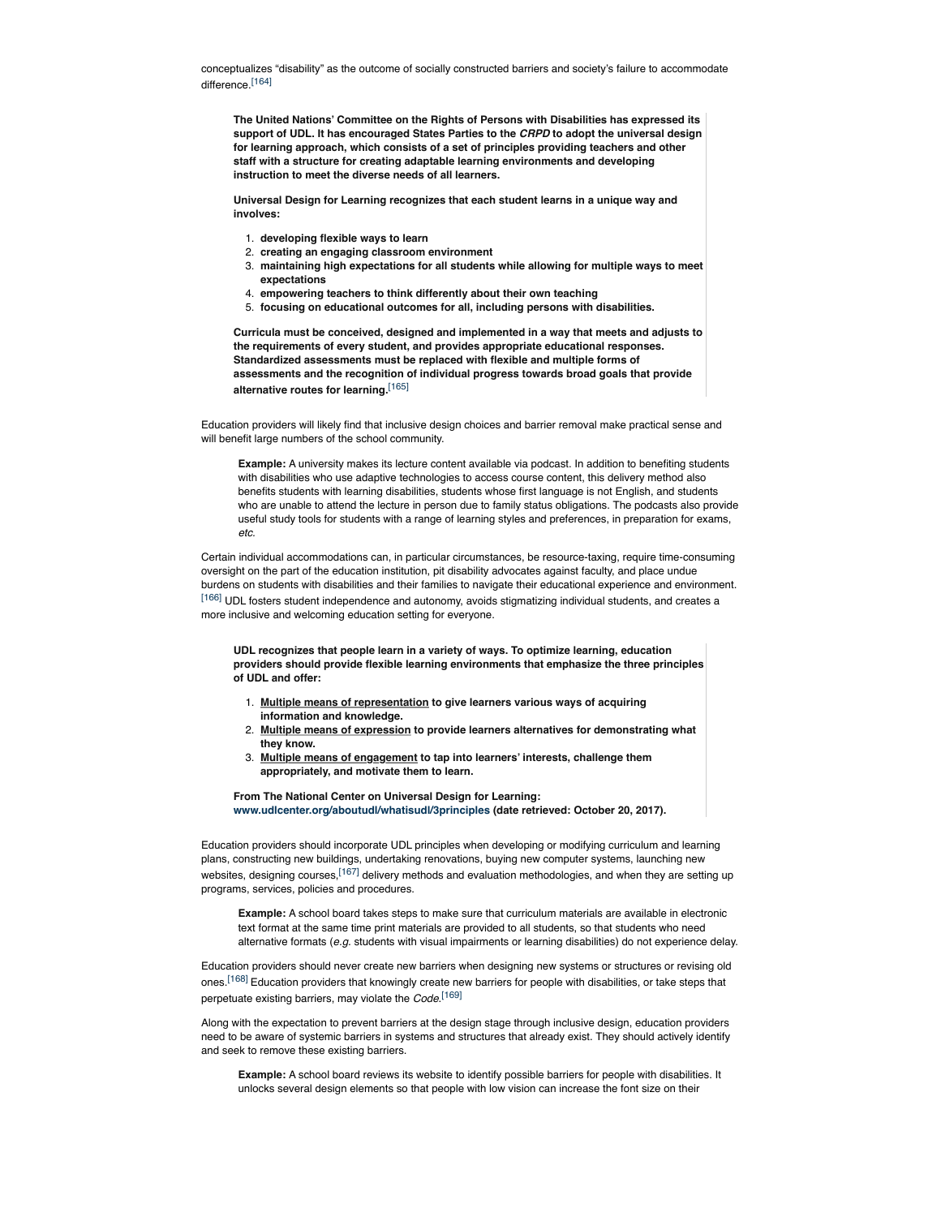conceptualizes "disability" as the outcome of socially constructed barriers and society's failure to accommodate difference.[164]

> **The United Nations' Committee on the Rights of Persons with Disabilities has expressed its support of UDL. It has encouraged States Parties to the *CRPD* to adopt the universal design for learning approach, which consists of a set of principles providing teachers and other staff with a structure for creating adaptable learning environments and developing instruction to meet the diverse needs of all learners.**
>
> **Universal Design for Learning recognizes that each student learns in a unique way and involves:**
>
> 1. **developing flexible ways to learn**
> 2. **creating an engaging classroom environment**
> 3. **maintaining high expectations for all students while allowing for multiple ways to meet expectations**
> 4. **empowering teachers to think differently about their own teaching**
> 5. **focusing on educational outcomes for all, including persons with disabilities.**
>
> **Curricula must be conceived, designed and implemented in a way that meets and adjusts to the requirements of every student, and provides appropriate educational responses. Standardized assessments must be replaced with flexible and multiple forms of assessments and the recognition of individual progress towards broad goals that provide alternative routes for learning.**[165]

Education providers will likely find that inclusive design choices and barrier removal make practical sense and will benefit large numbers of the school community.

> **Example:** A university makes its lecture content available via podcast. In addition to benefiting students with disabilities who use adaptive technologies to access course content, this delivery method also benefits students with learning disabilities, students whose first language is not English, and students who are unable to attend the lecture in person due to family status obligations. The podcasts also provide useful study tools for students with a range of learning styles and preferences, in preparation for exams, *etc.*

Certain individual accommodations can, in particular circumstances, be resource-taxing, require time-consuming oversight on the part of the education institution, pit disability advocates against faculty, and place undue burdens on students with disabilities and their families to navigate their educational experience and environment.[166] UDL fosters student independence and autonomy, avoids stigmatizing individual students, and creates a more inclusive and welcoming education setting for everyone.

> **UDL recognizes that people learn in a variety of ways. To optimize learning, education providers should provide flexible learning environments that emphasize the three principles of UDL and offer:**
>
> 1. **Multiple means of representation to give learners various ways of acquiring information and knowledge.**
> 2. **Multiple means of expression to provide learners alternatives for demonstrating what they know.**
> 3. **Multiple means of engagement to tap into learners' interests, challenge them appropriately, and motivate them to learn.**
>
> **From The National Center on Universal Design for Learning: www.udlcenter.org/aboutudl/whatisudl/3principles (date retrieved: October 20, 2017).**

Education providers should incorporate UDL principles when developing or modifying curriculum and learning plans, constructing new buildings, undertaking renovations, buying new computer systems, launching new websites, designing courses,[167] delivery methods and evaluation methodologies, and when they are setting up programs, services, policies and procedures.

> **Example:** A school board takes steps to make sure that curriculum materials are available in electronic text format at the same time print materials are provided to all students, so that students who need alternative formats (*e.g.* students with visual impairments or learning disabilities) do not experience delay.

Education providers should never create new barriers when designing new systems or structures or revising old ones.[168] Education providers that knowingly create new barriers for people with disabilities, or take steps that perpetuate existing barriers, may violate the *Code*.[169]

Along with the expectation to prevent barriers at the design stage through inclusive design, education providers need to be aware of systemic barriers in systems and structures that already exist. They should actively identify and seek to remove these existing barriers.

> **Example:** A school board reviews its website to identify possible barriers for people with disabilities. It unlocks several design elements so that people with low vision can increase the font size on their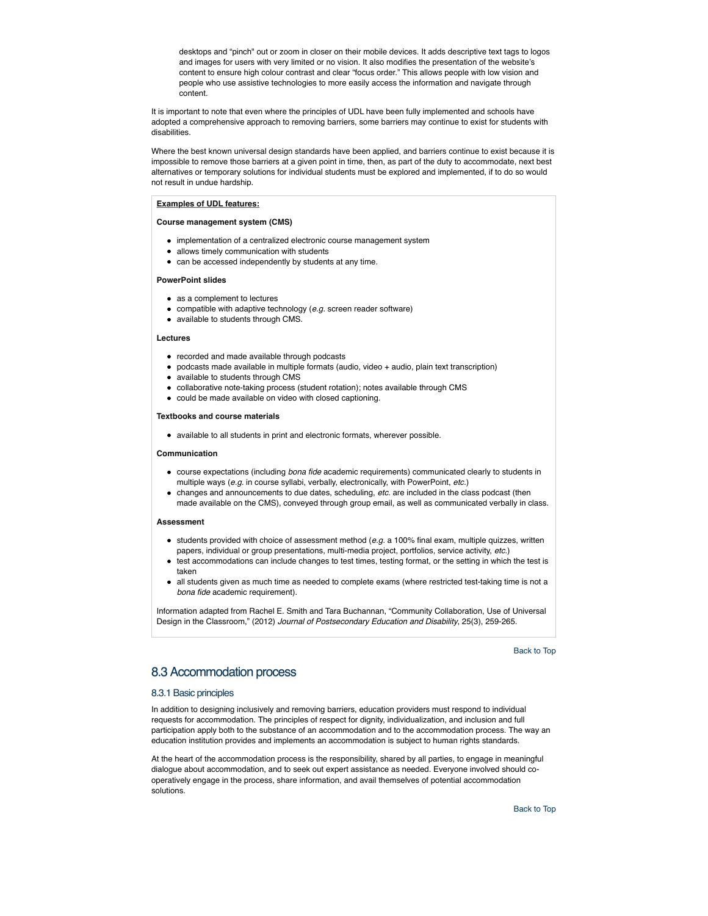desktops and "pinch" out or zoom in closer on their mobile devices. It adds descriptive text tags to logos and images for users with very limited or no vision. It also modifies the presentation of the website's content to ensure high colour contrast and clear "focus order." This allows people with low vision and people who use assistive technologies to more easily access the information and navigate through content.

It is important to note that even where the principles of UDL have been fully implemented and schools have adopted a comprehensive approach to removing barriers, some barriers may continue to exist for students with disabilities.

Where the best known universal design standards have been applied, and barriers continue to exist because it is impossible to remove those barriers at a given point in time, then, as part of the duty to accommodate, next best alternatives or temporary solutions for individual students must be explored and implemented, if to do so would not result in undue hardship.

**Examples of UDL features:**

**Course management system (CMS)**

- implementation of a centralized electronic course management system
- allows timely communication with students
- can be accessed independently by students at any time.

**PowerPoint slides**

- as a complement to lectures
- compatible with adaptive technology (*e.g.* screen reader software)
- available to students through CMS.

**Lectures**

- recorded and made available through podcasts
- podcasts made available in multiple formats (audio, video + audio, plain text transcription)
- available to students through CMS
- collaborative note-taking process (student rotation); notes available through CMS
- could be made available on video with closed captioning.

**Textbooks and course materials**

- available to all students in print and electronic formats, wherever possible.

**Communication**

- course expectations (including *bona fide* academic requirements) communicated clearly to students in multiple ways (*e.g.* in course syllabi, verbally, electronically, with PowerPoint, *etc.*)
- changes and announcements to due dates, scheduling, *etc.* are included in the class podcast (then made available on the CMS), conveyed through group email, as well as communicated verbally in class.

**Assessment**

- students provided with choice of assessment method (*e.g.* a 100% final exam, multiple quizzes, written papers, individual or group presentations, multi-media project, portfolios, service activity, *etc.*)
- test accommodations can include changes to test times, testing format, or the setting in which the test is taken
- all students given as much time as needed to complete exams (where restricted test-taking time is not a *bona fide* academic requirement).

Information adapted from Rachel E. Smith and Tara Buchannan, "Community Collaboration, Use of Universal Design in the Classroom," (2012) *Journal of Postsecondary Education and Disability*, 25(3), 259-265.

Back to Top

## 8.3 Accommodation process

### 8.3.1 Basic principles

In addition to designing inclusively and removing barriers, education providers must respond to individual requests for accommodation. The principles of respect for dignity, individualization, and inclusion and full participation apply both to the substance of an accommodation and to the accommodation process. The way an education institution provides and implements an accommodation is subject to human rights standards.

At the heart of the accommodation process is the responsibility, shared by all parties, to engage in meaningful dialogue about accommodation, and to seek out expert assistance as needed. Everyone involved should co-operatively engage in the process, share information, and avail themselves of potential accommodation solutions.

Back to Top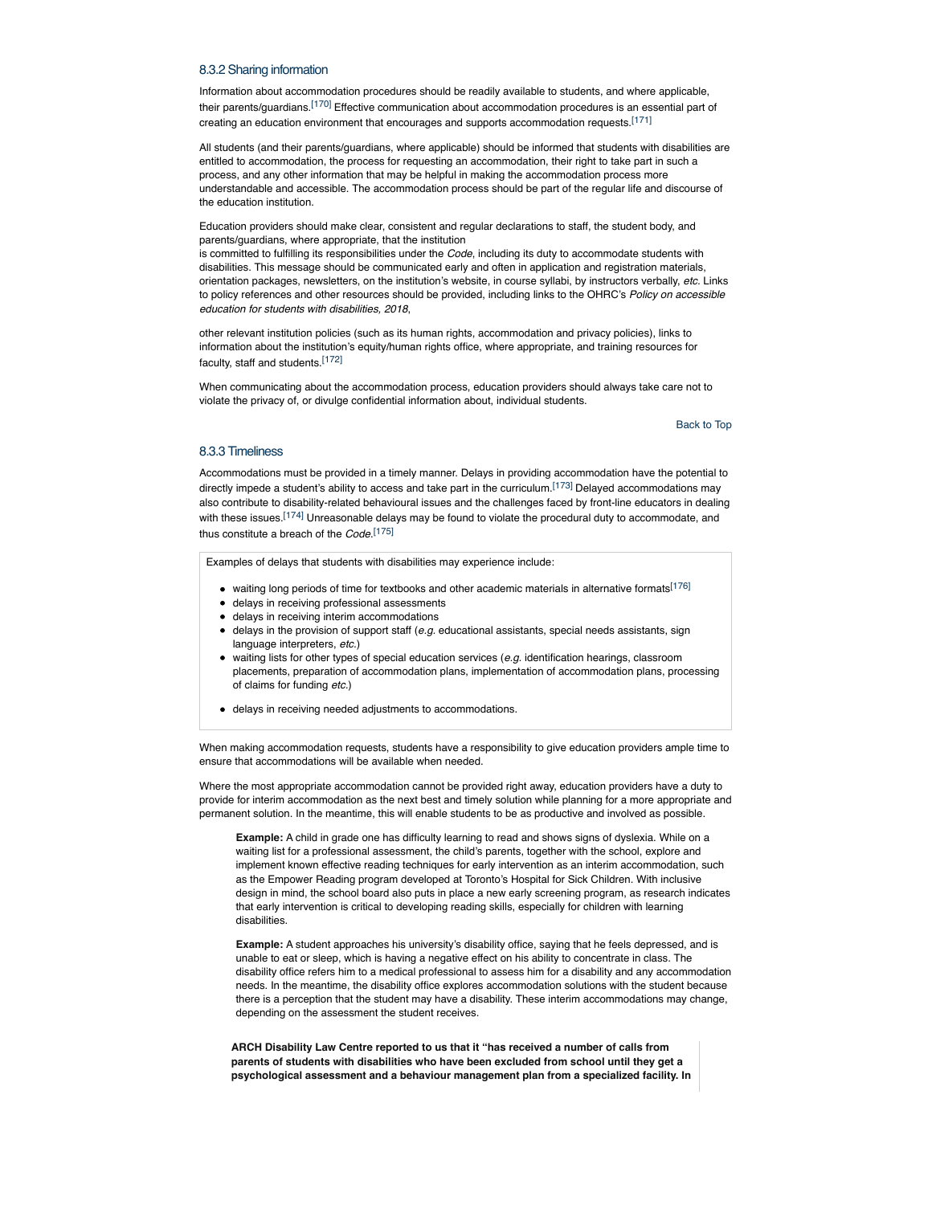### 8.3.2 Sharing information

Information about accommodation procedures should be readily available to students, and where applicable, their parents/guardians.[170] Effective communication about accommodation procedures is an essential part of creating an education environment that encourages and supports accommodation requests.[171]

All students (and their parents/guardians, where applicable) should be informed that students with disabilities are entitled to accommodation, the process for requesting an accommodation, their right to take part in such a process, and any other information that may be helpful in making the accommodation process more understandable and accessible. The accommodation process should be part of the regular life and discourse of the education institution.

Education providers should make clear, consistent and regular declarations to staff, the student body, and parents/guardians, where appropriate, that the institution is committed to fulfilling its responsibilities under the *Code*, including its duty to accommodate students with disabilities. This message should be communicated early and often in application and registration materials, orientation packages, newsletters, on the institution's website, in course syllabi, by instructors verbally, *etc.* Links to policy references and other resources should be provided, including links to the OHRC's *Policy on accessible education for students with disabilities, 2018*,

other relevant institution policies (such as its human rights, accommodation and privacy policies), links to information about the institution's equity/human rights office, where appropriate, and training resources for faculty, staff and students.[172]

When communicating about the accommodation process, education providers should always take care not to violate the privacy of, or divulge confidential information about, individual students.

Back to Top

### 8.3.3 Timeliness

Accommodations must be provided in a timely manner. Delays in providing accommodation have the potential to directly impede a student's ability to access and take part in the curriculum.[173] Delayed accommodations may also contribute to disability-related behavioural issues and the challenges faced by front-line educators in dealing with these issues.[174] Unreasonable delays may be found to violate the procedural duty to accommodate, and thus constitute a breach of the *Code*.[175]

Examples of delays that students with disabilities may experience include:

- waiting long periods of time for textbooks and other academic materials in alternative formats[176]
- delays in receiving professional assessments
- delays in receiving interim accommodations
- delays in the provision of support staff (*e.g.* educational assistants, special needs assistants, sign language interpreters, *etc.*)
- waiting lists for other types of special education services (*e.g.* identification hearings, classroom placements, preparation of accommodation plans, implementation of accommodation plans, processing of claims for funding *etc.*)
- delays in receiving needed adjustments to accommodations.

When making accommodation requests, students have a responsibility to give education providers ample time to ensure that accommodations will be available when needed.

Where the most appropriate accommodation cannot be provided right away, education providers have a duty to provide for interim accommodation as the next best and timely solution while planning for a more appropriate and permanent solution. In the meantime, this will enable students to be as productive and involved as possible.

> **Example:** A child in grade one has difficulty learning to read and shows signs of dyslexia. While on a waiting list for a professional assessment, the child's parents, together with the school, explore and implement known effective reading techniques for early intervention as an interim accommodation, such as the Empower Reading program developed at Toronto's Hospital for Sick Children. With inclusive design in mind, the school board also puts in place a new early screening program, as research indicates that early intervention is critical to developing reading skills, especially for children with learning disabilities.

> **Example:** A student approaches his university's disability office, saying that he feels depressed, and is unable to eat or sleep, which is having a negative effect on his ability to concentrate in class. The disability office refers him to a medical professional to assess him for a disability and any accommodation needs. In the meantime, the disability office explores accommodation solutions with the student because there is a perception that the student may have a disability. These interim accommodations may change, depending on the assessment the student receives.

**ARCH Disability Law Centre reported to us that it "has received a number of calls from parents of students with disabilities who have been excluded from school until they get a psychological assessment and a behaviour management plan from a specialized facility. In**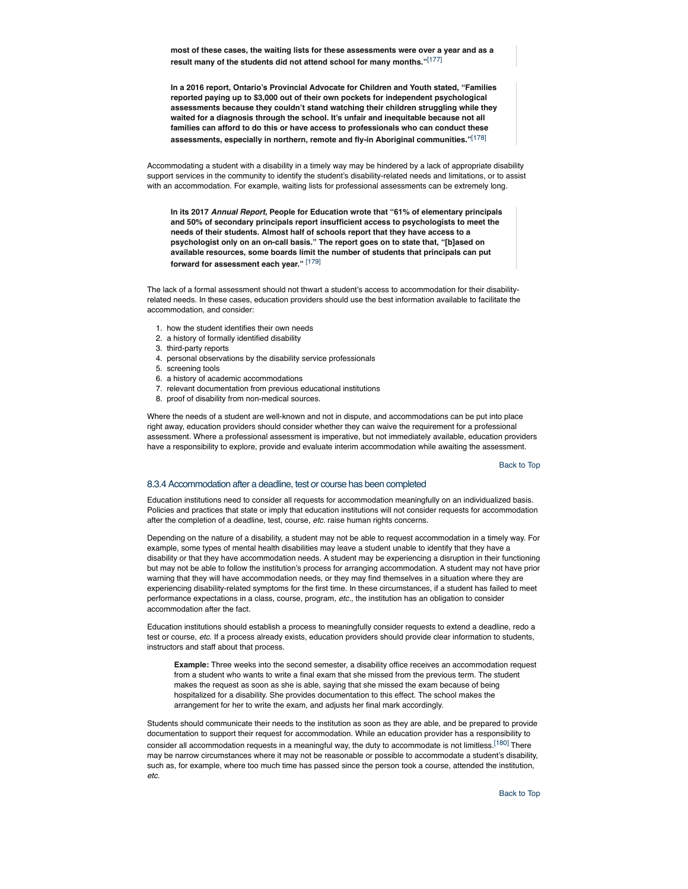**most of these cases, the waiting lists for these assessments were over a year and as a result many of the students did not attend school for many months."[177]**

**In a 2016 report, Ontario's Provincial Advocate for Children and Youth stated, "Families reported paying up to $3,000 out of their own pockets for independent psychological assessments because they couldn't stand watching their children struggling while they waited for a diagnosis through the school. It's unfair and inequitable because not all families can afford to do this or have access to professionals who can conduct these assessments, especially in northern, remote and fly-in Aboriginal communities."[178]**

Accommodating a student with a disability in a timely way may be hindered by a lack of appropriate disability support services in the community to identify the student's disability-related needs and limitations, or to assist with an accommodation. For example, waiting lists for professional assessments can be extremely long.

**In its 2017 *Annual Report*, People for Education wrote that "61% of elementary principals and 50% of secondary principals report insufficient access to psychologists to meet the needs of their students. Almost half of schools report that they have access to a psychologist only on an on-call basis." The report goes on to state that, "[b]ased on available resources, some boards limit the number of students that principals can put forward for assessment each year." [179]**

The lack of a formal assessment should not thwart a student's access to accommodation for their disability-related needs. In these cases, education providers should use the best information available to facilitate the accommodation, and consider:

1. how the student identifies their own needs
2. a history of formally identified disability
3. third-party reports
4. personal observations by the disability service professionals
5. screening tools
6. a history of academic accommodations
7. relevant documentation from previous educational institutions
8. proof of disability from non-medical sources.

Where the needs of a student are well-known and not in dispute, and accommodations can be put into place right away, education providers should consider whether they can waive the requirement for a professional assessment. Where a professional assessment is imperative, but not immediately available, education providers have a responsibility to explore, provide and evaluate interim accommodation while awaiting the assessment.

Back to Top

### 8.3.4 Accommodation after a deadline, test or course has been completed

Education institutions need to consider all requests for accommodation meaningfully on an individualized basis. Policies and practices that state or imply that education institutions will not consider requests for accommodation after the completion of a deadline, test, course, *etc.* raise human rights concerns.

Depending on the nature of a disability, a student may not be able to request accommodation in a timely way. For example, some types of mental health disabilities may leave a student unable to identify that they have a disability or that they have accommodation needs. A student may be experiencing a disruption in their functioning but may not be able to follow the institution's process for arranging accommodation. A student may not have prior warning that they will have accommodation needs, or they may find themselves in a situation where they are experiencing disability-related symptoms for the first time. In these circumstances, if a student has failed to meet performance expectations in a class, course, program, *etc.*, the institution has an obligation to consider accommodation after the fact.

Education institutions should establish a process to meaningfully consider requests to extend a deadline, redo a test or course, *etc.* If a process already exists, education providers should provide clear information to students, instructors and staff about that process.

> **Example:** Three weeks into the second semester, a disability office receives an accommodation request from a student who wants to write a final exam that she missed from the previous term. The student makes the request as soon as she is able, saying that she missed the exam because of being hospitalized for a disability. She provides documentation to this effect. The school makes the arrangement for her to write the exam, and adjusts her final mark accordingly.

Students should communicate their needs to the institution as soon as they are able, and be prepared to provide documentation to support their request for accommodation. While an education provider has a responsibility to consider all accommodation requests in a meaningful way, the duty to accommodate is not limitless.[180] There may be narrow circumstances where it may not be reasonable or possible to accommodate a student's disability, such as, for example, where too much time has passed since the person took a course, attended the institution, *etc.*

Back to Top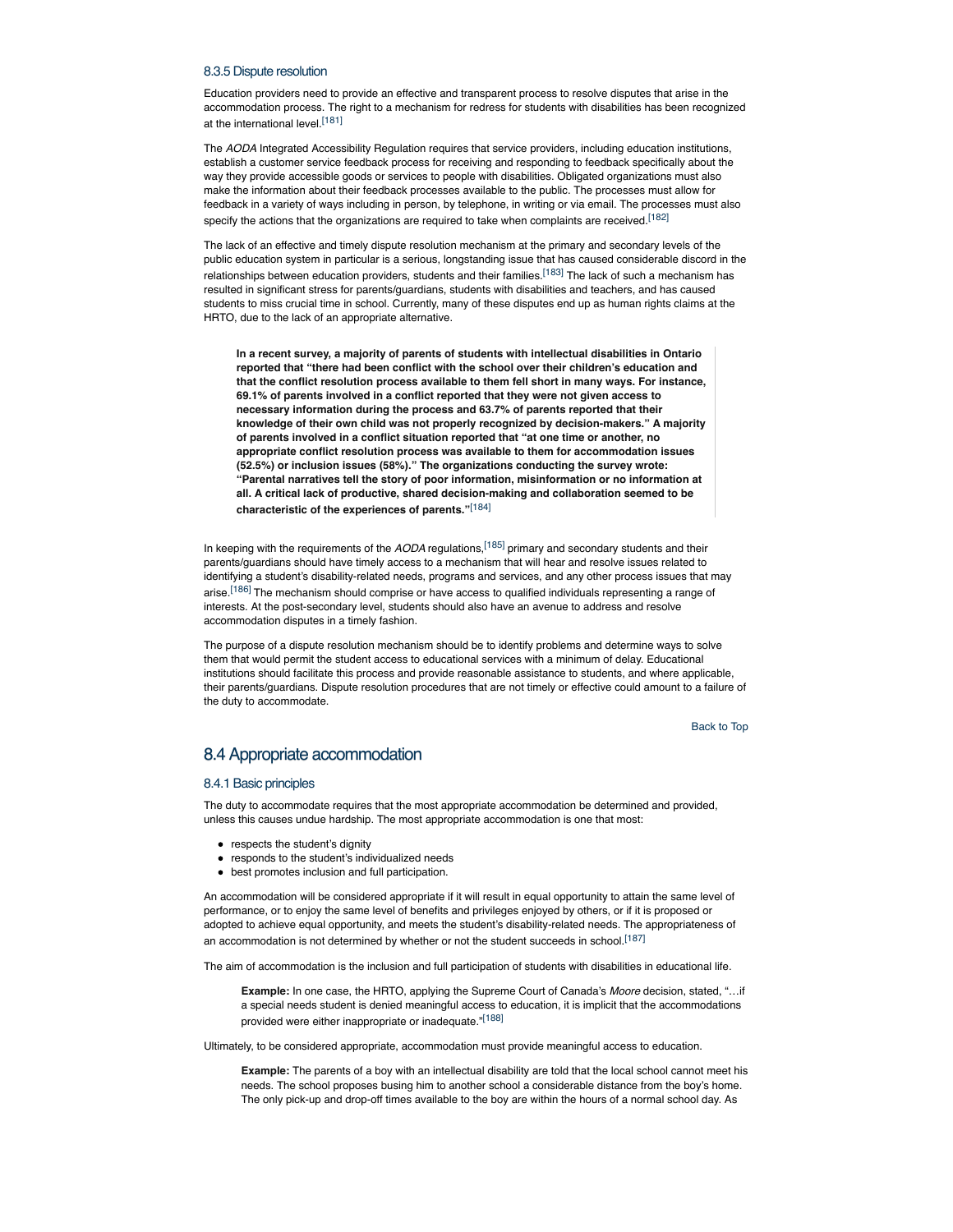### 8.3.5 Dispute resolution

Education providers need to provide an effective and transparent process to resolve disputes that arise in the accommodation process. The right to a mechanism for redress for students with disabilities has been recognized at the international level.[181]

The *AODA* Integrated Accessibility Regulation requires that service providers, including education institutions, establish a customer service feedback process for receiving and responding to feedback specifically about the way they provide accessible goods or services to people with disabilities. Obligated organizations must also make the information about their feedback processes available to the public. The processes must allow for feedback in a variety of ways including in person, by telephone, in writing or via email. The processes must also specify the actions that the organizations are required to take when complaints are received.[182]

The lack of an effective and timely dispute resolution mechanism at the primary and secondary levels of the public education system in particular is a serious, longstanding issue that has caused considerable discord in the relationships between education providers, students and their families.[183] The lack of such a mechanism has resulted in significant stress for parents/guardians, students with disabilities and teachers, and has caused students to miss crucial time in school. Currently, many of these disputes end up as human rights claims at the HRTO, due to the lack of an appropriate alternative.

> **In a recent survey, a majority of parents of students with intellectual disabilities in Ontario reported that "there had been conflict with the school over their children's education and that the conflict resolution process available to them fell short in many ways. For instance, 69.1% of parents involved in a conflict reported that they were not given access to necessary information during the process and 63.7% of parents reported that their knowledge of their own child was not properly recognized by decision-makers." A majority of parents involved in a conflict situation reported that "at one time or another, no appropriate conflict resolution process was available to them for accommodation issues (52.5%) or inclusion issues (58%)." The organizations conducting the survey wrote: "Parental narratives tell the story of poor information, misinformation or no information at all. A critical lack of productive, shared decision-making and collaboration seemed to be characteristic of the experiences of parents."**[184]

In keeping with the requirements of the *AODA* regulations,[185] primary and secondary students and their parents/guardians should have timely access to a mechanism that will hear and resolve issues related to identifying a student's disability-related needs, programs and services, and any other process issues that may arise.[186] The mechanism should comprise or have access to qualified individuals representing a range of interests. At the post-secondary level, students should also have an avenue to address and resolve accommodation disputes in a timely fashion.

The purpose of a dispute resolution mechanism should be to identify problems and determine ways to solve them that would permit the student access to educational services with a minimum of delay. Educational institutions should facilitate this process and provide reasonable assistance to students, and where applicable, their parents/guardians. Dispute resolution procedures that are not timely or effective could amount to a failure of the duty to accommodate.

Back to Top

## 8.4 Appropriate accommodation

### 8.4.1 Basic principles

The duty to accommodate requires that the most appropriate accommodation be determined and provided, unless this causes undue hardship. The most appropriate accommodation is one that most:

- respects the student's dignity
- responds to the student's individualized needs
- best promotes inclusion and full participation.

An accommodation will be considered appropriate if it will result in equal opportunity to attain the same level of performance, or to enjoy the same level of benefits and privileges enjoyed by others, or if it is proposed or adopted to achieve equal opportunity, and meets the student's disability-related needs. The appropriateness of an accommodation is not determined by whether or not the student succeeds in school.[187]

The aim of accommodation is the inclusion and full participation of students with disabilities in educational life.

> **Example:** In one case, the HRTO, applying the Supreme Court of Canada's *Moore* decision, stated, "…if a special needs student is denied meaningful access to education, it is implicit that the accommodations provided were either inappropriate or inadequate."[188]

Ultimately, to be considered appropriate, accommodation must provide meaningful access to education.

> **Example:** The parents of a boy with an intellectual disability are told that the local school cannot meet his needs. The school proposes busing him to another school a considerable distance from the boy's home. The only pick-up and drop-off times available to the boy are within the hours of a normal school day. As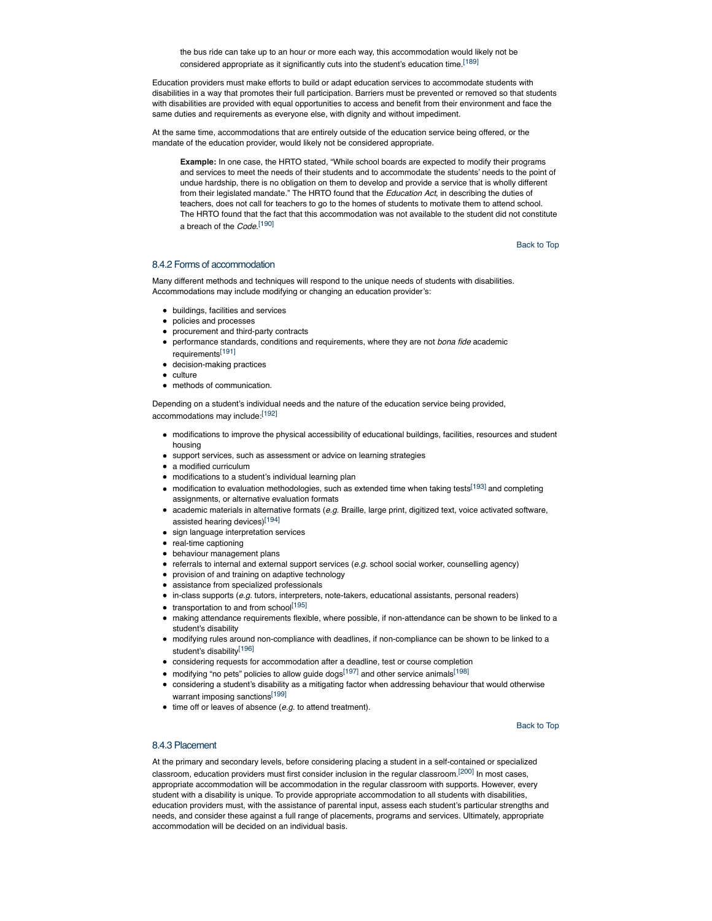the bus ride can take up to an hour or more each way, this accommodation would likely not be considered appropriate as it significantly cuts into the student's education time.[189]

Education providers must make efforts to build or adapt education services to accommodate students with disabilities in a way that promotes their full participation. Barriers must be prevented or removed so that students with disabilities are provided with equal opportunities to access and benefit from their environment and face the same duties and requirements as everyone else, with dignity and without impediment.

At the same time, accommodations that are entirely outside of the education service being offered, or the mandate of the education provider, would likely not be considered appropriate.

> **Example:** In one case, the HRTO stated, "While school boards are expected to modify their programs and services to meet the needs of their students and to accommodate the students' needs to the point of undue hardship, there is no obligation on them to develop and provide a service that is wholly different from their legislated mandate." The HRTO found that the *Education Act,* in describing the duties of teachers, does not call for teachers to go to the homes of students to motivate them to attend school. The HRTO found that the fact that this accommodation was not available to the student did not constitute a breach of the *Code*.[190]

Back to Top

### 8.4.2 Forms of accommodation

Many different methods and techniques will respond to the unique needs of students with disabilities. Accommodations may include modifying or changing an education provider's:

- buildings, facilities and services
- policies and processes
- procurement and third-party contracts
- performance standards, conditions and requirements, where they are not *bona fide* academic requirements[191]
- decision-making practices
- culture
- methods of communication.

Depending on a student's individual needs and the nature of the education service being provided, accommodations may include:[192]

- modifications to improve the physical accessibility of educational buildings, facilities, resources and student housing
- support services, such as assessment or advice on learning strategies
- a modified curriculum
- modifications to a student's individual learning plan
- modification to evaluation methodologies, such as extended time when taking tests[193] and completing assignments, or alternative evaluation formats
- academic materials in alternative formats (*e.g.* Braille, large print, digitized text, voice activated software, assisted hearing devices)[194]
- sign language interpretation services
- real-time captioning
- behaviour management plans
- referrals to internal and external support services (*e.g.* school social worker, counselling agency)
- provision of and training on adaptive technology
- assistance from specialized professionals
- in-class supports (*e.g.* tutors, interpreters, note-takers, educational assistants, personal readers)
- transportation to and from school[195]
- making attendance requirements flexible, where possible, if non-attendance can be shown to be linked to a student's disability
- modifying rules around non-compliance with deadlines, if non-compliance can be shown to be linked to a student's disability[196]
- considering requests for accommodation after a deadline, test or course completion
- modifying "no pets" policies to allow guide dogs[197] and other service animals[198]
- considering a student's disability as a mitigating factor when addressing behaviour that would otherwise warrant imposing sanctions[199]
- time off or leaves of absence (*e.g.* to attend treatment).

Back to Top

### 8.4.3 Placement

At the primary and secondary levels, before considering placing a student in a self-contained or specialized classroom, education providers must first consider inclusion in the regular classroom.[200] In most cases, appropriate accommodation will be accommodation in the regular classroom with supports. However, every student with a disability is unique. To provide appropriate accommodation to all students with disabilities, education providers must, with the assistance of parental input, assess each student's particular strengths and needs, and consider these against a full range of placements, programs and services. Ultimately, appropriate accommodation will be decided on an individual basis.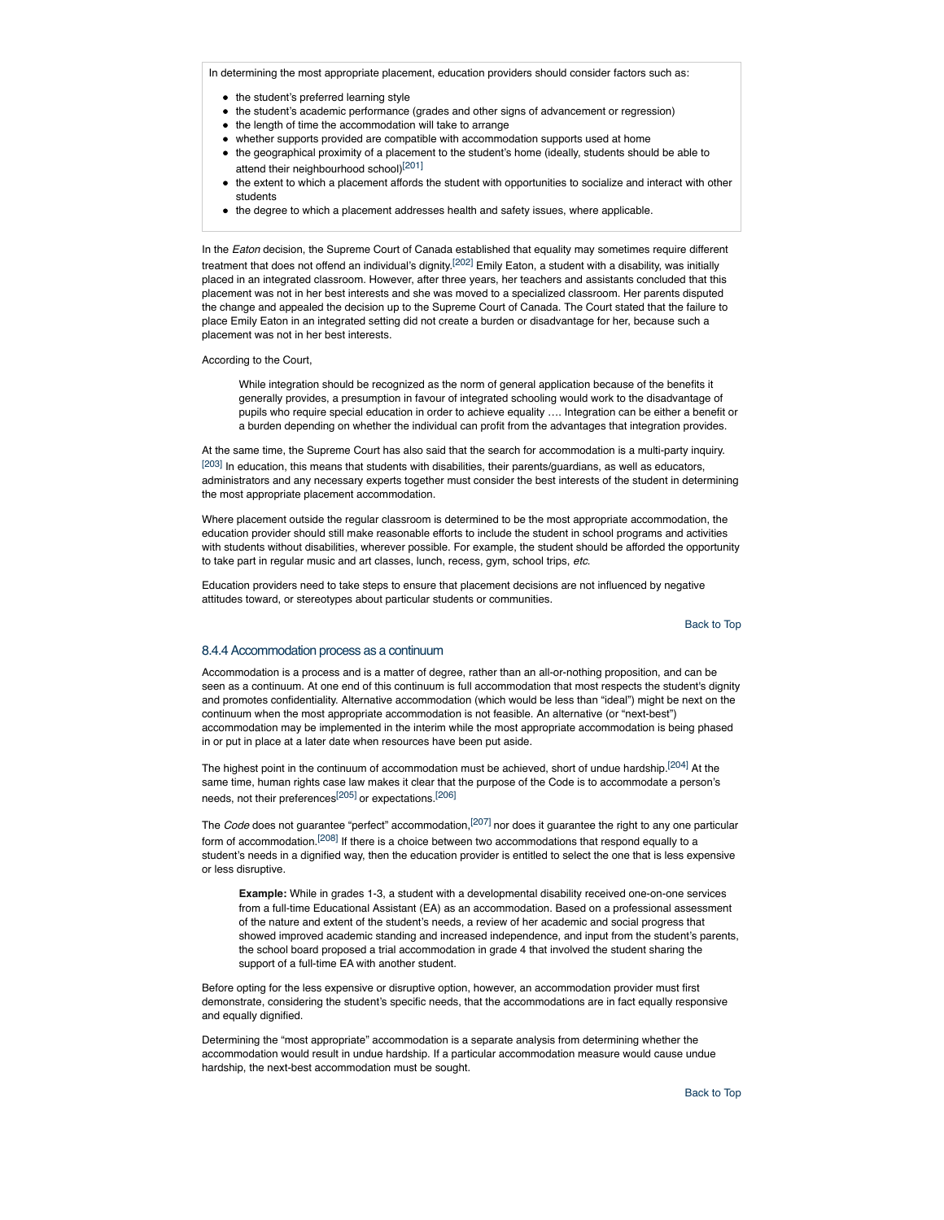In determining the most appropriate placement, education providers should consider factors such as:

- the student's preferred learning style
- the student's academic performance (grades and other signs of advancement or regression)
- the length of time the accommodation will take to arrange
- whether supports provided are compatible with accommodation supports used at home
- the geographical proximity of a placement to the student's home (ideally, students should be able to attend their neighbourhood school)[201]
- the extent to which a placement affords the student with opportunities to socialize and interact with other students
- the degree to which a placement addresses health and safety issues, where applicable.

In the *Eaton* decision, the Supreme Court of Canada established that equality may sometimes require different treatment that does not offend an individual's dignity.[202] Emily Eaton, a student with a disability, was initially placed in an integrated classroom. However, after three years, her teachers and assistants concluded that this placement was not in her best interests and she was moved to a specialized classroom. Her parents disputed the change and appealed the decision up to the Supreme Court of Canada. The Court stated that the failure to place Emily Eaton in an integrated setting did not create a burden or disadvantage for her, because such a placement was not in her best interests.

According to the Court,

> While integration should be recognized as the norm of general application because of the benefits it generally provides, a presumption in favour of integrated schooling would work to the disadvantage of pupils who require special education in order to achieve equality …. Integration can be either a benefit or a burden depending on whether the individual can profit from the advantages that integration provides.

At the same time, the Supreme Court has also said that the search for accommodation is a multi-party inquiry.[203] In education, this means that students with disabilities, their parents/guardians, as well as educators, administrators and any necessary experts together must consider the best interests of the student in determining the most appropriate placement accommodation.

Where placement outside the regular classroom is determined to be the most appropriate accommodation, the education provider should still make reasonable efforts to include the student in school programs and activities with students without disabilities, wherever possible. For example, the student should be afforded the opportunity to take part in regular music and art classes, lunch, recess, gym, school trips, *etc.*

Education providers need to take steps to ensure that placement decisions are not influenced by negative attitudes toward, or stereotypes about particular students or communities.

Back to Top

### 8.4.4 Accommodation process as a continuum

Accommodation is a process and is a matter of degree, rather than an all-or-nothing proposition, and can be seen as a continuum. At one end of this continuum is full accommodation that most respects the student's dignity and promotes confidentiality. Alternative accommodation (which would be less than "ideal") might be next on the continuum when the most appropriate accommodation is not feasible. An alternative (or "next-best") accommodation may be implemented in the interim while the most appropriate accommodation is being phased in or put in place at a later date when resources have been put aside.

The highest point in the continuum of accommodation must be achieved, short of undue hardship.[204] At the same time, human rights case law makes it clear that the purpose of the Code is to accommodate a person's needs, not their preferences[205] or expectations.[206]

The *Code* does not guarantee "perfect" accommodation,[207] nor does it guarantee the right to any one particular form of accommodation.[208] If there is a choice between two accommodations that respond equally to a student's needs in a dignified way, then the education provider is entitled to select the one that is less expensive or less disruptive.

> **Example:** While in grades 1-3, a student with a developmental disability received one-on-one services from a full-time Educational Assistant (EA) as an accommodation. Based on a professional assessment of the nature and extent of the student's needs, a review of her academic and social progress that showed improved academic standing and increased independence, and input from the student's parents, the school board proposed a trial accommodation in grade 4 that involved the student sharing the support of a full-time EA with another student.

Before opting for the less expensive or disruptive option, however, an accommodation provider must first demonstrate, considering the student's specific needs, that the accommodations are in fact equally responsive and equally dignified.

Determining the "most appropriate" accommodation is a separate analysis from determining whether the accommodation would result in undue hardship. If a particular accommodation measure would cause undue hardship, the next-best accommodation must be sought.

Back to Top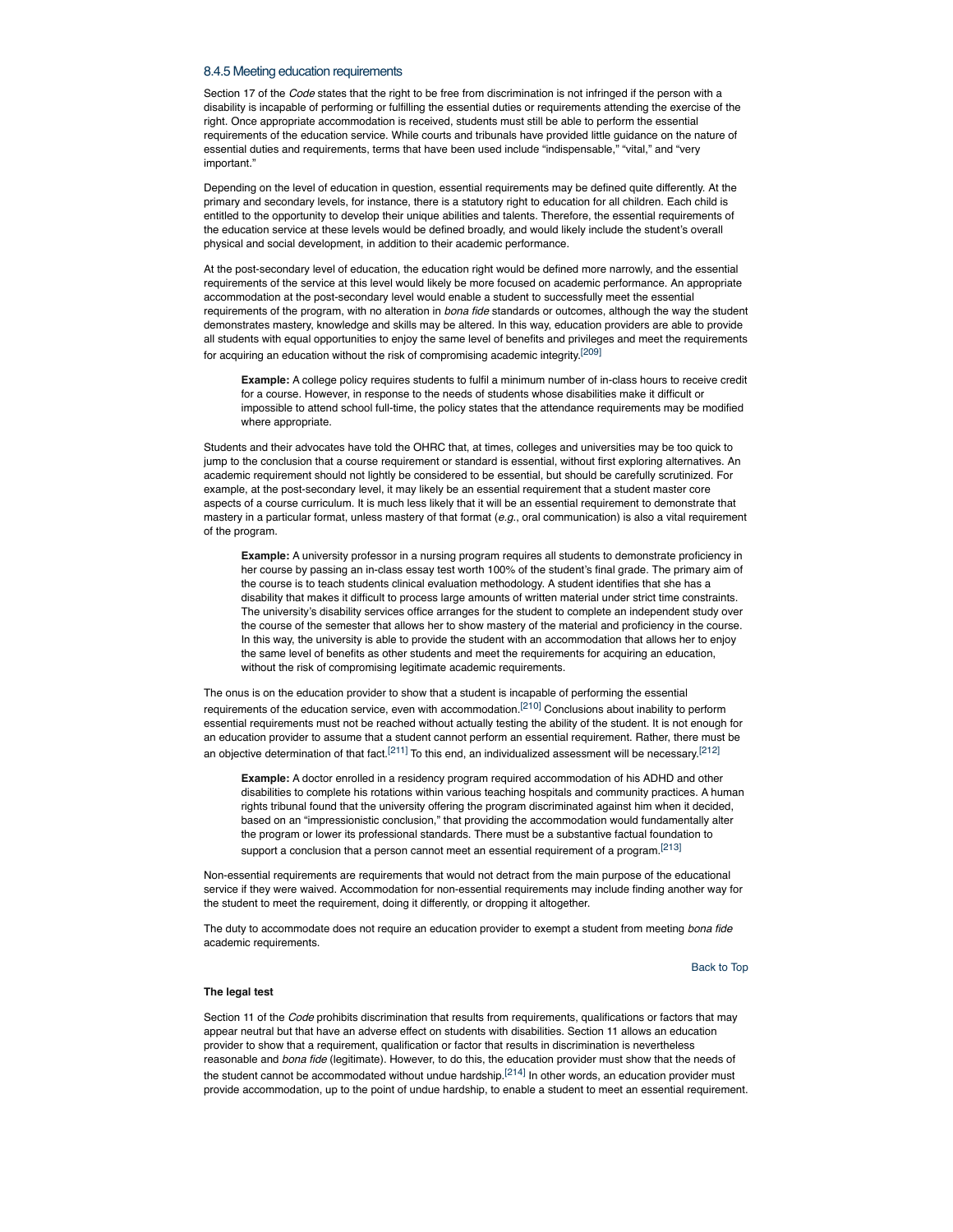### 8.4.5 Meeting education requirements

Section 17 of the *Code* states that the right to be free from discrimination is not infringed if the person with a disability is incapable of performing or fulfilling the essential duties or requirements attending the exercise of the right. Once appropriate accommodation is received, students must still be able to perform the essential requirements of the education service. While courts and tribunals have provided little guidance on the nature of essential duties and requirements, terms that have been used include "indispensable," "vital," and "very important."

Depending on the level of education in question, essential requirements may be defined quite differently. At the primary and secondary levels, for instance, there is a statutory right to education for all children. Each child is entitled to the opportunity to develop their unique abilities and talents. Therefore, the essential requirements of the education service at these levels would be defined broadly, and would likely include the student's overall physical and social development, in addition to their academic performance.

At the post-secondary level of education, the education right would be defined more narrowly, and the essential requirements of the service at this level would likely be more focused on academic performance. An appropriate accommodation at the post-secondary level would enable a student to successfully meet the essential requirements of the program, with no alteration in *bona fide* standards or outcomes, although the way the student demonstrates mastery, knowledge and skills may be altered. In this way, education providers are able to provide all students with equal opportunities to enjoy the same level of benefits and privileges and meet the requirements for acquiring an education without the risk of compromising academic integrity.[209]

> **Example:** A college policy requires students to fulfil a minimum number of in-class hours to receive credit for a course. However, in response to the needs of students whose disabilities make it difficult or impossible to attend school full-time, the policy states that the attendance requirements may be modified where appropriate.

Students and their advocates have told the OHRC that, at times, colleges and universities may be too quick to jump to the conclusion that a course requirement or standard is essential, without first exploring alternatives. An academic requirement should not lightly be considered to be essential, but should be carefully scrutinized. For example, at the post-secondary level, it may likely be an essential requirement that a student master core aspects of a course curriculum. It is much less likely that it will be an essential requirement to demonstrate that mastery in a particular format, unless mastery of that format (*e.g.*, oral communication) is also a vital requirement of the program.

> **Example:** A university professor in a nursing program requires all students to demonstrate proficiency in her course by passing an in-class essay test worth 100% of the student's final grade. The primary aim of the course is to teach students clinical evaluation methodology. A student identifies that she has a disability that makes it difficult to process large amounts of written material under strict time constraints. The university's disability services office arranges for the student to complete an independent study over the course of the semester that allows her to show mastery of the material and proficiency in the course. In this way, the university is able to provide the student with an accommodation that allows her to enjoy the same level of benefits as other students and meet the requirements for acquiring an education, without the risk of compromising legitimate academic requirements.

The onus is on the education provider to show that a student is incapable of performing the essential requirements of the education service, even with accommodation.[210] Conclusions about inability to perform essential requirements must not be reached without actually testing the ability of the student. It is not enough for an education provider to assume that a student cannot perform an essential requirement. Rather, there must be an objective determination of that fact.[211] To this end, an individualized assessment will be necessary.[212]

> **Example:** A doctor enrolled in a residency program required accommodation of his ADHD and other disabilities to complete his rotations within various teaching hospitals and community practices. A human rights tribunal found that the university offering the program discriminated against him when it decided, based on an "impressionistic conclusion," that providing the accommodation would fundamentally alter the program or lower its professional standards. There must be a substantive factual foundation to support a conclusion that a person cannot meet an essential requirement of a program.[213]

Non-essential requirements are requirements that would not detract from the main purpose of the educational service if they were waived. Accommodation for non-essential requirements may include finding another way for the student to meet the requirement, doing it differently, or dropping it altogether.

The duty to accommodate does not require an education provider to exempt a student from meeting *bona fide* academic requirements.

Back to Top

**The legal test**

Section 11 of the *Code* prohibits discrimination that results from requirements, qualifications or factors that may appear neutral but that have an adverse effect on students with disabilities. Section 11 allows an education provider to show that a requirement, qualification or factor that results in discrimination is nevertheless reasonable and *bona fide* (legitimate). However, to do this, the education provider must show that the needs of the student cannot be accommodated without undue hardship.[214] In other words, an education provider must provide accommodation, up to the point of undue hardship, to enable a student to meet an essential requirement.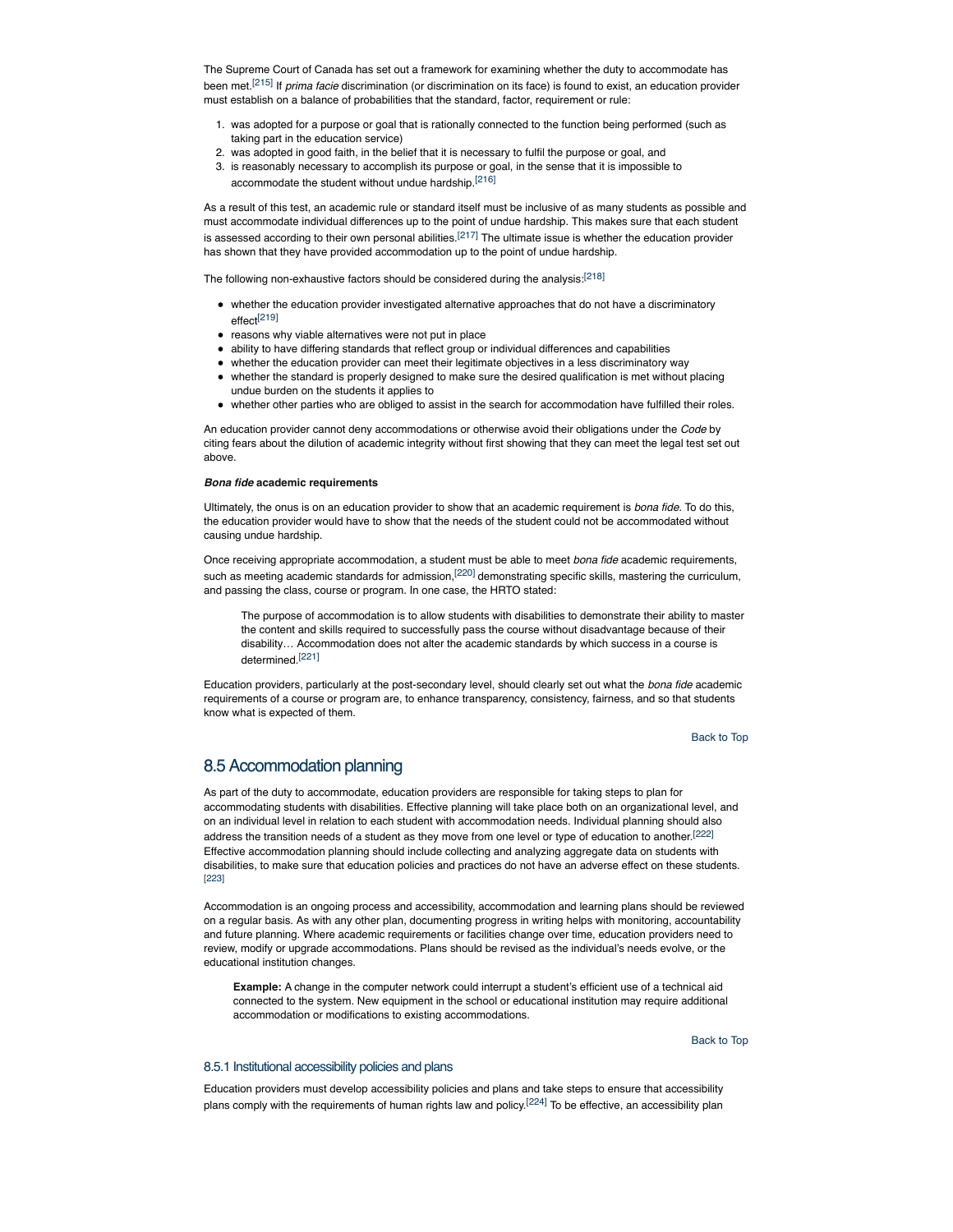The Supreme Court of Canada has set out a framework for examining whether the duty to accommodate has been met.[215] If *prima facie* discrimination (or discrimination on its face) is found to exist, an education provider must establish on a balance of probabilities that the standard, factor, requirement or rule:

1. was adopted for a purpose or goal that is rationally connected to the function being performed (such as taking part in the education service)
2. was adopted in good faith, in the belief that it is necessary to fulfil the purpose or goal, and
3. is reasonably necessary to accomplish its purpose or goal, in the sense that it is impossible to accommodate the student without undue hardship.[216]

As a result of this test, an academic rule or standard itself must be inclusive of as many students as possible and must accommodate individual differences up to the point of undue hardship. This makes sure that each student is assessed according to their own personal abilities.[217] The ultimate issue is whether the education provider has shown that they have provided accommodation up to the point of undue hardship.

The following non-exhaustive factors should be considered during the analysis:[218]

- whether the education provider investigated alternative approaches that do not have a discriminatory effect[219]
- reasons why viable alternatives were not put in place
- ability to have differing standards that reflect group or individual differences and capabilities
- whether the education provider can meet their legitimate objectives in a less discriminatory way
- whether the standard is properly designed to make sure the desired qualification is met without placing undue burden on the students it applies to
- whether other parties who are obliged to assist in the search for accommodation have fulfilled their roles.

An education provider cannot deny accommodations or otherwise avoid their obligations under the *Code* by citing fears about the dilution of academic integrity without first showing that they can meet the legal test set out above.

***Bona fide* academic requirements**

Ultimately, the onus is on an education provider to show that an academic requirement is *bona fide*. To do this, the education provider would have to show that the needs of the student could not be accommodated without causing undue hardship.

Once receiving appropriate accommodation, a student must be able to meet *bona fide* academic requirements, such as meeting academic standards for admission,[220] demonstrating specific skills, mastering the curriculum, and passing the class, course or program. In one case, the HRTO stated:

> The purpose of accommodation is to allow students with disabilities to demonstrate their ability to master the content and skills required to successfully pass the course without disadvantage because of their disability… Accommodation does not alter the academic standards by which success in a course is determined.[221]

Education providers, particularly at the post-secondary level, should clearly set out what the *bona fide* academic requirements of a course or program are, to enhance transparency, consistency, fairness, and so that students know what is expected of them.

Back to Top

## 8.5 Accommodation planning

As part of the duty to accommodate, education providers are responsible for taking steps to plan for accommodating students with disabilities. Effective planning will take place both on an organizational level, and on an individual level in relation to each student with accommodation needs. Individual planning should also address the transition needs of a student as they move from one level or type of education to another.[222] Effective accommodation planning should include collecting and analyzing aggregate data on students with disabilities, to make sure that education policies and practices do not have an adverse effect on these students.[223]

Accommodation is an ongoing process and accessibility, accommodation and learning plans should be reviewed on a regular basis. As with any other plan, documenting progress in writing helps with monitoring, accountability and future planning. Where academic requirements or facilities change over time, education providers need to review, modify or upgrade accommodations. Plans should be revised as the individual's needs evolve, or the educational institution changes.

> **Example:** A change in the computer network could interrupt a student's efficient use of a technical aid connected to the system. New equipment in the school or educational institution may require additional accommodation or modifications to existing accommodations.

Back to Top

### 8.5.1 Institutional accessibility policies and plans

Education providers must develop accessibility policies and plans and take steps to ensure that accessibility plans comply with the requirements of human rights law and policy.[224] To be effective, an accessibility plan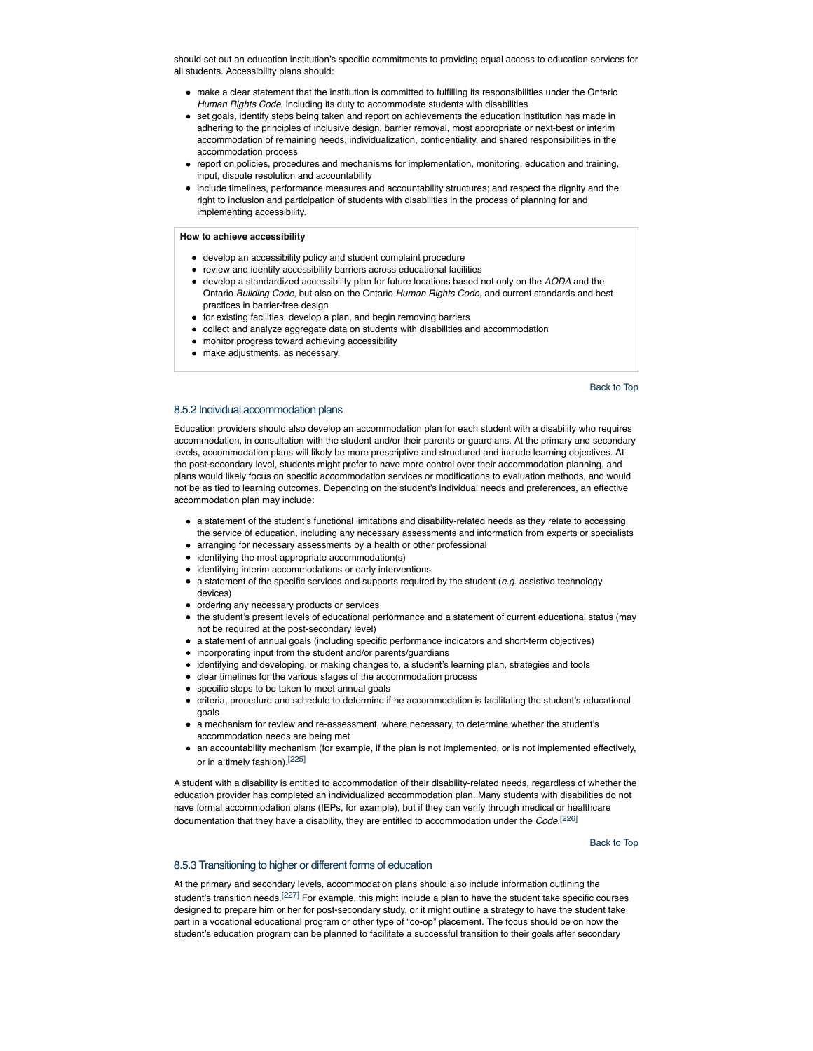should set out an education institution's specific commitments to providing equal access to education services for all students. Accessibility plans should:

- make a clear statement that the institution is committed to fulfilling its responsibilities under the Ontario *Human Rights Code*, including its duty to accommodate students with disabilities
- set goals, identify steps being taken and report on achievements the education institution has made in adhering to the principles of inclusive design, barrier removal, most appropriate or next-best or interim accommodation of remaining needs, individualization, confidentiality, and shared responsibilities in the accommodation process
- report on policies, procedures and mechanisms for implementation, monitoring, education and training, input, dispute resolution and accountability
- include timelines, performance measures and accountability structures; and respect the dignity and the right to inclusion and participation of students with disabilities in the process of planning for and implementing accessibility.

**How to achieve accessibility**

- develop an accessibility policy and student complaint procedure
- review and identify accessibility barriers across educational facilities
- develop a standardized accessibility plan for future locations based not only on the *AODA* and the Ontario *Building Code*, but also on the Ontario *Human Rights Code*, and current standards and best practices in barrier-free design
- for existing facilities, develop a plan, and begin removing barriers
- collect and analyze aggregate data on students with disabilities and accommodation
- monitor progress toward achieving accessibility
- make adjustments, as necessary.

Back to Top

### 8.5.2 Individual accommodation plans

Education providers should also develop an accommodation plan for each student with a disability who requires accommodation, in consultation with the student and/or their parents or guardians. At the primary and secondary levels, accommodation plans will likely be more prescriptive and structured and include learning objectives. At the post-secondary level, students might prefer to have more control over their accommodation planning, and plans would likely focus on specific accommodation services or modifications to evaluation methods, and would not be as tied to learning outcomes. Depending on the student's individual needs and preferences, an effective accommodation plan may include:

- a statement of the student's functional limitations and disability-related needs as they relate to accessing the service of education, including any necessary assessments and information from experts or specialists
- arranging for necessary assessments by a health or other professional
- identifying the most appropriate accommodation(s)
- identifying interim accommodations or early interventions
- a statement of the specific services and supports required by the student (*e.g.* assistive technology devices)
- ordering any necessary products or services
- the student's present levels of educational performance and a statement of current educational status (may not be required at the post-secondary level)
- a statement of annual goals (including specific performance indicators and short-term objectives)
- incorporating input from the student and/or parents/guardians
- identifying and developing, or making changes to, a student's learning plan, strategies and tools
- clear timelines for the various stages of the accommodation process
- specific steps to be taken to meet annual goals
- criteria, procedure and schedule to determine if he accommodation is facilitating the student's educational goals
- a mechanism for review and re-assessment, where necessary, to determine whether the student's accommodation needs are being met
- an accountability mechanism (for example, if the plan is not implemented, or is not implemented effectively, or in a timely fashion).[225]

A student with a disability is entitled to accommodation of their disability-related needs, regardless of whether the education provider has completed an individualized accommodation plan. Many students with disabilities do not have formal accommodation plans (IEPs, for example), but if they can verify through medical or healthcare documentation that they have a disability, they are entitled to accommodation under the *Code*.[226]

Back to Top

### 8.5.3 Transitioning to higher or different forms of education

At the primary and secondary levels, accommodation plans should also include information outlining the student's transition needs.[227] For example, this might include a plan to have the student take specific courses designed to prepare him or her for post-secondary study, or it might outline a strategy to have the student take part in a vocational educational program or other type of "co-op" placement. The focus should be on how the student's education program can be planned to facilitate a successful transition to their goals after secondary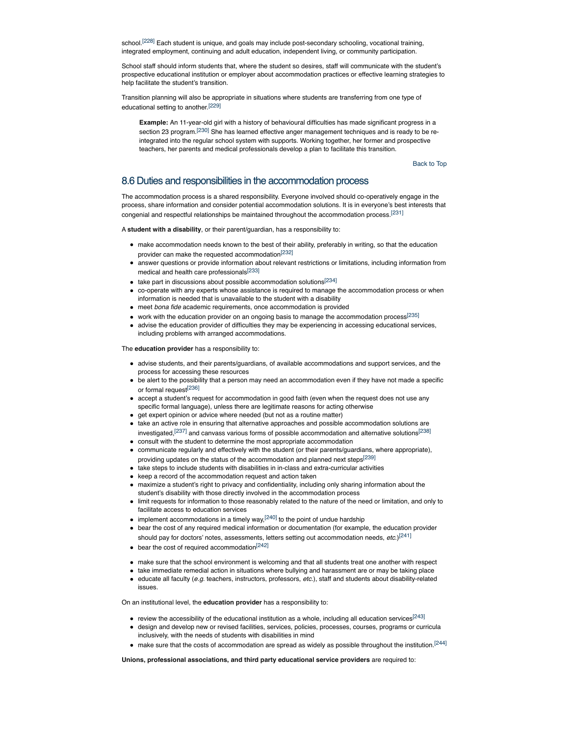school.[228] Each student is unique, and goals may include post-secondary schooling, vocational training, integrated employment, continuing and adult education, independent living, or community participation.

School staff should inform students that, where the student so desires, staff will communicate with the student's prospective educational institution or employer about accommodation practices or effective learning strategies to help facilitate the student's transition.

Transition planning will also be appropriate in situations where students are transferring from one type of educational setting to another.[229]

> **Example:** An 11-year-old girl with a history of behavioural difficulties has made significant progress in a section 23 program.[230] She has learned effective anger management techniques and is ready to be re-integrated into the regular school system with supports. Working together, her former and prospective teachers, her parents and medical professionals develop a plan to facilitate this transition.

Back to Top

## 8.6 Duties and responsibilities in the accommodation process

The accommodation process is a shared responsibility. Everyone involved should co-operatively engage in the process, share information and consider potential accommodation solutions. It is in everyone's best interests that congenial and respectful relationships be maintained throughout the accommodation process.[231]

A **student with a disability**, or their parent/guardian, has a responsibility to:

- make accommodation needs known to the best of their ability, preferably in writing, so that the education provider can make the requested accommodation[232]
- answer questions or provide information about relevant restrictions or limitations, including information from medical and health care professionals[233]
- take part in discussions about possible accommodation solutions[234]
- co-operate with any experts whose assistance is required to manage the accommodation process or when information is needed that is unavailable to the student with a disability
- meet *bona fide* academic requirements, once accommodation is provided
- work with the education provider on an ongoing basis to manage the accommodation process[235]
- advise the education provider of difficulties they may be experiencing in accessing educational services, including problems with arranged accommodations.

The **education provider** has a responsibility to:

- advise students, and their parents/guardians, of available accommodations and support services, and the process for accessing these resources
- be alert to the possibility that a person may need an accommodation even if they have not made a specific or formal request[236]
- accept a student's request for accommodation in good faith (even when the request does not use any specific formal language), unless there are legitimate reasons for acting otherwise
- get expert opinion or advice where needed (but not as a routine matter)
- take an active role in ensuring that alternative approaches and possible accommodation solutions are investigated,[237] and canvass various forms of possible accommodation and alternative solutions[238]
- consult with the student to determine the most appropriate accommodation
- communicate regularly and effectively with the student (or their parents/guardians, where appropriate), providing updates on the status of the accommodation and planned next steps[239]
- take steps to include students with disabilities in in-class and extra-curricular activities
- keep a record of the accommodation request and action taken
- maximize a student's right to privacy and confidentiality, including only sharing information about the student's disability with those directly involved in the accommodation process
- limit requests for information to those reasonably related to the nature of the need or limitation, and only to facilitate access to education services
- implement accommodations in a timely way,[240] to the point of undue hardship
- bear the cost of any required medical information or documentation (for example, the education provider should pay for doctors' notes, assessments, letters setting out accommodation needs, *etc.*)[241]
- bear the cost of required accommodation[242]
- make sure that the school environment is welcoming and that all students treat one another with respect
- take immediate remedial action in situations where bullying and harassment are or may be taking place
- educate all faculty (*e.g.* teachers, instructors, professors, *etc.*), staff and students about disability-related issues.

On an institutional level, the **education provider** has a responsibility to:

- review the accessibility of the educational institution as a whole, including all education services[243]
- design and develop new or revised facilities, services, policies, processes, courses, programs or curricula inclusively, with the needs of students with disabilities in mind
- make sure that the costs of accommodation are spread as widely as possible throughout the institution.[244]

**Unions, professional associations, and third party educational service providers** are required to: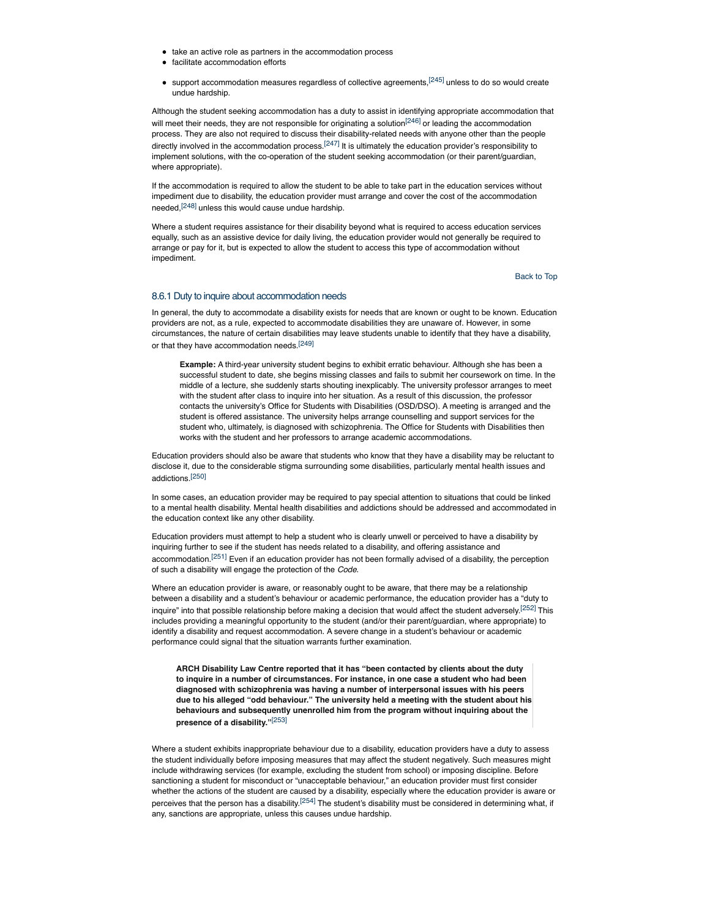- take an active role as partners in the accommodation process
- facilitate accommodation efforts
- support accommodation measures regardless of collective agreements,[245] unless to do so would create undue hardship.

Although the student seeking accommodation has a duty to assist in identifying appropriate accommodation that will meet their needs, they are not responsible for originating a solution[246] or leading the accommodation process. They are also not required to discuss their disability-related needs with anyone other than the people directly involved in the accommodation process.[247] It is ultimately the education provider's responsibility to implement solutions, with the co-operation of the student seeking accommodation (or their parent/guardian, where appropriate).

If the accommodation is required to allow the student to be able to take part in the education services without impediment due to disability, the education provider must arrange and cover the cost of the accommodation needed,[248] unless this would cause undue hardship.

Where a student requires assistance for their disability beyond what is required to access education services equally, such as an assistive device for daily living, the education provider would not generally be required to arrange or pay for it, but is expected to allow the student to access this type of accommodation without impediment.

Back to Top

### 8.6.1 Duty to inquire about accommodation needs

In general, the duty to accommodate a disability exists for needs that are known or ought to be known. Education providers are not, as a rule, expected to accommodate disabilities they are unaware of. However, in some circumstances, the nature of certain disabilities may leave students unable to identify that they have a disability, or that they have accommodation needs.[249]

> **Example:** A third-year university student begins to exhibit erratic behaviour. Although she has been a successful student to date, she begins missing classes and fails to submit her coursework on time. In the middle of a lecture, she suddenly starts shouting inexplicably. The university professor arranges to meet with the student after class to inquire into her situation. As a result of this discussion, the professor contacts the university's Office for Students with Disabilities (OSD/DSO). A meeting is arranged and the student is offered assistance. The university helps arrange counselling and support services for the student who, ultimately, is diagnosed with schizophrenia. The Office for Students with Disabilities then works with the student and her professors to arrange academic accommodations.

Education providers should also be aware that students who know that they have a disability may be reluctant to disclose it, due to the considerable stigma surrounding some disabilities, particularly mental health issues and addictions.[250]

In some cases, an education provider may be required to pay special attention to situations that could be linked to a mental health disability. Mental health disabilities and addictions should be addressed and accommodated in the education context like any other disability.

Education providers must attempt to help a student who is clearly unwell or perceived to have a disability by inquiring further to see if the student has needs related to a disability, and offering assistance and accommodation.[251] Even if an education provider has not been formally advised of a disability, the perception of such a disability will engage the protection of the *Code*.

Where an education provider is aware, or reasonably ought to be aware, that there may be a relationship between a disability and a student's behaviour or academic performance, the education provider has a "duty to inquire" into that possible relationship before making a decision that would affect the student adversely.[252] This includes providing a meaningful opportunity to the student (and/or their parent/guardian, where appropriate) to identify a disability and request accommodation. A severe change in a student's behaviour or academic performance could signal that the situation warrants further examination.

> **ARCH Disability Law Centre reported that it has "been contacted by clients about the duty to inquire in a number of circumstances. For instance, in one case a student who had been diagnosed with schizophrenia was having a number of interpersonal issues with his peers due to his alleged "odd behaviour." The university held a meeting with the student about his behaviours and subsequently unenrolled him from the program without inquiring about the presence of a disability."**[253]

Where a student exhibits inappropriate behaviour due to a disability, education providers have a duty to assess the student individually before imposing measures that may affect the student negatively. Such measures might include withdrawing services (for example, excluding the student from school) or imposing discipline. Before sanctioning a student for misconduct or "unacceptable behaviour," an education provider must first consider whether the actions of the student are caused by a disability, especially where the education provider is aware or perceives that the person has a disability.[254] The student's disability must be considered in determining what, if any, sanctions are appropriate, unless this causes undue hardship.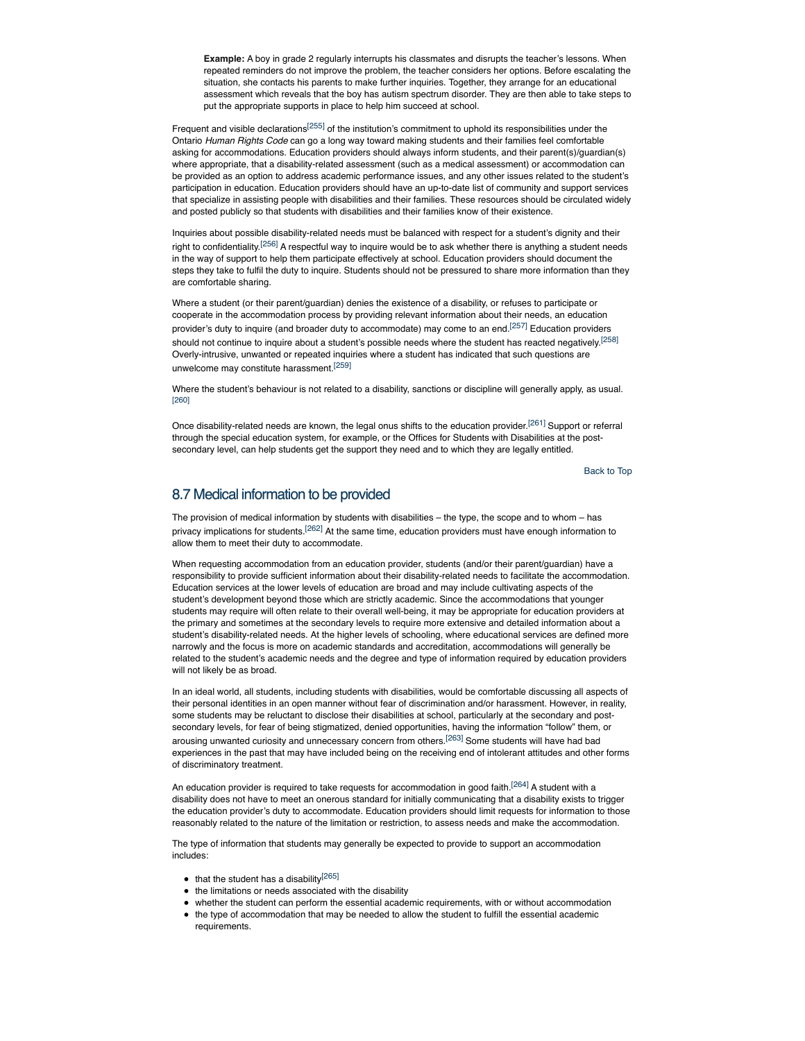> **Example:** A boy in grade 2 regularly interrupts his classmates and disrupts the teacher's lessons. When repeated reminders do not improve the problem, the teacher considers her options. Before escalating the situation, she contacts his parents to make further inquiries. Together, they arrange for an educational assessment which reveals that the boy has autism spectrum disorder. They are then able to take steps to put the appropriate supports in place to help him succeed at school.

Frequent and visible declarations[255] of the institution's commitment to uphold its responsibilities under the Ontario *Human Rights Code* can go a long way toward making students and their families feel comfortable asking for accommodations. Education providers should always inform students, and their parent(s)/guardian(s) where appropriate, that a disability-related assessment (such as a medical assessment) or accommodation can be provided as an option to address academic performance issues, and any other issues related to the student's participation in education. Education providers should have an up-to-date list of community and support services that specialize in assisting people with disabilities and their families. These resources should be circulated widely and posted publicly so that students with disabilities and their families know of their existence.

Inquiries about possible disability-related needs must be balanced with respect for a student's dignity and their right to confidentiality.[256] A respectful way to inquire would be to ask whether there is anything a student needs in the way of support to help them participate effectively at school. Education providers should document the steps they take to fulfil the duty to inquire. Students should not be pressured to share more information than they are comfortable sharing.

Where a student (or their parent/guardian) denies the existence of a disability, or refuses to participate or cooperate in the accommodation process by providing relevant information about their needs, an education provider's duty to inquire (and broader duty to accommodate) may come to an end.[257] Education providers should not continue to inquire about a student's possible needs where the student has reacted negatively.[258] Overly-intrusive, unwanted or repeated inquiries where a student has indicated that such questions are unwelcome may constitute harassment.[259]

Where the student's behaviour is not related to a disability, sanctions or discipline will generally apply, as usual. [260]

Once disability-related needs are known, the legal onus shifts to the education provider.[261] Support or referral through the special education system, for example, or the Offices for Students with Disabilities at the post-secondary level, can help students get the support they need and to which they are legally entitled.

Back to Top

## 8.7 Medical information to be provided

The provision of medical information by students with disabilities – the type, the scope and to whom – has privacy implications for students.[262] At the same time, education providers must have enough information to allow them to meet their duty to accommodate.

When requesting accommodation from an education provider, students (and/or their parent/guardian) have a responsibility to provide sufficient information about their disability-related needs to facilitate the accommodation. Education services at the lower levels of education are broad and may include cultivating aspects of the student's development beyond those which are strictly academic. Since the accommodations that younger students may require will often relate to their overall well-being, it may be appropriate for education providers at the primary and sometimes at the secondary levels to require more extensive and detailed information about a student's disability-related needs. At the higher levels of schooling, where educational services are defined more narrowly and the focus is more on academic standards and accreditation, accommodations will generally be related to the student's academic needs and the degree and type of information required by education providers will not likely be as broad.

In an ideal world, all students, including students with disabilities, would be comfortable discussing all aspects of their personal identities in an open manner without fear of discrimination and/or harassment. However, in reality, some students may be reluctant to disclose their disabilities at school, particularly at the secondary and post-secondary levels, for fear of being stigmatized, denied opportunities, having the information "follow" them, or arousing unwanted curiosity and unnecessary concern from others.[263] Some students will have had bad experiences in the past that may have included being on the receiving end of intolerant attitudes and other forms of discriminatory treatment.

An education provider is required to take requests for accommodation in good faith.[264] A student with a disability does not have to meet an onerous standard for initially communicating that a disability exists to trigger the education provider's duty to accommodate. Education providers should limit requests for information to those reasonably related to the nature of the limitation or restriction, to assess needs and make the accommodation.

The type of information that students may generally be expected to provide to support an accommodation includes:

- that the student has a disability[265]
- the limitations or needs associated with the disability
- whether the student can perform the essential academic requirements, with or without accommodation
- the type of accommodation that may be needed to allow the student to fulfill the essential academic requirements.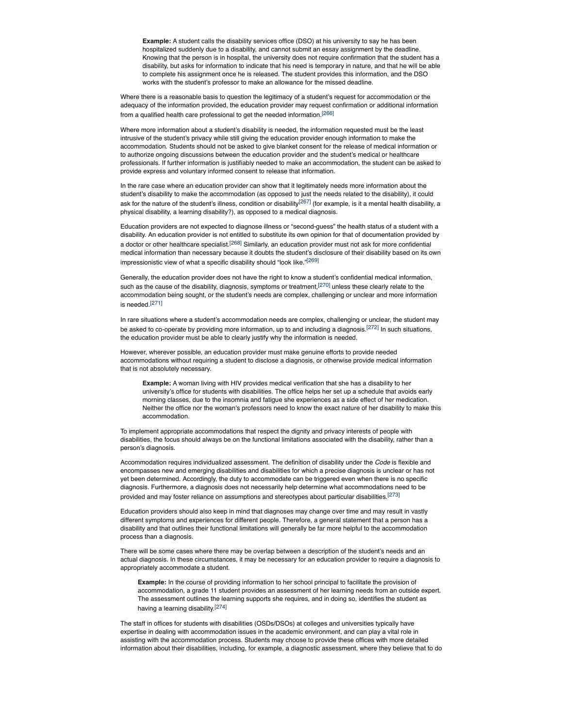> **Example:** A student calls the disability services office (DSO) at his university to say he has been hospitalized suddenly due to a disability, and cannot submit an essay assignment by the deadline. Knowing that the person is in hospital, the university does not require confirmation that the student has a disability, but asks for information to indicate that his need is temporary in nature, and that he will be able to complete his assignment once he is released. The student provides this information, and the DSO works with the student's professor to make an allowance for the missed deadline.

Where there is a reasonable basis to question the legitimacy of a student's request for accommodation or the adequacy of the information provided, the education provider may request confirmation or additional information from a qualified health care professional to get the needed information.[266]

Where more information about a student's disability is needed, the information requested must be the least intrusive of the student's privacy while still giving the education provider enough information to make the accommodation. Students should not be asked to give blanket consent for the release of medical information or to authorize ongoing discussions between the education provider and the student's medical or healthcare professionals. If further information is justifiably needed to make an accommodation, the student can be asked to provide express and voluntary informed consent to release that information.

In the rare case where an education provider can show that it legitimately needs more information about the student's disability to make the accommodation (as opposed to just the needs related to the disability), it could ask for the nature of the student's illness, condition or disability[267] (for example, is it a mental health disability, a physical disability, a learning disability?), as opposed to a medical diagnosis.

Education providers are not expected to diagnose illness or "second-guess" the health status of a student with a disability. An education provider is not entitled to substitute its own opinion for that of documentation provided by a doctor or other healthcare specialist.[268] Similarly, an education provider must not ask for more confidential medical information than necessary because it doubts the student's disclosure of their disability based on its own impressionistic view of what a specific disability should "look like."[269]

Generally, the education provider does not have the right to know a student's confidential medical information, such as the cause of the disability, diagnosis, symptoms or treatment,[270] unless these clearly relate to the accommodation being sought, or the student's needs are complex, challenging or unclear and more information is needed.[271]

In rare situations where a student's accommodation needs are complex, challenging or unclear, the student may be asked to co-operate by providing more information, up to and including a diagnosis.[272] In such situations, the education provider must be able to clearly justify why the information is needed.

However, wherever possible, an education provider must make genuine efforts to provide needed accommodations without requiring a student to disclose a diagnosis, or otherwise provide medical information that is not absolutely necessary.

> **Example:** A woman living with HIV provides medical verification that she has a disability to her university's office for students with disabilities. The office helps her set up a schedule that avoids early morning classes, due to the insomnia and fatigue she experiences as a side effect of her medication. Neither the office nor the woman's professors need to know the exact nature of her disability to make this accommodation.

To implement appropriate accommodations that respect the dignity and privacy interests of people with disabilities, the focus should always be on the functional limitations associated with the disability, rather than a person's diagnosis.

Accommodation requires individualized assessment. The definition of disability under the *Code* is flexible and encompasses new and emerging disabilities and disabilities for which a precise diagnosis is unclear or has not yet been determined. Accordingly, the duty to accommodate can be triggered even when there is no specific diagnosis. Furthermore, a diagnosis does not necessarily help determine what accommodations need to be provided and may foster reliance on assumptions and stereotypes about particular disabilities.[273]

Education providers should also keep in mind that diagnoses may change over time and may result in vastly different symptoms and experiences for different people. Therefore, a general statement that a person has a disability and that outlines their functional limitations will generally be far more helpful to the accommodation process than a diagnosis.

There will be some cases where there may be overlap between a description of the student's needs and an actual diagnosis. In these circumstances, it may be necessary for an education provider to require a diagnosis to appropriately accommodate a student.

> **Example:** In the course of providing information to her school principal to facilitate the provision of accommodation, a grade 11 student provides an assessment of her learning needs from an outside expert. The assessment outlines the learning supports she requires, and in doing so, identifies the student as having a learning disability.[274]

The staff in offices for students with disabilities (OSDs/DSOs) at colleges and universities typically have expertise in dealing with accommodation issues in the academic environment, and can play a vital role in assisting with the accommodation process. Students may choose to provide these offices with more detailed information about their disabilities, including, for example, a diagnostic assessment, where they believe that to do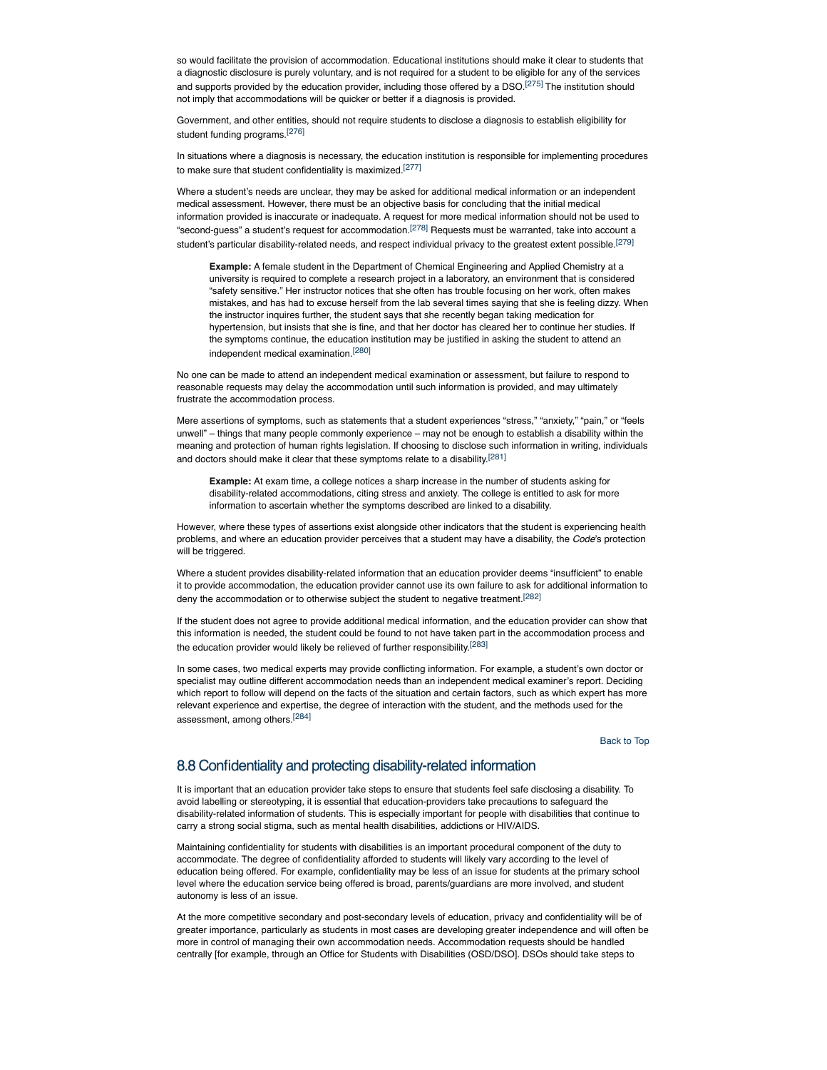so would facilitate the provision of accommodation. Educational institutions should make it clear to students that a diagnostic disclosure is purely voluntary, and is not required for a student to be eligible for any of the services and supports provided by the education provider, including those offered by a DSO.[275] The institution should not imply that accommodations will be quicker or better if a diagnosis is provided.

Government, and other entities, should not require students to disclose a diagnosis to establish eligibility for student funding programs.[276]

In situations where a diagnosis is necessary, the education institution is responsible for implementing procedures to make sure that student confidentiality is maximized.[277]

Where a student's needs are unclear, they may be asked for additional medical information or an independent medical assessment. However, there must be an objective basis for concluding that the initial medical information provided is inaccurate or inadequate. A request for more medical information should not be used to "second-guess" a student's request for accommodation.[278] Requests must be warranted, take into account a student's particular disability-related needs, and respect individual privacy to the greatest extent possible.[279]

> **Example:** A female student in the Department of Chemical Engineering and Applied Chemistry at a university is required to complete a research project in a laboratory, an environment that is considered "safety sensitive." Her instructor notices that she often has trouble focusing on her work, often makes mistakes, and has had to excuse herself from the lab several times saying that she is feeling dizzy. When the instructor inquires further, the student says that she recently began taking medication for hypertension, but insists that she is fine, and that her doctor has cleared her to continue her studies. If the symptoms continue, the education institution may be justified in asking the student to attend an independent medical examination.[280]

No one can be made to attend an independent medical examination or assessment, but failure to respond to reasonable requests may delay the accommodation until such information is provided, and may ultimately frustrate the accommodation process.

Mere assertions of symptoms, such as statements that a student experiences "stress," "anxiety," "pain," or "feels unwell" – things that many people commonly experience – may not be enough to establish a disability within the meaning and protection of human rights legislation. If choosing to disclose such information in writing, individuals and doctors should make it clear that these symptoms relate to a disability.[281]

> **Example:** At exam time, a college notices a sharp increase in the number of students asking for disability-related accommodations, citing stress and anxiety. The college is entitled to ask for more information to ascertain whether the symptoms described are linked to a disability.

However, where these types of assertions exist alongside other indicators that the student is experiencing health problems, and where an education provider perceives that a student may have a disability, the *Code*'s protection will be triggered.

Where a student provides disability-related information that an education provider deems "insufficient" to enable it to provide accommodation, the education provider cannot use its own failure to ask for additional information to deny the accommodation or to otherwise subject the student to negative treatment.[282]

If the student does not agree to provide additional medical information, and the education provider can show that this information is needed, the student could be found to not have taken part in the accommodation process and the education provider would likely be relieved of further responsibility.[283]

In some cases, two medical experts may provide conflicting information. For example, a student's own doctor or specialist may outline different accommodation needs than an independent medical examiner's report. Deciding which report to follow will depend on the facts of the situation and certain factors, such as which expert has more relevant experience and expertise, the degree of interaction with the student, and the methods used for the assessment, among others.[284]

Back to Top

## 8.8 Confidentiality and protecting disability-related information

It is important that an education provider take steps to ensure that students feel safe disclosing a disability. To avoid labelling or stereotyping, it is essential that education-providers take precautions to safeguard the disability-related information of students. This is especially important for people with disabilities that continue to carry a strong social stigma, such as mental health disabilities, addictions or HIV/AIDS.

Maintaining confidentiality for students with disabilities is an important procedural component of the duty to accommodate. The degree of confidentiality afforded to students will likely vary according to the level of education being offered. For example, confidentiality may be less of an issue for students at the primary school level where the education service being offered is broad, parents/guardians are more involved, and student autonomy is less of an issue.

At the more competitive secondary and post-secondary levels of education, privacy and confidentiality will be of greater importance, particularly as students in most cases are developing greater independence and will often be more in control of managing their own accommodation needs. Accommodation requests should be handled centrally [for example, through an Office for Students with Disabilities (OSD/DSO]. DSOs should take steps to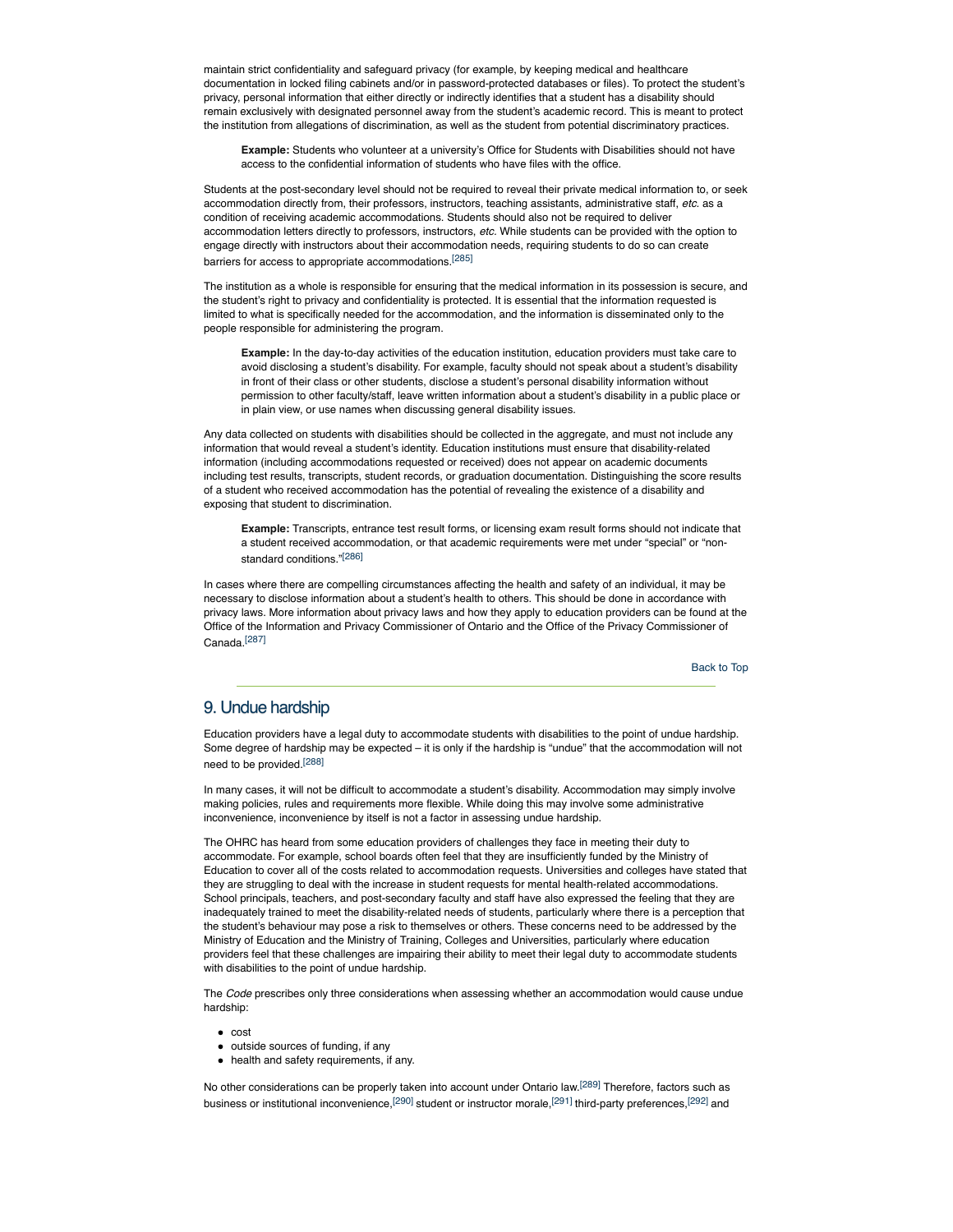maintain strict confidentiality and safeguard privacy (for example, by keeping medical and healthcare documentation in locked filing cabinets and/or in password-protected databases or files). To protect the student's privacy, personal information that either directly or indirectly identifies that a student has a disability should remain exclusively with designated personnel away from the student's academic record. This is meant to protect the institution from allegations of discrimination, as well as the student from potential discriminatory practices.

> **Example:** Students who volunteer at a university's Office for Students with Disabilities should not have access to the confidential information of students who have files with the office.

Students at the post-secondary level should not be required to reveal their private medical information to, or seek accommodation directly from, their professors, instructors, teaching assistants, administrative staff, *etc.* as a condition of receiving academic accommodations. Students should also not be required to deliver accommodation letters directly to professors, instructors, *etc.* While students can be provided with the option to engage directly with instructors about their accommodation needs, requiring students to do so can create barriers for access to appropriate accommodations.[285]

The institution as a whole is responsible for ensuring that the medical information in its possession is secure, and the student's right to privacy and confidentiality is protected. It is essential that the information requested is limited to what is specifically needed for the accommodation, and the information is disseminated only to the people responsible for administering the program.

> **Example:** In the day-to-day activities of the education institution, education providers must take care to avoid disclosing a student's disability. For example, faculty should not speak about a student's disability in front of their class or other students, disclose a student's personal disability information without permission to other faculty/staff, leave written information about a student's disability in a public place or in plain view, or use names when discussing general disability issues.

Any data collected on students with disabilities should be collected in the aggregate, and must not include any information that would reveal a student's identity. Education institutions must ensure that disability-related information (including accommodations requested or received) does not appear on academic documents including test results, transcripts, student records, or graduation documentation. Distinguishing the score results of a student who received accommodation has the potential of revealing the existence of a disability and exposing that student to discrimination.

> **Example:** Transcripts, entrance test result forms, or licensing exam result forms should not indicate that a student received accommodation, or that academic requirements were met under "special" or "non-standard conditions."[286]

In cases where there are compelling circumstances affecting the health and safety of an individual, it may be necessary to disclose information about a student's health to others. This should be done in accordance with privacy laws. More information about privacy laws and how they apply to education providers can be found at the Office of the Information and Privacy Commissioner of Ontario and the Office of the Privacy Commissioner of Canada.[287]

Back to Top

## 9. Undue hardship

Education providers have a legal duty to accommodate students with disabilities to the point of undue hardship. Some degree of hardship may be expected – it is only if the hardship is "undue" that the accommodation will not need to be provided.[288]

In many cases, it will not be difficult to accommodate a student's disability. Accommodation may simply involve making policies, rules and requirements more flexible. While doing this may involve some administrative inconvenience, inconvenience by itself is not a factor in assessing undue hardship.

The OHRC has heard from some education providers of challenges they face in meeting their duty to accommodate. For example, school boards often feel that they are insufficiently funded by the Ministry of Education to cover all of the costs related to accommodation requests. Universities and colleges have stated that they are struggling to deal with the increase in student requests for mental health-related accommodations. School principals, teachers, and post-secondary faculty and staff have also expressed the feeling that they are inadequately trained to meet the disability-related needs of students, particularly where there is a perception that the student's behaviour may pose a risk to themselves or others. These concerns need to be addressed by the Ministry of Education and the Ministry of Training, Colleges and Universities, particularly where education providers feel that these challenges are impairing their ability to meet their legal duty to accommodate students with disabilities to the point of undue hardship.

The *Code* prescribes only three considerations when assessing whether an accommodation would cause undue hardship:

- cost
- outside sources of funding, if any
- health and safety requirements, if any.

No other considerations can be properly taken into account under Ontario law.[289] Therefore, factors such as business or institutional inconvenience,[290] student or instructor morale,[291] third-party preferences,[292] and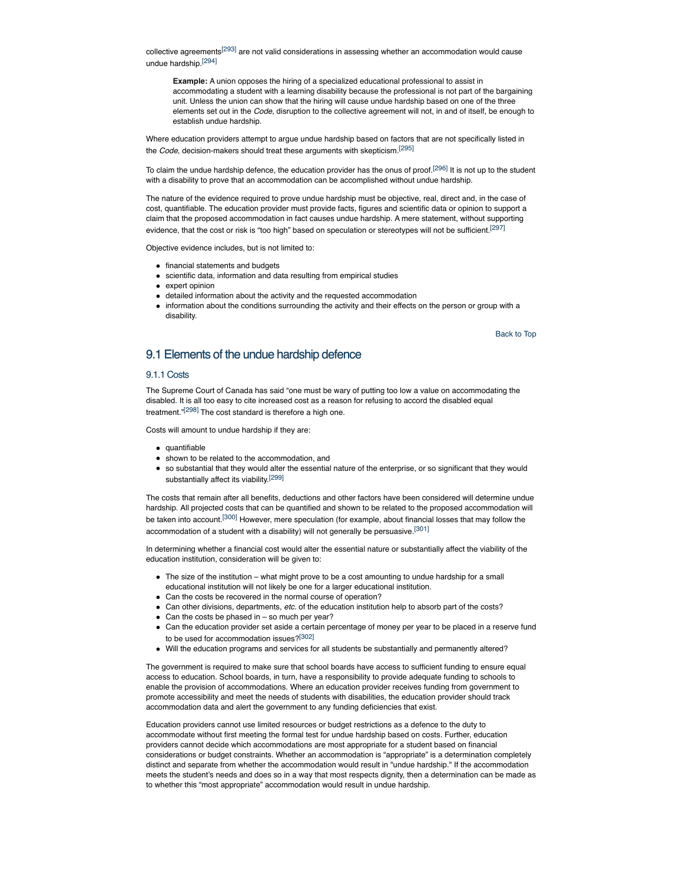collective agreements[293] are not valid considerations in assessing whether an accommodation would cause undue hardship.[294]

> **Example:** A union opposes the hiring of a specialized educational professional to assist in accommodating a student with a learning disability because the professional is not part of the bargaining unit. Unless the union can show that the hiring will cause undue hardship based on one of the three elements set out in the *Code*, disruption to the collective agreement will not, in and of itself, be enough to establish undue hardship.

Where education providers attempt to argue undue hardship based on factors that are not specifically listed in the *Code*, decision-makers should treat these arguments with skepticism.[295]

To claim the undue hardship defence, the education provider has the onus of proof.[296] It is not up to the student with a disability to prove that an accommodation can be accomplished without undue hardship.

The nature of the evidence required to prove undue hardship must be objective, real, direct and, in the case of cost, quantifiable. The education provider must provide facts, figures and scientific data or opinion to support a claim that the proposed accommodation in fact causes undue hardship. A mere statement, without supporting evidence, that the cost or risk is "too high" based on speculation or stereotypes will not be sufficient.[297]

Objective evidence includes, but is not limited to:

- financial statements and budgets
- scientific data, information and data resulting from empirical studies
- expert opinion
- detailed information about the activity and the requested accommodation
- information about the conditions surrounding the activity and their effects on the person or group with a disability.

Back to Top

## 9.1 Elements of the undue hardship defence

### 9.1.1 Costs

The Supreme Court of Canada has said "one must be wary of putting too low a value on accommodating the disabled. It is all too easy to cite increased cost as a reason for refusing to accord the disabled equal treatment."[298] The cost standard is therefore a high one.

Costs will amount to undue hardship if they are:

- quantifiable
- shown to be related to the accommodation, and
- so substantial that they would alter the essential nature of the enterprise, or so significant that they would substantially affect its viability.[299]

The costs that remain after all benefits, deductions and other factors have been considered will determine undue hardship. All projected costs that can be quantified and shown to be related to the proposed accommodation will be taken into account.[300] However, mere speculation (for example, about financial losses that may follow the accommodation of a student with a disability) will not generally be persuasive.[301]

In determining whether a financial cost would alter the essential nature or substantially affect the viability of the education institution, consideration will be given to:

- The size of the institution – what might prove to be a cost amounting to undue hardship for a small educational institution will not likely be one for a larger educational institution.
- Can the costs be recovered in the normal course of operation?
- Can other divisions, departments, *etc.* of the education institution help to absorb part of the costs?
- Can the costs be phased in – so much per year?
- Can the education provider set aside a certain percentage of money per year to be placed in a reserve fund to be used for accommodation issues?[302]
- Will the education programs and services for all students be substantially and permanently altered?

The government is required to make sure that school boards have access to sufficient funding to ensure equal access to education. School boards, in turn, have a responsibility to provide adequate funding to schools to enable the provision of accommodations. Where an education provider receives funding from government to promote accessibility and meet the needs of students with disabilities, the education provider should track accommodation data and alert the government to any funding deficiencies that exist.

Education providers cannot use limited resources or budget restrictions as a defence to the duty to accommodate without first meeting the formal test for undue hardship based on costs. Further, education providers cannot decide which accommodations are most appropriate for a student based on financial considerations or budget constraints. Whether an accommodation is "appropriate" is a determination completely distinct and separate from whether the accommodation would result in "undue hardship." If the accommodation meets the student's needs and does so in a way that most respects dignity, then a determination can be made as to whether this "most appropriate" accommodation would result in undue hardship.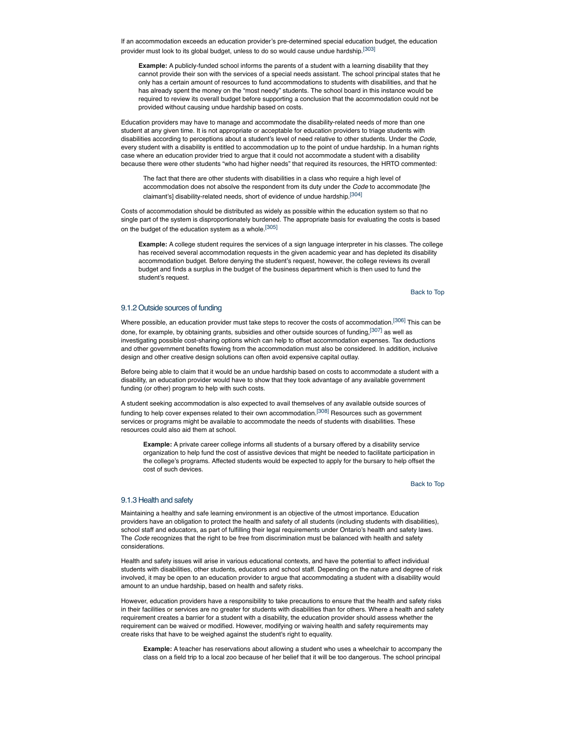If an accommodation exceeds an education provider's pre-determined special education budget, the education provider must look to its global budget, unless to do so would cause undue hardship.[303]

> **Example:** A publicly-funded school informs the parents of a student with a learning disability that they cannot provide their son with the services of a special needs assistant. The school principal states that he only has a certain amount of resources to fund accommodations to students with disabilities, and that he has already spent the money on the "most needy" students. The school board in this instance would be required to review its overall budget before supporting a conclusion that the accommodation could not be provided without causing undue hardship based on costs.

Education providers may have to manage and accommodate the disability-related needs of more than one student at any given time. It is not appropriate or acceptable for education providers to triage students with disabilities according to perceptions about a student's level of need relative to other students. Under the *Code*, every student with a disability is entitled to accommodation up to the point of undue hardship. In a human rights case where an education provider tried to argue that it could not accommodate a student with a disability because there were other students "who had higher needs" that required its resources, the HRTO commented:

> The fact that there are other students with disabilities in a class who require a high level of accommodation does not absolve the respondent from its duty under the *Code* to accommodate [the claimant's] disability-related needs, short of evidence of undue hardship.[304]

Costs of accommodation should be distributed as widely as possible within the education system so that no single part of the system is disproportionately burdened. The appropriate basis for evaluating the costs is based on the budget of the education system as a whole.[305]

> **Example:** A college student requires the services of a sign language interpreter in his classes. The college has received several accommodation requests in the given academic year and has depleted its disability accommodation budget. Before denying the student's request, however, the college reviews its overall budget and finds a surplus in the budget of the business department which is then used to fund the student's request.

Back to Top

### 9.1.2 Outside sources of funding

Where possible, an education provider must take steps to recover the costs of accommodation.[306] This can be done, for example, by obtaining grants, subsidies and other outside sources of funding,[307] as well as investigating possible cost-sharing options which can help to offset accommodation expenses. Tax deductions and other government benefits flowing from the accommodation must also be considered. In addition, inclusive design and other creative design solutions can often avoid expensive capital outlay.

Before being able to claim that it would be an undue hardship based on costs to accommodate a student with a disability, an education provider would have to show that they took advantage of any available government funding (or other) program to help with such costs.

A student seeking accommodation is also expected to avail themselves of any available outside sources of funding to help cover expenses related to their own accommodation.[308] Resources such as government services or programs might be available to accommodate the needs of students with disabilities. These resources could also aid them at school.

> **Example:** A private career college informs all students of a bursary offered by a disability service organization to help fund the cost of assistive devices that might be needed to facilitate participation in the college's programs. Affected students would be expected to apply for the bursary to help offset the cost of such devices.

Back to Top

### 9.1.3 Health and safety

Maintaining a healthy and safe learning environment is an objective of the utmost importance. Education providers have an obligation to protect the health and safety of all students (including students with disabilities), school staff and educators, as part of fulfilling their legal requirements under Ontario's health and safety laws. The *Code* recognizes that the right to be free from discrimination must be balanced with health and safety considerations.

Health and safety issues will arise in various educational contexts, and have the potential to affect individual students with disabilities, other students, educators and school staff. Depending on the nature and degree of risk involved, it may be open to an education provider to argue that accommodating a student with a disability would amount to an undue hardship, based on health and safety risks.

However, education providers have a responsibility to take precautions to ensure that the health and safety risks in their facilities or services are no greater for students with disabilities than for others. Where a health and safety requirement creates a barrier for a student with a disability, the education provider should assess whether the requirement can be waived or modified. However, modifying or waiving health and safety requirements may create risks that have to be weighed against the student's right to equality.

> **Example:** A teacher has reservations about allowing a student who uses a wheelchair to accompany the class on a field trip to a local zoo because of her belief that it will be too dangerous. The school principal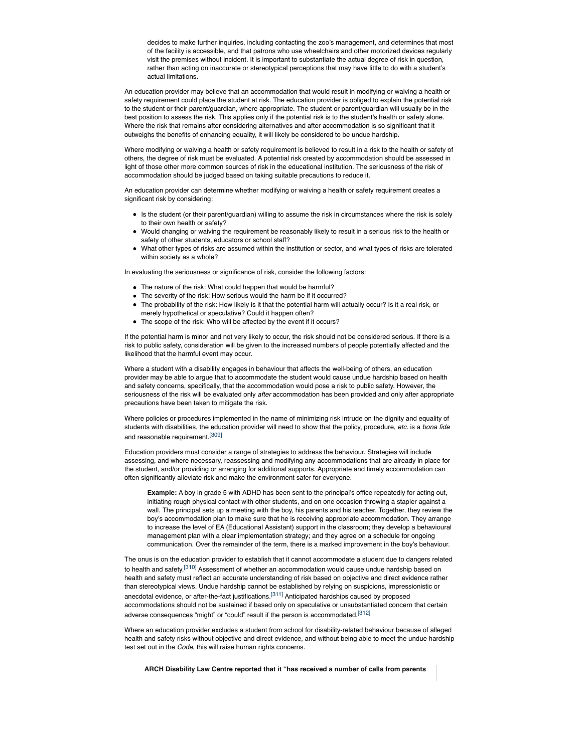> decides to make further inquiries, including contacting the zoo's management, and determines that most of the facility is accessible, and that patrons who use wheelchairs and other motorized devices regularly visit the premises without incident. It is important to substantiate the actual degree of risk in question, rather than acting on inaccurate or stereotypical perceptions that may have little to do with a student's actual limitations.

An education provider may believe that an accommodation that would result in modifying or waiving a health or safety requirement could place the student at risk. The education provider is obliged to explain the potential risk to the student or their parent/guardian, where appropriate. The student or parent/guardian will usually be in the best position to assess the risk. This applies only if the potential risk is to the student's health or safety alone. Where the risk that remains after considering alternatives and after accommodation is so significant that it outweighs the benefits of enhancing equality, it will likely be considered to be undue hardship.

Where modifying or waiving a health or safety requirement is believed to result in a risk to the health or safety of others, the degree of risk must be evaluated. A potential risk created by accommodation should be assessed in light of those other more common sources of risk in the educational institution. The seriousness of the risk of accommodation should be judged based on taking suitable precautions to reduce it.

An education provider can determine whether modifying or waiving a health or safety requirement creates a significant risk by considering:

- Is the student (or their parent/guardian) willing to assume the risk in circumstances where the risk is solely to their own health or safety?
- Would changing or waiving the requirement be reasonably likely to result in a serious risk to the health or safety of other students, educators or school staff?
- What other types of risks are assumed within the institution or sector, and what types of risks are tolerated within society as a whole?

In evaluating the seriousness or significance of risk, consider the following factors:

- The nature of the risk: What could happen that would be harmful?
- The severity of the risk: How serious would the harm be if it occurred?
- The probability of the risk: How likely is it that the potential harm will actually occur? Is it a real risk, or merely hypothetical or speculative? Could it happen often?
- The scope of the risk: Who will be affected by the event if it occurs?

If the potential harm is minor and not very likely to occur, the risk should not be considered serious. If there is a risk to public safety, consideration will be given to the increased numbers of people potentially affected and the likelihood that the harmful event may occur.

Where a student with a disability engages in behaviour that affects the well-being of others, an education provider may be able to argue that to accommodate the student would cause undue hardship based on health and safety concerns, specifically, that the accommodation would pose a risk to public safety. However, the seriousness of the risk will be evaluated only *after* accommodation has been provided and only after appropriate precautions have been taken to mitigate the risk.

Where policies or procedures implemented in the name of minimizing risk intrude on the dignity and equality of students with disabilities, the education provider will need to show that the policy, procedure, *etc.* is a *bona fide* and reasonable requirement.[309]

Education providers must consider a range of strategies to address the behaviour. Strategies will include assessing, and where necessary, reassessing and modifying any accommodations that are already in place for the student, and/or providing or arranging for additional supports. Appropriate and timely accommodation can often significantly alleviate risk and make the environment safer for everyone.

> **Example:** A boy in grade 5 with ADHD has been sent to the principal's office repeatedly for acting out, initiating rough physical contact with other students, and on one occasion throwing a stapler against a wall. The principal sets up a meeting with the boy, his parents and his teacher. Together, they review the boy's accommodation plan to make sure that he is receiving appropriate accommodation. They arrange to increase the level of EA (Educational Assistant) support in the classroom; they develop a behavioural management plan with a clear implementation strategy; and they agree on a schedule for ongoing communication. Over the remainder of the term, there is a marked improvement in the boy's behaviour.

The onus is on the education provider to establish that it cannot accommodate a student due to dangers related to health and safety.[310] Assessment of whether an accommodation would cause undue hardship based on health and safety must reflect an accurate understanding of risk based on objective and direct evidence rather than stereotypical views. Undue hardship cannot be established by relying on suspicions, impressionistic or anecdotal evidence, or after-the-fact justifications.[311] Anticipated hardships caused by proposed accommodations should not be sustained if based only on speculative or unsubstantiated concern that certain adverse consequences "might" or "could" result if the person is accommodated.[312]

Where an education provider excludes a student from school for disability-related behaviour because of alleged health and safety risks without objective and direct evidence, and without being able to meet the undue hardship test set out in the *Code*, this will raise human rights concerns.

> **ARCH Disability Law Centre reported that it "has received a number of calls from parents**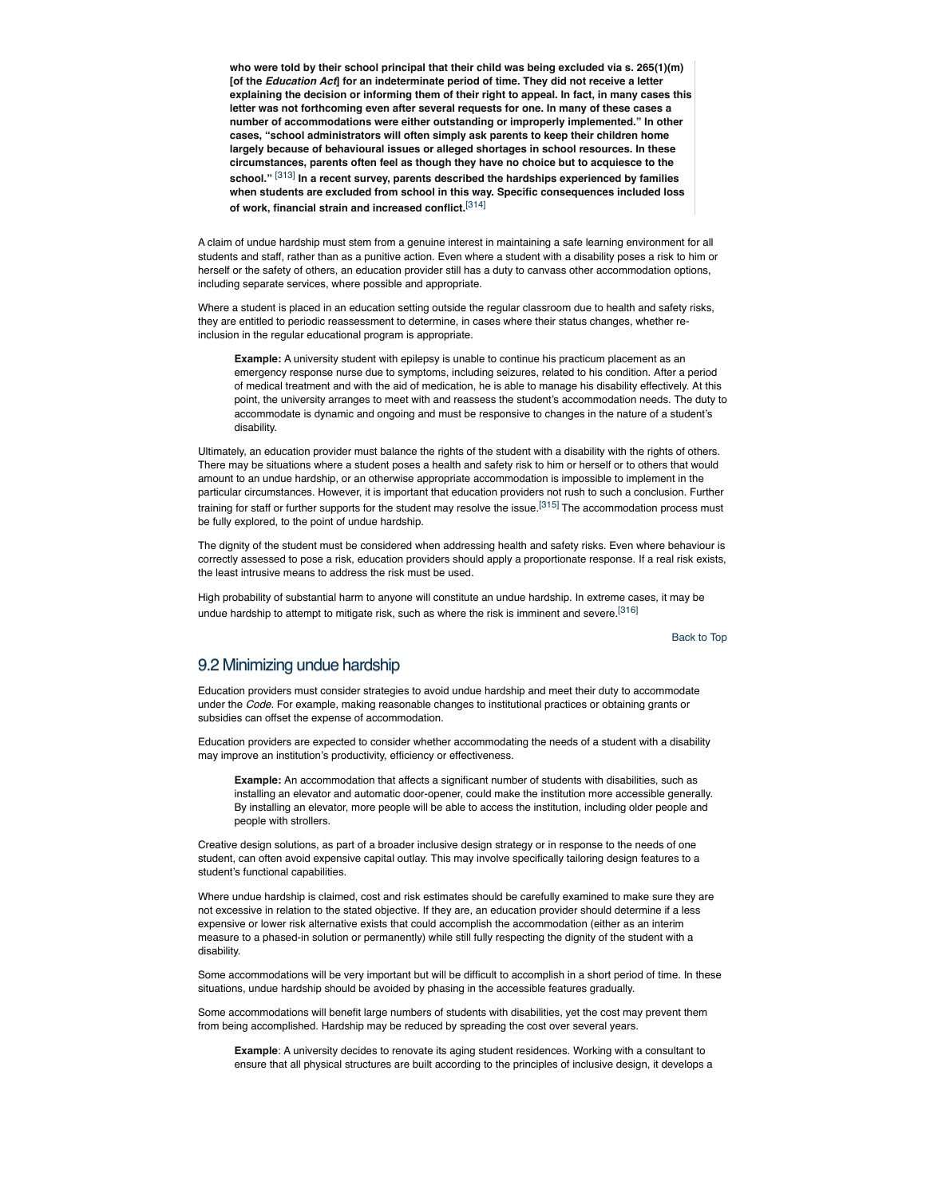> **who were told by their school principal that their child was being excluded via s. 265(1)(m) [of the *Education Act*] for an indeterminate period of time. They did not receive a letter explaining the decision or informing them of their right to appeal. In fact, in many cases this letter was not forthcoming even after several requests for one. In many of these cases a number of accommodations were either outstanding or improperly implemented." In other cases, "school administrators will often simply ask parents to keep their children home largely because of behavioural issues or alleged shortages in school resources. In these circumstances, parents often feel as though they have no choice but to acquiesce to the school."** [313] **In a recent survey, parents described the hardships experienced by families when students are excluded from school in this way. Specific consequences included loss of work, financial strain and increased conflict.**[314]

A claim of undue hardship must stem from a genuine interest in maintaining a safe learning environment for all students and staff, rather than as a punitive action. Even where a student with a disability poses a risk to him or herself or the safety of others, an education provider still has a duty to canvass other accommodation options, including separate services, where possible and appropriate.

Where a student is placed in an education setting outside the regular classroom due to health and safety risks, they are entitled to periodic reassessment to determine, in cases where their status changes, whether re-inclusion in the regular educational program is appropriate.

> **Example:** A university student with epilepsy is unable to continue his practicum placement as an emergency response nurse due to symptoms, including seizures, related to his condition. After a period of medical treatment and with the aid of medication, he is able to manage his disability effectively. At this point, the university arranges to meet with and reassess the student's accommodation needs. The duty to accommodate is dynamic and ongoing and must be responsive to changes in the nature of a student's disability.

Ultimately, an education provider must balance the rights of the student with a disability with the rights of others. There may be situations where a student poses a health and safety risk to him or herself or to others that would amount to an undue hardship, or an otherwise appropriate accommodation is impossible to implement in the particular circumstances. However, it is important that education providers not rush to such a conclusion. Further training for staff or further supports for the student may resolve the issue.[315] The accommodation process must be fully explored, to the point of undue hardship.

The dignity of the student must be considered when addressing health and safety risks. Even where behaviour is correctly assessed to pose a risk, education providers should apply a proportionate response. If a real risk exists, the least intrusive means to address the risk must be used.

High probability of substantial harm to anyone will constitute an undue hardship. In extreme cases, it may be undue hardship to attempt to mitigate risk, such as where the risk is imminent and severe.[316]

Back to Top

## 9.2 Minimizing undue hardship

Education providers must consider strategies to avoid undue hardship and meet their duty to accommodate under the *Code*. For example, making reasonable changes to institutional practices or obtaining grants or subsidies can offset the expense of accommodation.

Education providers are expected to consider whether accommodating the needs of a student with a disability may improve an institution's productivity, efficiency or effectiveness.

> **Example:** An accommodation that affects a significant number of students with disabilities, such as installing an elevator and automatic door-opener, could make the institution more accessible generally. By installing an elevator, more people will be able to access the institution, including older people and people with strollers.

Creative design solutions, as part of a broader inclusive design strategy or in response to the needs of one student, can often avoid expensive capital outlay. This may involve specifically tailoring design features to a student's functional capabilities.

Where undue hardship is claimed, cost and risk estimates should be carefully examined to make sure they are not excessive in relation to the stated objective. If they are, an education provider should determine if a less expensive or lower risk alternative exists that could accomplish the accommodation (either as an interim measure to a phased-in solution or permanently) while still fully respecting the dignity of the student with a disability.

Some accommodations will be very important but will be difficult to accomplish in a short period of time. In these situations, undue hardship should be avoided by phasing in the accessible features gradually.

Some accommodations will benefit large numbers of students with disabilities, yet the cost may prevent them from being accomplished. Hardship may be reduced by spreading the cost over several years.

> **Example**: A university decides to renovate its aging student residences. Working with a consultant to ensure that all physical structures are built according to the principles of inclusive design, it develops a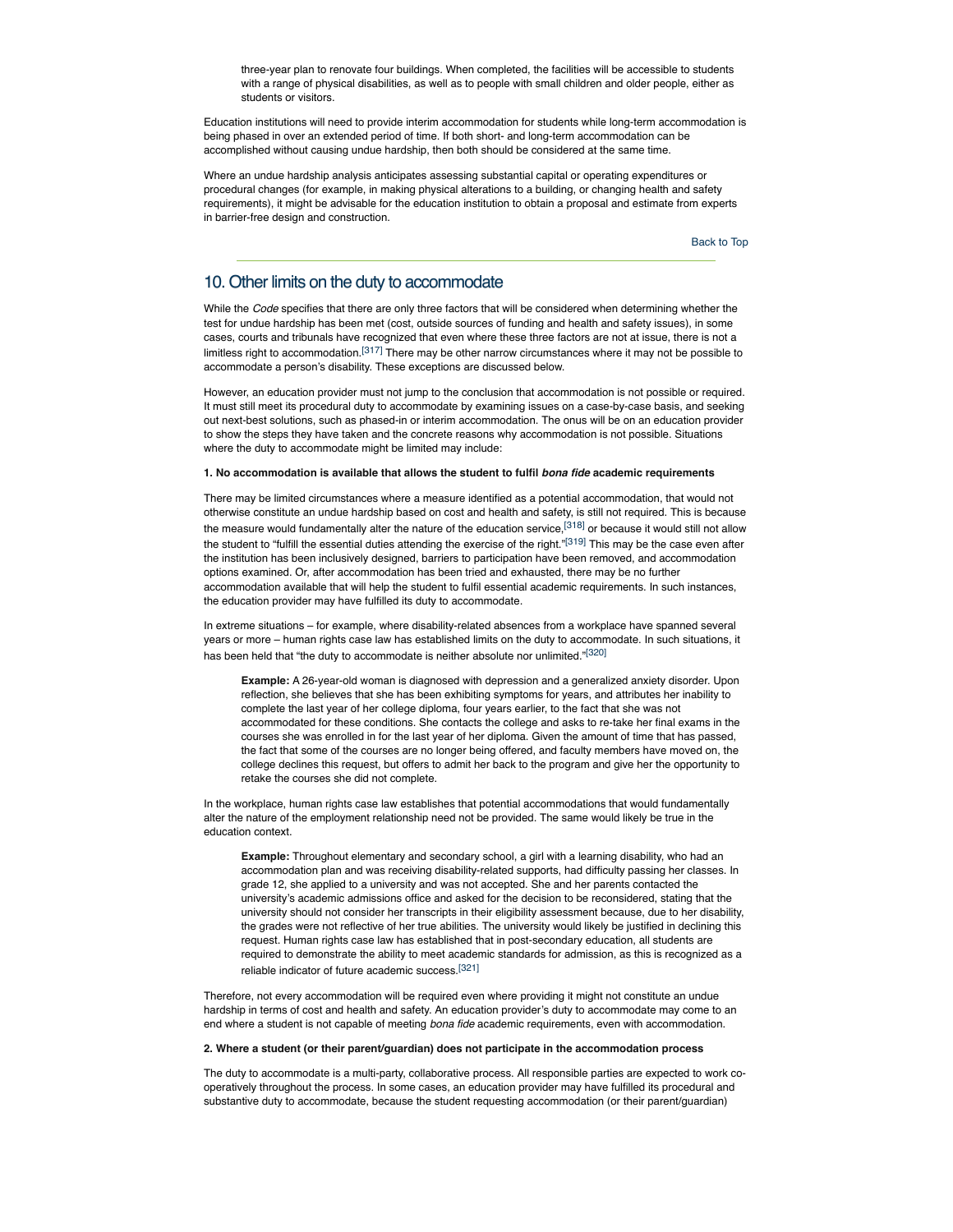three-year plan to renovate four buildings. When completed, the facilities will be accessible to students with a range of physical disabilities, as well as to people with small children and older people, either as students or visitors.

Education institutions will need to provide interim accommodation for students while long-term accommodation is being phased in over an extended period of time. If both short- and long-term accommodation can be accomplished without causing undue hardship, then both should be considered at the same time.

Where an undue hardship analysis anticipates assessing substantial capital or operating expenditures or procedural changes (for example, in making physical alterations to a building, or changing health and safety requirements), it might be advisable for the education institution to obtain a proposal and estimate from experts in barrier-free design and construction.

Back to Top

## 10. Other limits on the duty to accommodate

While the *Code* specifies that there are only three factors that will be considered when determining whether the test for undue hardship has been met (cost, outside sources of funding and health and safety issues), in some cases, courts and tribunals have recognized that even where these three factors are not at issue, there is not a limitless right to accommodation.[317] There may be other narrow circumstances where it may not be possible to accommodate a person's disability. These exceptions are discussed below.

However, an education provider must not jump to the conclusion that accommodation is not possible or required. It must still meet its procedural duty to accommodate by examining issues on a case-by-case basis, and seeking out next-best solutions, such as phased-in or interim accommodation. The onus will be on an education provider to show the steps they have taken and the concrete reasons why accommodation is not possible. Situations where the duty to accommodate might be limited may include:

**1. No accommodation is available that allows the student to fulfil *bona fide* academic requirements**

There may be limited circumstances where a measure identified as a potential accommodation, that would not otherwise constitute an undue hardship based on cost and health and safety, is still not required. This is because the measure would fundamentally alter the nature of the education service,[318] or because it would still not allow the student to "fulfill the essential duties attending the exercise of the right."[319] This may be the case even after the institution has been inclusively designed, barriers to participation have been removed, and accommodation options examined. Or, after accommodation has been tried and exhausted, there may be no further accommodation available that will help the student to fulfil essential academic requirements. In such instances, the education provider may have fulfilled its duty to accommodate.

In extreme situations – for example, where disability-related absences from a workplace have spanned several years or more – human rights case law has established limits on the duty to accommodate. In such situations, it has been held that "the duty to accommodate is neither absolute nor unlimited."[320]

> **Example:** A 26-year-old woman is diagnosed with depression and a generalized anxiety disorder. Upon reflection, she believes that she has been exhibiting symptoms for years, and attributes her inability to complete the last year of her college diploma, four years earlier, to the fact that she was not accommodated for these conditions. She contacts the college and asks to re-take her final exams in the courses she was enrolled in for the last year of her diploma. Given the amount of time that has passed, the fact that some of the courses are no longer being offered, and faculty members have moved on, the college declines this request, but offers to admit her back to the program and give her the opportunity to retake the courses she did not complete.

In the workplace, human rights case law establishes that potential accommodations that would fundamentally alter the nature of the employment relationship need not be provided. The same would likely be true in the education context.

> **Example:** Throughout elementary and secondary school, a girl with a learning disability, who had an accommodation plan and was receiving disability-related supports, had difficulty passing her classes. In grade 12, she applied to a university and was not accepted. She and her parents contacted the university's academic admissions office and asked for the decision to be reconsidered, stating that the university should not consider her transcripts in their eligibility assessment because, due to her disability, the grades were not reflective of her true abilities. The university would likely be justified in declining this request. Human rights case law has established that in post-secondary education, all students are required to demonstrate the ability to meet academic standards for admission, as this is recognized as a reliable indicator of future academic success.[321]

Therefore, not every accommodation will be required even where providing it might not constitute an undue hardship in terms of cost and health and safety. An education provider's duty to accommodate may come to an end where a student is not capable of meeting *bona fide* academic requirements, even with accommodation.

**2. Where a student (or their parent/guardian) does not participate in the accommodation process**

The duty to accommodate is a multi-party, collaborative process. All responsible parties are expected to work co-operatively throughout the process. In some cases, an education provider may have fulfilled its procedural and substantive duty to accommodate, because the student requesting accommodation (or their parent/guardian)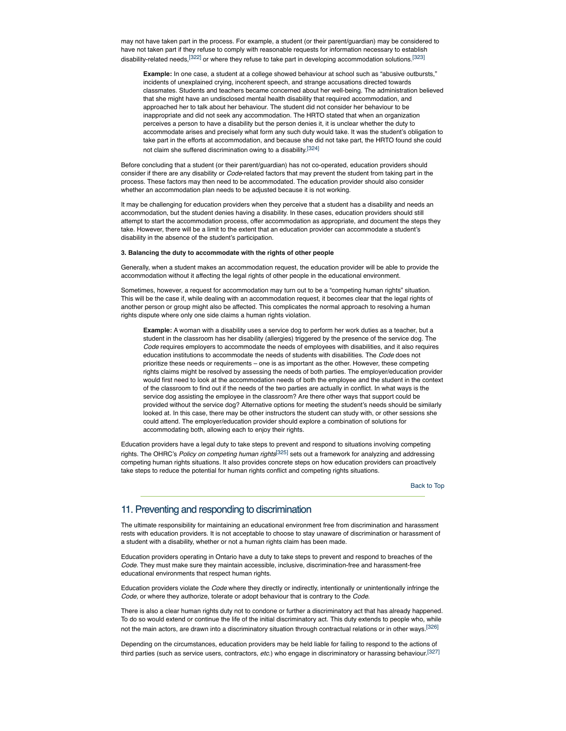may not have taken part in the process. For example, a student (or their parent/guardian) may be considered to have not taken part if they refuse to comply with reasonable requests for information necessary to establish disability-related needs,[322] or where they refuse to take part in developing accommodation solutions.[323]

> **Example:** In one case, a student at a college showed behaviour at school such as "abusive outbursts," incidents of unexplained crying, incoherent speech, and strange accusations directed towards classmates. Students and teachers became concerned about her well-being. The administration believed that she might have an undisclosed mental health disability that required accommodation, and approached her to talk about her behaviour. The student did not consider her behaviour to be inappropriate and did not seek any accommodation. The HRTO stated that when an organization perceives a person to have a disability but the person denies it, it is unclear whether the duty to accommodate arises and precisely what form any such duty would take. It was the student's obligation to take part in the efforts at accommodation, and because she did not take part, the HRTO found she could not claim she suffered discrimination owing to a disability.[324]

Before concluding that a student (or their parent/guardian) has not co-operated, education providers should consider if there are any disability or *Code*-related factors that may prevent the student from taking part in the process. These factors may then need to be accommodated. The education provider should also consider whether an accommodation plan needs to be adjusted because it is not working.

It may be challenging for education providers when they perceive that a student has a disability and needs an accommodation, but the student denies having a disability. In these cases, education providers should still attempt to start the accommodation process, offer accommodation as appropriate, and document the steps they take. However, there will be a limit to the extent that an education provider can accommodate a student's disability in the absence of the student's participation.

**3. Balancing the duty to accommodate with the rights of other people**

Generally, when a student makes an accommodation request, the education provider will be able to provide the accommodation without it affecting the legal rights of other people in the educational environment.

Sometimes, however, a request for accommodation may turn out to be a "competing human rights" situation. This will be the case if, while dealing with an accommodation request, it becomes clear that the legal rights of another person or group might also be affected. This complicates the normal approach to resolving a human rights dispute where only one side claims a human rights violation.

> **Example:** A woman with a disability uses a service dog to perform her work duties as a teacher, but a student in the classroom has her disability (allergies) triggered by the presence of the service dog. The *Code* requires employers to accommodate the needs of employees with disabilities, and it also requires education institutions to accommodate the needs of students with disabilities. The *Code* does not prioritize these needs or requirements – one is as important as the other. However, these competing rights claims might be resolved by assessing the needs of both parties. The employer/education provider would first need to look at the accommodation needs of both the employee and the student in the context of the classroom to find out if the needs of the two parties are actually in conflict. In what ways is the service dog assisting the employee in the classroom? Are there other ways that support could be provided without the service dog? Alternative options for meeting the student's needs should be similarly looked at. In this case, there may be other instructors the student can study with, or other sessions she could attend. The employer/education provider should explore a combination of solutions for accommodating both, allowing each to enjoy their rights.

Education providers have a legal duty to take steps to prevent and respond to situations involving competing rights. The OHRC's *Policy on competing human rights*[325] sets out a framework for analyzing and addressing competing human rights situations. It also provides concrete steps on how education providers can proactively take steps to reduce the potential for human rights conflict and competing rights situations.

Back to Top

## 11. Preventing and responding to discrimination

The ultimate responsibility for maintaining an educational environment free from discrimination and harassment rests with education providers. It is not acceptable to choose to stay unaware of discrimination or harassment of a student with a disability, whether or not a human rights claim has been made.

Education providers operating in Ontario have a duty to take steps to prevent and respond to breaches of the *Code*. They must make sure they maintain accessible, inclusive, discrimination-free and harassment-free educational environments that respect human rights.

Education providers violate the *Code* where they directly or indirectly, intentionally or unintentionally infringe the *Code*, or where they authorize, tolerate or adopt behaviour that is contrary to the *Code*.

There is also a clear human rights duty not to condone or further a discriminatory act that has already happened. To do so would extend or continue the life of the initial discriminatory act. This duty extends to people who, while not the main actors, are drawn into a discriminatory situation through contractual relations or in other ways.[326]

Depending on the circumstances, education providers may be held liable for failing to respond to the actions of third parties (such as service users, contractors, *etc.*) who engage in discriminatory or harassing behaviour.[327]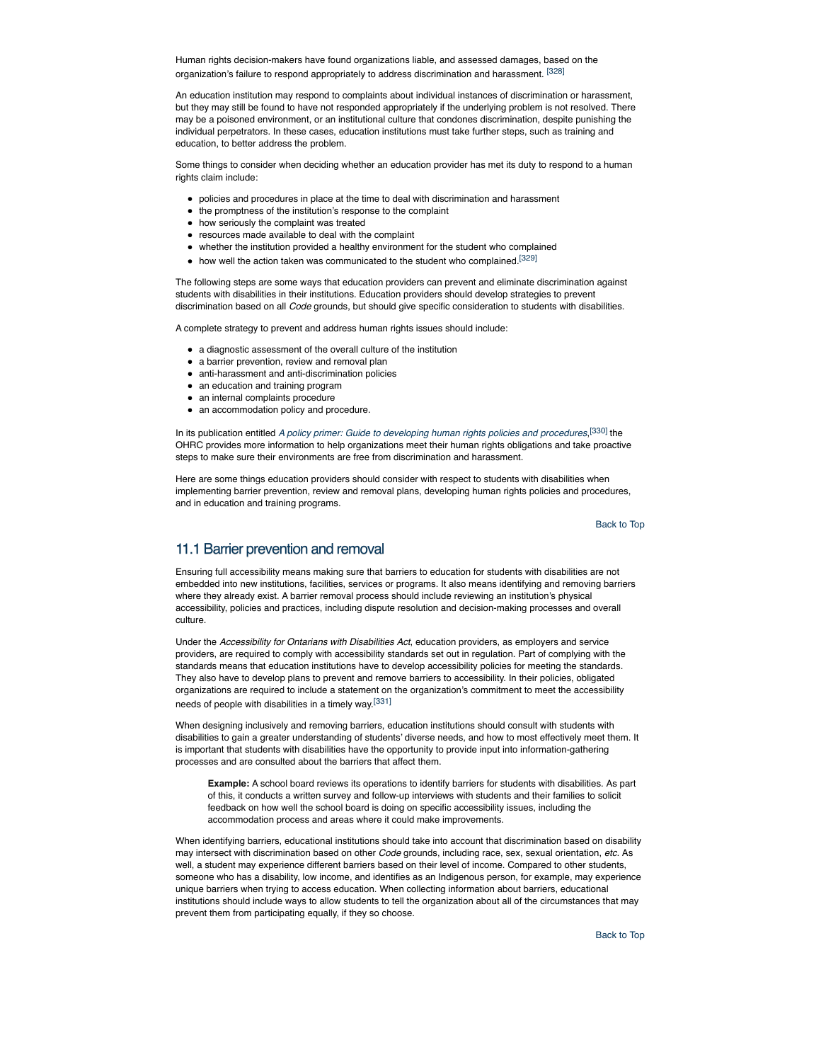Human rights decision-makers have found organizations liable, and assessed damages, based on the organization's failure to respond appropriately to address discrimination and harassment. [328]

An education institution may respond to complaints about individual instances of discrimination or harassment, but they may still be found to have not responded appropriately if the underlying problem is not resolved. There may be a poisoned environment, or an institutional culture that condones discrimination, despite punishing the individual perpetrators. In these cases, education institutions must take further steps, such as training and education, to better address the problem.

Some things to consider when deciding whether an education provider has met its duty to respond to a human rights claim include:

- policies and procedures in place at the time to deal with discrimination and harassment
- the promptness of the institution's response to the complaint
- how seriously the complaint was treated
- resources made available to deal with the complaint
- whether the institution provided a healthy environment for the student who complained
- how well the action taken was communicated to the student who complained.[329]

The following steps are some ways that education providers can prevent and eliminate discrimination against students with disabilities in their institutions. Education providers should develop strategies to prevent discrimination based on all *Code* grounds, but should give specific consideration to students with disabilities.

A complete strategy to prevent and address human rights issues should include:

- a diagnostic assessment of the overall culture of the institution
- a barrier prevention, review and removal plan
- anti-harassment and anti-discrimination policies
- an education and training program
- an internal complaints procedure
- an accommodation policy and procedure.

In its publication entitled *A policy primer: Guide to developing human rights policies and procedures*,[330] the OHRC provides more information to help organizations meet their human rights obligations and take proactive steps to make sure their environments are free from discrimination and harassment.

Here are some things education providers should consider with respect to students with disabilities when implementing barrier prevention, review and removal plans, developing human rights policies and procedures, and in education and training programs.

Back to Top

## 11.1 Barrier prevention and removal

Ensuring full accessibility means making sure that barriers to education for students with disabilities are not embedded into new institutions, facilities, services or programs. It also means identifying and removing barriers where they already exist. A barrier removal process should include reviewing an institution's physical accessibility, policies and practices, including dispute resolution and decision-making processes and overall culture.

Under the *Accessibility for Ontarians with Disabilities Act*, education providers, as employers and service providers, are required to comply with accessibility standards set out in regulation. Part of complying with the standards means that education institutions have to develop accessibility policies for meeting the standards. They also have to develop plans to prevent and remove barriers to accessibility. In their policies, obligated organizations are required to include a statement on the organization's commitment to meet the accessibility needs of people with disabilities in a timely way.[331]

When designing inclusively and removing barriers, education institutions should consult with students with disabilities to gain a greater understanding of students' diverse needs, and how to most effectively meet them. It is important that students with disabilities have the opportunity to provide input into information-gathering processes and are consulted about the barriers that affect them.

> **Example:** A school board reviews its operations to identify barriers for students with disabilities. As part of this, it conducts a written survey and follow-up interviews with students and their families to solicit feedback on how well the school board is doing on specific accessibility issues, including the accommodation process and areas where it could make improvements.

When identifying barriers, educational institutions should take into account that discrimination based on disability may intersect with discrimination based on other *Code* grounds, including race, sex, sexual orientation, *etc.* As well, a student may experience different barriers based on their level of income. Compared to other students, someone who has a disability, low income, and identifies as an Indigenous person, for example, may experience unique barriers when trying to access education. When collecting information about barriers, educational institutions should include ways to allow students to tell the organization about all of the circumstances that may prevent them from participating equally, if they so choose.

Back to Top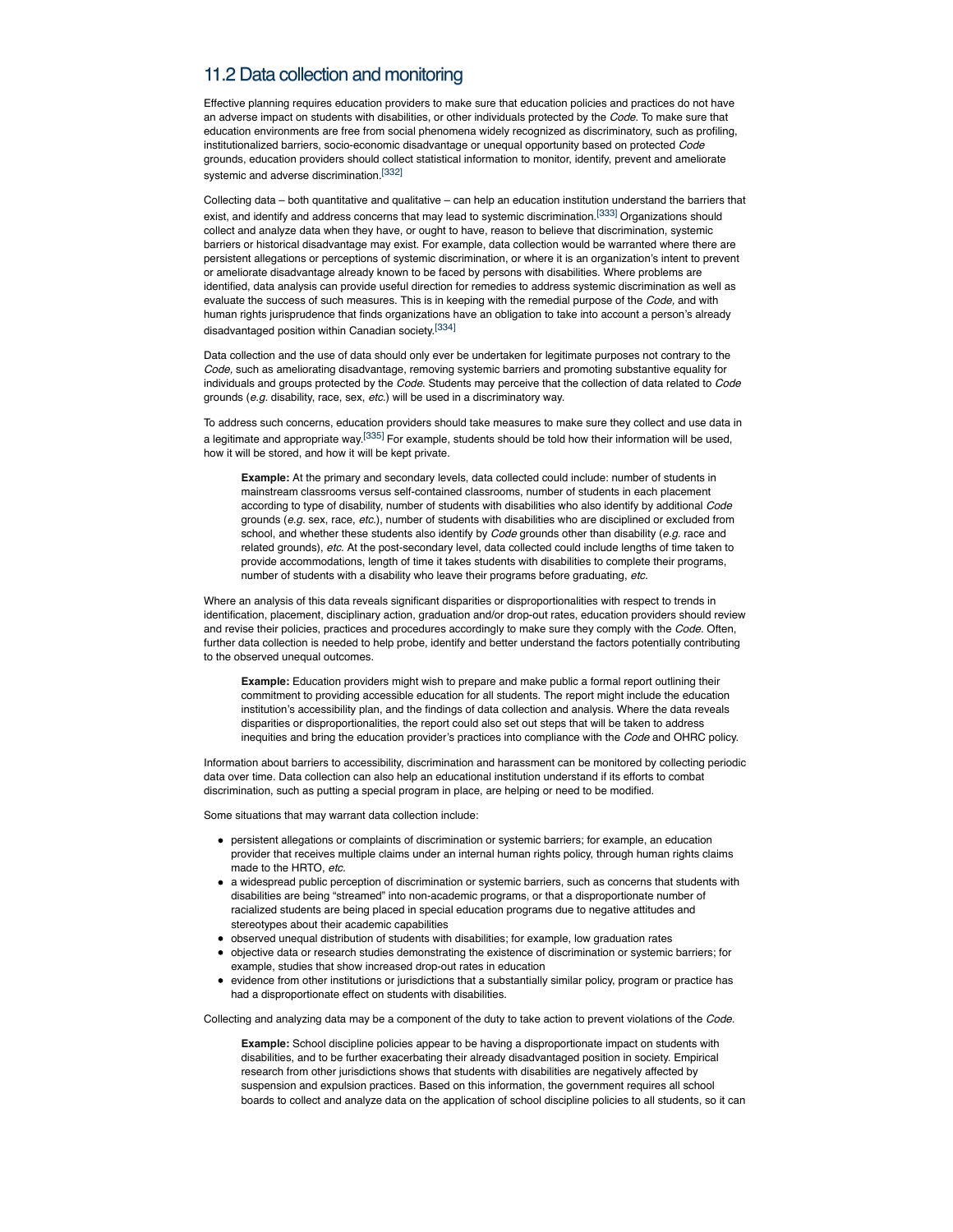## 11.2 Data collection and monitoring

Effective planning requires education providers to make sure that education policies and practices do not have an adverse impact on students with disabilities, or other individuals protected by the *Code*. To make sure that education environments are free from social phenomena widely recognized as discriminatory, such as profiling, institutionalized barriers, socio-economic disadvantage or unequal opportunity based on protected *Code* grounds, education providers should collect statistical information to monitor, identify, prevent and ameliorate systemic and adverse discrimination.[332]

Collecting data – both quantitative and qualitative – can help an education institution understand the barriers that exist, and identify and address concerns that may lead to systemic discrimination.[333] Organizations should collect and analyze data when they have, or ought to have, reason to believe that discrimination, systemic barriers or historical disadvantage may exist. For example, data collection would be warranted where there are persistent allegations or perceptions of systemic discrimination, or where it is an organization's intent to prevent or ameliorate disadvantage already known to be faced by persons with disabilities. Where problems are identified, data analysis can provide useful direction for remedies to address systemic discrimination as well as evaluate the success of such measures. This is in keeping with the remedial purpose of the *Code,* and with human rights jurisprudence that finds organizations have an obligation to take into account a person's already disadvantaged position within Canadian society.[334]

Data collection and the use of data should only ever be undertaken for legitimate purposes not contrary to the *Code,* such as ameliorating disadvantage, removing systemic barriers and promoting substantive equality for individuals and groups protected by the *Code*. Students may perceive that the collection of data related to *Code* grounds (*e.g.* disability, race, sex, *etc.*) will be used in a discriminatory way.

To address such concerns, education providers should take measures to make sure they collect and use data in a legitimate and appropriate way.[335] For example, students should be told how their information will be used, how it will be stored, and how it will be kept private.

> **Example:** At the primary and secondary levels, data collected could include: number of students in mainstream classrooms versus self-contained classrooms, number of students in each placement according to type of disability, number of students with disabilities who also identify by additional *Code* grounds (*e.g.* sex, race, *etc.*), number of students with disabilities who are disciplined or excluded from school, and whether these students also identify by *Code* grounds other than disability (*e.g.* race and related grounds), *etc.* At the post-secondary level, data collected could include lengths of time taken to provide accommodations, length of time it takes students with disabilities to complete their programs, number of students with a disability who leave their programs before graduating, *etc.*

Where an analysis of this data reveals significant disparities or disproportionalities with respect to trends in identification, placement, disciplinary action, graduation and/or drop-out rates, education providers should review and revise their policies, practices and procedures accordingly to make sure they comply with the *Code*. Often, further data collection is needed to help probe, identify and better understand the factors potentially contributing to the observed unequal outcomes.

> **Example:** Education providers might wish to prepare and make public a formal report outlining their commitment to providing accessible education for all students. The report might include the education institution's accessibility plan, and the findings of data collection and analysis. Where the data reveals disparities or disproportionalities, the report could also set out steps that will be taken to address inequities and bring the education provider's practices into compliance with the *Code* and OHRC policy.

Information about barriers to accessibility, discrimination and harassment can be monitored by collecting periodic data over time. Data collection can also help an educational institution understand if its efforts to combat discrimination, such as putting a special program in place, are helping or need to be modified.

Some situations that may warrant data collection include:

- persistent allegations or complaints of discrimination or systemic barriers; for example, an education provider that receives multiple claims under an internal human rights policy, through human rights claims made to the HRTO, *etc.*
- a widespread public perception of discrimination or systemic barriers, such as concerns that students with disabilities are being "streamed" into non-academic programs, or that a disproportionate number of racialized students are being placed in special education programs due to negative attitudes and stereotypes about their academic capabilities
- observed unequal distribution of students with disabilities; for example, low graduation rates
- objective data or research studies demonstrating the existence of discrimination or systemic barriers; for example, studies that show increased drop-out rates in education
- evidence from other institutions or jurisdictions that a substantially similar policy, program or practice has had a disproportionate effect on students with disabilities.

Collecting and analyzing data may be a component of the duty to take action to prevent violations of the *Code*.

> **Example:** School discipline policies appear to be having a disproportionate impact on students with disabilities, and to be further exacerbating their already disadvantaged position in society. Empirical research from other jurisdictions shows that students with disabilities are negatively affected by suspension and expulsion practices. Based on this information, the government requires all school boards to collect and analyze data on the application of school discipline policies to all students, so it can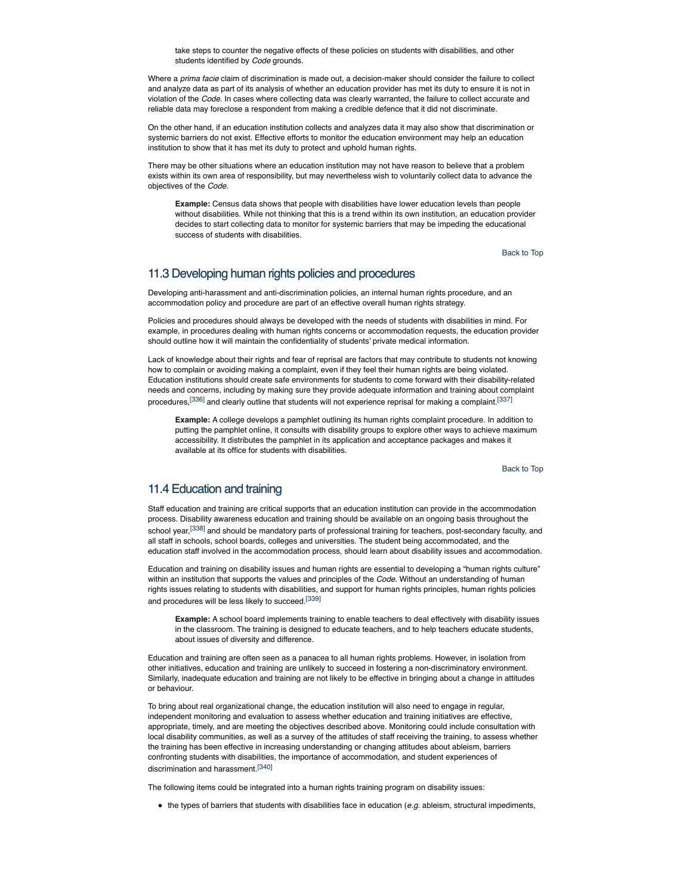take steps to counter the negative effects of these policies on students with disabilities, and other students identified by *Code* grounds.

Where a *prima facie* claim of discrimination is made out, a decision-maker should consider the failure to collect and analyze data as part of its analysis of whether an education provider has met its duty to ensure it is not in violation of the *Code*. In cases where collecting data was clearly warranted, the failure to collect accurate and reliable data may foreclose a respondent from making a credible defence that it did not discriminate.

On the other hand, if an education institution collects and analyzes data it may also show that discrimination or systemic barriers do not exist. Effective efforts to monitor the education environment may help an education institution to show that it has met its duty to protect and uphold human rights.

There may be other situations where an education institution may not have reason to believe that a problem exists within its own area of responsibility, but may nevertheless wish to voluntarily collect data to advance the objectives of the *Code*.

> **Example:** Census data shows that people with disabilities have lower education levels than people without disabilities. While not thinking that this is a trend within its own institution, an education provider decides to start collecting data to monitor for systemic barriers that may be impeding the educational success of students with disabilities.

Back to Top

## 11.3 Developing human rights policies and procedures

Developing anti-harassment and anti-discrimination policies, an internal human rights procedure, and an accommodation policy and procedure are part of an effective overall human rights strategy.

Policies and procedures should always be developed with the needs of students with disabilities in mind. For example, in procedures dealing with human rights concerns or accommodation requests, the education provider should outline how it will maintain the confidentiality of students' private medical information.

Lack of knowledge about their rights and fear of reprisal are factors that may contribute to students not knowing how to complain or avoiding making a complaint, even if they feel their human rights are being violated. Education institutions should create safe environments for students to come forward with their disability-related needs and concerns, including by making sure they provide adequate information and training about complaint procedures,[336] and clearly outline that students will not experience reprisal for making a complaint.[337]

> **Example:** A college develops a pamphlet outlining its human rights complaint procedure. In addition to putting the pamphlet online, it consults with disability groups to explore other ways to achieve maximum accessibility. It distributes the pamphlet in its application and acceptance packages and makes it available at its office for students with disabilities.

Back to Top

## 11.4 Education and training

Staff education and training are critical supports that an education institution can provide in the accommodation process. Disability awareness education and training should be available on an ongoing basis throughout the school year,[338] and should be mandatory parts of professional training for teachers, post-secondary faculty, and all staff in schools, school boards, colleges and universities. The student being accommodated, and the education staff involved in the accommodation process, should learn about disability issues and accommodation.

Education and training on disability issues and human rights are essential to developing a "human rights culture" within an institution that supports the values and principles of the *Code*. Without an understanding of human rights issues relating to students with disabilities, and support for human rights principles, human rights policies and procedures will be less likely to succeed.[339]

> **Example:** A school board implements training to enable teachers to deal effectively with disability issues in the classroom. The training is designed to educate teachers, and to help teachers educate students, about issues of diversity and difference.

Education and training are often seen as a panacea to all human rights problems. However, in isolation from other initiatives, education and training are unlikely to succeed in fostering a non-discriminatory environment. Similarly, inadequate education and training are not likely to be effective in bringing about a change in attitudes or behaviour.

To bring about real organizational change, the education institution will also need to engage in regular, independent monitoring and evaluation to assess whether education and training initiatives are effective, appropriate, timely, and are meeting the objectives described above. Monitoring could include consultation with local disability communities, as well as a survey of the attitudes of staff receiving the training, to assess whether the training has been effective in increasing understanding or changing attitudes about ableism, barriers confronting students with disabilities, the importance of accommodation, and student experiences of discrimination and harassment.[340]

The following items could be integrated into a human rights training program on disability issues:

- the types of barriers that students with disabilities face in education (*e.g.* ableism, structural impediments,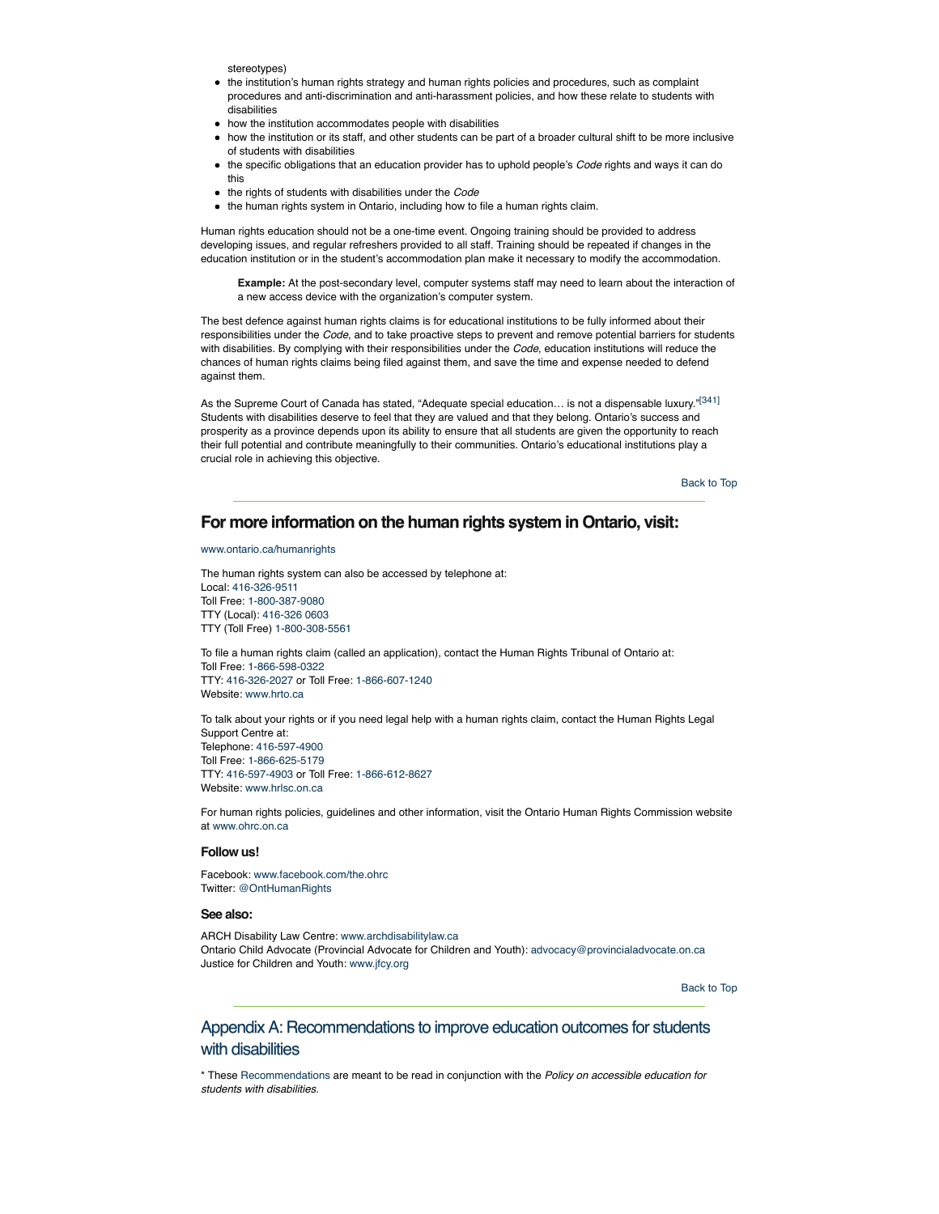stereotypes)

- the institution's human rights strategy and human rights policies and procedures, such as complaint procedures and anti-discrimination and anti-harassment policies, and how these relate to students with disabilities
- how the institution accommodates people with disabilities
- how the institution or its staff, and other students can be part of a broader cultural shift to be more inclusive of students with disabilities
- the specific obligations that an education provider has to uphold people's *Code* rights and ways it can do this
- the rights of students with disabilities under the *Code*
- the human rights system in Ontario, including how to file a human rights claim.

Human rights education should not be a one-time event. Ongoing training should be provided to address developing issues, and regular refreshers provided to all staff. Training should be repeated if changes in the education institution or in the student's accommodation plan make it necessary to modify the accommodation.

> **Example:** At the post-secondary level, computer systems staff may need to learn about the interaction of a new access device with the organization's computer system.

The best defence against human rights claims is for educational institutions to be fully informed about their responsibilities under the *Code*, and to take proactive steps to prevent and remove potential barriers for students with disabilities. By complying with their responsibilities under the *Code*, education institutions will reduce the chances of human rights claims being filed against them, and save the time and expense needed to defend against them.

As the Supreme Court of Canada has stated, "Adequate special education… is not a dispensable luxury."[341] Students with disabilities deserve to feel that they are valued and that they belong. Ontario's success and prosperity as a province depends upon its ability to ensure that all students are given the opportunity to reach their full potential and contribute meaningfully to their communities. Ontario's educational institutions play a crucial role in achieving this objective.

Back to Top

## For more information on the human rights system in Ontario, visit:

www.ontario.ca/humanrights

The human rights system can also be accessed by telephone at:
Local: 416-326-9511
Toll Free: 1-800-387-9080
TTY (Local): 416-326 0603
TTY (Toll Free) 1-800-308-5561

To file a human rights claim (called an application), contact the Human Rights Tribunal of Ontario at:
Toll Free: 1-866-598-0322
TTY: 416-326-2027 or Toll Free: 1-866-607-1240
Website: www.hrto.ca

To talk about your rights or if you need legal help with a human rights claim, contact the Human Rights Legal Support Centre at:
Telephone: 416-597-4900
Toll Free: 1-866-625-5179
TTY: 416-597-4903 or Toll Free: 1-866-612-8627
Website: www.hrlsc.on.ca

For human rights policies, guidelines and other information, visit the Ontario Human Rights Commission website at www.ohrc.on.ca

### Follow us!

Facebook: www.facebook.com/the.ohrc
Twitter: @OntHumanRights

### See also:

ARCH Disability Law Centre: www.archdisabilitylaw.ca
Ontario Child Advocate (Provincial Advocate for Children and Youth): advocacy@provincialadvocate.on.ca
Justice for Children and Youth: www.jfcy.org

Back to Top

## Appendix A: Recommendations to improve education outcomes for students with disabilities

* These Recommendations are meant to be read in conjunction with the *Policy on accessible education for students with disabilities.*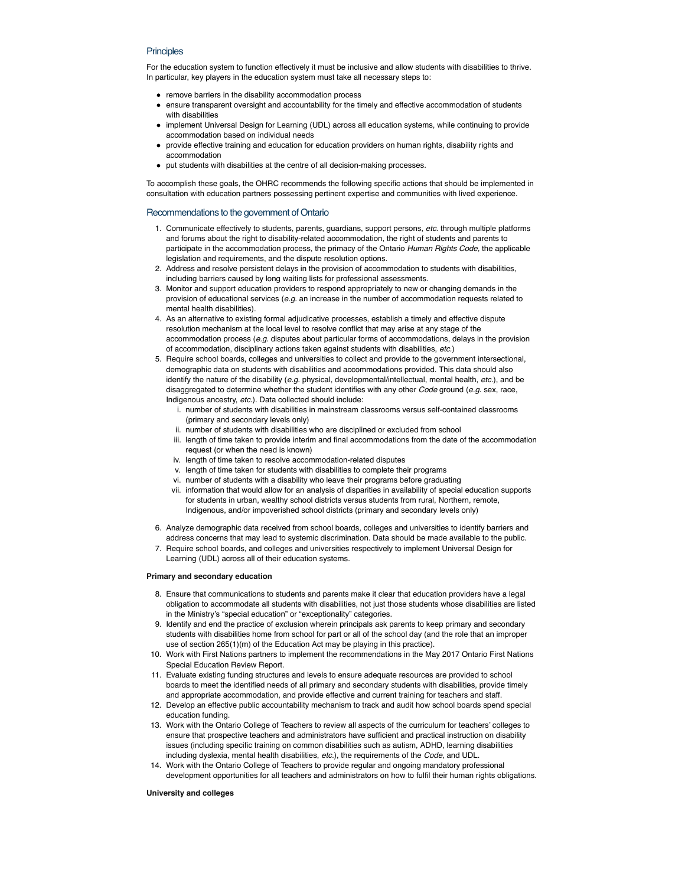## Principles

For the education system to function effectively it must be inclusive and allow students with disabilities to thrive. In particular, key players in the education system must take all necessary steps to:

- remove barriers in the disability accommodation process
- ensure transparent oversight and accountability for the timely and effective accommodation of students with disabilities
- implement Universal Design for Learning (UDL) across all education systems, while continuing to provide accommodation based on individual needs
- provide effective training and education for education providers on human rights, disability rights and accommodation
- put students with disabilities at the centre of all decision-making processes.

To accomplish these goals, the OHRC recommends the following specific actions that should be implemented in consultation with education partners possessing pertinent expertise and communities with lived experience.

## Recommendations to the government of Ontario

1. Communicate effectively to students, parents, guardians, support persons, *etc.* through multiple platforms and forums about the right to disability-related accommodation, the right of students and parents to participate in the accommodation process, the primacy of the Ontario *Human Rights Code,* the applicable legislation and requirements, and the dispute resolution options.
2. Address and resolve persistent delays in the provision of accommodation to students with disabilities, including barriers caused by long waiting lists for professional assessments.
3. Monitor and support education providers to respond appropriately to new or changing demands in the provision of educational services (*e.g.* an increase in the number of accommodation requests related to mental health disabilities).
4. As an alternative to existing formal adjudicative processes, establish a timely and effective dispute resolution mechanism at the local level to resolve conflict that may arise at any stage of the accommodation process (*e.g.* disputes about particular forms of accommodations, delays in the provision of accommodation, disciplinary actions taken against students with disabilities, *etc.*)
5. Require school boards, colleges and universities to collect and provide to the government intersectional, demographic data on students with disabilities and accommodations provided. This data should also identify the nature of the disability (*e.g.* physical, developmental/intellectual, mental health, *etc.*), and be disaggregated to determine whether the student identifies with any other *Code* ground (*e.g.* sex, race, Indigenous ancestry, *etc.*). Data collected should include:
   1. number of students with disabilities in mainstream classrooms versus self-contained classrooms (primary and secondary levels only)
   2. number of students with disabilities who are disciplined or excluded from school
   3. length of time taken to provide interim and final accommodations from the date of the accommodation request (or when the need is known)
   4. length of time taken to resolve accommodation-related disputes
   5. length of time taken for students with disabilities to complete their programs
   6. number of students with a disability who leave their programs before graduating
   7. information that would allow for an analysis of disparities in availability of special education supports for students in urban, wealthy school districts versus students from rural, Northern, remote, Indigenous, and/or impoverished school districts (primary and secondary levels only)
6. Analyze demographic data received from school boards, colleges and universities to identify barriers and address concerns that may lead to systemic discrimination. Data should be made available to the public.
7. Require school boards, and colleges and universities respectively to implement Universal Design for Learning (UDL) across all of their education systems.

**Primary and secondary education**

8. Ensure that communications to students and parents make it clear that education providers have a legal obligation to accommodate all students with disabilities, not just those students whose disabilities are listed in the Ministry's "special education" or "exceptionality" categories.
9. Identify and end the practice of exclusion wherein principals ask parents to keep primary and secondary students with disabilities home from school for part or all of the school day (and the role that an improper use of section 265(1)(m) of the Education Act may be playing in this practice).
10. Work with First Nations partners to implement the recommendations in the May 2017 Ontario First Nations Special Education Review Report.
11. Evaluate existing funding structures and levels to ensure adequate resources are provided to school boards to meet the identified needs of all primary and secondary students with disabilities, provide timely and appropriate accommodation, and provide effective and current training for teachers and staff.
12. Develop an effective public accountability mechanism to track and audit how school boards spend special education funding.
13. Work with the Ontario College of Teachers to review all aspects of the curriculum for teachers' colleges to ensure that prospective teachers and administrators have sufficient and practical instruction on disability issues (including specific training on common disabilities such as autism, ADHD, learning disabilities including dyslexia, mental health disabilities, *etc.*), the requirements of the *Code*, and UDL.
14. Work with the Ontario College of Teachers to provide regular and ongoing mandatory professional development opportunities for all teachers and administrators on how to fulfil their human rights obligations.

**University and colleges**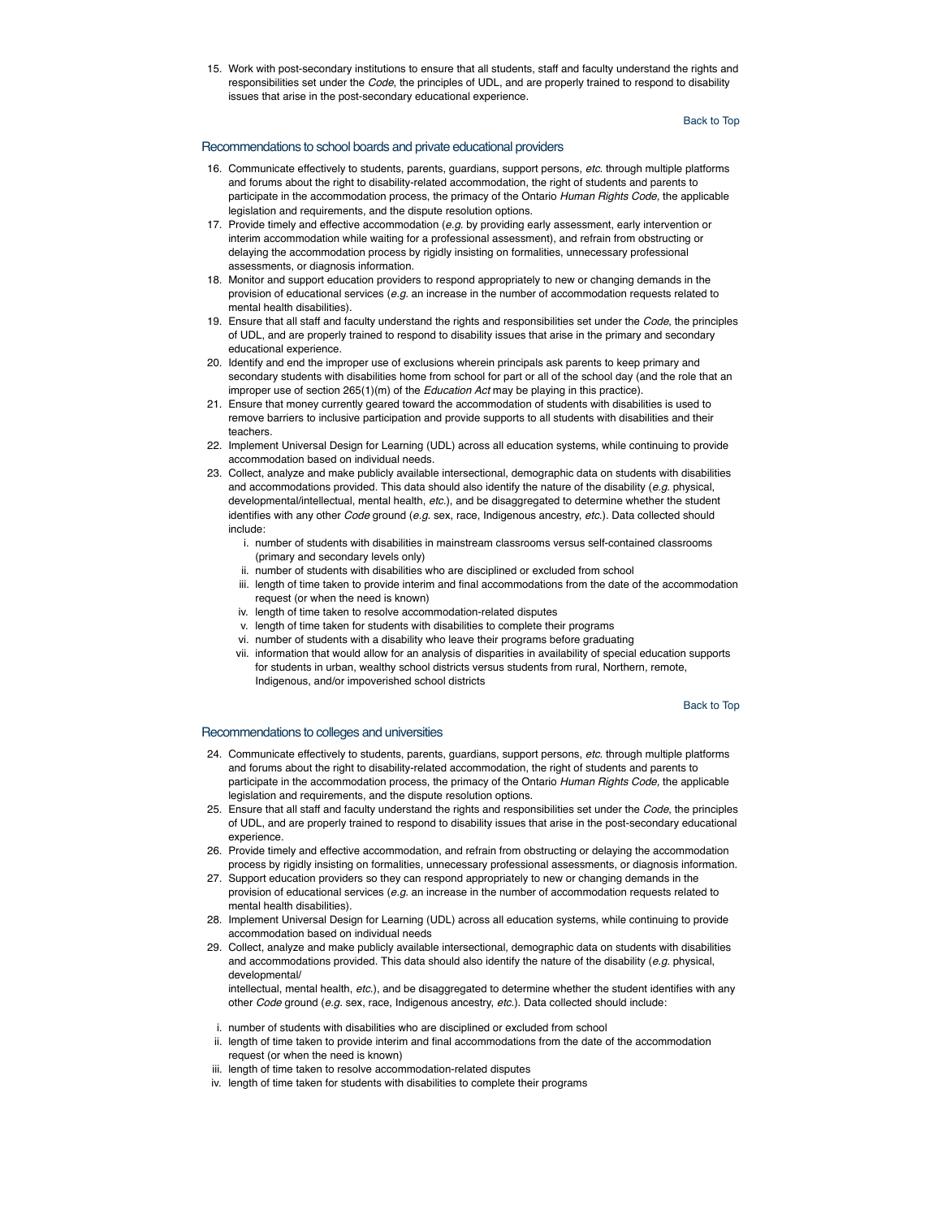15. Work with post-secondary institutions to ensure that all students, staff and faculty understand the rights and responsibilities set under the *Code*, the principles of UDL, and are properly trained to respond to disability issues that arise in the post-secondary educational experience.

Back to Top

### Recommendations to school boards and private educational providers

16. Communicate effectively to students, parents, guardians, support persons, *etc.* through multiple platforms and forums about the right to disability-related accommodation, the right of students and parents to participate in the accommodation process, the primacy of the Ontario *Human Rights Code,* the applicable legislation and requirements, and the dispute resolution options.
17. Provide timely and effective accommodation (*e.g.* by providing early assessment, early intervention or interim accommodation while waiting for a professional assessment), and refrain from obstructing or delaying the accommodation process by rigidly insisting on formalities, unnecessary professional assessments, or diagnosis information.
18. Monitor and support education providers to respond appropriately to new or changing demands in the provision of educational services (*e.g.* an increase in the number of accommodation requests related to mental health disabilities).
19. Ensure that all staff and faculty understand the rights and responsibilities set under the *Code*, the principles of UDL, and are properly trained to respond to disability issues that arise in the primary and secondary educational experience.
20. Identify and end the improper use of exclusions wherein principals ask parents to keep primary and secondary students with disabilities home from school for part or all of the school day (and the role that an improper use of section 265(1)(m) of the *Education Act* may be playing in this practice).
21. Ensure that money currently geared toward the accommodation of students with disabilities is used to remove barriers to inclusive participation and provide supports to all students with disabilities and their teachers.
22. Implement Universal Design for Learning (UDL) across all education systems, while continuing to provide accommodation based on individual needs.
23. Collect, analyze and make publicly available intersectional, demographic data on students with disabilities and accommodations provided. This data should also identify the nature of the disability (*e.g.* physical, developmental/intellectual, mental health, *etc.*), and be disaggregated to determine whether the student identifies with any other *Code* ground (*e.g.* sex, race, Indigenous ancestry, *etc.*). Data collected should include:
    1. number of students with disabilities in mainstream classrooms versus self-contained classrooms (primary and secondary levels only)
    2. number of students with disabilities who are disciplined or excluded from school
    3. length of time taken to provide interim and final accommodations from the date of the accommodation request (or when the need is known)
    4. length of time taken to resolve accommodation-related disputes
    5. length of time taken for students with disabilities to complete their programs
    6. number of students with a disability who leave their programs before graduating
    7. information that would allow for an analysis of disparities in availability of special education supports for students in urban, wealthy school districts versus students from rural, Northern, remote, Indigenous, and/or impoverished school districts

Back to Top

### Recommendations to colleges and universities

24. Communicate effectively to students, parents, guardians, support persons, *etc.* through multiple platforms and forums about the right to disability-related accommodation, the right of students and parents to participate in the accommodation process, the primacy of the Ontario *Human Rights Code,* the applicable legislation and requirements, and the dispute resolution options.
25. Ensure that all staff and faculty understand the rights and responsibilities set under the *Code*, the principles of UDL, and are properly trained to respond to disability issues that arise in the post-secondary educational experience.
26. Provide timely and effective accommodation, and refrain from obstructing or delaying the accommodation process by rigidly insisting on formalities, unnecessary professional assessments, or diagnosis information.
27. Support education providers so they can respond appropriately to new or changing demands in the provision of educational services (*e.g.* an increase in the number of accommodation requests related to mental health disabilities).
28. Implement Universal Design for Learning (UDL) across all education systems, while continuing to provide accommodation based on individual needs
29. Collect, analyze and make publicly available intersectional, demographic data on students with disabilities and accommodations provided. This data should also identify the nature of the disability (*e.g.* physical, developmental/intellectual, mental health, *etc.*), and be disaggregated to determine whether the student identifies with any other *Code* ground (*e.g.* sex, race, Indigenous ancestry, *etc.*). Data collected should include:

i. number of students with disabilities who are disciplined or excluded from school
ii. length of time taken to provide interim and final accommodations from the date of the accommodation request (or when the need is known)
iii. length of time taken to resolve accommodation-related disputes
iv. length of time taken for students with disabilities to complete their programs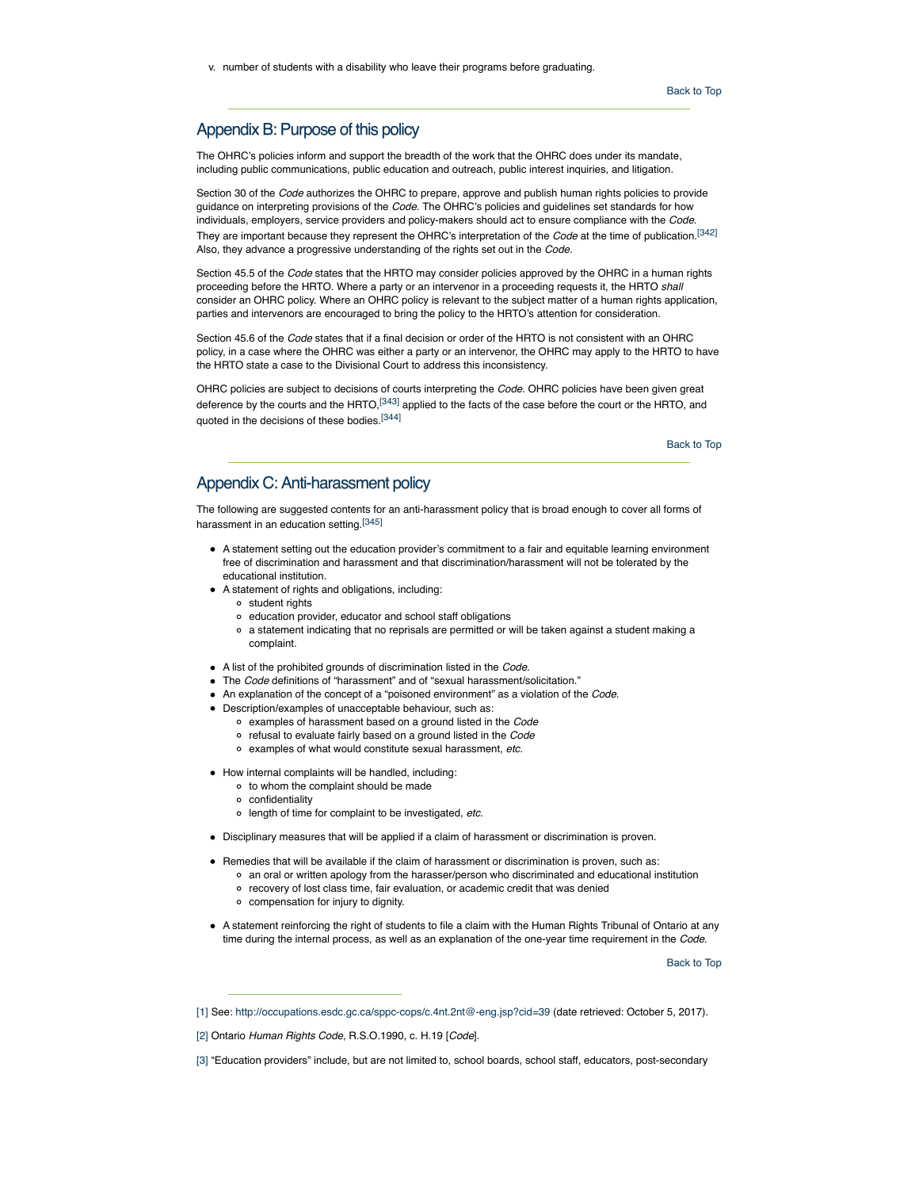v. number of students with a disability who leave their programs before graduating.

Back to Top

## Appendix B: Purpose of this policy

The OHRC's policies inform and support the breadth of the work that the OHRC does under its mandate, including public communications, public education and outreach, public interest inquiries, and litigation.

Section 30 of the *Code* authorizes the OHRC to prepare, approve and publish human rights policies to provide guidance on interpreting provisions of the *Code*. The OHRC's policies and guidelines set standards for how individuals, employers, service providers and policy-makers should act to ensure compliance with the *Code*. They are important because they represent the OHRC's interpretation of the *Code* at the time of publication.[342] Also, they advance a progressive understanding of the rights set out in the *Code*.

Section 45.5 of the *Code* states that the HRTO may consider policies approved by the OHRC in a human rights proceeding before the HRTO. Where a party or an intervenor in a proceeding requests it, the HRTO *shall* consider an OHRC policy. Where an OHRC policy is relevant to the subject matter of a human rights application, parties and intervenors are encouraged to bring the policy to the HRTO's attention for consideration.

Section 45.6 of the *Code* states that if a final decision or order of the HRTO is not consistent with an OHRC policy, in a case where the OHRC was either a party or an intervenor, the OHRC may apply to the HRTO to have the HRTO state a case to the Divisional Court to address this inconsistency.

OHRC policies are subject to decisions of courts interpreting the *Code*. OHRC policies have been given great deference by the courts and the HRTO,[343] applied to the facts of the case before the court or the HRTO, and quoted in the decisions of these bodies.[344]

Back to Top

## Appendix C: Anti-harassment policy

The following are suggested contents for an anti-harassment policy that is broad enough to cover all forms of harassment in an education setting.[345]

- A statement setting out the education provider's commitment to a fair and equitable learning environment free of discrimination and harassment and that discrimination/harassment will not be tolerated by the educational institution.
- A statement of rights and obligations, including:
  - student rights
  - education provider, educator and school staff obligations
  - a statement indicating that no reprisals are permitted or will be taken against a student making a complaint.
- A list of the prohibited grounds of discrimination listed in the *Code*.
- The *Code* definitions of "harassment" and of "sexual harassment/solicitation."
- An explanation of the concept of a "poisoned environment" as a violation of the *Code*.
- Description/examples of unacceptable behaviour, such as:
  - examples of harassment based on a ground listed in the *Code*
  - refusal to evaluate fairly based on a ground listed in the *Code*
  - examples of what would constitute sexual harassment, *etc.*
- How internal complaints will be handled, including:
  - to whom the complaint should be made
  - confidentiality
  - length of time for complaint to be investigated, *etc.*
- Disciplinary measures that will be applied if a claim of harassment or discrimination is proven.
- Remedies that will be available if the claim of harassment or discrimination is proven, such as:
  - an oral or written apology from the harasser/person who discriminated and educational institution
  - recovery of lost class time, fair evaluation, or academic credit that was denied
  - compensation for injury to dignity.
- A statement reinforcing the right of students to file a claim with the Human Rights Tribunal of Ontario at any time during the internal process, as well as an explanation of the one-year time requirement in the *Code*.

Back to Top

---

[1] See: http://occupations.esdc.gc.ca/sppc-cops/c.4nt.2nt@-eng.jsp?cid=39 (date retrieved: October 5, 2017).

[2] Ontario *Human Rights Code*, R.S.O.1990, c. H.19 [*Code*].

[3] "Education providers" include, but are not limited to, school boards, school staff, educators, post-secondary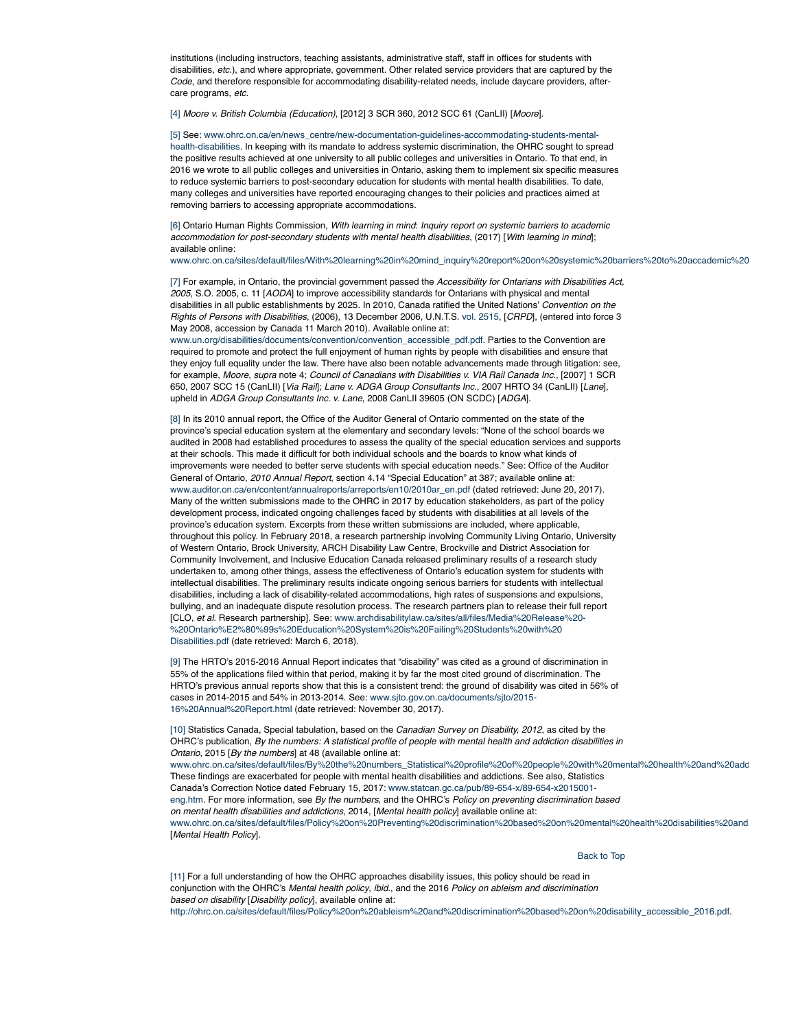institutions (including instructors, teaching assistants, administrative staff, staff in offices for students with disabilities, *etc.*), and where appropriate, government. Other related service providers that are captured by the *Code*, and therefore responsible for accommodating disability-related needs, include daycare providers, after-care programs, *etc.*

[4] *Moore v. British Columbia (Education)*, [2012] 3 SCR 360, 2012 SCC 61 (CanLII) [*Moore*].

[5] See: www.ohrc.on.ca/en/news_centre/new-documentation-guidelines-accommodating-students-mental-health-disabilities. In keeping with its mandate to address systemic discrimination, the OHRC sought to spread the positive results achieved at one university to all public colleges and universities in Ontario. To that end, in 2016 we wrote to all public colleges and universities in Ontario, asking them to implement six specific measures to reduce systemic barriers to post-secondary education for students with mental health disabilities. To date, many colleges and universities have reported encouraging changes to their policies and practices aimed at removing barriers to accessing appropriate accommodations.

[6] Ontario Human Rights Commission, *With learning in mind*: *Inquiry report on systemic barriers to academic accommodation for post-secondary students with mental health disabilities*, (2017) [*With learning in mind*]; available online:
www.ohrc.on.ca/sites/default/files/With%20learning%20in%20mind_inquiry%20report%20on%20systemic%20barriers%20to%20accademic%20

[7] For example, in Ontario, the provincial government passed the *Accessibility for Ontarians with Disabilities Act, 2005*, S.O. 2005, c. 11 [*AODA*] to improve accessibility standards for Ontarians with physical and mental disabilities in all public establishments by 2025. In 2010, Canada ratified the United Nations' *Convention on the Rights of Persons with Disabilities*, (2006), 13 December 2006, U.N.T.S. vol. 2515, [*CRPD*], (entered into force 3 May 2008, accession by Canada 11 March 2010). Available online at:
www.un.org/disabilities/documents/convention/convention_accessible_pdf.pdf. Parties to the Convention are required to promote and protect the full enjoyment of human rights by people with disabilities and ensure that they enjoy full equality under the law. There have also been notable advancements made through litigation: see, for example, *Moore*, *supra* note 4; *Council of Canadians with Disabilities v. VIA Rail Canada Inc.*, [2007] 1 SCR 650, 2007 SCC 15 (CanLII) [*Via Rail*]; *Lane v. ADGA Group Consultants Inc.*, 2007 HRTO 34 (CanLII) [*Lane*], upheld in *ADGA Group Consultants Inc. v. Lane*, 2008 CanLII 39605 (ON SCDC) [*ADGA*].

[8] In its 2010 annual report, the Office of the Auditor General of Ontario commented on the state of the province's special education system at the elementary and secondary levels: "None of the school boards we audited in 2008 had established procedures to assess the quality of the special education services and supports at their schools. This made it difficult for both individual schools and the boards to know what kinds of improvements were needed to better serve students with special education needs." See: Office of the Auditor General of Ontario, *2010 Annual Report*, section 4.14 "Special Education" at 387; available online at: www.auditor.on.ca/en/content/annualreports/arreports/en10/2010ar_en.pdf (dated retrieved: June 20, 2017). Many of the written submissions made to the OHRC in 2017 by education stakeholders, as part of the policy development process, indicated ongoing challenges faced by students with disabilities at all levels of the province's education system. Excerpts from these written submissions are included, where applicable, throughout this policy. In February 2018, a research partnership involving Community Living Ontario, University of Western Ontario, Brock University, ARCH Disability Law Centre, Brockville and District Association for Community Involvement, and Inclusive Education Canada released preliminary results of a research study undertaken to, among other things, assess the effectiveness of Ontario's education system for students with intellectual disabilities. The preliminary results indicate ongoing serious barriers for students with intellectual disabilities, including a lack of disability-related accommodations, high rates of suspensions and expulsions, bullying, and an inadequate dispute resolution process. The research partners plan to release their full report [CLO, *et al.* Research partnership]. See: www.archdisabilitylaw.ca/sites/all/files/Media%20Release%20-%20Ontario%E2%80%99s%20Education%20System%20is%20Failing%20Students%20with%20Disabilities.pdf (date retrieved: March 6, 2018).

[9] The HRTO's 2015-2016 Annual Report indicates that "disability" was cited as a ground of discrimination in 55% of the applications filed within that period, making it by far the most cited ground of discrimination. The HRTO's previous annual reports show that this is a consistent trend: the ground of disability was cited in 56% of cases in 2014-2015 and 54% in 2013-2014. See: www.sjto.gov.on.ca/documents/sjto/2015-16%20Annual%20Report.html (date retrieved: November 30, 2017).

[10] Statistics Canada, Special tabulation, based on the *Canadian Survey on Disability, 2012*, as cited by the OHRC's publication, *By the numbers: A statistical profile of people with mental health and addiction disabilities in Ontario*, 2015 [*By the numbers*] at 48 (available online at:
www.ohrc.on.ca/sites/default/files/By%20the%20numbers_Statistical%20profile%20of%20people%20with%20mental%20health%20and%20add
These findings are exacerbated for people with mental health disabilities and addictions. See also, Statistics Canada's Correction Notice dated February 15, 2017: www.statcan.gc.ca/pub/89-654-x/89-654-x2015001-eng.htm. For more information, see *By the numbers*, and the OHRC's *Policy on preventing discrimination based on mental health disabilities and addictions*, 2014, [*Mental health policy*] available online at:
www.ohrc.on.ca/sites/default/files/Policy%20on%20Preventing%20discrimination%20based%20on%20mental%20health%20disabilities%20and
[*Mental Health Policy*].

Back to Top

[11] For a full understanding of how the OHRC approaches disability issues, this policy should be read in conjunction with the OHRC's *Mental health policy*, *ibid.*, and the 2016 *Policy on ableism and discrimination based on disability* [*Disability policy*], available online at:
http://ohrc.on.ca/sites/default/files/Policy%20on%20ableism%20and%20discrimination%20based%20on%20disability_accessible_2016.pdf.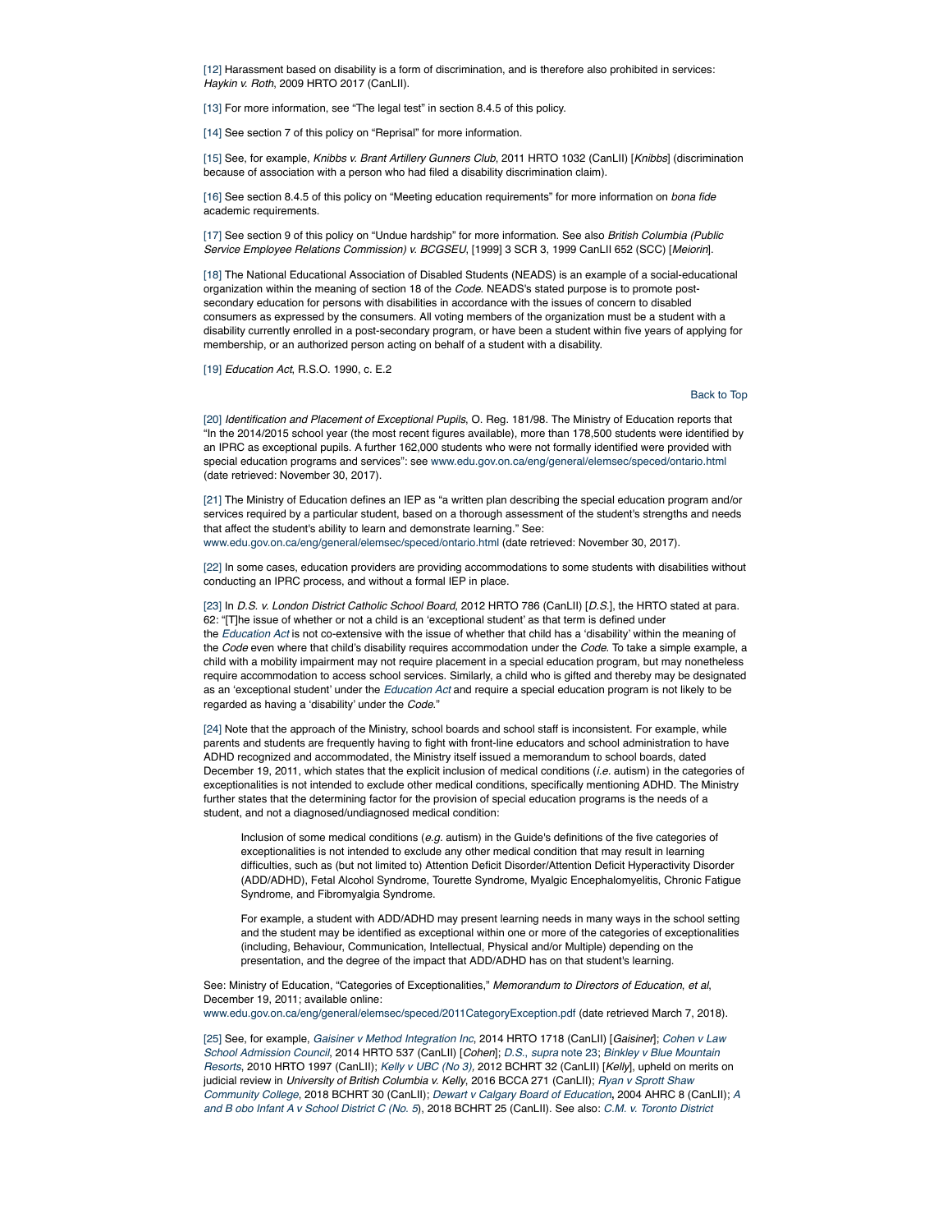[12] Harassment based on disability is a form of discrimination, and is therefore also prohibited in services: *Haykin v. Roth*, 2009 HRTO 2017 (CanLII).

[13] For more information, see "The legal test" in section 8.4.5 of this policy.

[14] See section 7 of this policy on "Reprisal" for more information.

[15] See, for example, *Knibbs v. Brant Artillery Gunners Club*, 2011 HRTO 1032 (CanLII) [*Knibbs*] (discrimination because of association with a person who had filed a disability discrimination claim).

[16] See section 8.4.5 of this policy on "Meeting education requirements" for more information on *bona fide* academic requirements.

[17] See section 9 of this policy on "Undue hardship" for more information. See also *British Columbia (Public Service Employee Relations Commission) v. BCGSEU*, [1999] 3 SCR 3, 1999 CanLII 652 (SCC) [*Meiorin*].

[18] The National Educational Association of Disabled Students (NEADS) is an example of a social-educational organization within the meaning of section 18 of the *Code*. NEADS's stated purpose is to promote post-secondary education for persons with disabilities in accordance with the issues of concern to disabled consumers as expressed by the consumers. All voting members of the organization must be a student with a disability currently enrolled in a post-secondary program, or have been a student within five years of applying for membership, or an authorized person acting on behalf of a student with a disability.

[19] *Education Act*, R.S.O. 1990, c. E.2

Back to Top

[20] *Identification and Placement of Exceptional Pupils*, O. Reg. 181/98. The Ministry of Education reports that "In the 2014/2015 school year (the most recent figures available), more than 178,500 students were identified by an IPRC as exceptional pupils. A further 162,000 students who were not formally identified were provided with special education programs and services": see www.edu.gov.on.ca/eng/general/elemsec/speced/ontario.html (date retrieved: November 30, 2017).

[21] The Ministry of Education defines an IEP as "a written plan describing the special education program and/or services required by a particular student, based on a thorough assessment of the student's strengths and needs that affect the student's ability to learn and demonstrate learning." See: www.edu.gov.on.ca/eng/general/elemsec/speced/ontario.html (date retrieved: November 30, 2017).

[22] In some cases, education providers are providing accommodations to some students with disabilities without conducting an IPRC process, and without a formal IEP in place.

[23] In *D.S. v. London District Catholic School Board*, 2012 HRTO 786 (CanLII) [*D.S.*], the HRTO stated at para. 62: "[T]he issue of whether or not a child is an 'exceptional student' as that term is defined under the *Education Act* is not co-extensive with the issue of whether that child has a 'disability' within the meaning of the *Code* even where that child's disability requires accommodation under the *Code*. To take a simple example, a child with a mobility impairment may not require placement in a special education program, but may nonetheless require accommodation to access school services. Similarly, a child who is gifted and thereby may be designated as an 'exceptional student' under the *Education Act* and require a special education program is not likely to be regarded as having a 'disability' under the *Code*."

[24] Note that the approach of the Ministry, school boards and school staff is inconsistent. For example, while parents and students are frequently having to fight with front-line educators and school administration to have ADHD recognized and accommodated, the Ministry itself issued a memorandum to school boards, dated December 19, 2011, which states that the explicit inclusion of medical conditions (*i.e.* autism) in the categories of exceptionalities is not intended to exclude other medical conditions, specifically mentioning ADHD. The Ministry further states that the determining factor for the provision of special education programs is the needs of a student, and not a diagnosed/undiagnosed medical condition:

> Inclusion of some medical conditions (*e.g.* autism) in the Guide's definitions of the five categories of exceptionalities is not intended to exclude any other medical condition that may result in learning difficulties, such as (but not limited to) Attention Deficit Disorder/Attention Deficit Hyperactivity Disorder (ADD/ADHD), Fetal Alcohol Syndrome, Tourette Syndrome, Myalgic Encephalomyelitis, Chronic Fatigue Syndrome, and Fibromyalgia Syndrome.
>
> For example, a student with ADD/ADHD may present learning needs in many ways in the school setting and the student may be identified as exceptional within one or more of the categories of exceptionalities (including, Behaviour, Communication, Intellectual, Physical and/or Multiple) depending on the presentation, and the degree of the impact that ADD/ADHD has on that student's learning.

See: Ministry of Education, "Categories of Exceptionalities," *Memorandum to Directors of Education*, *et al*, December 19, 2011; available online: www.edu.gov.on.ca/eng/general/elemsec/speced/2011CategoryException.pdf (date retrieved March 7, 2018).

[25] See, for example, *Gaisiner v Method Integration Inc*, 2014 HRTO 1718 (CanLII) [*Gaisiner*]; *Cohen v Law School Admission Council*, 2014 HRTO 537 (CanLII) [*Cohen*]; *D.S., supra* note 23; *Binkley v Blue Mountain Resorts*, 2010 HRTO 1997 (CanLII); *Kelly v UBC (No 3)*, 2012 BCHRT 32 (CanLII) [*Kelly*], upheld on merits on judicial review in *University of British Columbia v. Kelly*, 2016 BCCA 271 (CanLII); *Ryan v Sprott Shaw Community College*, 2018 BCHRT 30 (CanLII); *Dewart v Calgary Board of Education*, 2004 AHRC 8 (CanLII); *A and B obo Infant A v School District C (No. 5)*, 2018 BCHRT 25 (CanLII). See also: *C.M. v. Toronto District*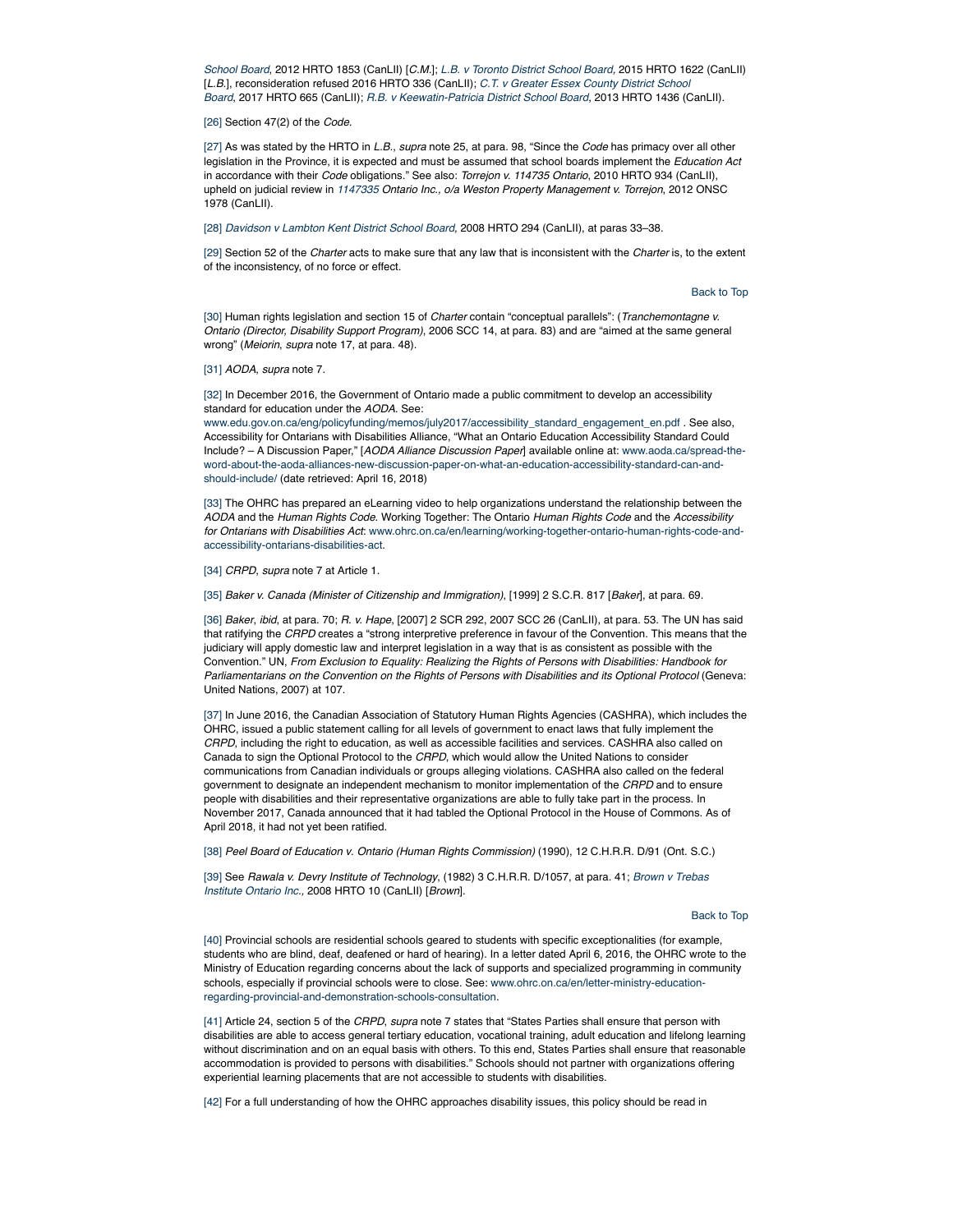*School Board*, 2012 HRTO 1853 (CanLII) [*C.M.*]; *L.B. v Toronto District School Board*, 2015 HRTO 1622 (CanLII) [*L.B.*], reconsideration refused 2016 HRTO 336 (CanLII); *C.T. v Greater Essex County District School Board*, 2017 HRTO 665 (CanLII); *R.B. v Keewatin-Patricia District School Board*, 2013 HRTO 1436 (CanLII).

[26] Section 47(2) of the *Code*.

[27] As was stated by the HRTO in *L.B.*, *supra* note 25, at para. 98, "Since the *Code* has primacy over all other legislation in the Province, it is expected and must be assumed that school boards implement the *Education Act* in accordance with their *Code* obligations." See also: *Torrejon v. 114735 Ontario*, 2010 HRTO 934 (CanLII), upheld on judicial review in *1147335 Ontario Inc., o/a Weston Property Management v. Torrejon*, 2012 ONSC 1978 (CanLII).

[28] *Davidson v Lambton Kent District School Board*, 2008 HRTO 294 (CanLII), at paras 33–38.

[29] Section 52 of the *Charter* acts to make sure that any law that is inconsistent with the *Charter* is, to the extent of the inconsistency, of no force or effect.

Back to Top

[30] Human rights legislation and section 15 of *Charter* contain "conceptual parallels": (*Tranchemontagne v. Ontario (Director, Disability Support Program)*, 2006 SCC 14, at para. 83) and are "aimed at the same general wrong" (*Meiorin*, *supra* note 17, at para. 48).

[31] *AODA*, *supra* note 7.

[32] In December 2016, the Government of Ontario made a public commitment to develop an accessibility standard for education under the *AODA*. See: www.edu.gov.on.ca/eng/policyfunding/memos/july2017/accessibility_standard_engagement_en.pdf . See also, Accessibility for Ontarians with Disabilities Alliance, "What an Ontario Education Accessibility Standard Could Include? – A Discussion Paper," [*AODA Alliance Discussion Paper*] available online at: www.aoda.ca/spread-the-word-about-the-aoda-alliances-new-discussion-paper-on-what-an-education-accessibility-standard-can-and-should-include/ (date retrieved: April 16, 2018)

[33] The OHRC has prepared an eLearning video to help organizations understand the relationship between the *AODA* and the *Human Rights Code.* Working Together: The Ontario *Human Rights Code* and the *Accessibility for Ontarians with Disabilities Act*: www.ohrc.on.ca/en/learning/working-together-ontario-human-rights-code-and-accessibility-ontarians-disabilities-act.

[34] *CRPD*, *supra* note 7 at Article 1.

[35] *Baker v. Canada (Minister of Citizenship and Immigration)*, [1999] 2 S.C.R. 817 [*Baker*], at para. 69.

[36] *Baker*, *ibid*, at para. 70; *R. v. Hape*, [2007] 2 SCR 292, 2007 SCC 26 (CanLII), at para. 53. The UN has said that ratifying the *CRPD* creates a "strong interpretive preference in favour of the Convention. This means that the judiciary will apply domestic law and interpret legislation in a way that is as consistent as possible with the Convention." UN, *From Exclusion to Equality: Realizing the Rights of Persons with Disabilities: Handbook for Parliamentarians on the Convention on the Rights of Persons with Disabilities and its Optional Protocol* (Geneva: United Nations, 2007) at 107.

[37] In June 2016, the Canadian Association of Statutory Human Rights Agencies (CASHRA), which includes the OHRC, issued a public statement calling for all levels of government to enact laws that fully implement the *CRPD*, including the right to education, as well as accessible facilities and services. CASHRA also called on Canada to sign the Optional Protocol to the *CRPD*, which would allow the United Nations to consider communications from Canadian individuals or groups alleging violations. CASHRA also called on the federal government to designate an independent mechanism to monitor implementation of the *CRPD* and to ensure people with disabilities and their representative organizations are able to fully take part in the process. In November 2017, Canada announced that it had tabled the Optional Protocol in the House of Commons. As of April 2018, it had not yet been ratified.

[38] *Peel Board of Education v. Ontario (Human Rights Commission)* (1990), 12 C.H.R.R. D/91 (Ont. S.C.)

[39] See *Rawala v. Devry Institute of Technology*, (1982) 3 C.H.R.R. D/1057, at para. 41; *Brown v Trebas Institute Ontario Inc.*, 2008 HRTO 10 (CanLII) [*Brown*].

Back to Top

[40] Provincial schools are residential schools geared to students with specific exceptionalities (for example, students who are blind, deaf, deafened or hard of hearing). In a letter dated April 6, 2016, the OHRC wrote to the Ministry of Education regarding concerns about the lack of supports and specialized programming in community schools, especially if provincial schools were to close. See: www.ohrc.on.ca/en/letter-ministry-education-regarding-provincial-and-demonstration-schools-consultation.

[41] Article 24, section 5 of the *CRPD*, *supra* note 7 states that "States Parties shall ensure that person with disabilities are able to access general tertiary education, vocational training, adult education and lifelong learning without discrimination and on an equal basis with others. To this end, States Parties shall ensure that reasonable accommodation is provided to persons with disabilities." Schools should not partner with organizations offering experiential learning placements that are not accessible to students with disabilities.

[42] For a full understanding of how the OHRC approaches disability issues, this policy should be read in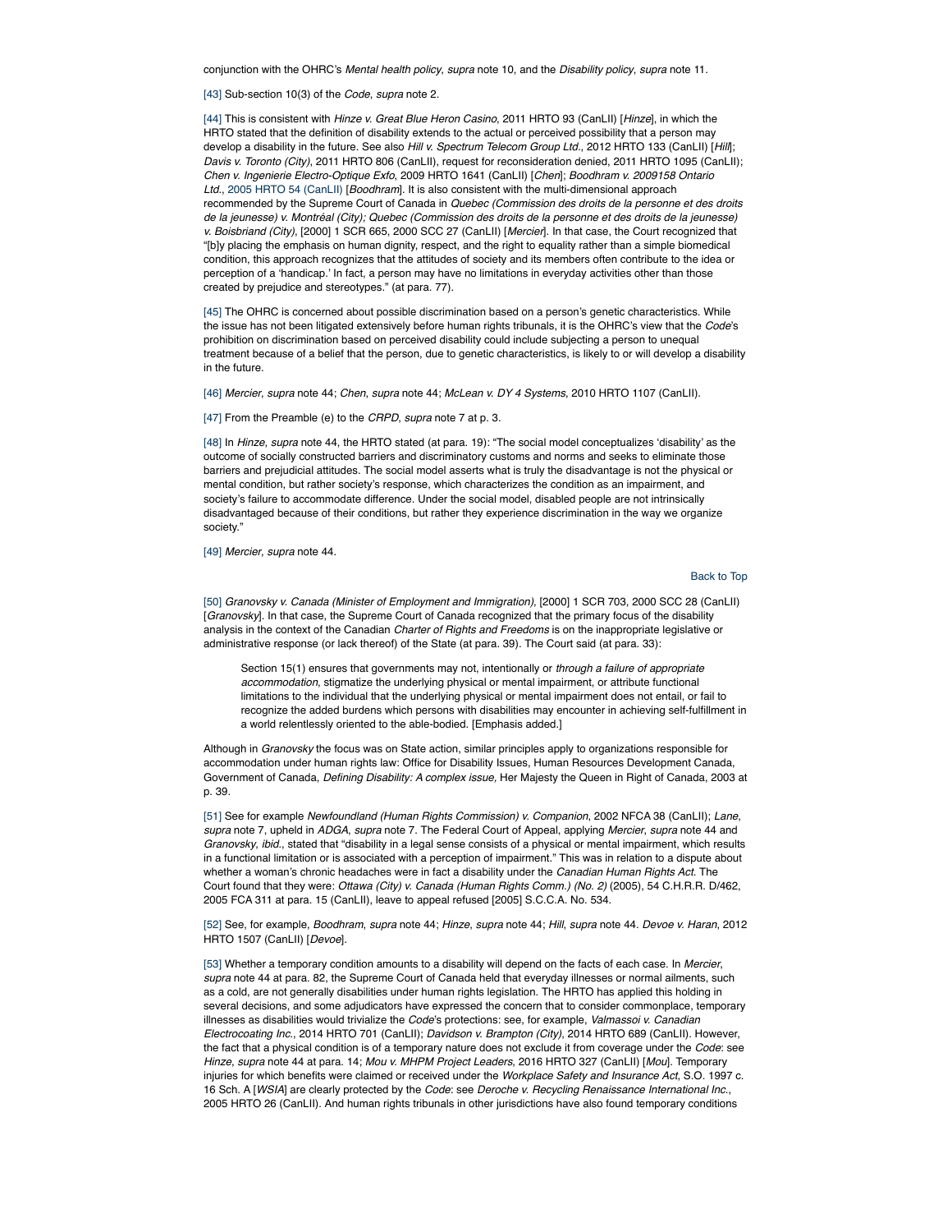conjunction with the OHRC's *Mental health policy*, *supra* note 10, and the *Disability policy*, *supra* note 11.

[43] Sub-section 10(3) of the *Code*, *supra* note 2.

[44] This is consistent with *Hinze v. Great Blue Heron Casino*, 2011 HRTO 93 (CanLII) [*Hinze*], in which the HRTO stated that the definition of disability extends to the actual or perceived possibility that a person may develop a disability in the future. See also *Hill v. Spectrum Telecom Group Ltd.*, 2012 HRTO 133 (CanLII) [*Hill*]; *Davis v. Toronto (City)*, 2011 HRTO 806 (CanLII), request for reconsideration denied, 2011 HRTO 1095 (CanLII); *Chen v. Ingenierie Electro-Optique Exfo*, 2009 HRTO 1641 (CanLII) [*Chen*]; *Boodhram v. 2009158 Ontario Ltd.*, 2005 HRTO 54 (CanLII) [*Boodhram*]. It is also consistent with the multi-dimensional approach recommended by the Supreme Court of Canada in *Quebec (Commission des droits de la personne et des droits de la jeunesse) v. Montréal (City); Quebec (Commission des droits de la personne et des droits de la jeunesse) v. Boisbriand (City)*, [2000] 1 SCR 665, 2000 SCC 27 (CanLII) [*Mercier*]. In that case, the Court recognized that "[b]y placing the emphasis on human dignity, respect, and the right to equality rather than a simple biomedical condition, this approach recognizes that the attitudes of society and its members often contribute to the idea or perception of a 'handicap.' In fact, a person may have no limitations in everyday activities other than those created by prejudice and stereotypes." (at para. 77).

[45] The OHRC is concerned about possible discrimination based on a person's genetic characteristics. While the issue has not been litigated extensively before human rights tribunals, it is the OHRC's view that the *Code*'s prohibition on discrimination based on perceived disability could include subjecting a person to unequal treatment because of a belief that the person, due to genetic characteristics, is likely to or will develop a disability in the future.

[46] *Mercier*, *supra* note 44; *Chen*, *supra* note 44; *McLean v. DY 4 Systems*, 2010 HRTO 1107 (CanLII).

[47] From the Preamble (e) to the *CRPD*, *supra* note 7 at p. 3.

[48] In *Hinze*, *supra* note 44, the HRTO stated (at para. 19): "The social model conceptualizes 'disability' as the outcome of socially constructed barriers and discriminatory customs and norms and seeks to eliminate those barriers and prejudicial attitudes. The social model asserts what is truly the disadvantage is not the physical or mental condition, but rather society's response, which characterizes the condition as an impairment, and society's failure to accommodate difference. Under the social model, disabled people are not intrinsically disadvantaged because of their conditions, but rather they experience discrimination in the way we organize society."

[49] *Mercier*, *supra* note 44.

Back to Top

[50] *Granovsky v. Canada (Minister of Employment and Immigration)*, [2000] 1 SCR 703, 2000 SCC 28 (CanLII) [*Granovsky*]. In that case, the Supreme Court of Canada recognized that the primary focus of the disability analysis in the context of the Canadian *Charter of Rights and Freedoms* is on the inappropriate legislative or administrative response (or lack thereof) of the State (at para. 39). The Court said (at para. 33):

> Section 15(1) ensures that governments may not, intentionally or *through a failure of appropriate accommodation*, stigmatize the underlying physical or mental impairment, or attribute functional limitations to the individual that the underlying physical or mental impairment does not entail, or fail to recognize the added burdens which persons with disabilities may encounter in achieving self-fulfillment in a world relentlessly oriented to the able-bodied. [Emphasis added.]

Although in *Granovsky* the focus was on State action, similar principles apply to organizations responsible for accommodation under human rights law: Office for Disability Issues, Human Resources Development Canada, Government of Canada, *Defining Disability: A complex issue,* Her Majesty the Queen in Right of Canada, 2003 at p. 39.

[51] See for example *Newfoundland (Human Rights Commission) v. Companion*, 2002 NFCA 38 (CanLII); *Lane*, *supra* note 7, upheld in *ADGA*, *supra* note 7. The Federal Court of Appeal, applying *Mercier*, *supra* note 44 and *Granovsky*, *ibid.*, stated that "disability in a legal sense consists of a physical or mental impairment, which results in a functional limitation or is associated with a perception of impairment." This was in relation to a dispute about whether a woman's chronic headaches were in fact a disability under the *Canadian Human Rights Act*. The Court found that they were: *Ottawa (City) v. Canada (Human Rights Comm.) (No. 2)* (2005), 54 C.H.R.R. D/462, 2005 FCA 311 at para. 15 (CanLII), leave to appeal refused [2005] S.C.C.A. No. 534.

[52] See, for example, *Boodhram*, *supra* note 44; *Hinze*, *supra* note 44; *Hill*, *supra* note 44. *Devoe v. Haran*, 2012 HRTO 1507 (CanLII) [*Devoe*].

[53] Whether a temporary condition amounts to a disability will depend on the facts of each case. In *Mercier*, *supra* note 44 at para. 82, the Supreme Court of Canada held that everyday illnesses or normal ailments, such as a cold, are not generally disabilities under human rights legislation. The HRTO has applied this holding in several decisions, and some adjudicators have expressed the concern that to consider commonplace, temporary illnesses as disabilities would trivialize the *Code*'s protections: see, for example, *Valmassoi v. Canadian Electrocoating Inc.*, 2014 HRTO 701 (CanLII); *Davidson v. Brampton (City)*, 2014 HRTO 689 (CanLII). However, the fact that a physical condition is of a temporary nature does not exclude it from coverage under the *Code*: see *Hinze*, *supra* note 44 at para. 14; *Mou v. MHPM Project Leaders*, 2016 HRTO 327 (CanLII) [*Mou*]. Temporary injuries for which benefits were claimed or received under the *Workplace Safety and Insurance Act*, S.O. 1997 c. 16 Sch. A [*WSIA*] are clearly protected by the *Code*: see *Deroche v. Recycling Renaissance International Inc.*, 2005 HRTO 26 (CanLII). And human rights tribunals in other jurisdictions have also found temporary conditions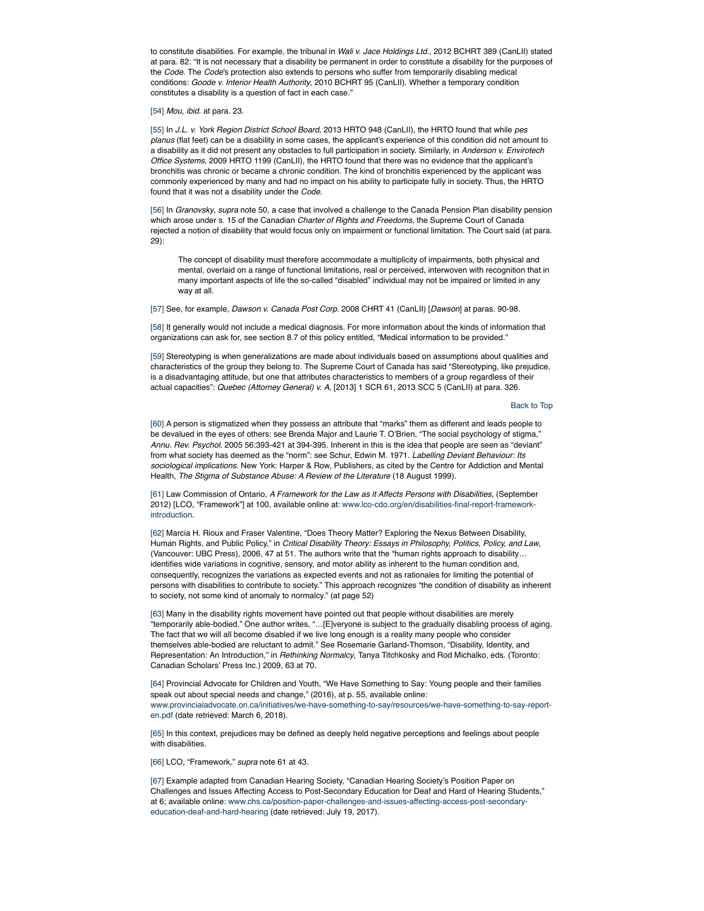to constitute disabilities. For example, the tribunal in *Wali v. Jace Holdings Ltd.*, 2012 BCHRT 389 (CanLII) stated at para. 82: “It is not necessary that a disability be permanent in order to constitute a disability for the purposes of the *Code*. The *Code*'s protection also extends to persons who suffer from temporarily disabling medical conditions: *Goode v. Interior Health Authority*, 2010 BCHRT 95 (CanLII). Whether a temporary condition constitutes a disability is a question of fact in each case.”

[54] *Mou*, *ibid.* at para. 23.

[55] In *J.L. v. York Region District School Board*, 2013 HRTO 948 (CanLII), the HRTO found that while *pes planus* (flat feet) can be a disability in some cases, the applicant's experience of this condition did not amount to a disability as it did not present any obstacles to full participation in society. Similarly, in *Anderson v. Envirotech Office Systems*, 2009 HRTO 1199 (CanLII), the HRTO found that there was no evidence that the applicant's bronchitis was chronic or became a chronic condition. The kind of bronchitis experienced by the applicant was commonly experienced by many and had no impact on his ability to participate fully in society. Thus, the HRTO found that it was not a disability under the *Code*.

[56] In *Granovsky*, *supra* note 50, a case that involved a challenge to the Canada Pension Plan disability pension which arose under s. 15 of the Canadian *Charter of Rights and Freedoms*, the Supreme Court of Canada rejected a notion of disability that would focus only on impairment or functional limitation. The Court said (at para. 29):

> The concept of disability must therefore accommodate a multiplicity of impairments, both physical and mental, overlaid on a range of functional limitations, real or perceived, interwoven with recognition that in many important aspects of life the so-called “disabled” individual may not be impaired or limited in any way at all.

[57] See, for example, *Dawson v. Canada Post Corp.* 2008 CHRT 41 (CanLII) [*Dawson*] at paras. 90-98.

[58] It generally would not include a medical diagnosis. For more information about the kinds of information that organizations can ask for, see section 8.7 of this policy entitled, “Medical information to be provided.”

[59] Stereotyping is when generalizations are made about individuals based on assumptions about qualities and characteristics of the group they belong to. The Supreme Court of Canada has said “Stereotyping, like prejudice, is a disadvantaging attitude, but one that attributes characteristics to members of a group regardless of their actual capacities”: *Quebec (Attorney General) v. A*, [2013] 1 SCR 61, 2013 SCC 5 (CanLII) at para. 326.

Back to Top

[60] A person is stigmatized when they possess an attribute that “marks” them as different and leads people to be devalued in the eyes of others: see Brenda Major and Laurie T. O'Brien, “The social psychology of stigma,” *Annu. Rev. Psychol.* 2005 56:393-421 at 394-395. Inherent in this is the idea that people are seen as “deviant” from what society has deemed as the “norm”: see Schur, Edwin M. 1971. *Labelling Deviant Behaviour: Its sociological implications*. New York: Harper & Row, Publishers, as cited by the Centre for Addiction and Mental Health, *The Stigma of Substance Abuse: A Review of the Literature* (18 August 1999).

[61] Law Commission of Ontario, *A Framework for the Law as it Affects Persons with Disabilities*, (September 2012) [LCO, “Framework”] at 100, available online at: www.lco-cdo.org/en/disabilities-final-report-framework-introduction.

[62] Marcia H. Rioux and Fraser Valentine, “Does Theory Matter? Exploring the Nexus Between Disability, Human Rights, and Public Policy,” in *Critical Disability Theory: Essays in Philosophy, Politics, Policy, and Law*, (Vancouver: UBC Press), 2006, 47 at 51. The authors write that the “human rights approach to disability… identifies wide variations in cognitive, sensory, and motor ability as inherent to the human condition and, consequently, recognizes the variations as expected events and not as rationales for limiting the potential of persons with disabilities to contribute to society.” This approach recognizes “the condition of disability as inherent to society, not some kind of anomaly to normalcy.” (at page 52)

[63] Many in the disability rights movement have pointed out that people without disabilities are merely “temporarily able-bodied.” One author writes, “…[E]veryone is subject to the gradually disabling process of aging. The fact that we will all become disabled if we live long enough is a reality many people who consider themselves able-bodied are reluctant to admit.” See Rosemarie Garland-Thomson, “Disability, Identity, and Representation: An Introduction,” in *Rethinking Normalcy*, Tanya Titchkosky and Rod Michalko, eds. (Toronto: Canadian Scholars' Press Inc.) 2009, 63 at 70.

[64] Provincial Advocate for Children and Youth, “We Have Something to Say: Young people and their families speak out about special needs and change,” (2016), at p. 55, available online: www.provincialadvocate.on.ca/initiatives/we-have-something-to-say/resources/we-have-something-to-say-report-en.pdf (date retrieved: March 6, 2018).

[65] In this context, prejudices may be defined as deeply held negative perceptions and feelings about people with disabilities.

[66] LCO, “Framework,” *supra* note 61 at 43.

[67] Example adapted from Canadian Hearing Society, “Canadian Hearing Society's Position Paper on Challenges and Issues Affecting Access to Post-Secondary Education for Deaf and Hard of Hearing Students,” at 6; available online: www.chs.ca/position-paper-challenges-and-issues-affecting-access-post-secondary-education-deaf-and-hard-hearing (date retrieved: July 19, 2017).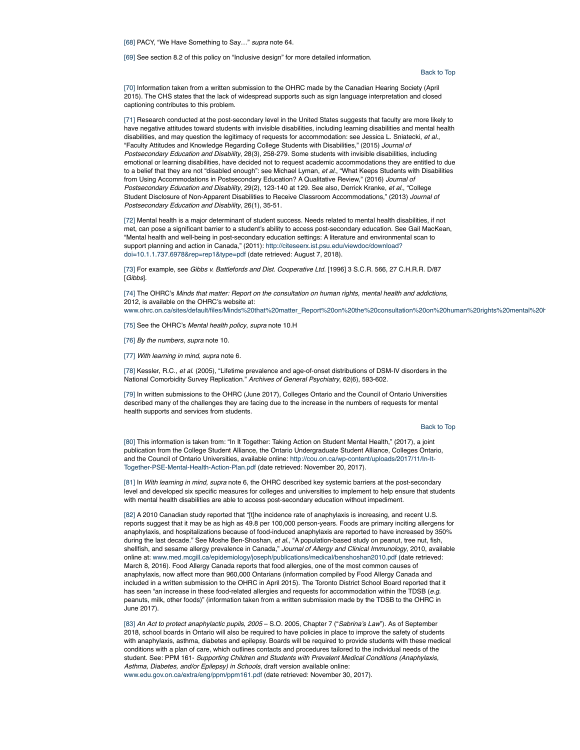[68] PACY, "We Have Something to Say…" *supra* note 64.

[69] See section 8.2 of this policy on "Inclusive design" for more detailed information.

Back to Top

[70] Information taken from a written submission to the OHRC made by the Canadian Hearing Society (April 2015). The CHS states that the lack of widespread supports such as sign language interpretation and closed captioning contributes to this problem.

[71] Research conducted at the post-secondary level in the United States suggests that faculty are more likely to have negative attitudes toward students with invisible disabilities, including learning disabilities and mental health disabilities, and may question the legitimacy of requests for accommodation: see Jessica L. Sniatecki, *et al.*, "Faculty Attitudes and Knowledge Regarding College Students with Disabilities," (2015) *Journal of Postsecondary Education and Disability*, 28(3), 258-279. Some students with invisible disabilities, including emotional or learning disabilities, have decided not to request academic accommodations they are entitled to due to a belief that they are not "disabled enough": see Michael Lyman, *et al.*, "What Keeps Students with Disabilities from Using Accommodations in Postsecondary Education? A Qualitative Review," (2016) *Journal of Postsecondary Education and Disability*, 29(2), 123-140 at 129. See also, Derrick Kranke, *et al.*, "College Student Disclosure of Non-Apparent Disabilities to Receive Classroom Accommodations," (2013) *Journal of Postsecondary Education and Disability*, 26(1), 35-51.

[72] Mental health is a major determinant of student success. Needs related to mental health disabilities, if not met, can pose a significant barrier to a student's ability to access post-secondary education. See Gail MacKean, "Mental health and well-being in post-secondary education settings: A literature and environmental scan to support planning and action in Canada," (2011): http://citeseerx.ist.psu.edu/viewdoc/download?doi=10.1.1.737.6978&rep=rep1&type=pdf (date retrieved: August 7, 2018).

[73] For example, see *Gibbs v. Battlefords and Dist. Cooperative Ltd.* [1996] 3 S.C.R. 566, 27 C.H.R.R. D/87 [*Gibbs*].

[74] The OHRC's *Minds that matter: Report on the consultation on human rights, mental health and addictions*, 2012, is available on the OHRC's website at: www.ohrc.on.ca/sites/default/files/Minds%20that%20matter_Report%20on%20the%20consultation%20on%20human%20rights%20mental%20h

[75] See the OHRC's *Mental health policy*, *supra* note 10.H

[76] *By the numbers*, *supra* note 10.

[77] *With learning in mind*, *supra* note 6.

[78] Kessler, R.C., *et al.* (2005), "Lifetime prevalence and age-of-onset distributions of DSM-IV disorders in the National Comorbidity Survey Replication." *Archives of General Psychiatry*, 62(6), 593-602.

[79] In written submissions to the OHRC (June 2017), Colleges Ontario and the Council of Ontario Universities described many of the challenges they are facing due to the increase in the numbers of requests for mental health supports and services from students.

Back to Top

[80] This information is taken from: "In It Together: Taking Action on Student Mental Health," (2017), a joint publication from the College Student Alliance, the Ontario Undergraduate Student Alliance, Colleges Ontario, and the Council of Ontario Universities, available online: http://cou.on.ca/wp-content/uploads/2017/11/In-It-Together-PSE-Mental-Health-Action-Plan.pdf (date retrieved: November 20, 2017).

[81] In *With learning in mind*, *supra* note 6, the OHRC described key systemic barriers at the post-secondary level and developed six specific measures for colleges and universities to implement to help ensure that students with mental health disabilities are able to access post-secondary education without impediment.

[82] A 2010 Canadian study reported that "[t]he incidence rate of anaphylaxis is increasing, and recent U.S. reports suggest that it may be as high as 49.8 per 100,000 person-years. Foods are primary inciting allergens for anaphylaxis, and hospitalizations because of food-induced anaphylaxis are reported to have increased by 350% during the last decade." See Moshe Ben-Shoshan, *et al.*, "A population-based study on peanut, tree nut, fish, shellfish, and sesame allergy prevalence in Canada," *Journal of Allergy and Clinical Immunology*, 2010, available online at: www.med.mcgill.ca/epidemiology/joseph/publications/medical/benshoshan2010.pdf (date retrieved: March 8, 2016). Food Allergy Canada reports that food allergies, one of the most common causes of anaphylaxis, now affect more than 960,000 Ontarians (information compiled by Food Allergy Canada and included in a written submission to the OHRC in April 2015). The Toronto District School Board reported that it has seen "an increase in these food-related allergies and requests for accommodation within the TDSB (*e.g.* peanuts, milk, other foods)" (information taken from a written submission made by the TDSB to the OHRC in June 2017).

[83] *An Act to protect anaphylactic pupils, 2005* – S.O. 2005, Chapter 7 ("*Sabrina's Law*"). As of September 2018, school boards in Ontario will also be required to have policies in place to improve the safety of students with anaphylaxis, asthma, diabetes and epilepsy. Boards will be required to provide students with these medical conditions with a plan of care, which outlines contacts and procedures tailored to the individual needs of the student. See: PPM 161- *Supporting Children and Students with Prevalent Medical Conditions (Anaphylaxis, Asthma, Diabetes, and/or Epilepsy) in Schools*, draft version available online: www.edu.gov.on.ca/extra/eng/ppm/ppm161.pdf (date retrieved: November 30, 2017).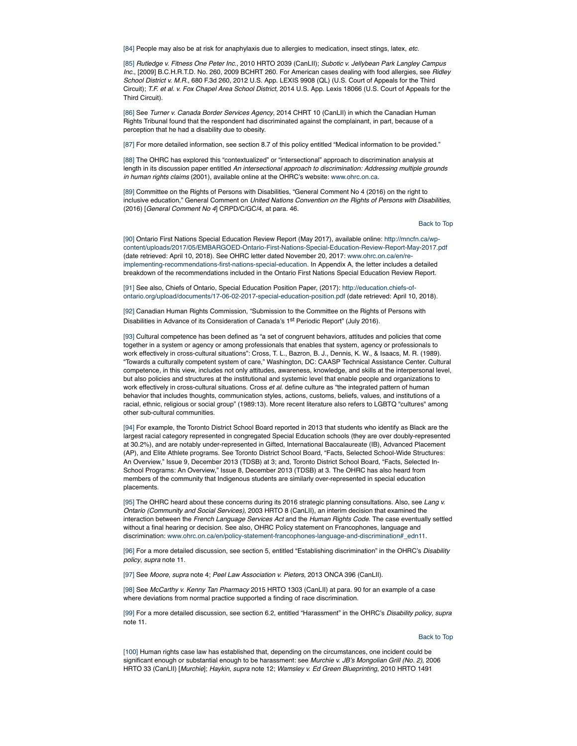[84] People may also be at risk for anaphylaxis due to allergies to medication, insect stings, latex, *etc.*

[85] *Rutledge v. Fitness One Peter Inc.*, 2010 HRTO 2039 (CanLII); *Subotic v. Jellybean Park Langley Campus Inc.*, [2009] B.C.H.R.T.D. No. 260, 2009 BCHRT 260. For American cases dealing with food allergies, see *Ridley School District v. M.R.*, 680 F.3d 260, 2012 U.S. App. LEXIS 9908 (QL) (U.S. Court of Appeals for the Third Circuit); *T.F. et al. v. Fox Chapel Area School District*, 2014 U.S. App. Lexis 18066 (U.S. Court of Appeals for the Third Circuit).

[86] See *Turner v. Canada Border Services Agency*, 2014 CHRT 10 (CanLII) in which the Canadian Human Rights Tribunal found that the respondent had discriminated against the complainant, in part, because of a perception that he had a disability due to obesity.

[87] For more detailed information, see section 8.7 of this policy entitled "Medical information to be provided."

[88] The OHRC has explored this "contextualized" or "intersectional" approach to discrimination analysis at length in its discussion paper entitled *An intersectional approach to discrimination: Addressing multiple grounds in human rights claims* (2001), available online at the OHRC's website: www.ohrc.on.ca.

[89] Committee on the Rights of Persons with Disabilities, "General Comment No 4 (2016) on the right to inclusive education," General Comment on *United Nations Convention on the Rights of Persons with Disabilities*, (2016) [*General Comment No 4*] CRPD/C/GC/4, at para. 46.

Back to Top

[90] Ontario First Nations Special Education Review Report (May 2017), available online: http://mncfn.ca/wp-content/uploads/2017/05/EMBARGOED-Ontario-First-Nations-Special-Education-Review-Report-May-2017.pdf (date retrieved: April 10, 2018). See OHRC letter dated November 20, 2017: www.ohrc.on.ca/en/re-implementing-recommendations-first-nations-special-education. In Appendix A, the letter includes a detailed breakdown of the recommendations included in the Ontario First Nations Special Education Review Report.

[91] See also, Chiefs of Ontario, Special Education Position Paper, (2017): http://education.chiefs-of-ontario.org/upload/documents/17-06-02-2017-special-education-position.pdf (date retrieved: April 10, 2018).

[92] Canadian Human Rights Commission, "Submission to the Committee on the Rights of Persons with Disabilities in Advance of its Consideration of Canada's 1st Periodic Report" (July 2016).

[93] Cultural competence has been defined as "a set of congruent behaviors, attitudes and policies that come together in a system or agency or among professionals that enables that system, agency or professionals to work effectively in cross-cultural situations": Cross, T. L., Bazron, B. J., Dennis, K. W., & Isaacs, M. R. (1989). "Towards a culturally competent system of care," Washington, DC: CAASP Technical Assistance Center. Cultural competence, in this view, includes not only attitudes, awareness, knowledge, and skills at the interpersonal level, but also policies and structures at the institutional and systemic level that enable people and organizations to work effectively in cross-cultural situations. Cross *et al.* define culture as "the integrated pattern of human behavior that includes thoughts, communication styles, actions, customs, beliefs, values, and institutions of a racial, ethnic, religious or social group" (1989:13). More recent literature also refers to LGBTQ "cultures" among other sub-cultural communities.

[94] For example, the Toronto District School Board reported in 2013 that students who identify as Black are the largest racial category represented in congregated Special Education schools (they are over doubly-represented at 30.2%), and are notably under-represented in Gifted, International Baccalaureate (IB), Advanced Placement (AP), and Elite Athlete programs. See Toronto District School Board, "Facts, Selected School-Wide Structures: An Overview," Issue 9, December 2013 (TDSB) at 3; and, Toronto District School Board, "Facts, Selected In-School Programs: An Overview," Issue 8, December 2013 (TDSB) at 3. The OHRC has also heard from members of the community that Indigenous students are similarly over-represented in special education placements.

[95] The OHRC heard about these concerns during its 2016 strategic planning consultations. Also, see *Lang v. Ontario (Community and Social Services)*, 2003 HRTO 8 (CanLII), an interim decision that examined the interaction between the *French Language Services Act* and the *Human Rights Code*. The case eventually settled without a final hearing or decision. See also, OHRC Policy statement on Francophones, language and discrimination: www.ohrc.on.ca/en/policy-statement-francophones-language-and-discrimination#_edn11.

[96] For a more detailed discussion, see section 5, entitled "Establishing discrimination" in the OHRC's *Disability policy*, *supra* note 11.

[97] See *Moore*, *supra* note 4; *Peel Law Association v. Pieters*, 2013 ONCA 396 (CanLII).

[98] See *McCarthy v. Kenny Tan Pharmacy* 2015 HRTO 1303 (CanLII) at para. 90 for an example of a case where deviations from normal practice supported a finding of race discrimination.

[99] For a more detailed discussion, see section 6.2, entitled "Harassment" in the OHRC's *Disability policy*, *supra* note 11.

Back to Top

[100] Human rights case law has established that, depending on the circumstances, one incident could be significant enough or substantial enough to be harassment: see *Murchie v. JB's Mongolian Grill (No. 2)*, 2006 HRTO 33 (CanLII) [*Murchie*]; *Haykin*, *supra* note 12; *Wamsley v. Ed Green Blueprinting*, 2010 HRTO 1491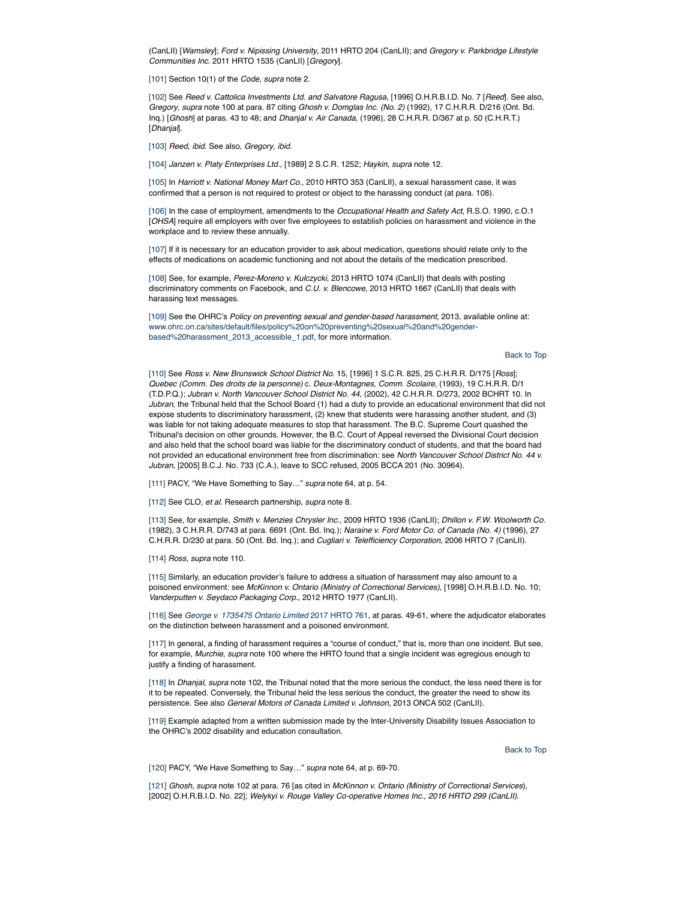(CanLII) [*Wamsley*]; *Ford v. Nipissing University*, 2011 HRTO 204 (CanLII); and *Gregory v. Parkbridge Lifestyle Communities Inc.* 2011 HRTO 1535 (CanLII) [*Gregory*].

[101] Section 10(1) of the *Code*, *supra* note 2.

[102] See *Reed v. Cattolica Investments Ltd. and Salvatore Ragusa*, [1996] O.H.R.B.I.D. No. 7 [*Reed*]. See also, *Gregory*, *supra* note 100 at para. 87 citing *Ghosh v. Domglas Inc. (No. 2)* (1992), 17 C.H.R.R. D/216 (Ont. Bd. Inq.) [*Ghosh*] at paras. 43 to 48; and *Dhanjal v. Air Canada*, (1996), 28 C.H.R.R. D/367 at p. 50 (C.H.R.T.) [*Dhanjal*].

[103] *Reed*, *ibid.* See also, *Gregory*, *ibid.*

[104] *Janzen v. Platy Enterprises Ltd.*, [1989] 2 S.C.R. 1252; *Haykin*, *supra* note 12.

[105] In *Harriott v. National Money Mart Co.*, 2010 HRTO 353 (CanLII), a sexual harassment case, it was confirmed that a person is not required to protest or object to the harassing conduct (at para. 108).

[106] In the case of employment, amendments to the *Occupational Health and Safety Act*, R.S.O. 1990, c.O.1 [*OHSA*] require all employers with over five employees to establish policies on harassment and violence in the workplace and to review these annually.

[107] If it is necessary for an education provider to ask about medication, questions should relate only to the effects of medications on academic functioning and not about the details of the medication prescribed.

[108] See, for example, *Perez-Moreno v. Kulczycki*, 2013 HRTO 1074 (CanLII) that deals with posting discriminatory comments on Facebook, and *C.U. v. Blencowe*, 2013 HRTO 1667 (CanLII) that deals with harassing text messages.

[109] See the OHRC's *Policy on preventing sexual and gender-based harassment*, 2013, available online at: www.ohrc.on.ca/sites/default/files/policy%20on%20preventing%20sexual%20and%20gender-based%20harassment_2013_accessible_1.pdf, for more information.

Back to Top

[110] See *Ross v. New Brunswick School District No.* 15, [1996] 1 S.C.R. 825, 25 C.H.R.R. D/175 [*Ross*]; *Quebec (Comm. Des droits de la personne)* c. *Deux-Montagnes, Comm. Scolaire*, (1993), 19 C.H.R.R. D/1 (T.D.P.Q.); *Jubran v. North Vancouver School District No. 44*, (2002), 42 C.H.R.R. D/273, 2002 BCHRT 10. In *Jubran*, the Tribunal held that the School Board (1) had a duty to provide an educational environment that did not expose students to discriminatory harassment, (2) knew that students were harassing another student, and (3) was liable for not taking adequate measures to stop that harassment. The B.C. Supreme Court quashed the Tribunal's decision on other grounds. However, the B.C. Court of Appeal reversed the Divisional Court decision and also held that the school board was liable for the discriminatory conduct of students, and that the board had not provided an educational environment free from discrimination: see *North Vancouver School District No. 44 v. Jubran*, [2005] B.C.J. No. 733 (C.A.), leave to SCC refused, 2005 BCCA 201 (No. 30964).

[111] PACY, "We Have Something to Say…" *supra* note 64, at p. 54.

[112] See CLO, *et al.* Research partnership, *supra* note 8.

[113] See, for example, *Smith v. Menzies Chrysler Inc.*, 2009 HRTO 1936 (CanLII); *Dhillon v. F.W. Woolworth Co.* (1982), 3 C.H.R.R. D/743 at para. 6691 (Ont. Bd. Inq.); *Naraine v. Ford Motor Co. of Canada (No. 4)* (1996), 27 C.H.R.R. D/230 at para. 50 (Ont. Bd. Inq.); and *Cugliari v. Telefficiency Corporation*, 2006 HRTO 7 (CanLII).

[114] *Ross*, *supra* note 110.

[115] Similarly, an education provider's failure to address a situation of harassment may also amount to a poisoned environment: see *McKinnon v. Ontario (Ministry of Correctional Services)*, [1998] O.H.R.B.I.D. No. 10; *Vanderputten v. Seydaco Packaging Corp.*, 2012 HRTO 1977 (CanLII).

[116] See *George v. 1735475 Ontario Limited* 2017 HRTO 761, at paras. 49-61, where the adjudicator elaborates on the distinction between harassment and a poisoned environment.

[117] In general, a finding of harassment requires a "course of conduct," that is, more than one incident. But see, for example, *Murchie*, *supra* note 100 where the HRTO found that a single incident was egregious enough to justify a finding of harassment.

[118] In *Dhanjal*, *supra* note 102, the Tribunal noted that the more serious the conduct, the less need there is for it to be repeated. Conversely, the Tribunal held the less serious the conduct, the greater the need to show its persistence. See also *General Motors of Canada Limited v. Johnson*, 2013 ONCA 502 (CanLII).

[119] Example adapted from a written submission made by the Inter-University Disability Issues Association to the OHRC's 2002 disability and education consultation.

Back to Top

[120] PACY, "We Have Something to Say…" *supra* note 64, at p. 69-70.

[121] *Ghosh*, *supra* note 102 at para. 76 [as cited in *McKinnon v. Ontario (Ministry of Correctional Services)*, [2002] O.H.R.B.I.D. No. 22]; *Welykyi v. Rouge Valley Co-operative Homes Inc., 2016 HRTO 299 (CanLII).*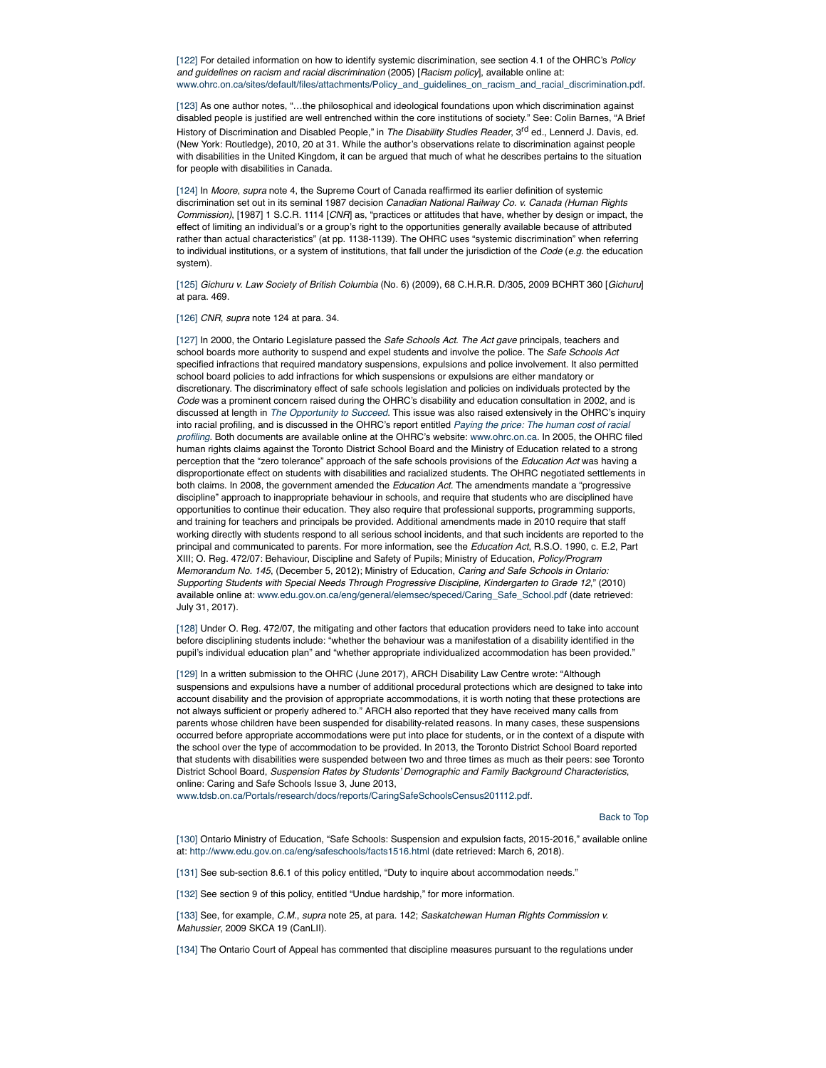[122] For detailed information on how to identify systemic discrimination, see section 4.1 of the OHRC's *Policy and guidelines on racism and racial discrimination* (2005) [*Racism policy*], available online at: www.ohrc.on.ca/sites/default/files/attachments/Policy_and_guidelines_on_racism_and_racial_discrimination.pdf.

[123] As one author notes, "…the philosophical and ideological foundations upon which discrimination against disabled people is justified are well entrenched within the core institutions of society." See: Colin Barnes, "A Brief History of Discrimination and Disabled People," in *The Disability Studies Reader*, 3rd ed., Lennerd J. Davis, ed. (New York: Routledge), 2010, 20 at 31. While the author's observations relate to discrimination against people with disabilities in the United Kingdom, it can be argued that much of what he describes pertains to the situation for people with disabilities in Canada.

[124] In *Moore*, *supra* note 4, the Supreme Court of Canada reaffirmed its earlier definition of systemic discrimination set out in its seminal 1987 decision *Canadian National Railway Co. v. Canada (Human Rights Commission)*, [1987] 1 S.C.R. 1114 [*CNR*] as, "practices or attitudes that have, whether by design or impact, the effect of limiting an individual's or a group's right to the opportunities generally available because of attributed rather than actual characteristics" (at pp. 1138-1139). The OHRC uses "systemic discrimination" when referring to individual institutions, or a system of institutions, that fall under the jurisdiction of the *Code* (*e.g.* the education system).

[125] *Gichuru v. Law Society of British Columbia* (No. 6) (2009), 68 C.H.R.R. D/305, 2009 BCHRT 360 [*Gichuru*] at para. 469.

[126] *CNR*, *supra* note 124 at para. 34.

[127] In 2000, the Ontario Legislature passed the *Safe Schools Act*. *The Act gave* principals, teachers and school boards more authority to suspend and expel students and involve the police. The *Safe Schools Act* specified infractions that required mandatory suspensions, expulsions and police involvement. It also permitted school board policies to add infractions for which suspensions or expulsions are either mandatory or discretionary. The discriminatory effect of safe schools legislation and policies on individuals protected by the *Code* was a prominent concern raised during the OHRC's disability and education consultation in 2002, and is discussed at length in *The Opportunity to Succeed*. This issue was also raised extensively in the OHRC's inquiry into racial profiling, and is discussed in the OHRC's report entitled *Paying the price: The human cost of racial profiling*. Both documents are available online at the OHRC's website: www.ohrc.on.ca. In 2005, the OHRC filed human rights claims against the Toronto District School Board and the Ministry of Education related to a strong perception that the "zero tolerance" approach of the safe schools provisions of the *Education Act* was having a disproportionate effect on students with disabilities and racialized students. The OHRC negotiated settlements in both claims. In 2008, the government amended the *Education Act*. The amendments mandate a "progressive discipline" approach to inappropriate behaviour in schools, and require that students who are disciplined have opportunities to continue their education. They also require that professional supports, programming supports, and training for teachers and principals be provided. Additional amendments made in 2010 require that staff working directly with students respond to all serious school incidents, and that such incidents are reported to the principal and communicated to parents. For more information, see the *Education Act*, R.S.O. 1990, c. E.2, Part XIII; O. Reg. 472/07: Behaviour, Discipline and Safety of Pupils; Ministry of Education, *Policy/Program Memorandum No. 145*, (December 5, 2012); Ministry of Education, *Caring and Safe Schools in Ontario: Supporting Students with Special Needs Through Progressive Discipline, Kindergarten to Grade 12*," (2010) available online at: www.edu.gov.on.ca/eng/general/elemsec/speced/Caring_Safe_School.pdf (date retrieved: July 31, 2017).

[128] Under O. Reg. 472/07, the mitigating and other factors that education providers need to take into account before disciplining students include: "whether the behaviour was a manifestation of a disability identified in the pupil's individual education plan" and "whether appropriate individualized accommodation has been provided."

[129] In a written submission to the OHRC (June 2017), ARCH Disability Law Centre wrote: "Although suspensions and expulsions have a number of additional procedural protections which are designed to take into account disability and the provision of appropriate accommodations, it is worth noting that these protections are not always sufficient or properly adhered to." ARCH also reported that they have received many calls from parents whose children have been suspended for disability-related reasons. In many cases, these suspensions occurred before appropriate accommodations were put into place for students, or in the context of a dispute with the school over the type of accommodation to be provided. In 2013, the Toronto District School Board reported that students with disabilities were suspended between two and three times as much as their peers: see Toronto District School Board, *Suspension Rates by Students' Demographic and Family Background Characteristics*, online: Caring and Safe Schools Issue 3, June 2013, www.tdsb.on.ca/Portals/research/docs/reports/CaringSafeSchoolsCensus201112.pdf.

Back to Top

[130] Ontario Ministry of Education, "Safe Schools: Suspension and expulsion facts, 2015-2016," available online at: http://www.edu.gov.on.ca/eng/safeschools/facts1516.html (date retrieved: March 6, 2018).

[131] See sub-section 8.6.1 of this policy entitled, "Duty to inquire about accommodation needs."

[132] See section 9 of this policy, entitled "Undue hardship," for more information.

[133] See, for example, *C.M.*, *supra* note 25, at para. 142; *Saskatchewan Human Rights Commission v. Mahussier*, 2009 SKCA 19 (CanLII).

[134] The Ontario Court of Appeal has commented that discipline measures pursuant to the regulations under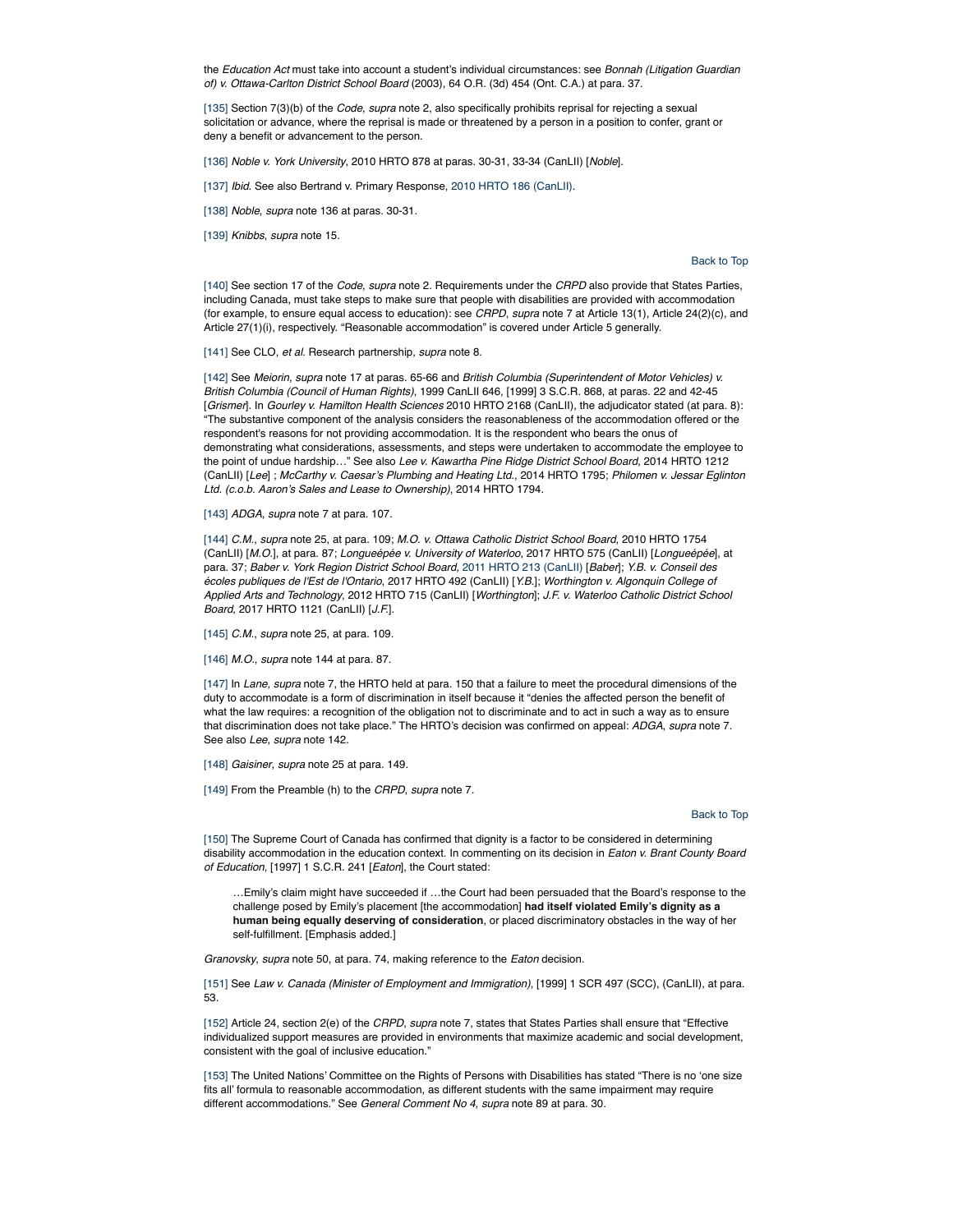the *Education Act* must take into account a student's individual circumstances: see *Bonnah (Litigation Guardian of) v. Ottawa-Carlton District School Board* (2003), 64 O.R. (3d) 454 (Ont. C.A.) at para. 37.

[135] Section 7(3)(b) of the *Code*, *supra* note 2, also specifically prohibits reprisal for rejecting a sexual solicitation or advance, where the reprisal is made or threatened by a person in a position to confer, grant or deny a benefit or advancement to the person.

[136] *Noble v. York University*, 2010 HRTO 878 at paras. 30-31, 33-34 (CanLII) [*Noble*].

[137] *Ibid*. See also Bertrand v. Primary Response, 2010 HRTO 186 (CanLII).

[138] *Noble*, *supra* note 136 at paras. 30-31.

[139] *Knibbs*, *supra* note 15.

Back to Top

[140] See section 17 of the *Code*, *supra* note 2. Requirements under the *CRPD* also provide that States Parties, including Canada, must take steps to make sure that people with disabilities are provided with accommodation (for example, to ensure equal access to education): see *CRPD*, *supra* note 7 at Article 13(1), Article 24(2)(c), and Article 27(1)(i), respectively. "Reasonable accommodation" is covered under Article 5 generally.

[141] See CLO, *et al.* Research partnership, *supra* note 8.

[142] See *Meiorin*, *supra* note 17 at paras. 65-66 and *British Columbia (Superintendent of Motor Vehicles) v. British Columbia (Council of Human Rights),* 1999 CanLII 646, [1999] 3 S.C.R. 868, at paras. 22 and 42-45 [*Grismer*]. In *Gourley v. Hamilton Health Sciences* 2010 HRTO 2168 (CanLII), the adjudicator stated (at para. 8): "The substantive component of the analysis considers the reasonableness of the accommodation offered or the respondent's reasons for not providing accommodation. It is the respondent who bears the onus of demonstrating what considerations, assessments, and steps were undertaken to accommodate the employee to the point of undue hardship…" See also *Lee v. Kawartha Pine Ridge District School Board*, 2014 HRTO 1212 (CanLII) [*Lee*] ; *McCarthy v. Caesar's Plumbing and Heating Ltd.*, 2014 HRTO 1795; *Philomen v. Jessar Eglinton Ltd. (c.o.b. Aaron's Sales and Lease to Ownership)*, 2014 HRTO 1794.

[143] *ADGA*, *supra* note 7 at para. 107.

[144] *C.M.*, *supra* note 25, at para. 109; *M.O. v. Ottawa Catholic District School Board*, 2010 HRTO 1754 (CanLII) [*M.O.*], at para. 87; *Longueépée v. University of Waterloo*, 2017 HRTO 575 (CanLII) [*Longueépée*], at para. 37; *Baber v. York Region District School Board,* 2011 HRTO 213 (CanLII) [*Baber*]; *Y.B. v. Conseil des écoles publiques de l'Est de l'Ontario*, 2017 HRTO 492 (CanLII) [*Y.B.*]; *Worthington v. Algonquin College of Applied Arts and Technology*, 2012 HRTO 715 (CanLII) [*Worthington*]; *J.F. v. Waterloo Catholic District School Board*, 2017 HRTO 1121 (CanLII) [*J.F.*].

[145] *C.M.*, *supra* note 25, at para. 109.

[146] *M.O.*, *supra* note 144 at para. 87.

[147] In *Lane*, *supra* note 7, the HRTO held at para. 150 that a failure to meet the procedural dimensions of the duty to accommodate is a form of discrimination in itself because it "denies the affected person the benefit of what the law requires: a recognition of the obligation not to discriminate and to act in such a way as to ensure that discrimination does not take place." The HRTO's decision was confirmed on appeal: *ADGA*, *supra* note 7. See also *Lee*, *supra* note 142.

[148] *Gaisiner*, *supra* note 25 at para. 149.

[149] From the Preamble (h) to the *CRPD*, *supra* note 7.

Back to Top

[150] The Supreme Court of Canada has confirmed that dignity is a factor to be considered in determining disability accommodation in the education context. In commenting on its decision in *Eaton v. Brant County Board of Education,* [1997] 1 S.C.R. 241 [*Eaton*], the Court stated:

> …Emily's claim might have succeeded if …the Court had been persuaded that the Board's response to the challenge posed by Emily's placement [the accommodation] **had itself violated Emily's dignity as a human being equally deserving of consideration**, or placed discriminatory obstacles in the way of her self-fulfillment. [Emphasis added.]

*Granovsky*, *supra* note 50, at para. 74, making reference to the *Eaton* decision.

[151] See *Law v. Canada (Minister of Employment and Immigration)*, [1999] 1 SCR 497 (SCC), (CanLII), at para. 53.

[152] Article 24, section 2(e) of the *CRPD*, *supra* note 7, states that States Parties shall ensure that "Effective individualized support measures are provided in environments that maximize academic and social development, consistent with the goal of inclusive education."

[153] The United Nations' Committee on the Rights of Persons with Disabilities has stated "There is no 'one size fits all' formula to reasonable accommodation, as different students with the same impairment may require different accommodations." See *General Comment No 4*, *supra* note 89 at para. 30.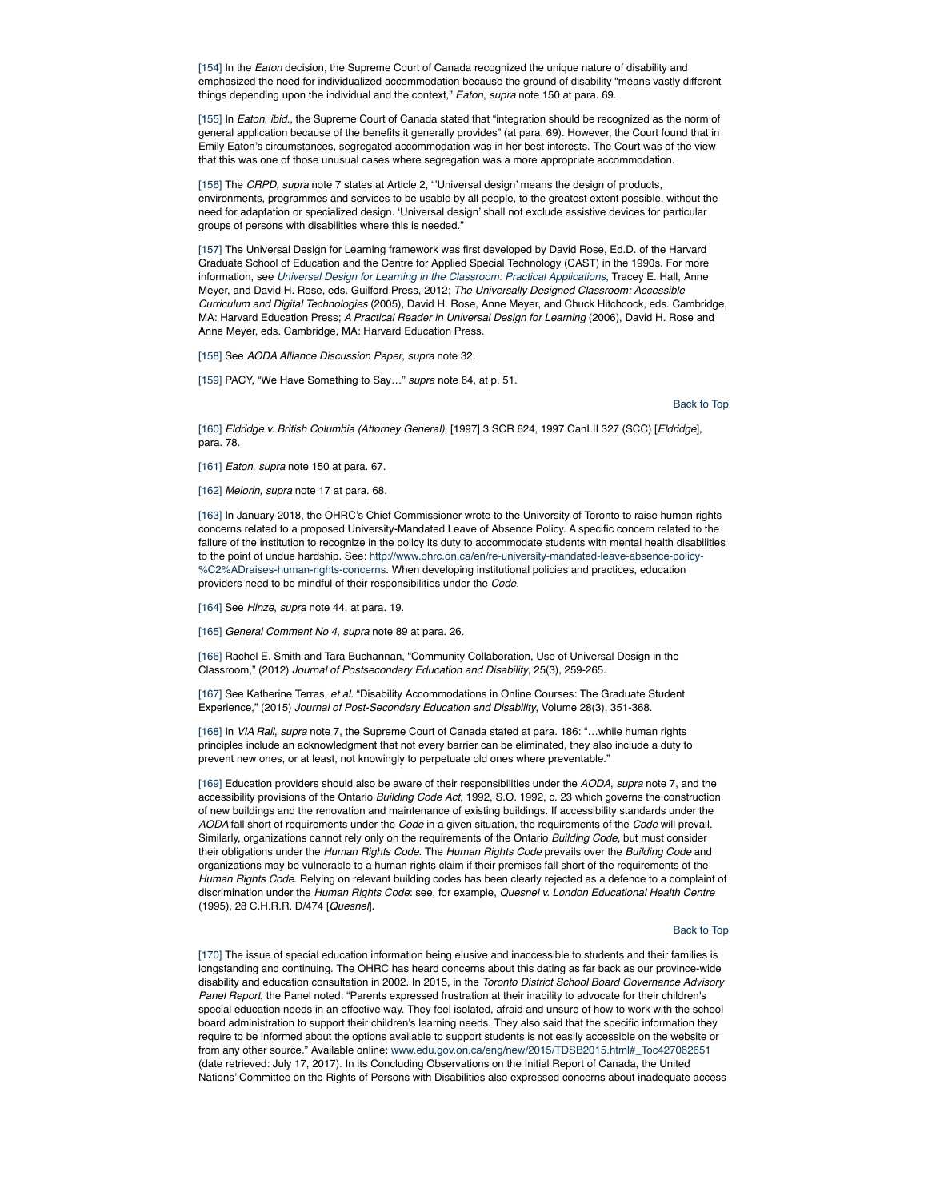[154] In the *Eaton* decision, the Supreme Court of Canada recognized the unique nature of disability and emphasized the need for individualized accommodation because the ground of disability "means vastly different things depending upon the individual and the context," *Eaton*, *supra* note 150 at para. 69.

[155] In *Eaton*, *ibid.*, the Supreme Court of Canada stated that "integration should be recognized as the norm of general application because of the benefits it generally provides" (at para. 69). However, the Court found that in Emily Eaton's circumstances, segregated accommodation was in her best interests. The Court was of the view that this was one of those unusual cases where segregation was a more appropriate accommodation.

[156] The *CRPD*, *supra* note 7 states at Article 2, "'Universal design' means the design of products, environments, programmes and services to be usable by all people, to the greatest extent possible, without the need for adaptation or specialized design. 'Universal design' shall not exclude assistive devices for particular groups of persons with disabilities where this is needed."

[157] The Universal Design for Learning framework was first developed by David Rose, Ed.D. of the Harvard Graduate School of Education and the Centre for Applied Special Technology (CAST) in the 1990s. For more information, see *Universal Design for Learning in the Classroom: Practical Applications*, Tracey E. Hall, Anne Meyer, and David H. Rose, eds. Guilford Press, 2012; *The Universally Designed Classroom: Accessible Curriculum and Digital Technologies* (2005), David H. Rose, Anne Meyer, and Chuck Hitchcock, eds. Cambridge, MA: Harvard Education Press; *A Practical Reader in Universal Design for Learning* (2006), David H. Rose and Anne Meyer, eds. Cambridge, MA: Harvard Education Press.

[158] See *AODA Alliance Discussion Paper*, *supra* note 32.

[159] PACY, "We Have Something to Say…" *supra* note 64, at p. 51.

Back to Top

[160] *Eldridge v. British Columbia (Attorney General)*, [1997] 3 SCR 624, 1997 CanLII 327 (SCC) [*Eldridge*], para. 78.

[161] *Eaton*, *supra* note 150 at para. 67.

[162] *Meiorin, supra* note 17 at para. 68.

[163] In January 2018, the OHRC's Chief Commissioner wrote to the University of Toronto to raise human rights concerns related to a proposed University-Mandated Leave of Absence Policy. A specific concern related to the failure of the institution to recognize in the policy its duty to accommodate students with mental health disabilities to the point of undue hardship. See: http://www.ohrc.on.ca/en/re-university-mandated-leave-absence-policy-%C2%ADraises-human-rights-concerns. When developing institutional policies and practices, education providers need to be mindful of their responsibilities under the *Code*.

[164] See *Hinze*, *supra* note 44, at para. 19.

[165] *General Comment No 4*, *supra* note 89 at para. 26.

[166] Rachel E. Smith and Tara Buchannan, "Community Collaboration, Use of Universal Design in the Classroom," (2012) *Journal of Postsecondary Education and Disability*, 25(3), 259-265.

[167] See Katherine Terras, *et al.* "Disability Accommodations in Online Courses: The Graduate Student Experience," (2015) *Journal of Post-Secondary Education and Disability*, Volume 28(3), 351-368.

[168] In *VIA Rail*, *supra* note 7, the Supreme Court of Canada stated at para. 186: "…while human rights principles include an acknowledgment that not every barrier can be eliminated, they also include a duty to prevent new ones, or at least, not knowingly to perpetuate old ones where preventable."

[169] Education providers should also be aware of their responsibilities under the *AODA*, *supra* note 7, and the accessibility provisions of the Ontario *Building Code Act*, 1992, S.O. 1992, c. 23 which governs the construction of new buildings and the renovation and maintenance of existing buildings. If accessibility standards under the *AODA* fall short of requirements under the *Code* in a given situation, the requirements of the *Code* will prevail. Similarly, organizations cannot rely only on the requirements of the Ontario *Building Code*, but must consider their obligations under the *Human Rights Code*. The *Human Rights Code* prevails over the *Building Code* and organizations may be vulnerable to a human rights claim if their premises fall short of the requirements of the *Human Rights Code*. Relying on relevant building codes has been clearly rejected as a defence to a complaint of discrimination under the *Human Rights Code*: see, for example, *Quesnel v. London Educational Health Centre* (1995), 28 C.H.R.R. D/474 [*Quesnel*].

Back to Top

[170] The issue of special education information being elusive and inaccessible to students and their families is longstanding and continuing. The OHRC has heard concerns about this dating as far back as our province-wide disability and education consultation in 2002. In 2015, in the *Toronto District School Board Governance Advisory Panel Report*, the Panel noted: "Parents expressed frustration at their inability to advocate for their children's special education needs in an effective way. They feel isolated, afraid and unsure of how to work with the school board administration to support their children's learning needs. They also said that the specific information they require to be informed about the options available to support students is not easily accessible on the website or from any other source." Available online: www.edu.gov.on.ca/eng/new/2015/TDSB2015.html#_Toc427062651 (date retrieved: July 17, 2017). In its Concluding Observations on the Initial Report of Canada, the United Nations' Committee on the Rights of Persons with Disabilities also expressed concerns about inadequate access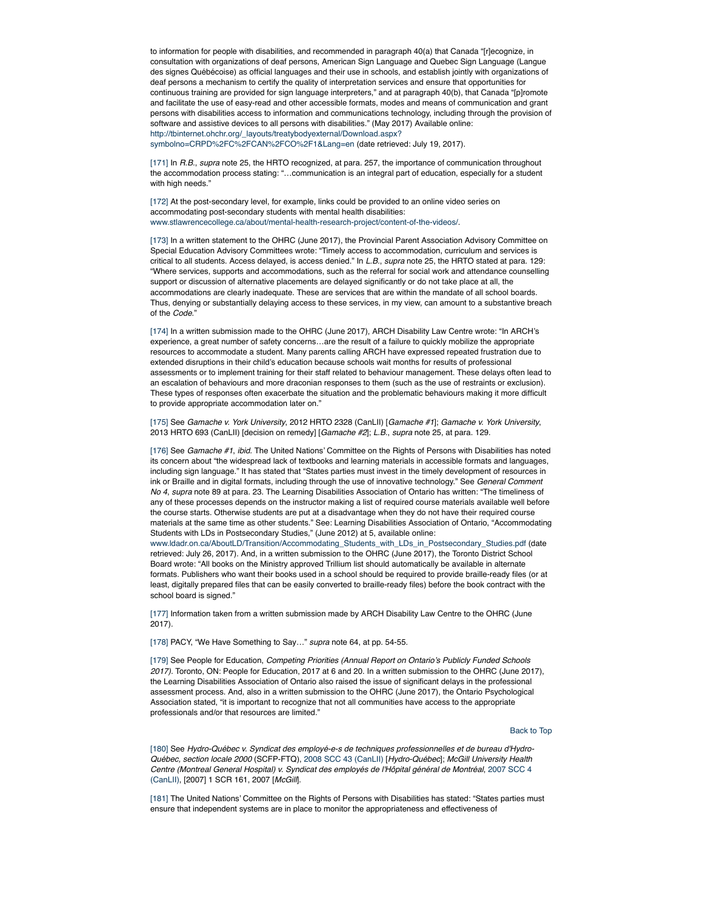to information for people with disabilities, and recommended in paragraph 40(a) that Canada "[r]ecognize, in consultation with organizations of deaf persons, American Sign Language and Quebec Sign Language (Langue des signes Québécoise) as official languages and their use in schools, and establish jointly with organizations of deaf persons a mechanism to certify the quality of interpretation services and ensure that opportunities for continuous training are provided for sign language interpreters," and at paragraph 40(b), that Canada "[p]romote and facilitate the use of easy-read and other accessible formats, modes and means of communication and grant persons with disabilities access to information and communications technology, including through the provision of software and assistive devices to all persons with disabilities." (May 2017) Available online: http://tbinternet.ohchr.org/_layouts/treatybodyexternal/Download.aspx?symbolno=CRPD%2FC%2FCAN%2FCO%2F1&Lang=en (date retrieved: July 19, 2017).

[171] In *R.B.*, *supra* note 25, the HRTO recognized, at para. 257, the importance of communication throughout the accommodation process stating: "…communication is an integral part of education, especially for a student with high needs."

[172] At the post-secondary level, for example, links could be provided to an online video series on accommodating post-secondary students with mental health disabilities: www.stlawrencecollege.ca/about/mental-health-research-project/content-of-the-videos/.

[173] In a written statement to the OHRC (June 2017), the Provincial Parent Association Advisory Committee on Special Education Advisory Committees wrote: "Timely access to accommodation, curriculum and services is critical to all students. Access delayed, is access denied." In *L.B.*, *supra* note 25, the HRTO stated at para. 129: "Where services, supports and accommodations, such as the referral for social work and attendance counselling support or discussion of alternative placements are delayed significantly or do not take place at all, the accommodations are clearly inadequate. These are services that are within the mandate of all school boards. Thus, denying or substantially delaying access to these services, in my view, can amount to a substantive breach of the *Code*."

[174] In a written submission made to the OHRC (June 2017), ARCH Disability Law Centre wrote: "In ARCH's experience, a great number of safety concerns…are the result of a failure to quickly mobilize the appropriate resources to accommodate a student. Many parents calling ARCH have expressed repeated frustration due to extended disruptions in their child's education because schools wait months for results of professional assessments or to implement training for their staff related to behaviour management. These delays often lead to an escalation of behaviours and more draconian responses to them (such as the use of restraints or exclusion). These types of responses often exacerbate the situation and the problematic behaviours making it more difficult to provide appropriate accommodation later on."

[175] See *Gamache v. York University*, 2012 HRTO 2328 (CanLII) [*Gamache #1*]; *Gamache v. York University*, 2013 HRTO 693 (CanLII) [decision on remedy] [*Gamache #2*]; *L.B.*, *supra* note 25, at para. 129.

[176] See *Gamache #1*, *ibid*. The United Nations' Committee on the Rights of Persons with Disabilities has noted its concern about "the widespread lack of textbooks and learning materials in accessible formats and languages, including sign language." It has stated that "States parties must invest in the timely development of resources in ink or Braille and in digital formats, including through the use of innovative technology." See *General Comment No 4*, *supra* note 89 at para. 23. The Learning Disabilities Association of Ontario has written: "The timeliness of any of these processes depends on the instructor making a list of required course materials available well before the course starts. Otherwise students are put at a disadvantage when they do not have their required course materials at the same time as other students." See: Learning Disabilities Association of Ontario, "Accommodating Students with LDs in Postsecondary Studies," (June 2012) at 5, available online: www.ldadr.on.ca/AboutLD/Transition/Accommodating_Students_with_LDs_in_Postsecondary_Studies.pdf (date retrieved: July 26, 2017). And, in a written submission to the OHRC (June 2017), the Toronto District School Board wrote: "All books on the Ministry approved Trillium list should automatically be available in alternate formats. Publishers who want their books used in a school should be required to provide braille-ready files (or at least, digitally prepared files that can be easily converted to braille-ready files) before the book contract with the school board is signed."

[177] Information taken from a written submission made by ARCH Disability Law Centre to the OHRC (June 2017).

[178] PACY, "We Have Something to Say…" *supra* note 64, at pp. 54-55.

[179] See People for Education, *Competing Priorities (Annual Report on Ontario's Publicly Funded Schools 2017)*. Toronto, ON: People for Education, 2017 at 6 and 20. In a written submission to the OHRC (June 2017), the Learning Disabilities Association of Ontario also raised the issue of significant delays in the professional assessment process. And, also in a written submission to the OHRC (June 2017), the Ontario Psychological Association stated, "it is important to recognize that not all communities have access to the appropriate professionals and/or that resources are limited."

Back to Top

[180] See *Hydro-Québec v. Syndicat des employé-e-s de techniques professionnelles et de bureau d'Hydro-Québec, section locale 2000* (SCFP-FTQ), 2008 SCC 43 (CanLII) [*Hydro-Québec*]; *McGill University Health Centre (Montreal General Hospital) v. Syndicat des employés de l'Hôpital général de Montréal*, 2007 SCC 4 (CanLII), [2007] 1 SCR 161, 2007 [*McGill*].

[181] The United Nations' Committee on the Rights of Persons with Disabilities has stated: "States parties must ensure that independent systems are in place to monitor the appropriateness and effectiveness of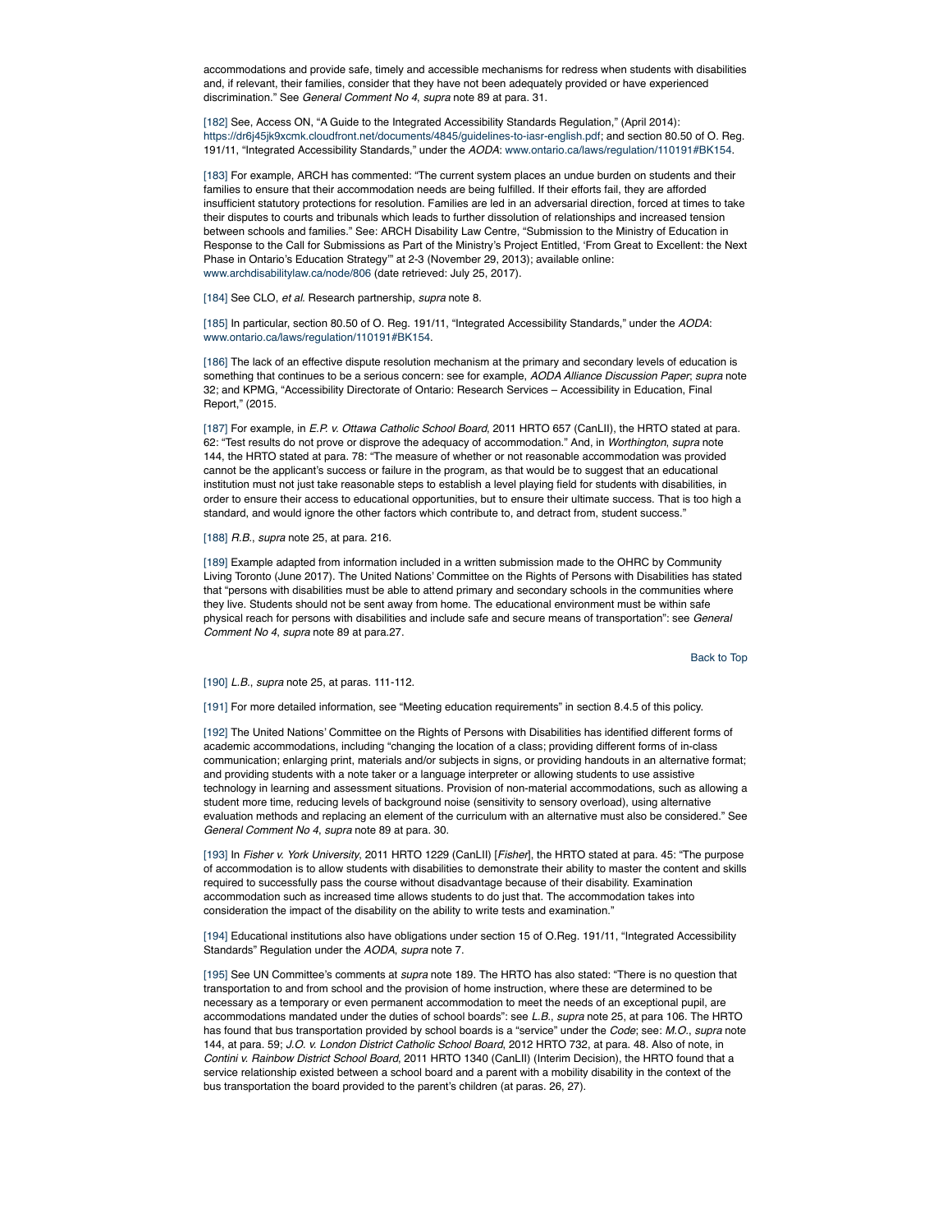accommodations and provide safe, timely and accessible mechanisms for redress when students with disabilities and, if relevant, their families, consider that they have not been adequately provided or have experienced discrimination." See *General Comment No 4*, *supra* note 89 at para. 31.

[182] See, Access ON, "A Guide to the Integrated Accessibility Standards Regulation," (April 2014): https://dr6j45jk9xcmk.cloudfront.net/documents/4845/guidelines-to-iasr-english.pdf; and section 80.50 of O. Reg. 191/11, "Integrated Accessibility Standards," under the *AODA*: www.ontario.ca/laws/regulation/110191#BK154.

[183] For example, ARCH has commented: "The current system places an undue burden on students and their families to ensure that their accommodation needs are being fulfilled. If their efforts fail, they are afforded insufficient statutory protections for resolution. Families are led in an adversarial direction, forced at times to take their disputes to courts and tribunals which leads to further dissolution of relationships and increased tension between schools and families." See: ARCH Disability Law Centre, "Submission to the Ministry of Education in Response to the Call for Submissions as Part of the Ministry's Project Entitled, 'From Great to Excellent: the Next Phase in Ontario's Education Strategy'" at 2-3 (November 29, 2013); available online: www.archdisabilitylaw.ca/node/806 (date retrieved: July 25, 2017).

[184] See CLO, *et al.* Research partnership, *supra* note 8.

[185] In particular, section 80.50 of O. Reg. 191/11, "Integrated Accessibility Standards," under the *AODA*: www.ontario.ca/laws/regulation/110191#BK154.

[186] The lack of an effective dispute resolution mechanism at the primary and secondary levels of education is something that continues to be a serious concern: see for example, *AODA Alliance Discussion Paper*; *supra* note 32; and KPMG, "Accessibility Directorate of Ontario: Research Services – Accessibility in Education, Final Report," (2015.

[187] For example, in *E.P. v. Ottawa Catholic School Board*, 2011 HRTO 657 (CanLII), the HRTO stated at para. 62: "Test results do not prove or disprove the adequacy of accommodation." And, in *Worthington*, *supra* note 144, the HRTO stated at para. 78: "The measure of whether or not reasonable accommodation was provided cannot be the applicant's success or failure in the program, as that would be to suggest that an educational institution must not just take reasonable steps to establish a level playing field for students with disabilities, in order to ensure their access to educational opportunities, but to ensure their ultimate success. That is too high a standard, and would ignore the other factors which contribute to, and detract from, student success."

[188] *R.B.*, *supra* note 25, at para. 216.

[189] Example adapted from information included in a written submission made to the OHRC by Community Living Toronto (June 2017). The United Nations' Committee on the Rights of Persons with Disabilities has stated that "persons with disabilities must be able to attend primary and secondary schools in the communities where they live. Students should not be sent away from home. The educational environment must be within safe physical reach for persons with disabilities and include safe and secure means of transportation": see *General Comment No 4*, *supra* note 89 at para.27.

Back to Top

[190] *L.B.*, *supra* note 25, at paras. 111-112.

[191] For more detailed information, see "Meeting education requirements" in section 8.4.5 of this policy.

[192] The United Nations' Committee on the Rights of Persons with Disabilities has identified different forms of academic accommodations, including "changing the location of a class; providing different forms of in-class communication; enlarging print, materials and/or subjects in signs, or providing handouts in an alternative format; and providing students with a note taker or a language interpreter or allowing students to use assistive technology in learning and assessment situations. Provision of non-material accommodations, such as allowing a student more time, reducing levels of background noise (sensitivity to sensory overload), using alternative evaluation methods and replacing an element of the curriculum with an alternative must also be considered." See *General Comment No 4*, *supra* note 89 at para. 30.

[193] In *Fisher v. York University*, 2011 HRTO 1229 (CanLII) [*Fisher*], the HRTO stated at para. 45: "The purpose of accommodation is to allow students with disabilities to demonstrate their ability to master the content and skills required to successfully pass the course without disadvantage because of their disability. Examination accommodation such as increased time allows students to do just that. The accommodation takes into consideration the impact of the disability on the ability to write tests and examination."

[194] Educational institutions also have obligations under section 15 of O.Reg. 191/11, "Integrated Accessibility Standards" Regulation under the *AODA*, *supra* note 7.

[195] See UN Committee's comments at *supra* note 189. The HRTO has also stated: "There is no question that transportation to and from school and the provision of home instruction, where these are determined to be necessary as a temporary or even permanent accommodation to meet the needs of an exceptional pupil, are accommodations mandated under the duties of school boards": see *L.B.*, *supra* note 25, at para 106. The HRTO has found that bus transportation provided by school boards is a "service" under the *Code*; see: *M.O.*, *supra* note 144, at para. 59; *J.O. v. London District Catholic School Board*, 2012 HRTO 732, at para. 48. Also of note, in *Contini v. Rainbow District School Board*, 2011 HRTO 1340 (CanLII) (Interim Decision), the HRTO found that a service relationship existed between a school board and a parent with a mobility disability in the context of the bus transportation the board provided to the parent's children (at paras. 26, 27).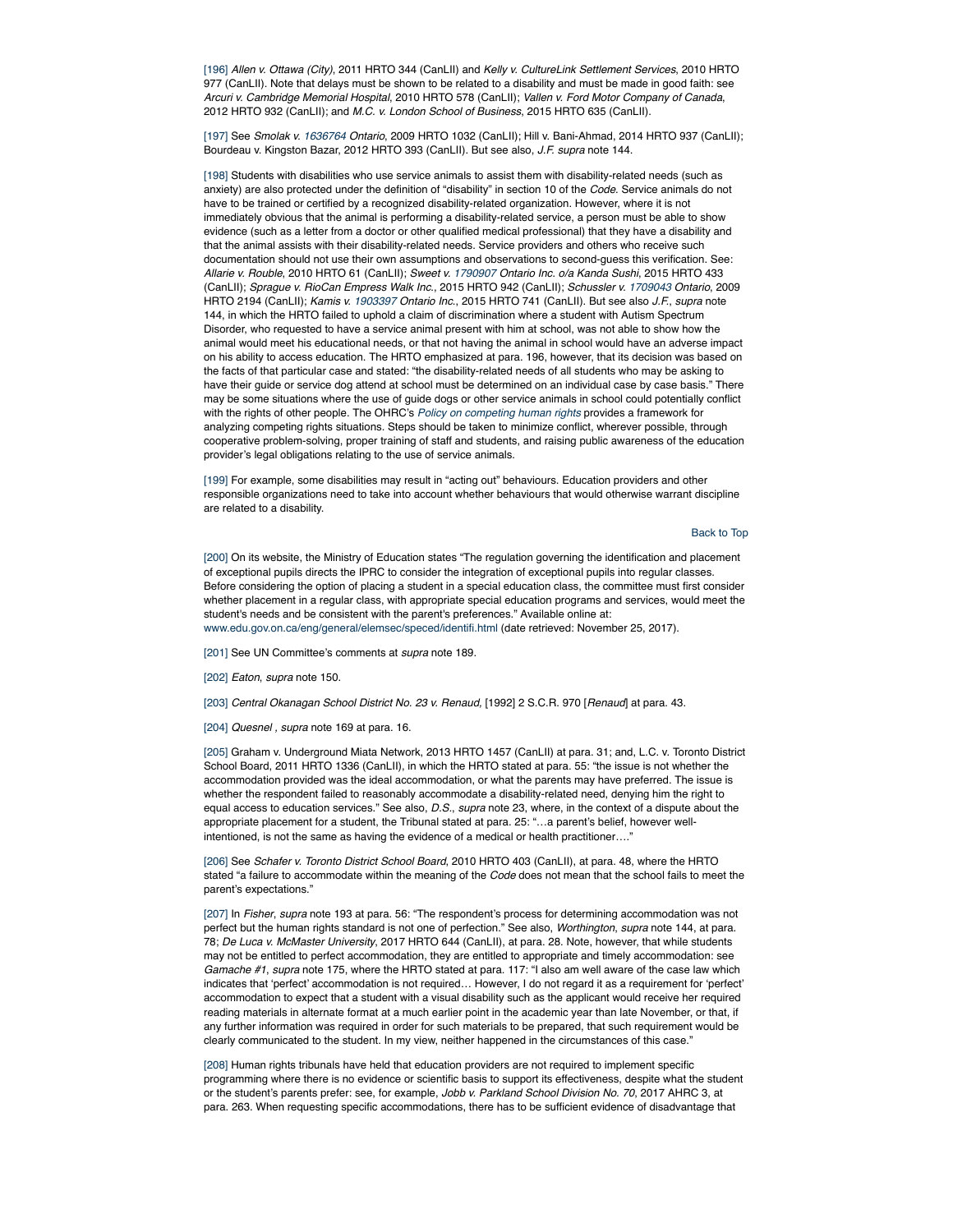[196] *Allen v. Ottawa (City)*, 2011 HRTO 344 (CanLII) and *Kelly v. CultureLink Settlement Services*, 2010 HRTO 977 (CanLII). Note that delays must be shown to be related to a disability and must be made in good faith: see *Arcuri v. Cambridge Memorial Hospital*, 2010 HRTO 578 (CanLII); *Vallen v. Ford Motor Company of Canada*, 2012 HRTO 932 (CanLII); and *M.C. v. London School of Business*, 2015 HRTO 635 (CanLII).

[197] See *Smolak v. 1636764 Ontario*, 2009 HRTO 1032 (CanLII); Hill v. Bani-Ahmad, 2014 HRTO 937 (CanLII); Bourdeau v. Kingston Bazar, 2012 HRTO 393 (CanLII). But see also, *J.F. supra* note 144.

[198] Students with disabilities who use service animals to assist them with disability-related needs (such as anxiety) are also protected under the definition of "disability" in section 10 of the *Code*. Service animals do not have to be trained or certified by a recognized disability-related organization. However, where it is not immediately obvious that the animal is performing a disability-related service, a person must be able to show evidence (such as a letter from a doctor or other qualified medical professional) that they have a disability and that the animal assists with their disability-related needs. Service providers and others who receive such documentation should not use their own assumptions and observations to second-guess this verification. See: *Allarie v. Rouble*, 2010 HRTO 61 (CanLII); *Sweet v. 1790907 Ontario Inc. o/a Kanda Sushi*, 2015 HRTO 433 (CanLII); *Sprague v. RioCan Empress Walk Inc.*, 2015 HRTO 942 (CanLII); *Schussler v. 1709043 Ontario*, 2009 HRTO 2194 (CanLII); *Kamis v. 1903397 Ontario Inc.*, 2015 HRTO 741 (CanLII). But see also *J.F.*, *supra* note 144, in which the HRTO failed to uphold a claim of discrimination where a student with Autism Spectrum Disorder, who requested to have a service animal present with him at school, was not able to show how the animal would meet his educational needs, or that not having the animal in school would have an adverse impact on his ability to access education. The HRTO emphasized at para. 196, however, that its decision was based on the facts of that particular case and stated: "the disability-related needs of all students who may be asking to have their guide or service dog attend at school must be determined on an individual case by case basis." There may be some situations where the use of guide dogs or other service animals in school could potentially conflict with the rights of other people. The OHRC's *Policy on competing human rights* provides a framework for analyzing competing rights situations. Steps should be taken to minimize conflict, wherever possible, through cooperative problem-solving, proper training of staff and students, and raising public awareness of the education provider's legal obligations relating to the use of service animals.

[199] For example, some disabilities may result in "acting out" behaviours. Education providers and other responsible organizations need to take into account whether behaviours that would otherwise warrant discipline are related to a disability.

Back to Top

[200] On its website, the Ministry of Education states "The regulation governing the identification and placement of exceptional pupils directs the IPRC to consider the integration of exceptional pupils into regular classes. Before considering the option of placing a student in a special education class, the committee must first consider whether placement in a regular class, with appropriate special education programs and services, would meet the student's needs and be consistent with the parent's preferences." Available online at: www.edu.gov.on.ca/eng/general/elemsec/speced/identifi.html (date retrieved: November 25, 2017).

[201] See UN Committee's comments at *supra* note 189.

[202] *Eaton*, *supra* note 150.

[203] *Central Okanagan School District No. 23 v. Renaud,* [1992] 2 S.C.R. 970 [*Renaud*] at para. 43.

[204] *Quesnel , supra* note 169 at para. 16.

[205] Graham v. Underground Miata Network, 2013 HRTO 1457 (CanLII) at para. 31; and, L.C. v. Toronto District School Board, 2011 HRTO 1336 (CanLII), in which the HRTO stated at para. 55: "the issue is not whether the accommodation provided was the ideal accommodation, or what the parents may have preferred. The issue is whether the respondent failed to reasonably accommodate a disability-related need, denying him the right to equal access to education services." See also, *D.S.*, *supra* note 23, where, in the context of a dispute about the appropriate placement for a student, the Tribunal stated at para. 25: "…a parent's belief, however well-intentioned, is not the same as having the evidence of a medical or health practitioner…."

[206] See *Schafer v. Toronto District School Board*, 2010 HRTO 403 (CanLII), at para. 48, where the HRTO stated "a failure to accommodate within the meaning of the *Code* does not mean that the school fails to meet the parent's expectations."

[207] In *Fisher*, *supra* note 193 at para. 56: "The respondent's process for determining accommodation was not perfect but the human rights standard is not one of perfection." See also, *Worthington, supra* note 144, at para. 78; *De Luca v. McMaster University*, 2017 HRTO 644 (CanLII), at para. 28. Note, however, that while students may not be entitled to perfect accommodation, they are entitled to appropriate and timely accommodation: see *Gamache #1*, *supra* note 175, where the HRTO stated at para. 117: "I also am well aware of the case law which indicates that 'perfect' accommodation is not required… However, I do not regard it as a requirement for 'perfect' accommodation to expect that a student with a visual disability such as the applicant would receive her required reading materials in alternate format at a much earlier point in the academic year than late November, or that, if any further information was required in order for such materials to be prepared, that such requirement would be clearly communicated to the student. In my view, neither happened in the circumstances of this case."

[208] Human rights tribunals have held that education providers are not required to implement specific programming where there is no evidence or scientific basis to support its effectiveness, despite what the student or the student's parents prefer: see, for example, *Jobb v. Parkland School Division No. 70*, 2017 AHRC 3, at para. 263. When requesting specific accommodations, there has to be sufficient evidence of disadvantage that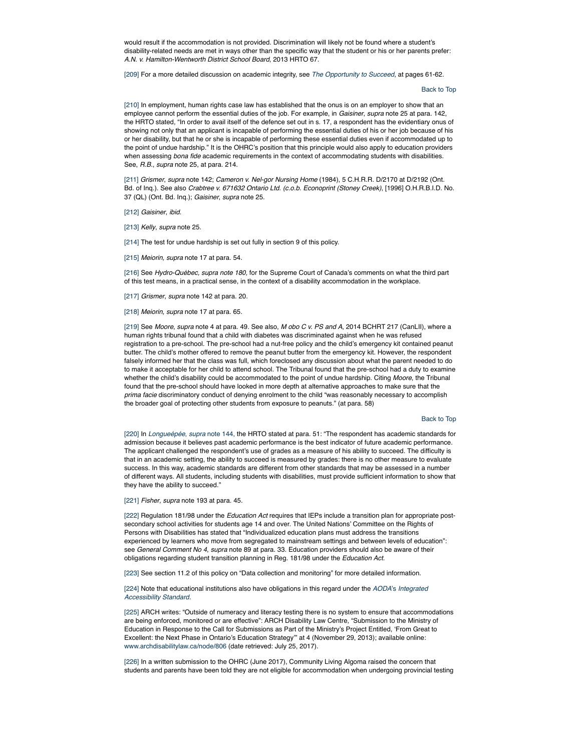would result if the accommodation is not provided. Discrimination will likely not be found where a student's disability-related needs are met in ways other than the specific way that the student or his or her parents prefer: *A.N. v. Hamilton-Wentworth District School Board*, 2013 HRTO 67.

[209] For a more detailed discussion on academic integrity, see *The Opportunity to Succeed*, at pages 61-62.

Back to Top

[210] In employment, human rights case law has established that the onus is on an employer to show that an employee cannot perform the essential duties of the job. For example, in *Gaisiner*, *supra* note 25 at para. 142, the HRTO stated, "In order to avail itself of the defence set out in s. 17, a respondent has the evidentiary onus of showing not only that an applicant is incapable of performing the essential duties of his or her job because of his or her disability, but that he or she is incapable of performing these essential duties even if accommodated up to the point of undue hardship." It is the OHRC's position that this principle would also apply to education providers when assessing *bona fide* academic requirements in the context of accommodating students with disabilities. See, *R.B.*, *supra* note 25, at para. 214.

[211] *Grismer*, *supra* note 142; *Cameron v. Nel-gor Nursing Home* (1984), 5 C.H.R.R. D/2170 at D/2192 (Ont. Bd. of Inq.). See also *Crabtree v. 671632 Ontario Ltd. (c.o.b. Econoprint (Stoney Creek)*, [1996] O.H.R.B.I.D. No. 37 (QL) (Ont. Bd. Inq.); *Gaisiner*, *supra* note 25.

[212] *Gaisiner*, *ibid.*

[213] *Kelly*, *supra* note 25.

[214] The test for undue hardship is set out fully in section 9 of this policy.

[215] *Meiorin, supra* note 17 at para. 54.

[216] See *Hydro-Québec, supra note 180*, for the Supreme Court of Canada's comments on what the third part of this test means, in a practical sense, in the context of a disability accommodation in the workplace.

[217] *Grismer*, *supra* note 142 at para. 20.

[218] *Meiorin*, *supra* note 17 at para. 65.

[219] See *Moore*, *supra* note 4 at para. 49. See also, *M obo C v. PS and A*, 2014 BCHRT 217 (CanLII), where a human rights tribunal found that a child with diabetes was discriminated against when he was refused registration to a pre-school. The pre-school had a nut-free policy and the child's emergency kit contained peanut butter. The child's mother offered to remove the peanut butter from the emergency kit. However, the respondent falsely informed her that the class was full, which foreclosed any discussion about what the parent needed to do to make it acceptable for her child to attend school. The Tribunal found that the pre-school had a duty to examine whether the child's disability could be accommodated to the point of undue hardship. Citing *Moore*, the Tribunal found that the pre-school should have looked in more depth at alternative approaches to make sure that the *prima facie* discriminatory conduct of denying enrolment to the child "was reasonably necessary to accomplish the broader goal of protecting other students from exposure to peanuts." (at para. 58)

Back to Top

[220] In *Longueépée*, *supra* note 144, the HRTO stated at para. 51: "The respondent has academic standards for admission because it believes past academic performance is the best indicator of future academic performance. The applicant challenged the respondent's use of grades as a measure of his ability to succeed. The difficulty is that in an academic setting, the ability to succeed is measured by grades: there is no other measure to evaluate success. In this way, academic standards are different from other standards that may be assessed in a number of different ways. All students, including students with disabilities, must provide sufficient information to show that they have the ability to succeed."

[221] *Fisher*, *supra* note 193 at para. 45.

[222] Regulation 181/98 under the *Education Act* requires that IEPs include a transition plan for appropriate post-secondary school activities for students age 14 and over. The United Nations' Committee on the Rights of Persons with Disabilities has stated that "Individualized education plans must address the transitions experienced by learners who move from segregated to mainstream settings and between levels of education": see *General Comment No 4*, *supra* note 89 at para. 33. Education providers should also be aware of their obligations regarding student transition planning in Reg. 181/98 under the *Education Act*.

[223] See section 11.2 of this policy on "Data collection and monitoring" for more detailed information.

[224] Note that educational institutions also have obligations in this regard under the *AODA*'s *Integrated Accessibility Standard*.

[225] ARCH writes: "Outside of numeracy and literacy testing there is no system to ensure that accommodations are being enforced, monitored or are effective": ARCH Disability Law Centre, "Submission to the Ministry of Education in Response to the Call for Submissions as Part of the Ministry's Project Entitled, 'From Great to Excellent: the Next Phase in Ontario's Education Strategy'" at 4 (November 29, 2013); available online: www.archdisabilitylaw.ca/node/806 (date retrieved: July 25, 2017).

[226] In a written submission to the OHRC (June 2017), Community Living Algoma raised the concern that students and parents have been told they are not eligible for accommodation when undergoing provincial testing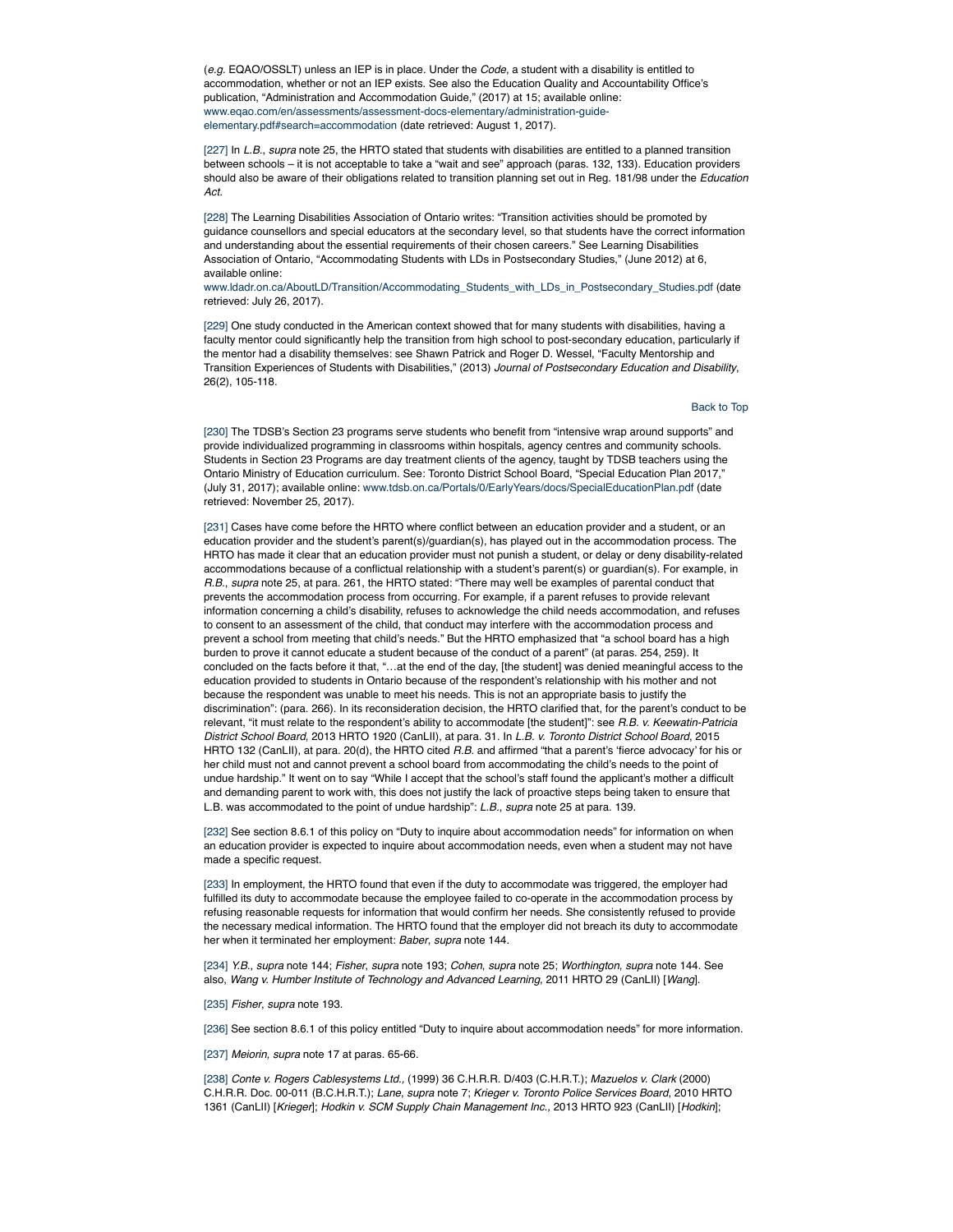(*e.g.* EQAO/OSSLT) unless an IEP is in place. Under the *Code*, a student with a disability is entitled to accommodation, whether or not an IEP exists. See also the Education Quality and Accountability Office's publication, "Administration and Accommodation Guide," (2017) at 15; available online: www.eqao.com/en/assessments/assessment-docs-elementary/administration-guide-elementary.pdf#search=accommodation (date retrieved: August 1, 2017).

[227] In *L.B.*, *supra* note 25, the HRTO stated that students with disabilities are entitled to a planned transition between schools – it is not acceptable to take a "wait and see" approach (paras. 132, 133). Education providers should also be aware of their obligations related to transition planning set out in Reg. 181/98 under the *Education Act.*

[228] The Learning Disabilities Association of Ontario writes: "Transition activities should be promoted by guidance counsellors and special educators at the secondary level, so that students have the correct information and understanding about the essential requirements of their chosen careers." See Learning Disabilities Association of Ontario, "Accommodating Students with LDs in Postsecondary Studies," (June 2012) at 6, available online: www.ldadr.on.ca/AboutLD/Transition/Accommodating_Students_with_LDs_in_Postsecondary_Studies.pdf (date retrieved: July 26, 2017).

[229] One study conducted in the American context showed that for many students with disabilities, having a faculty mentor could significantly help the transition from high school to post-secondary education, particularly if the mentor had a disability themselves: see Shawn Patrick and Roger D. Wessel, "Faculty Mentorship and Transition Experiences of Students with Disabilities," (2013) *Journal of Postsecondary Education and Disability*, 26(2), 105-118.

Back to Top

[230] The TDSB's Section 23 programs serve students who benefit from "intensive wrap around supports" and provide individualized programming in classrooms within hospitals, agency centres and community schools. Students in Section 23 Programs are day treatment clients of the agency, taught by TDSB teachers using the Ontario Ministry of Education curriculum. See: Toronto District School Board, "Special Education Plan 2017," (July 31, 2017); available online: www.tdsb.on.ca/Portals/0/EarlyYears/docs/SpecialEducationPlan.pdf (date retrieved: November 25, 2017).

[231] Cases have come before the HRTO where conflict between an education provider and a student, or an education provider and the student's parent(s)/guardian(s), has played out in the accommodation process. The HRTO has made it clear that an education provider must not punish a student, or delay or deny disability-related accommodations because of a conflictual relationship with a student's parent(s) or guardian(s). For example, in *R.B.*, *supra* note 25, at para. 261, the HRTO stated: "There may well be examples of parental conduct that prevents the accommodation process from occurring. For example, if a parent refuses to provide relevant information concerning a child's disability, refuses to acknowledge the child needs accommodation, and refuses to consent to an assessment of the child, that conduct may interfere with the accommodation process and prevent a school from meeting that child's needs." But the HRTO emphasized that "a school board has a high burden to prove it cannot educate a student because of the conduct of a parent" (at paras. 254, 259). It concluded on the facts before it that, "…at the end of the day, [the student] was denied meaningful access to the education provided to students in Ontario because of the respondent's relationship with his mother and not because the respondent was unable to meet his needs. This is not an appropriate basis to justify the discrimination": (para. 266). In its reconsideration decision, the HRTO clarified that, for the parent's conduct to be relevant, "it must relate to the respondent's ability to accommodate [the student]": see *R.B. v. Keewatin-Patricia District School Board*, 2013 HRTO 1920 (CanLII), at para. 31. In *L.B. v. Toronto District School Board*, 2015 HRTO 132 (CanLII), at para. 20(d), the HRTO cited *R.B.* and affirmed "that a parent's 'fierce advocacy' for his or her child must not and cannot prevent a school board from accommodating the child's needs to the point of undue hardship." It went on to say "While I accept that the school's staff found the applicant's mother a difficult and demanding parent to work with, this does not justify the lack of proactive steps being taken to ensure that L.B. was accommodated to the point of undue hardship": *L.B.*, *supra* note 25 at para. 139.

[232] See section 8.6.1 of this policy on "Duty to inquire about accommodation needs" for information on when an education provider is expected to inquire about accommodation needs, even when a student may not have made a specific request.

[233] In employment, the HRTO found that even if the duty to accommodate was triggered, the employer had fulfilled its duty to accommodate because the employee failed to co-operate in the accommodation process by refusing reasonable requests for information that would confirm her needs. She consistently refused to provide the necessary medical information. The HRTO found that the employer did not breach its duty to accommodate her when it terminated her employment: *Baber*, *supra* note 144.

[234] *Y.B.*, *supra* note 144; *Fisher*, *supra* note 193; *Cohen, supra* note 25; *Worthington*, *supra* note 144. See also, *Wang v. Humber Institute of Technology and Advanced Learning,* 2011 HRTO 29 (CanLII) [*Wang*].

[235] *Fisher*, *supra* note 193.

[236] See section 8.6.1 of this policy entitled "Duty to inquire about accommodation needs" for more information.

[237] *Meiorin, supra* note 17 at paras. 65-66.

[238] *Conte v. Rogers Cablesystems Ltd.,* (1999) 36 C.H.R.R. D/403 (C.H.R.T.); *Mazuelos v. Clark* (2000) C.H.R.R. Doc. 00-011 (B.C.H.R.T.); *Lane*, *supra* note 7; *Krieger v. Toronto Police Services Board*, 2010 HRTO 1361 (CanLII) [*Krieger*]; *Hodkin v. SCM Supply Chain Management Inc.,* 2013 HRTO 923 (CanLII) [*Hodkin*];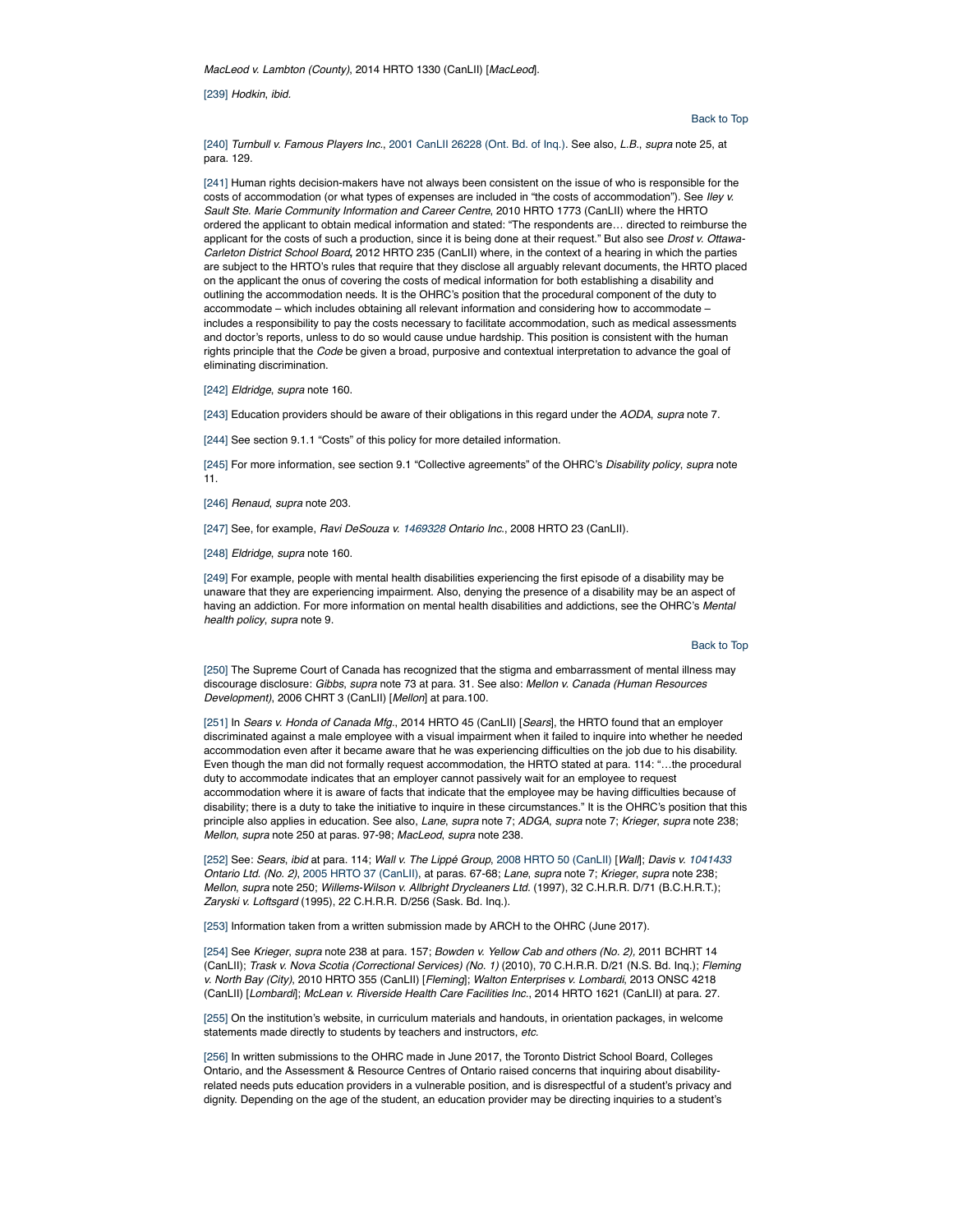*MacLeod v. Lambton (County)*, 2014 HRTO 1330 (CanLII) [*MacLeod*].

[239] *Hodkin*, *ibid.*

Back to Top

[240] *Turnbull v. Famous Players Inc.*, 2001 CanLII 26228 (Ont. Bd. of Inq.). See also, *L.B.*, *supra* note 25, at para. 129.

[241] Human rights decision-makers have not always been consistent on the issue of who is responsible for the costs of accommodation (or what types of expenses are included in "the costs of accommodation"). See *Iley v. Sault Ste. Marie Community Information and Career Centre*, 2010 HRTO 1773 (CanLII) where the HRTO ordered the applicant to obtain medical information and stated: "The respondents are… directed to reimburse the applicant for the costs of such a production, since it is being done at their request." But also see *Drost v. Ottawa-Carleton District School Board***,** 2012 HRTO 235 (CanLII) where, in the context of a hearing in which the parties are subject to the HRTO's rules that require that they disclose all arguably relevant documents, the HRTO placed on the applicant the onus of covering the costs of medical information for both establishing a disability and outlining the accommodation needs. It is the OHRC's position that the procedural component of the duty to accommodate – which includes obtaining all relevant information and considering how to accommodate – includes a responsibility to pay the costs necessary to facilitate accommodation, such as medical assessments and doctor's reports, unless to do so would cause undue hardship. This position is consistent with the human rights principle that the *Code* be given a broad, purposive and contextual interpretation to advance the goal of eliminating discrimination.

[242] *Eldridge*, *supra* note 160.

[243] Education providers should be aware of their obligations in this regard under the *AODA*, *supra* note 7.

[244] See section 9.1.1 "Costs" of this policy for more detailed information.

[245] For more information, see section 9.1 "Collective agreements" of the OHRC's *Disability policy*, *supra* note 11.

[246] *Renaud*, *supra* note 203.

[247] See, for example, *Ravi DeSouza v. 1469328 Ontario Inc.*, 2008 HRTO 23 (CanLII).

[248] *Eldridge*, *supra* note 160.

[249] For example, people with mental health disabilities experiencing the first episode of a disability may be unaware that they are experiencing impairment. Also, denying the presence of a disability may be an aspect of having an addiction. For more information on mental health disabilities and addictions, see the OHRC's *Mental health policy*, *supra* note 9.

Back to Top

[250] The Supreme Court of Canada has recognized that the stigma and embarrassment of mental illness may discourage disclosure: *Gibbs*, *supra* note 73 at para. 31. See also: *Mellon v. Canada (Human Resources Development)*, 2006 CHRT 3 (CanLII) [*Mellon*] at para.100.

[251] In *Sears v. Honda of Canada Mfg.*, 2014 HRTO 45 (CanLII) [*Sears*], the HRTO found that an employer discriminated against a male employee with a visual impairment when it failed to inquire into whether he needed accommodation even after it became aware that he was experiencing difficulties on the job due to his disability. Even though the man did not formally request accommodation, the HRTO stated at para. 114: "…the procedural duty to accommodate indicates that an employer cannot passively wait for an employee to request accommodation where it is aware of facts that indicate that the employee may be having difficulties because of disability; there is a duty to take the initiative to inquire in these circumstances." It is the OHRC's position that this principle also applies in education. See also, *Lane*, *supra* note 7; *ADGA*, *supra* note 7; *Krieger*, *supra* note 238; *Mellon*, *supra* note 250 at paras. 97-98; *MacLeod*, *supra* note 238.

[252] See: *Sears*, *ibid* at para. 114; *Wall v. The Lippé Group*, 2008 HRTO 50 (CanLII) [*Wall*]; *Davis v. 1041433 Ontario Ltd. (No. 2)*, 2005 HRTO 37 (CanLII), at paras. 67-68; *Lane*, *supra* note 7; *Krieger*, *supra* note 238; *Mellon*, *supra* note 250; *Willems-Wilson v. Allbright Drycleaners Ltd.* (1997), 32 C.H.R.R. D/71 (B.C.H.R.T.); *Zaryski v. Loftsgard* (1995), 22 C.H.R.R. D/256 (Sask. Bd. Inq.).

[253] Information taken from a written submission made by ARCH to the OHRC (June 2017).

[254] See *Krieger*, *supra* note 238 at para. 157; *Bowden v. Yellow Cab and others (No. 2)*, 2011 BCHRT 14 (CanLII); *Trask v. Nova Scotia (Correctional Services) (No. 1)* (2010), 70 C.H.R.R. D/21 (N.S. Bd. Inq.); *Fleming v. North Bay (City)*, 2010 HRTO 355 (CanLII) [*Fleming*]; *Walton Enterprises v. Lombardi*, 2013 ONSC 4218 (CanLII) [*Lombardi*]; *McLean v. Riverside Health Care Facilities Inc.*, 2014 HRTO 1621 (CanLII) at para. 27.

[255] On the institution's website, in curriculum materials and handouts, in orientation packages, in welcome statements made directly to students by teachers and instructors, *etc.*

[256] In written submissions to the OHRC made in June 2017, the Toronto District School Board, Colleges Ontario, and the Assessment & Resource Centres of Ontario raised concerns that inquiring about disability-related needs puts education providers in a vulnerable position, and is disrespectful of a student's privacy and dignity. Depending on the age of the student, an education provider may be directing inquiries to a student's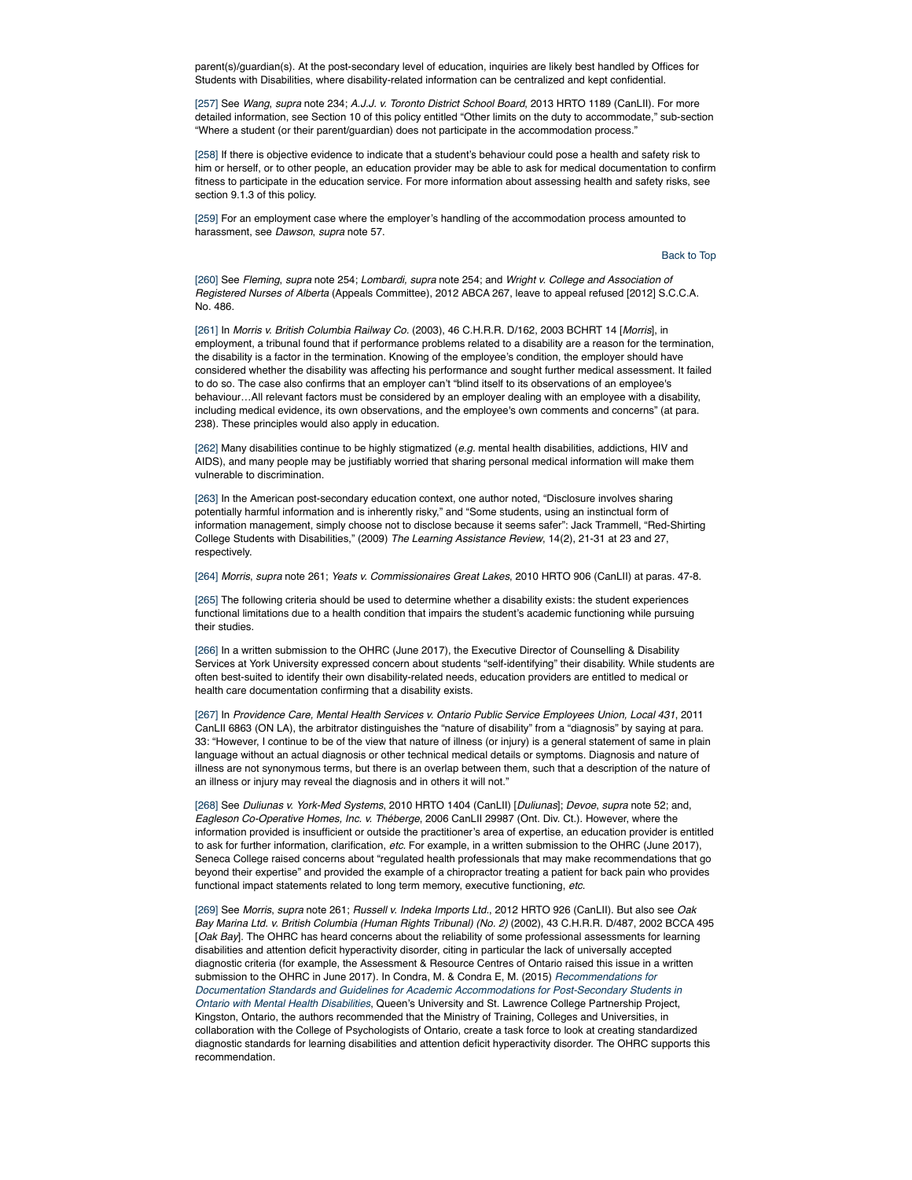parent(s)/guardian(s). At the post-secondary level of education, inquiries are likely best handled by Offices for Students with Disabilities, where disability-related information can be centralized and kept confidential.

[257] See *Wang*, *supra* note 234; *A.J.J. v. Toronto District School Board*, 2013 HRTO 1189 (CanLII). For more detailed information, see Section 10 of this policy entitled "Other limits on the duty to accommodate," sub-section "Where a student (or their parent/guardian) does not participate in the accommodation process."

[258] If there is objective evidence to indicate that a student's behaviour could pose a health and safety risk to him or herself, or to other people, an education provider may be able to ask for medical documentation to confirm fitness to participate in the education service. For more information about assessing health and safety risks, see section 9.1.3 of this policy.

[259] For an employment case where the employer's handling of the accommodation process amounted to harassment, see *Dawson*, *supra* note 57.

Back to Top

[260] See *Fleming*, *supra* note 254; *Lombardi, supra* note 254; and *Wright v. College and Association of Registered Nurses of Alberta* (Appeals Committee), 2012 ABCA 267, leave to appeal refused [2012] S.C.C.A. No. 486.

[261] In *Morris v. British Columbia Railway Co.* (2003), 46 C.H.R.R. D/162, 2003 BCHRT 14 [*Morris*], in employment, a tribunal found that if performance problems related to a disability are a reason for the termination, the disability is a factor in the termination. Knowing of the employee's condition, the employer should have considered whether the disability was affecting his performance and sought further medical assessment. It failed to do so. The case also confirms that an employer can't "blind itself to its observations of an employee's behaviour…All relevant factors must be considered by an employer dealing with an employee with a disability, including medical evidence, its own observations, and the employee's own comments and concerns" (at para. 238). These principles would also apply in education.

[262] Many disabilities continue to be highly stigmatized (*e.g.* mental health disabilities, addictions, HIV and AIDS), and many people may be justifiably worried that sharing personal medical information will make them vulnerable to discrimination.

[263] In the American post-secondary education context, one author noted, "Disclosure involves sharing potentially harmful information and is inherently risky," and "Some students, using an instinctual form of information management, simply choose not to disclose because it seems safer": Jack Trammell, "Red-Shirting College Students with Disabilities," (2009) *The Learning Assistance Review*, 14(2), 21-31 at 23 and 27, respectively.

[264] *Morris*, *supra* note 261; *Yeats v. Commissionaires Great Lakes*, 2010 HRTO 906 (CanLII) at paras. 47-8.

[265] The following criteria should be used to determine whether a disability exists: the student experiences functional limitations due to a health condition that impairs the student's academic functioning while pursuing their studies.

[266] In a written submission to the OHRC (June 2017), the Executive Director of Counselling & Disability Services at York University expressed concern about students "self-identifying" their disability. While students are often best-suited to identify their own disability-related needs, education providers are entitled to medical or health care documentation confirming that a disability exists.

[267] In *Providence Care, Mental Health Services v. Ontario Public Service Employees Union, Local 431*, 2011 CanLII 6863 (ON LA), the arbitrator distinguishes the "nature of disability" from a "diagnosis" by saying at para. 33: "However, I continue to be of the view that nature of illness (or injury) is a general statement of same in plain language without an actual diagnosis or other technical medical details or symptoms. Diagnosis and nature of illness are not synonymous terms, but there is an overlap between them, such that a description of the nature of an illness or injury may reveal the diagnosis and in others it will not."

[268] See *Duliunas v. York-Med Systems*, 2010 HRTO 1404 (CanLII) [*Duliunas*]; *Devoe*, *supra* note 52; and, *Eagleson Co-Operative Homes, Inc. v. Théberge*, 2006 CanLII 29987 (Ont. Div. Ct.). However, where the information provided is insufficient or outside the practitioner's area of expertise, an education provider is entitled to ask for further information, clarification, *etc.* For example, in a written submission to the OHRC (June 2017), Seneca College raised concerns about "regulated health professionals that may make recommendations that go beyond their expertise" and provided the example of a chiropractor treating a patient for back pain who provides functional impact statements related to long term memory, executive functioning, *etc.*

[269] See *Morris*, *supra* note 261; *Russell v. Indeka Imports Ltd.*, 2012 HRTO 926 (CanLII). But also see *Oak Bay Marina Ltd. v. British Columbia (Human Rights Tribunal) (No. 2)* (2002), 43 C.H.R.R. D/487, 2002 BCCA 495 [*Oak Bay*]. The OHRC has heard concerns about the reliability of some professional assessments for learning disabilities and attention deficit hyperactivity disorder, citing in particular the lack of universally accepted diagnostic criteria (for example, the Assessment & Resource Centres of Ontario raised this issue in a written submission to the OHRC in June 2017). In Condra, M. & Condra E, M. (2015) *Recommendations for Documentation Standards and Guidelines for Academic Accommodations for Post-Secondary Students in Ontario with Mental Health Disabilities*, Queen's University and St. Lawrence College Partnership Project, Kingston, Ontario, the authors recommended that the Ministry of Training, Colleges and Universities, in collaboration with the College of Psychologists of Ontario, create a task force to look at creating standardized diagnostic standards for learning disabilities and attention deficit hyperactivity disorder. The OHRC supports this recommendation.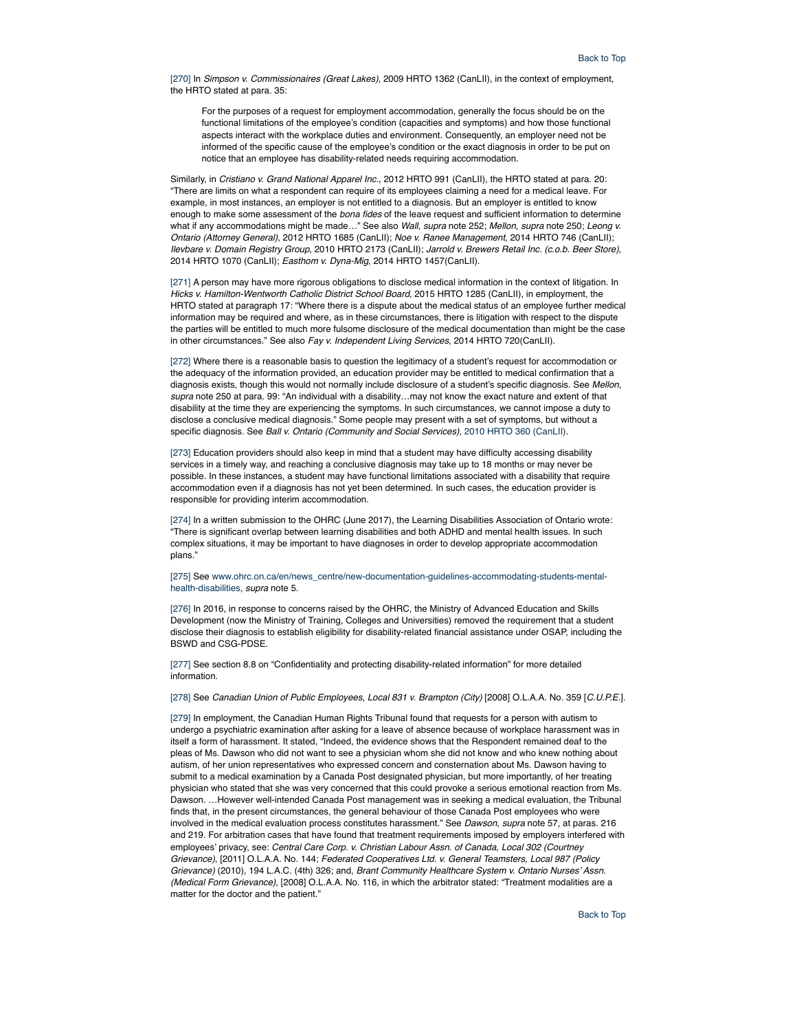[270] In *Simpson v. Commissionaires (Great Lakes)*, 2009 HRTO 1362 (CanLII), in the context of employment, the HRTO stated at para. 35:

> For the purposes of a request for employment accommodation, generally the focus should be on the functional limitations of the employee's condition (capacities and symptoms) and how those functional aspects interact with the workplace duties and environment. Consequently, an employer need not be informed of the specific cause of the employee's condition or the exact diagnosis in order to be put on notice that an employee has disability-related needs requiring accommodation.

Similarly, in *Cristiano v. Grand National Apparel Inc*., 2012 HRTO 991 (CanLII), the HRTO stated at para. 20: "There are limits on what a respondent can require of its employees claiming a need for a medical leave. For example, in most instances, an employer is not entitled to a diagnosis. But an employer is entitled to know enough to make some assessment of the *bona fides* of the leave request and sufficient information to determine what if any accommodations might be made…" See also *Wall*, *supra* note 252; *Mellon*, *supra* note 250; *Leong v. Ontario (Attorney General)*, 2012 HRTO 1685 (CanLII); *Noe v. Ranee Management*, 2014 HRTO 746 (CanLII); *Ilevbare v. Domain Registry Group*, 2010 HRTO 2173 (CanLII); *Jarrold v. Brewers Retail Inc. (c.o.b. Beer Store)*, 2014 HRTO 1070 (CanLII); *Easthom v. Dyna-Mig*, 2014 HRTO 1457(CanLII).

[271] A person may have more rigorous obligations to disclose medical information in the context of litigation. In *Hicks v. Hamilton-Wentworth Catholic District School Board*, 2015 HRTO 1285 (CanLII), in employment, the HRTO stated at paragraph 17: "Where there is a dispute about the medical status of an employee further medical information may be required and where, as in these circumstances, there is litigation with respect to the dispute the parties will be entitled to much more fulsome disclosure of the medical documentation than might be the case in other circumstances." See also *Fay v. Independent Living Services*, 2014 HRTO 720(CanLII).

[272] Where there is a reasonable basis to question the legitimacy of a student's request for accommodation or the adequacy of the information provided, an education provider may be entitled to medical confirmation that a diagnosis exists, though this would not normally include disclosure of a student's specific diagnosis. See *Mellon*, *supra* note 250 at para. 99: "An individual with a disability…may not know the exact nature and extent of that disability at the time they are experiencing the symptoms. In such circumstances, we cannot impose a duty to disclose a conclusive medical diagnosis." Some people may present with a set of symptoms, but without a specific diagnosis. See *Ball v. Ontario (Community and Social Services)*, 2010 HRTO 360 (CanLII).

[273] Education providers should also keep in mind that a student may have difficulty accessing disability services in a timely way, and reaching a conclusive diagnosis may take up to 18 months or may never be possible. In these instances, a student may have functional limitations associated with a disability that require accommodation even if a diagnosis has not yet been determined. In such cases, the education provider is responsible for providing interim accommodation.

[274] In a written submission to the OHRC (June 2017), the Learning Disabilities Association of Ontario wrote: "There is significant overlap between learning disabilities and both ADHD and mental health issues. In such complex situations, it may be important to have diagnoses in order to develop appropriate accommodation plans."

[275] See www.ohrc.on.ca/en/news_centre/new-documentation-guidelines-accommodating-students-mental-health-disabilities, *supra* note 5.

[276] In 2016, in response to concerns raised by the OHRC, the Ministry of Advanced Education and Skills Development (now the Ministry of Training, Colleges and Universities) removed the requirement that a student disclose their diagnosis to establish eligibility for disability-related financial assistance under OSAP, including the BSWD and CSG-PDSE.

[277] See section 8.8 on "Confidentiality and protecting disability-related information" for more detailed information.

[278] See *Canadian Union of Public Employees, Local 831 v. Brampton (City)* [2008] O.L.A.A. No. 359 [*C.U.P.E.*].

[279] In employment, the Canadian Human Rights Tribunal found that requests for a person with autism to undergo a psychiatric examination after asking for a leave of absence because of workplace harassment was in itself a form of harassment. It stated, "Indeed, the evidence shows that the Respondent remained deaf to the pleas of Ms. Dawson who did not want to see a physician whom she did not know and who knew nothing about autism, of her union representatives who expressed concern and consternation about Ms. Dawson having to submit to a medical examination by a Canada Post designated physician, but more importantly, of her treating physician who stated that she was very concerned that this could provoke a serious emotional reaction from Ms. Dawson. …However well-intended Canada Post management was in seeking a medical evaluation, the Tribunal finds that, in the present circumstances, the general behaviour of those Canada Post employees who were involved in the medical evaluation process constitutes harassment." See *Dawson*, *supra* note 57, at paras. 216 and 219. For arbitration cases that have found that treatment requirements imposed by employers interfered with employees' privacy, see: *Central Care Corp. v. Christian Labour Assn. of Canada, Local 302 (Courtney Grievance)*, [2011] O.L.A.A. No. 144; *Federated Cooperatives Ltd. v. General Teamsters, Local 987 (Policy Grievance)* (2010), 194 L.A.C. (4th) 326; and, *Brant Community Healthcare System v. Ontario Nurses' Assn. (Medical Form Grievance)*, [2008] O.L.A.A. No. 116, in which the arbitrator stated: "Treatment modalities are a matter for the doctor and the patient."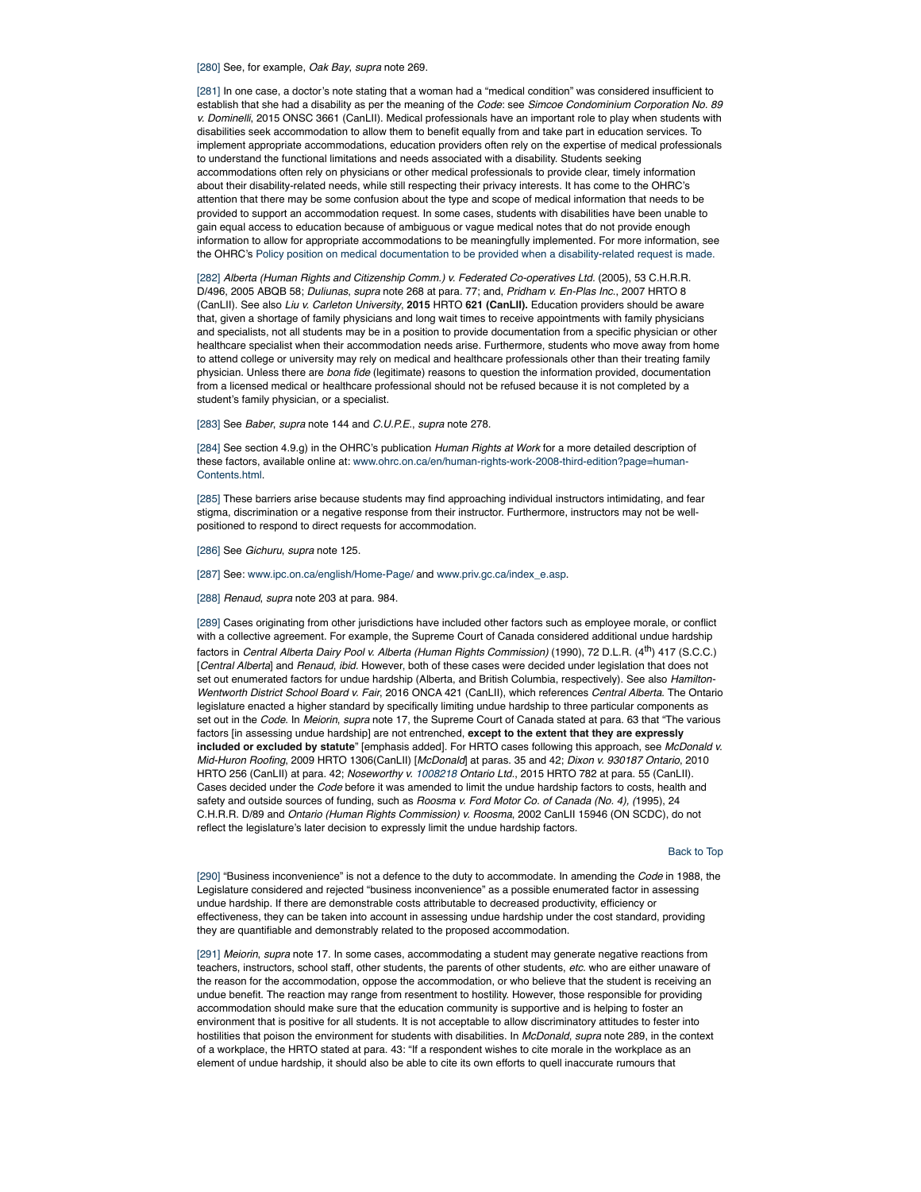[280] See, for example, *Oak Bay*, *supra* note 269.

[281] In one case, a doctor's note stating that a woman had a "medical condition" was considered insufficient to establish that she had a disability as per the meaning of the *Code*: see *Simcoe Condominium Corporation No. 89 v. Dominelli*, 2015 ONSC 3661 (CanLII). Medical professionals have an important role to play when students with disabilities seek accommodation to allow them to benefit equally from and take part in education services. To implement appropriate accommodations, education providers often rely on the expertise of medical professionals to understand the functional limitations and needs associated with a disability. Students seeking accommodations often rely on physicians or other medical professionals to provide clear, timely information about their disability-related needs, while still respecting their privacy interests. It has come to the OHRC's attention that there may be some confusion about the type and scope of medical information that needs to be provided to support an accommodation request. In some cases, students with disabilities have been unable to gain equal access to education because of ambiguous or vague medical notes that do not provide enough information to allow for appropriate accommodations to be meaningfully implemented. For more information, see the OHRC's Policy position on medical documentation to be provided when a disability-related request is made.

[282] *Alberta (Human Rights and Citizenship Comm.) v. Federated Co-operatives Ltd.* (2005), 53 C.H.R.R. D/496, 2005 ABQB 58; *Duliunas*, *supra* note 268 at para. 77; and, *Pridham v. En-Plas Inc.*, 2007 HRTO 8 (CanLII). See also *Liu v. Carleton University*, **2015** HRTO **621 (CanLII).** Education providers should be aware that, given a shortage of family physicians and long wait times to receive appointments with family physicians and specialists, not all students may be in a position to provide documentation from a specific physician or other healthcare specialist when their accommodation needs arise. Furthermore, students who move away from home to attend college or university may rely on medical and healthcare professionals other than their treating family physician. Unless there are *bona fide* (legitimate) reasons to question the information provided, documentation from a licensed medical or healthcare professional should not be refused because it is not completed by a student's family physician, or a specialist.

[283] See *Baber*, *supra* note 144 and *C.U.P.E.*, *supra* note 278.

[284] See section 4.9.g) in the OHRC's publication *Human Rights at Work* for a more detailed description of these factors, available online at: www.ohrc.on.ca/en/human-rights-work-2008-third-edition?page=human-Contents.html.

[285] These barriers arise because students may find approaching individual instructors intimidating, and fear stigma, discrimination or a negative response from their instructor. Furthermore, instructors may not be well-positioned to respond to direct requests for accommodation.

[286] See *Gichuru*, *supra* note 125.

[287] See: www.ipc.on.ca/english/Home-Page/ and www.priv.gc.ca/index_e.asp.

[288] *Renaud*, *supra* note 203 at para. 984.

[289] Cases originating from other jurisdictions have included other factors such as employee morale, or conflict with a collective agreement. For example, the Supreme Court of Canada considered additional undue hardship factors in *Central Alberta Dairy Pool v. Alberta (Human Rights Commission)* (1990), 72 D.L.R. (4th) 417 (S.C.C.) [*Central Alberta*] and *Renaud*, *ibid*. However, both of these cases were decided under legislation that does not set out enumerated factors for undue hardship (Alberta, and British Columbia, respectively). See also *Hamilton-Wentworth District School Board v. Fair*, 2016 ONCA 421 (CanLII), which references *Central Alberta*. The Ontario legislature enacted a higher standard by specifically limiting undue hardship to three particular components as set out in the *Code*. In *Meiorin*, *supra* note 17, the Supreme Court of Canada stated at para. 63 that "The various factors [in assessing undue hardship] are not entrenched, **except to the extent that they are expressly included or excluded by statute**" [emphasis added]. For HRTO cases following this approach, see *McDonald v. Mid-Huron Roofing*, 2009 HRTO 1306(CanLII) [*McDonald*] at paras. 35 and 42; *Dixon v. 930187 Ontario*, 2010 HRTO 256 (CanLII) at para. 42; *Noseworthy v. 1008218 Ontario Ltd.*, 2015 HRTO 782 at para. 55 (CanLII). Cases decided under the *Code* before it was amended to limit the undue hardship factors to costs, health and safety and outside sources of funding, such as *Roosma v. Ford Motor Co. of Canada (No. 4), (*1995), 24 C.H.R.R. D/89 and *Ontario (Human Rights Commission) v. Roosma*, 2002 CanLII 15946 (ON SCDC), do not reflect the legislature's later decision to expressly limit the undue hardship factors.

Back to Top

[290] "Business inconvenience" is not a defence to the duty to accommodate. In amending the *Code* in 1988, the Legislature considered and rejected "business inconvenience" as a possible enumerated factor in assessing undue hardship. If there are demonstrable costs attributable to decreased productivity, efficiency or effectiveness, they can be taken into account in assessing undue hardship under the cost standard, providing they are quantifiable and demonstrably related to the proposed accommodation.

[291] *Meiorin*, *supra* note 17. In some cases, accommodating a student may generate negative reactions from teachers, instructors, school staff, other students, the parents of other students, *etc.* who are either unaware of the reason for the accommodation, oppose the accommodation, or who believe that the student is receiving an undue benefit. The reaction may range from resentment to hostility. However, those responsible for providing accommodation should make sure that the education community is supportive and is helping to foster an environment that is positive for all students. It is not acceptable to allow discriminatory attitudes to fester into hostilities that poison the environment for students with disabilities. In *McDonald*, *supra* note 289, in the context of a workplace, the HRTO stated at para. 43: "If a respondent wishes to cite morale in the workplace as an element of undue hardship, it should also be able to cite its own efforts to quell inaccurate rumours that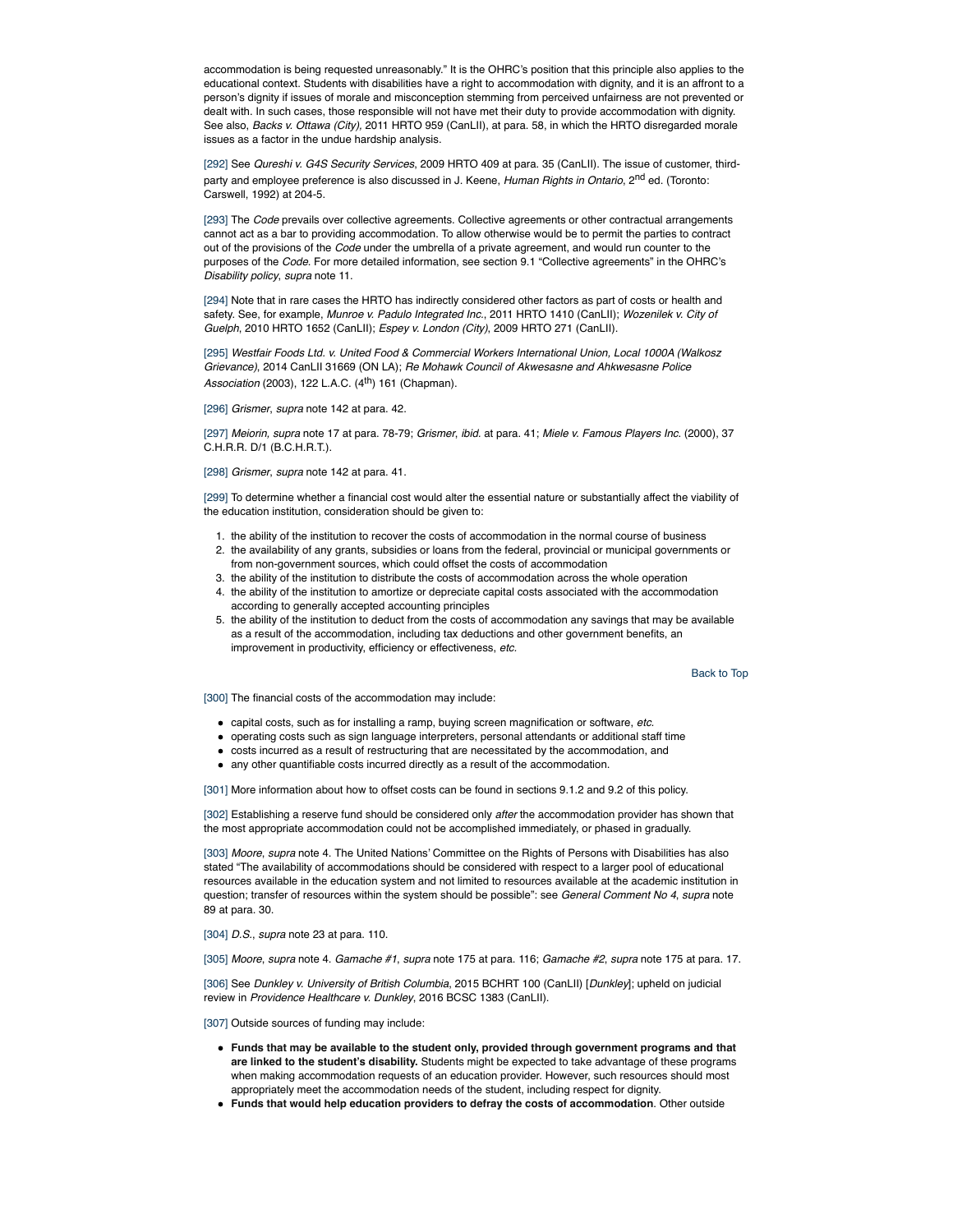accommodation is being requested unreasonably." It is the OHRC's position that this principle also applies to the educational context. Students with disabilities have a right to accommodation with dignity, and it is an affront to a person's dignity if issues of morale and misconception stemming from perceived unfairness are not prevented or dealt with. In such cases, those responsible will not have met their duty to provide accommodation with dignity. See also, *Backs v. Ottawa (City)*, 2011 HRTO 959 (CanLII), at para. 58, in which the HRTO disregarded morale issues as a factor in the undue hardship analysis.

[292] See *Qureshi v. G4S Security Services*, 2009 HRTO 409 at para. 35 (CanLII). The issue of customer, third-party and employee preference is also discussed in J. Keene, *Human Rights in Ontario*, 2nd ed. (Toronto: Carswell, 1992) at 204-5.

[293] The *Code* prevails over collective agreements. Collective agreements or other contractual arrangements cannot act as a bar to providing accommodation. To allow otherwise would be to permit the parties to contract out of the provisions of the *Code* under the umbrella of a private agreement, and would run counter to the purposes of the *Code*. For more detailed information, see section 9.1 "Collective agreements" in the OHRC's *Disability policy*, *supra* note 11.

[294] Note that in rare cases the HRTO has indirectly considered other factors as part of costs or health and safety. See, for example, *Munroe v. Padulo Integrated Inc.*, 2011 HRTO 1410 (CanLII); *Wozenilek v. City of Guelph*, 2010 HRTO 1652 (CanLII); *Espey v. London (City)*, 2009 HRTO 271 (CanLII).

[295] *Westfair Foods Ltd. v. United Food & Commercial Workers International Union, Local 1000A (Walkosz Grievance)*, 2014 CanLII 31669 (ON LA); *Re Mohawk Council of Akwesasne and Ahkwesasne Police Association* (2003), 122 L.A.C. (4th) 161 (Chapman).

[296] *Grismer*, *supra* note 142 at para. 42.

[297] *Meiorin, supra* note 17 at para. 78-79; *Grismer*, *ibid.* at para. 41; *Miele v. Famous Players Inc.* (2000), 37 C.H.R.R. D/1 (B.C.H.R.T.).

[298] *Grismer*, *supra* note 142 at para. 41.

[299] To determine whether a financial cost would alter the essential nature or substantially affect the viability of the education institution, consideration should be given to:

1. the ability of the institution to recover the costs of accommodation in the normal course of business
2. the availability of any grants, subsidies or loans from the federal, provincial or municipal governments or from non-government sources, which could offset the costs of accommodation
3. the ability of the institution to distribute the costs of accommodation across the whole operation
4. the ability of the institution to amortize or depreciate capital costs associated with the accommodation according to generally accepted accounting principles
5. the ability of the institution to deduct from the costs of accommodation any savings that may be available as a result of the accommodation, including tax deductions and other government benefits, an improvement in productivity, efficiency or effectiveness, *etc.*

Back to Top

[300] The financial costs of the accommodation may include:

- capital costs, such as for installing a ramp, buying screen magnification or software, *etc.*
- operating costs such as sign language interpreters, personal attendants or additional staff time
- costs incurred as a result of restructuring that are necessitated by the accommodation, and
- any other quantifiable costs incurred directly as a result of the accommodation.

[301] More information about how to offset costs can be found in sections 9.1.2 and 9.2 of this policy.

[302] Establishing a reserve fund should be considered only *after* the accommodation provider has shown that the most appropriate accommodation could not be accomplished immediately, or phased in gradually.

[303] *Moore*, *supra* note 4. The United Nations' Committee on the Rights of Persons with Disabilities has also stated "The availability of accommodations should be considered with respect to a larger pool of educational resources available in the education system and not limited to resources available at the academic institution in question; transfer of resources within the system should be possible": see *General Comment No 4*, *supra* note 89 at para. 30.

[304] *D.S.*, *supra* note 23 at para. 110.

[305] *Moore*, *supra* note 4. *Gamache #1*, *supra* note 175 at para. 116; *Gamache #2*, *supra* note 175 at para. 17.

[306] See *Dunkley v. University of British Columbia*, 2015 BCHRT 100 (CanLII) [*Dunkley*]; upheld on judicial review in *Providence Healthcare v. Dunkley*, 2016 BCSC 1383 (CanLII).

[307] Outside sources of funding may include:

- **Funds that may be available to the student only, provided through government programs and that are linked to the student's disability.** Students might be expected to take advantage of these programs when making accommodation requests of an education provider. However, such resources should most appropriately meet the accommodation needs of the student, including respect for dignity.
- **Funds that would help education providers to defray the costs of accommodation**. Other outside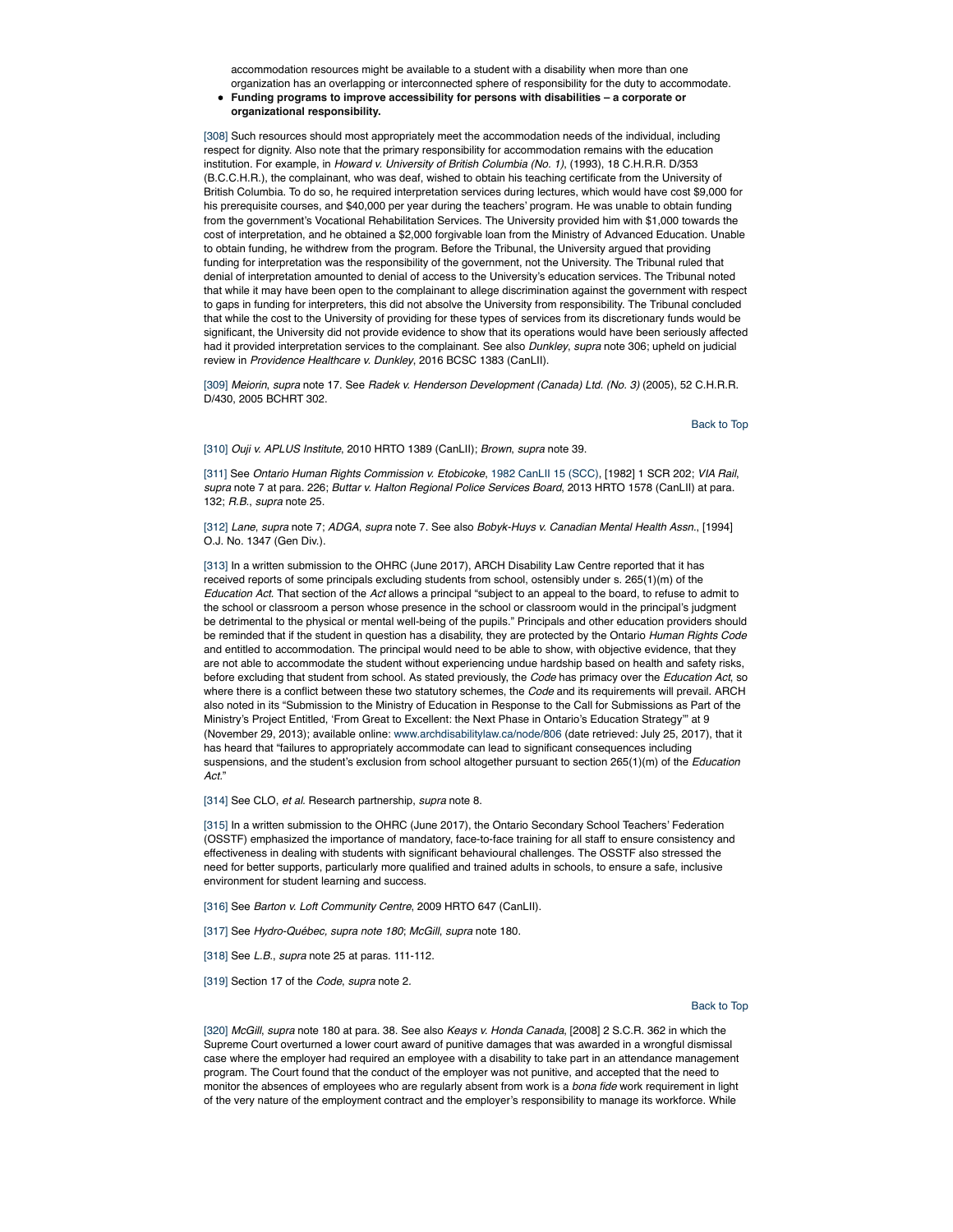accommodation resources might be available to a student with a disability when more than one organization has an overlapping or interconnected sphere of responsibility for the duty to accommodate.

- **Funding programs to improve accessibility for persons with disabilities – a corporate or organizational responsibility.**

[308] Such resources should most appropriately meet the accommodation needs of the individual, including respect for dignity. Also note that the primary responsibility for accommodation remains with the education institution. For example, in *Howard v. University of British Columbia (No. 1)*, (1993), 18 C.H.R.R. D/353 (B.C.C.H.R.), the complainant, who was deaf, wished to obtain his teaching certificate from the University of British Columbia. To do so, he required interpretation services during lectures, which would have cost $9,000 for his prerequisite courses, and $40,000 per year during the teachers' program. He was unable to obtain funding from the government's Vocational Rehabilitation Services. The University provided him with $1,000 towards the cost of interpretation, and he obtained a $2,000 forgivable loan from the Ministry of Advanced Education. Unable to obtain funding, he withdrew from the program. Before the Tribunal, the University argued that providing funding for interpretation was the responsibility of the government, not the University. The Tribunal ruled that denial of interpretation amounted to denial of access to the University's education services. The Tribunal noted that while it may have been open to the complainant to allege discrimination against the government with respect to gaps in funding for interpreters, this did not absolve the University from responsibility. The Tribunal concluded that while the cost to the University of providing for these types of services from its discretionary funds would be significant, the University did not provide evidence to show that its operations would have been seriously affected had it provided interpretation services to the complainant. See also *Dunkley*, *supra* note 306; upheld on judicial review in *Providence Healthcare v. Dunkley*, 2016 BCSC 1383 (CanLII).

[309] *Meiorin*, *supra* note 17. See *Radek v. Henderson Development (Canada) Ltd. (No. 3)* (2005), 52 C.H.R.R. D/430, 2005 BCHRT 302.

[310] *Ouji v. APLUS Institute*, 2010 HRTO 1389 (CanLII); *Brown*, *supra* note 39.

[311] See *Ontario Human Rights Commission v. Etobicoke*, 1982 CanLII 15 (SCC), [1982] 1 SCR 202; *VIA Rail*, *supra* note 7 at para. 226; *Buttar v. Halton Regional Police Services Board*, 2013 HRTO 1578 (CanLII) at para. 132; *R.B.*, *supra* note 25.

[312] *Lane*, *supra* note 7; *ADGA*, *supra* note 7. See also *Bobyk-Huys v. Canadian Mental Health Assn.*, [1994] O.J. No. 1347 (Gen Div.).

[313] In a written submission to the OHRC (June 2017), ARCH Disability Law Centre reported that it has received reports of some principals excluding students from school, ostensibly under s. 265(1)(m) of the *Education Act*. That section of the *Act* allows a principal "subject to an appeal to the board, to refuse to admit to the school or classroom a person whose presence in the school or classroom would in the principal's judgment be detrimental to the physical or mental well-being of the pupils." Principals and other education providers should be reminded that if the student in question has a disability, they are protected by the Ontario *Human Rights Code* and entitled to accommodation. The principal would need to be able to show, with objective evidence, that they are not able to accommodate the student without experiencing undue hardship based on health and safety risks, before excluding that student from school. As stated previously, the *Code* has primacy over the *Education Act*, so where there is a conflict between these two statutory schemes, the *Code* and its requirements will prevail. ARCH also noted in its "Submission to the Ministry of Education in Response to the Call for Submissions as Part of the Ministry's Project Entitled, 'From Great to Excellent: the Next Phase in Ontario's Education Strategy'" at 9 (November 29, 2013); available online: www.archdisabilitylaw.ca/node/806 (date retrieved: July 25, 2017), that it has heard that "failures to appropriately accommodate can lead to significant consequences including suspensions, and the student's exclusion from school altogether pursuant to section 265(1)(m) of the *Education Act*."

[314] See CLO, *et al*. Research partnership, *supra* note 8.

[315] In a written submission to the OHRC (June 2017), the Ontario Secondary School Teachers' Federation (OSSTF) emphasized the importance of mandatory, face-to-face training for all staff to ensure consistency and effectiveness in dealing with students with significant behavioural challenges. The OSSTF also stressed the need for better supports, particularly more qualified and trained adults in schools, to ensure a safe, inclusive environment for student learning and success.

[316] See *Barton v. Loft Community Centre*, 2009 HRTO 647 (CanLII).

[317] See *Hydro-Québec, supra note 180*; *McGill*, *supra* note 180.

[318] See *L.B.*, *supra* note 25 at paras. 111-112.

[319] Section 17 of the *Code*, *supra* note 2.

[320] *McGill*, *supra* note 180 at para. 38. See also *Keays v. Honda Canada*, [2008] 2 S.C.R. 362 in which the Supreme Court overturned a lower court award of punitive damages that was awarded in a wrongful dismissal case where the employer had required an employee with a disability to take part in an attendance management program. The Court found that the conduct of the employer was not punitive, and accepted that the need to monitor the absences of employees who are regularly absent from work is a *bona fide* work requirement in light of the very nature of the employment contract and the employer's responsibility to manage its workforce. While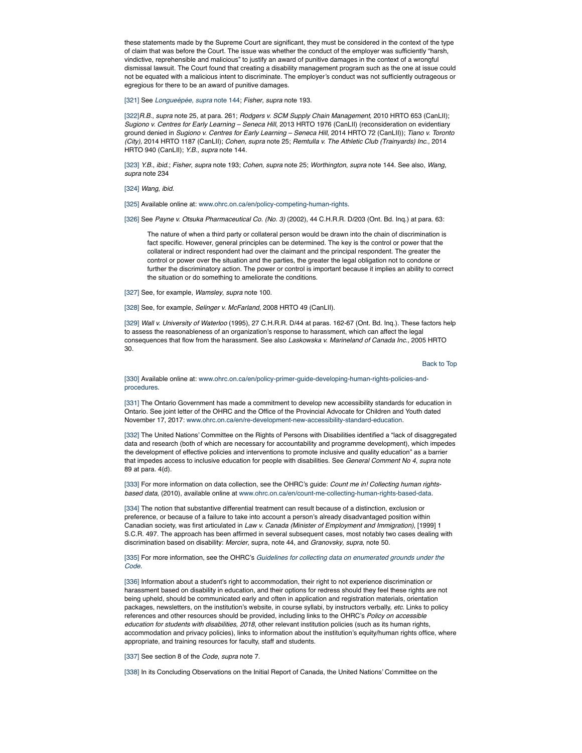these statements made by the Supreme Court are significant, they must be considered in the context of the type of claim that was before the Court. The issue was whether the conduct of the employer was sufficiently "harsh, vindictive, reprehensible and malicious" to justify an award of punitive damages in the context of a wrongful dismissal lawsuit. The Court found that creating a disability management program such as the one at issue could not be equated with a malicious intent to discriminate. The employer's conduct was not sufficiently outrageous or egregious for there to be an award of punitive damages.

[321] See *Longueépée, supra* note 144; *Fisher*, *supra* note 193.

[322]*R.B.*, *supra* note 25, at para. 261; *Rodgers v. SCM Supply Chain Management*, 2010 HRTO 653 (CanLII); *Sugiono v. Centres for Early Learning – Seneca Hill*, 2013 HRTO 1976 (CanLII) (reconsideration on evidentiary ground denied in *Sugiono v. Centres for Early Learning – Seneca Hill*, 2014 HRTO 72 (CanLII)); *Tiano v. Toronto (City),* 2014 HRTO 1187 (CanLII); *Cohen*, *supra* note 25; *Remtulla v. The Athletic Club (Trainyards) Inc.,* 2014 HRTO 940 (CanLII); *Y.B.*, *supra* note 144.

[323] *Y.B.*, *ibid.*; *Fisher*, *supra* note 193; *Cohen*, *supra* note 25; *Worthington*, *supra* note 144. See also, *Wang*, *supra* note 234

[324] *Wang*, *ibid.*

[325] Available online at: www.ohrc.on.ca/en/policy-competing-human-rights.

[326] See *Payne v. Otsuka Pharmaceutical Co. (No. 3)* (2002), 44 C.H.R.R. D/203 (Ont. Bd. Inq.) at para. 63:

> The nature of when a third party or collateral person would be drawn into the chain of discrimination is fact specific. However, general principles can be determined. The key is the control or power that the collateral or indirect respondent had over the claimant and the principal respondent. The greater the control or power over the situation and the parties, the greater the legal obligation not to condone or further the discriminatory action. The power or control is important because it implies an ability to correct the situation or do something to ameliorate the conditions.

[327] See, for example, *Wamsley*, *supra* note 100.

[328] See, for example, *Selinger v. McFarland*, 2008 HRTO 49 (CanLII).

[329] *Wall v. University of Waterloo* (1995), 27 C.H.R.R. D/44 at paras. 162-67 (Ont. Bd. Inq.). These factors help to assess the reasonableness of an organization's response to harassment, which can affect the legal consequences that flow from the harassment. See also *Laskowska v. Marineland of Canada Inc.*, 2005 HRTO 30.

Back to Top

[330] Available online at: www.ohrc.on.ca/en/policy-primer-guide-developing-human-rights-policies-and-procedures.

[331] The Ontario Government has made a commitment to develop new accessibility standards for education in Ontario. See joint letter of the OHRC and the Office of the Provincial Advocate for Children and Youth dated November 17, 2017: www.ohrc.on.ca/en/re-development-new-accessibility-standard-education.

[332] The United Nations' Committee on the Rights of Persons with Disabilities identified a "lack of disaggregated data and research (both of which are necessary for accountability and programme development), which impedes the development of effective policies and interventions to promote inclusive and quality education" as a barrier that impedes access to inclusive education for people with disabilities. See *General Comment No 4*, *supra* note 89 at para. 4(d).

[333] For more information on data collection, see the OHRC's guide: *Count me in! Collecting human rights-based data*, (2010), available online at www.ohrc.on.ca/en/count-me-collecting-human-rights-based-data.

[334] The notion that substantive differential treatment can result because of a distinction, exclusion or preference, or because of a failure to take into account a person's already disadvantaged position within Canadian society, was first articulated in *Law v. Canada (Minister of Employment and Immigration)*, [1999] 1 S.C.R. 497. The approach has been affirmed in several subsequent cases, most notably two cases dealing with discrimination based on disability: *Mercier*, supra, note 44, and *Granovsky*, *supra*, note 50.

[335] For more information, see the OHRC's *Guidelines for collecting data on enumerated grounds under the Code*.

[336] Information about a student's right to accommodation, their right to not experience discrimination or harassment based on disability in education, and their options for redress should they feel these rights are not being upheld, should be communicated early and often in application and registration materials, orientation packages, newsletters, on the institution's website, in course syllabi, by instructors verbally, *etc.* Links to policy references and other resources should be provided, including links to the OHRC's *Policy on accessible education for students with disabilities, 2018*, other relevant institution policies (such as its human rights, accommodation and privacy policies), links to information about the institution's equity/human rights office, where appropriate, and training resources for faculty, staff and students.

[337] See section 8 of the *Code*, *supra* note 7.

[338] In its Concluding Observations on the Initial Report of Canada, the United Nations' Committee on the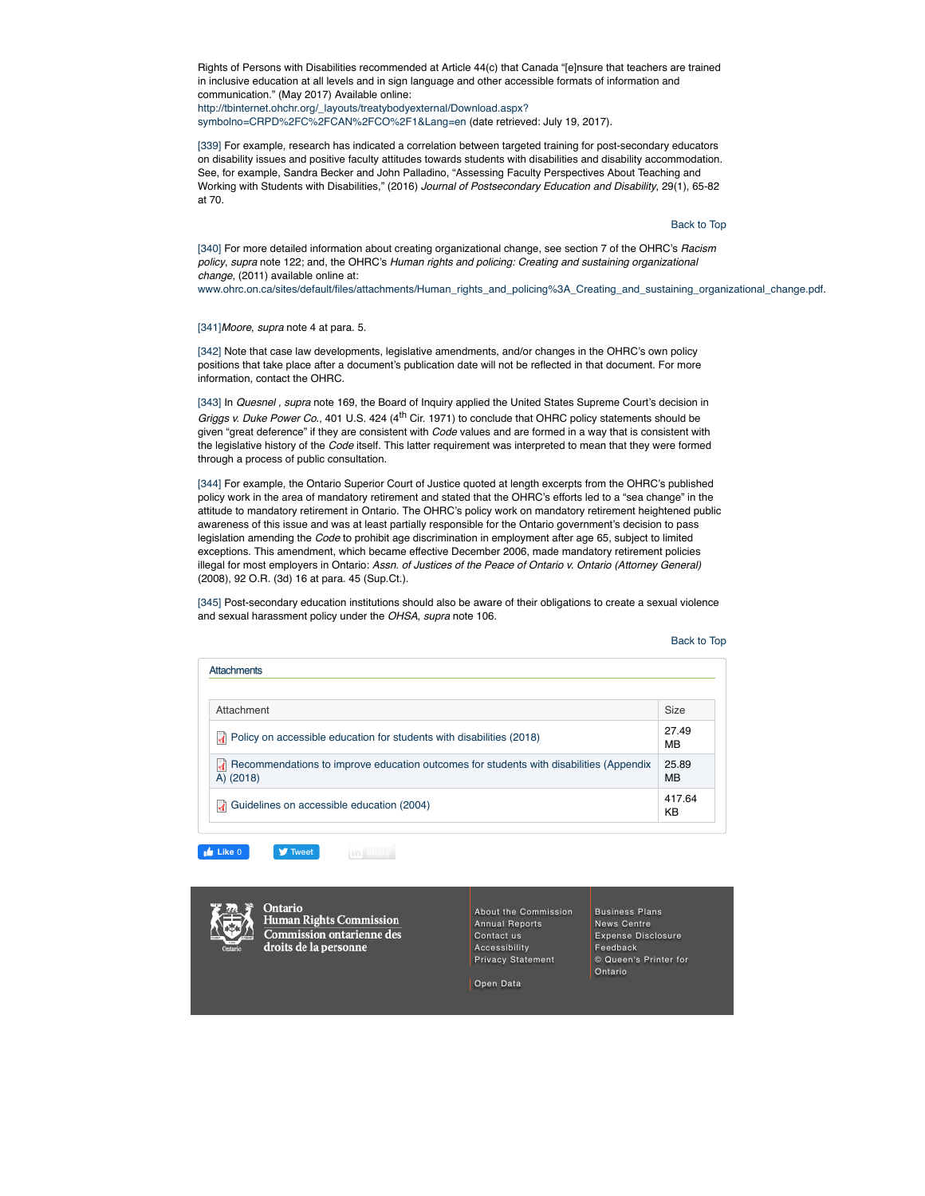Rights of Persons with Disabilities recommended at Article 44(c) that Canada "[e]nsure that teachers are trained in inclusive education at all levels and in sign language and other accessible formats of information and communication." (May 2017) Available online: http://tbinternet.ohchr.org/_layouts/treatybodyexternal/Download.aspx?symbolno=CRPD%2FC%2FCAN%2FCO%2F1&Lang=en (date retrieved: July 19, 2017).

[339] For example, research has indicated a correlation between targeted training for post-secondary educators on disability issues and positive faculty attitudes towards students with disabilities and disability accommodation. See, for example, Sandra Becker and John Palladino, "Assessing Faculty Perspectives About Teaching and Working with Students with Disabilities," (2016) *Journal of Postsecondary Education and Disability*, 29(1), 65-82 at 70.

Back to Top

[340] For more detailed information about creating organizational change, see section 7 of the OHRC's *Racism policy*, *supra* note 122; and, the OHRC's *Human rights and policing: Creating and sustaining organizational change*, (2011) available online at: www.ohrc.on.ca/sites/default/files/attachments/Human_rights_and_policing%3A_Creating_and_sustaining_organizational_change.pdf.

[341] *Moore*, *supra* note 4 at para. 5.

[342] Note that case law developments, legislative amendments, and/or changes in the OHRC's own policy positions that take place after a document's publication date will not be reflected in that document. For more information, contact the OHRC.

[343] In *Quesnel* , *supra* note 169, the Board of Inquiry applied the United States Supreme Court's decision in *Griggs v. Duke Power Co.*, 401 U.S. 424 (4th Cir. 1971) to conclude that OHRC policy statements should be given "great deference" if they are consistent with *Code* values and are formed in a way that is consistent with the legislative history of the *Code* itself. This latter requirement was interpreted to mean that they were formed through a process of public consultation.

[344] For example, the Ontario Superior Court of Justice quoted at length excerpts from the OHRC's published policy work in the area of mandatory retirement and stated that the OHRC's efforts led to a "sea change" in the attitude to mandatory retirement in Ontario. The OHRC's policy work on mandatory retirement heightened public awareness of this issue and was at least partially responsible for the Ontario government's decision to pass legislation amending the *Code* to prohibit age discrimination in employment after age 65, subject to limited exceptions. This amendment, which became effective December 2006, made mandatory retirement policies illegal for most employers in Ontario: *Assn. of Justices of the Peace of Ontario v. Ontario (Attorney General)* (2008), 92 O.R. (3d) 16 at para. 45 (Sup.Ct.).

[345] Post-secondary education institutions should also be aware of their obligations to create a sexual violence and sexual harassment policy under the *OHSA*, *supra* note 106.

Back to Top

## Attachments

| Attachment | Size |
| --- | --- |
| Policy on accessible education for students with disabilities (2018) | 27.49 MB |
| Recommendations to improve education outcomes for students with disabilities (Appendix A) (2018) | 25.89 MB |
| Guidelines on accessible education (2004) | 417.64 KB |

Like 0 Tweet Share

Ontario Human Rights Commission
Commission ontarienne des droits de la personne

About the Commission
Annual Reports
Contact us
Accessibility
Privacy Statement
Open Data

Business Plans
News Centre
Expense Disclosure
Feedback
© Queen's Printer for Ontario